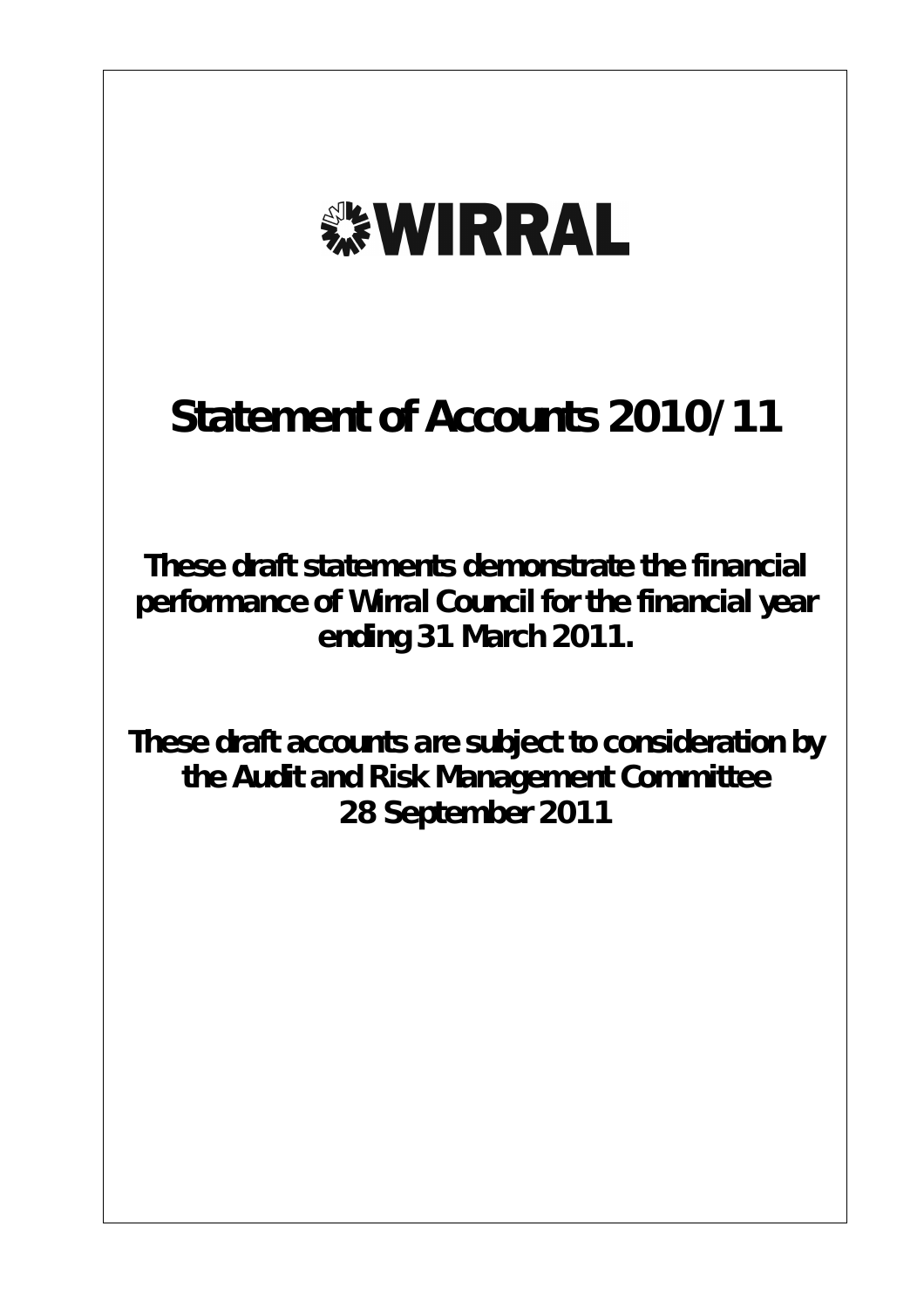WIRRAL

# Statement of Accounts 2010/11

**These draft statements demonstrate the financial performance of Wirral Council for the financial year ending 31 March 2011.**

**These draft accounts are subject to consideration by the Audit and Risk Management Committee 28 September 2011**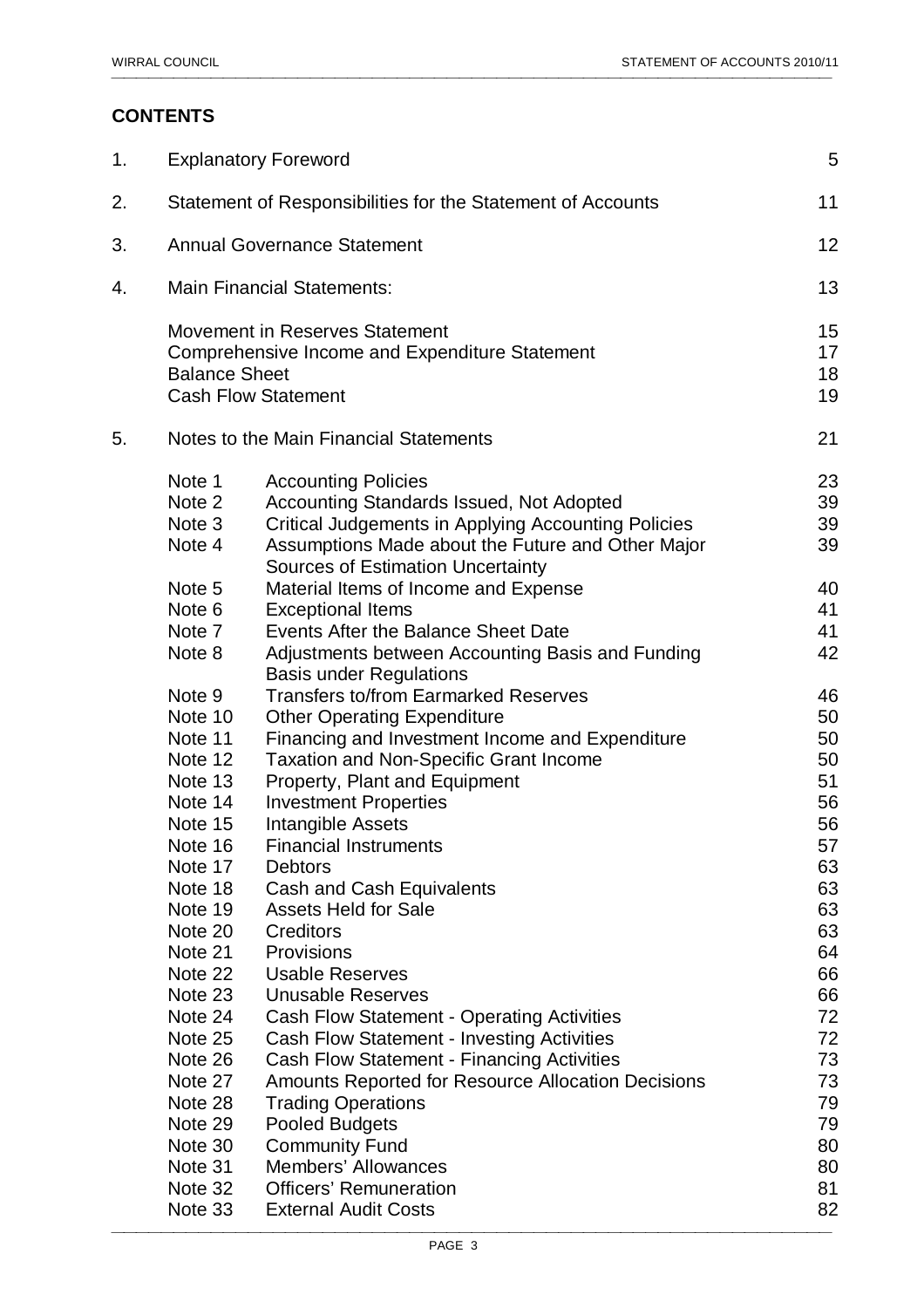## CONTENTS

| | | | |
|---|---|---|---|
| 1. | Explanatory Foreword | | 5 |
| 2. | Statement of Responsibilities for the Statement of Accounts | | 11 |
| 3. | Annual Governance Statement | | 12 |
| 4. | Main Financial Statements: | | 13 |
| | Movement in Reserves Statement | | 15 |
| | Comprehensive Income and Expenditure Statement | | 17 |
| | Balance Sheet | | 18 |
| | Cash Flow Statement | | 19 |
| 5. | Notes to the Main Financial Statements | | 21 |
| | Note 1 | Accounting Policies | 23 |
| | Note 2 | Accounting Standards Issued, Not Adopted | 39 |
| | Note 3 | Critical Judgements in Applying Accounting Policies | 39 |
| | Note 4 | Assumptions Made about the Future and Other Major Sources of Estimation Uncertainty | 39 |
| | Note 5 | Material Items of Income and Expense | 40 |
| | Note 6 | Exceptional Items | 41 |
| | Note 7 | Events After the Balance Sheet Date | 41 |
| | Note 8 | Adjustments between Accounting Basis and Funding Basis under Regulations | 42 |
| | Note 9 | Transfers to/from Earmarked Reserves | 46 |
| | Note 10 | Other Operating Expenditure | 50 |
| | Note 11 | Financing and Investment Income and Expenditure | 50 |
| | Note 12 | Taxation and Non-Specific Grant Income | 50 |
| | Note 13 | Property, Plant and Equipment | 51 |
| | Note 14 | Investment Properties | 56 |
| | Note 15 | Intangible Assets | 56 |
| | Note 16 | Financial Instruments | 57 |
| | Note 17 | Debtors | 63 |
| | Note 18 | Cash and Cash Equivalents | 63 |
| | Note 19 | Assets Held for Sale | 63 |
| | Note 20 | Creditors | 63 |
| | Note 21 | Provisions | 64 |
| | Note 22 | Usable Reserves | 66 |
| | Note 23 | Unusable Reserves | 66 |
| | Note 24 | Cash Flow Statement - Operating Activities | 72 |
| | Note 25 | Cash Flow Statement - Investing Activities | 72 |
| | Note 26 | Cash Flow Statement - Financing Activities | 73 |
| | Note 27 | Amounts Reported for Resource Allocation Decisions | 73 |
| | Note 28 | Trading Operations | 79 |
| | Note 29 | Pooled Budgets | 79 |
| | Note 30 | Community Fund | 80 |
| | Note 31 | Members' Allowances | 80 |
| | Note 32 | Officers' Remuneration | 81 |
| | Note 33 | External Audit Costs | 82 |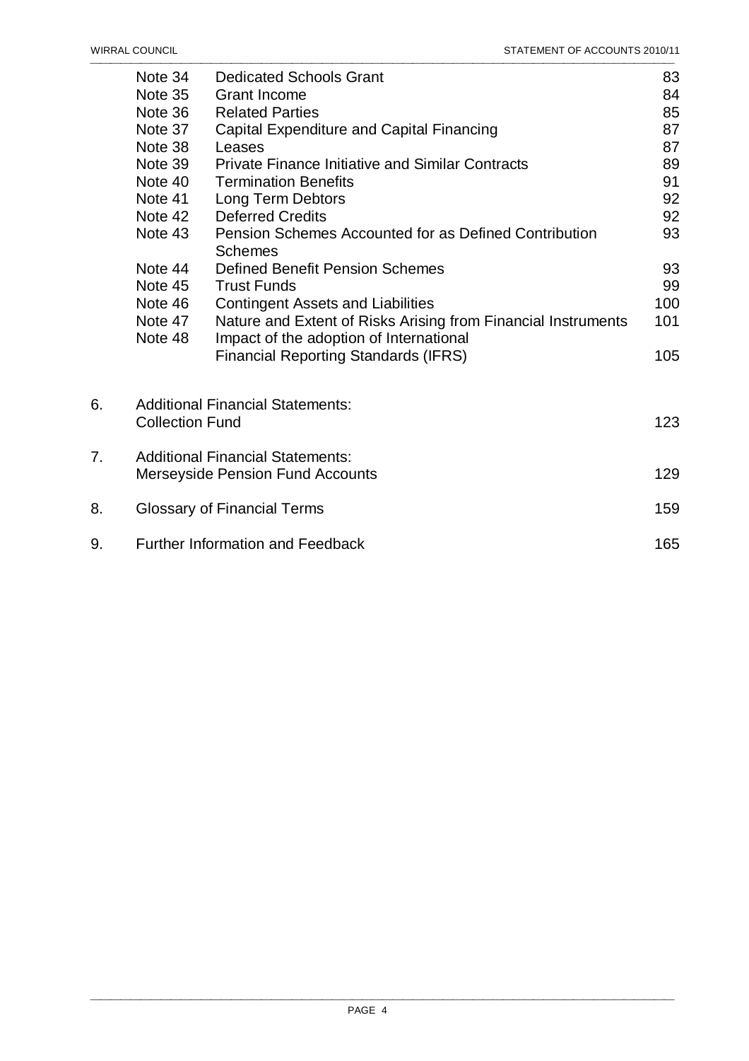| | | |
|---|---|---|
| Note 34 | Dedicated Schools Grant | 83 |
| Note 35 | Grant Income | 84 |
| Note 36 | Related Parties | 85 |
| Note 37 | Capital Expenditure and Capital Financing | 87 |
| Note 38 | Leases | 87 |
| Note 39 | Private Finance Initiative and Similar Contracts | 89 |
| Note 40 | Termination Benefits | 91 |
| Note 41 | Long Term Debtors | 92 |
| Note 42 | Deferred Credits | 92 |
| Note 43 | Pension Schemes Accounted for as Defined Contribution Schemes | 93 |
| Note 44 | Defined Benefit Pension Schemes | 93 |
| Note 45 | Trust Funds | 99 |
| Note 46 | Contingent Assets and Liabilities | 100 |
| Note 47 | Nature and Extent of Risks Arising from Financial Instruments | 101 |
| Note 48 | Impact of the adoption of International Financial Reporting Standards (IFRS) | 105 |

| | | |
|---|---|---|
| 6. | Additional Financial Statements: Collection Fund | 123 |
| 7. | Additional Financial Statements: Merseyside Pension Fund Accounts | 129 |
| 8. | Glossary of Financial Terms | 159 |
| 9. | Further Information and Feedback | 165 |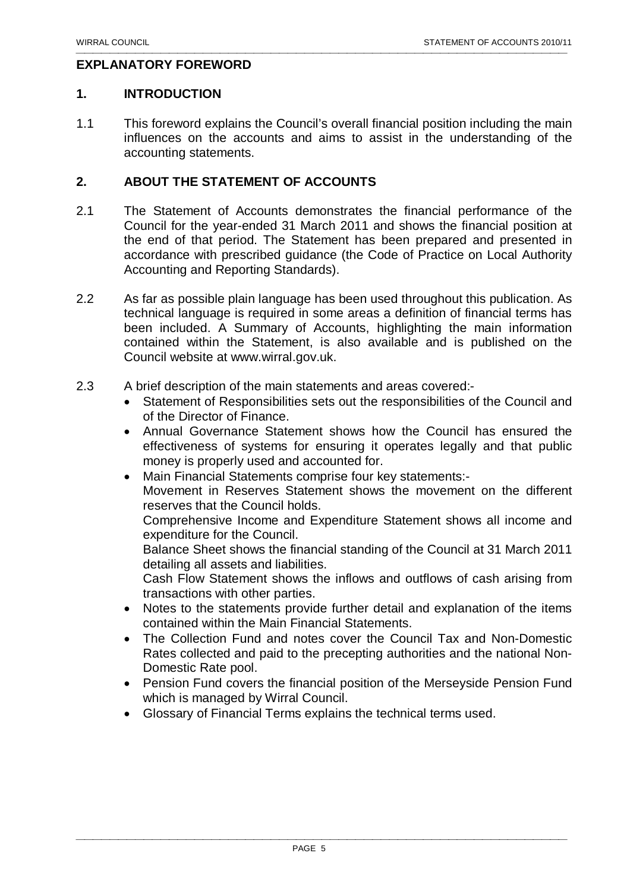## EXPLANATORY FOREWORD

### 1. INTRODUCTION

1.1 This foreword explains the Council's overall financial position including the main influences on the accounts and aims to assist in the understanding of the accounting statements.

### 2. ABOUT THE STATEMENT OF ACCOUNTS

2.1 The Statement of Accounts demonstrates the financial performance of the Council for the year-ended 31 March 2011 and shows the financial position at the end of that period. The Statement has been prepared and presented in accordance with prescribed guidance (the Code of Practice on Local Authority Accounting and Reporting Standards).

2.2 As far as possible plain language has been used throughout this publication. As technical language is required in some areas a definition of financial terms has been included. A Summary of Accounts, highlighting the main information contained within the Statement, is also available and is published on the Council website at www.wirral.gov.uk.

2.3 A brief description of the main statements and areas covered:-

- Statement of Responsibilities sets out the responsibilities of the Council and of the Director of Finance.
- Annual Governance Statement shows how the Council has ensured the effectiveness of systems for ensuring it operates legally and that public money is properly used and accounted for.
- Main Financial Statements comprise four key statements:-
  Movement in Reserves Statement shows the movement on the different reserves that the Council holds.
  Comprehensive Income and Expenditure Statement shows all income and expenditure for the Council.
  Balance Sheet shows the financial standing of the Council at 31 March 2011 detailing all assets and liabilities.
  Cash Flow Statement shows the inflows and outflows of cash arising from transactions with other parties.
- Notes to the statements provide further detail and explanation of the items contained within the Main Financial Statements.
- The Collection Fund and notes cover the Council Tax and Non-Domestic Rates collected and paid to the precepting authorities and the national Non-Domestic Rate pool.
- Pension Fund covers the financial position of the Merseyside Pension Fund which is managed by Wirral Council.
- Glossary of Financial Terms explains the technical terms used.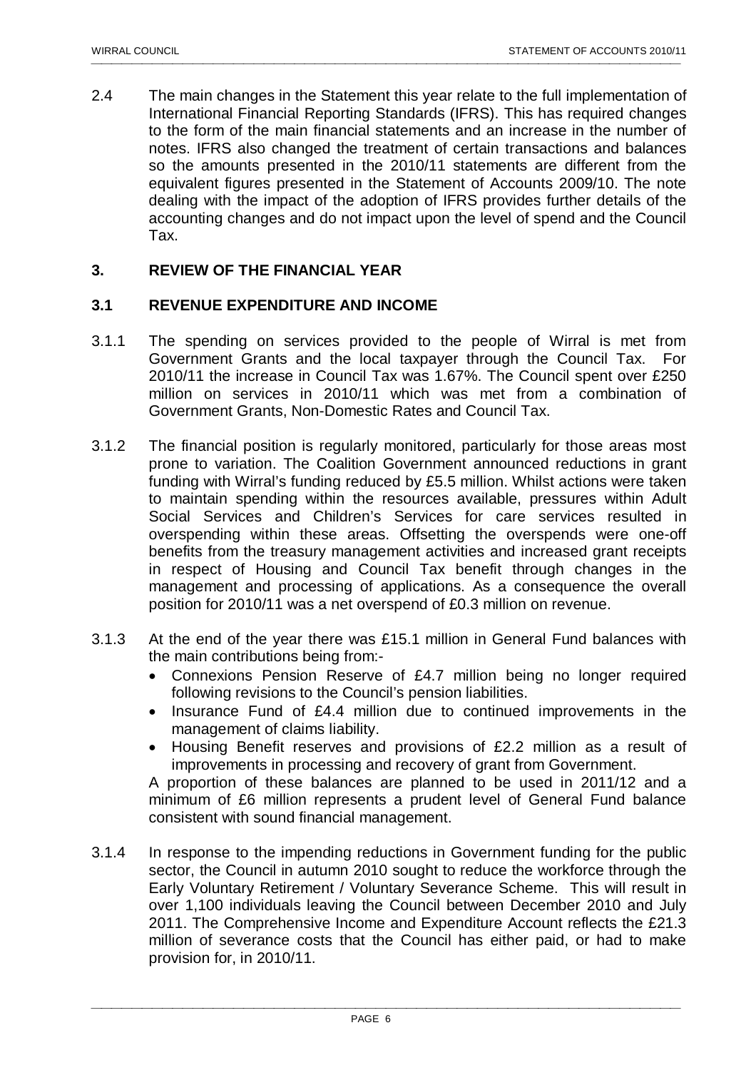2.4 The main changes in the Statement this year relate to the full implementation of International Financial Reporting Standards (IFRS). This has required changes to the form of the main financial statements and an increase in the number of notes. IFRS also changed the treatment of certain transactions and balances so the amounts presented in the 2010/11 statements are different from the equivalent figures presented in the Statement of Accounts 2009/10. The note dealing with the impact of the adoption of IFRS provides further details of the accounting changes and do not impact upon the level of spend and the Council Tax.

## 3. REVIEW OF THE FINANCIAL YEAR

### 3.1 REVENUE EXPENDITURE AND INCOME

3.1.1 The spending on services provided to the people of Wirral is met from Government Grants and the local taxpayer through the Council Tax. For 2010/11 the increase in Council Tax was 1.67%. The Council spent over £250 million on services in 2010/11 which was met from a combination of Government Grants, Non-Domestic Rates and Council Tax.

3.1.2 The financial position is regularly monitored, particularly for those areas most prone to variation. The Coalition Government announced reductions in grant funding with Wirral's funding reduced by £5.5 million. Whilst actions were taken to maintain spending within the resources available, pressures within Adult Social Services and Children's Services for care services resulted in overspending within these areas. Offsetting the overspends were one-off benefits from the treasury management activities and increased grant receipts in respect of Housing and Council Tax benefit through changes in the management and processing of applications. As a consequence the overall position for 2010/11 was a net overspend of £0.3 million on revenue.

3.1.3 At the end of the year there was £15.1 million in General Fund balances with the main contributions being from:-

- Connexions Pension Reserve of £4.7 million being no longer required following revisions to the Council's pension liabilities.
- Insurance Fund of £4.4 million due to continued improvements in the management of claims liability.
- Housing Benefit reserves and provisions of £2.2 million as a result of improvements in processing and recovery of grant from Government.

A proportion of these balances are planned to be used in 2011/12 and a minimum of £6 million represents a prudent level of General Fund balance consistent with sound financial management.

3.1.4 In response to the impending reductions in Government funding for the public sector, the Council in autumn 2010 sought to reduce the workforce through the Early Voluntary Retirement / Voluntary Severance Scheme. This will result in over 1,100 individuals leaving the Council between December 2010 and July 2011. The Comprehensive Income and Expenditure Account reflects the £21.3 million of severance costs that the Council has either paid, or had to make provision for, in 2010/11.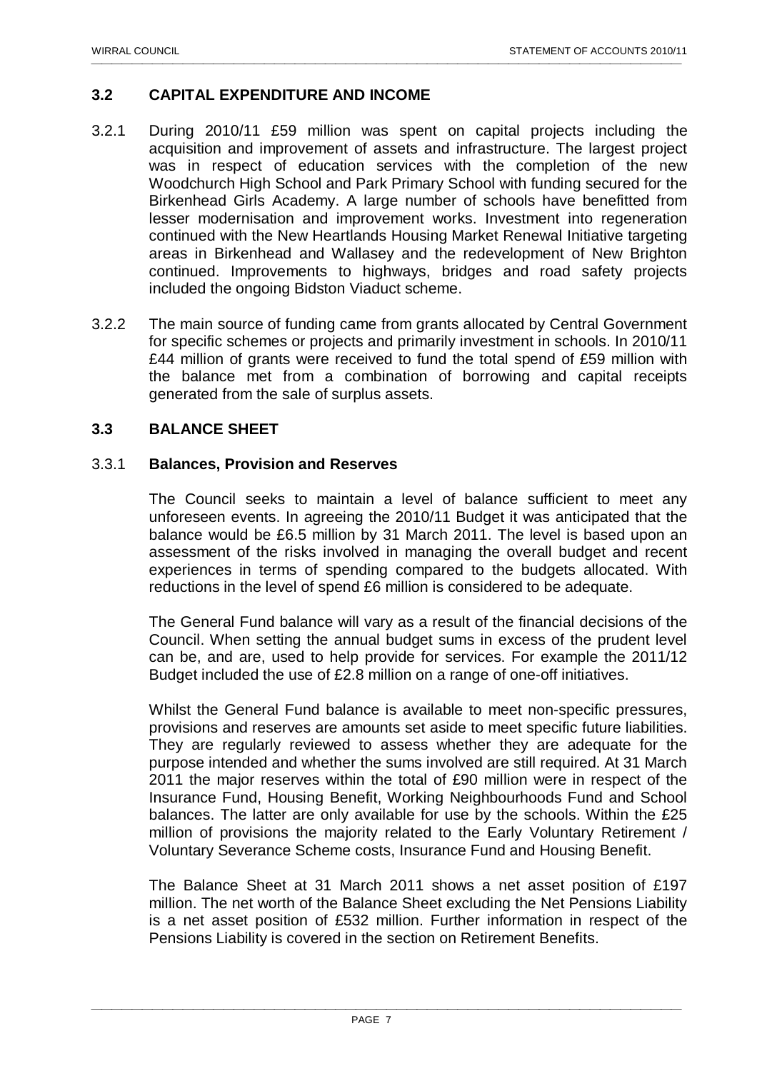## 3.2 CAPITAL EXPENDITURE AND INCOME

3.2.1 During 2010/11 £59 million was spent on capital projects including the acquisition and improvement of assets and infrastructure. The largest project was in respect of education services with the completion of the new Woodchurch High School and Park Primary School with funding secured for the Birkenhead Girls Academy. A large number of schools have benefitted from lesser modernisation and improvement works. Investment into regeneration continued with the New Heartlands Housing Market Renewal Initiative targeting areas in Birkenhead and Wallasey and the redevelopment of New Brighton continued. Improvements to highways, bridges and road safety projects included the ongoing Bidston Viaduct scheme.

3.2.2 The main source of funding came from grants allocated by Central Government for specific schemes or projects and primarily investment in schools. In 2010/11 £44 million of grants were received to fund the total spend of £59 million with the balance met from a combination of borrowing and capital receipts generated from the sale of surplus assets.

## 3.3 BALANCE SHEET

### 3.3.1 Balances, Provision and Reserves

The Council seeks to maintain a level of balance sufficient to meet any unforeseen events. In agreeing the 2010/11 Budget it was anticipated that the balance would be £6.5 million by 31 March 2011. The level is based upon an assessment of the risks involved in managing the overall budget and recent experiences in terms of spending compared to the budgets allocated. With reductions in the level of spend £6 million is considered to be adequate.

The General Fund balance will vary as a result of the financial decisions of the Council. When setting the annual budget sums in excess of the prudent level can be, and are, used to help provide for services. For example the 2011/12 Budget included the use of £2.8 million on a range of one-off initiatives.

Whilst the General Fund balance is available to meet non-specific pressures, provisions and reserves are amounts set aside to meet specific future liabilities. They are regularly reviewed to assess whether they are adequate for the purpose intended and whether the sums involved are still required. At 31 March 2011 the major reserves within the total of £90 million were in respect of the Insurance Fund, Housing Benefit, Working Neighbourhoods Fund and School balances. The latter are only available for use by the schools. Within the £25 million of provisions the majority related to the Early Voluntary Retirement / Voluntary Severance Scheme costs, Insurance Fund and Housing Benefit.

The Balance Sheet at 31 March 2011 shows a net asset position of £197 million. The net worth of the Balance Sheet excluding the Net Pensions Liability is a net asset position of £532 million. Further information in respect of the Pensions Liability is covered in the section on Retirement Benefits.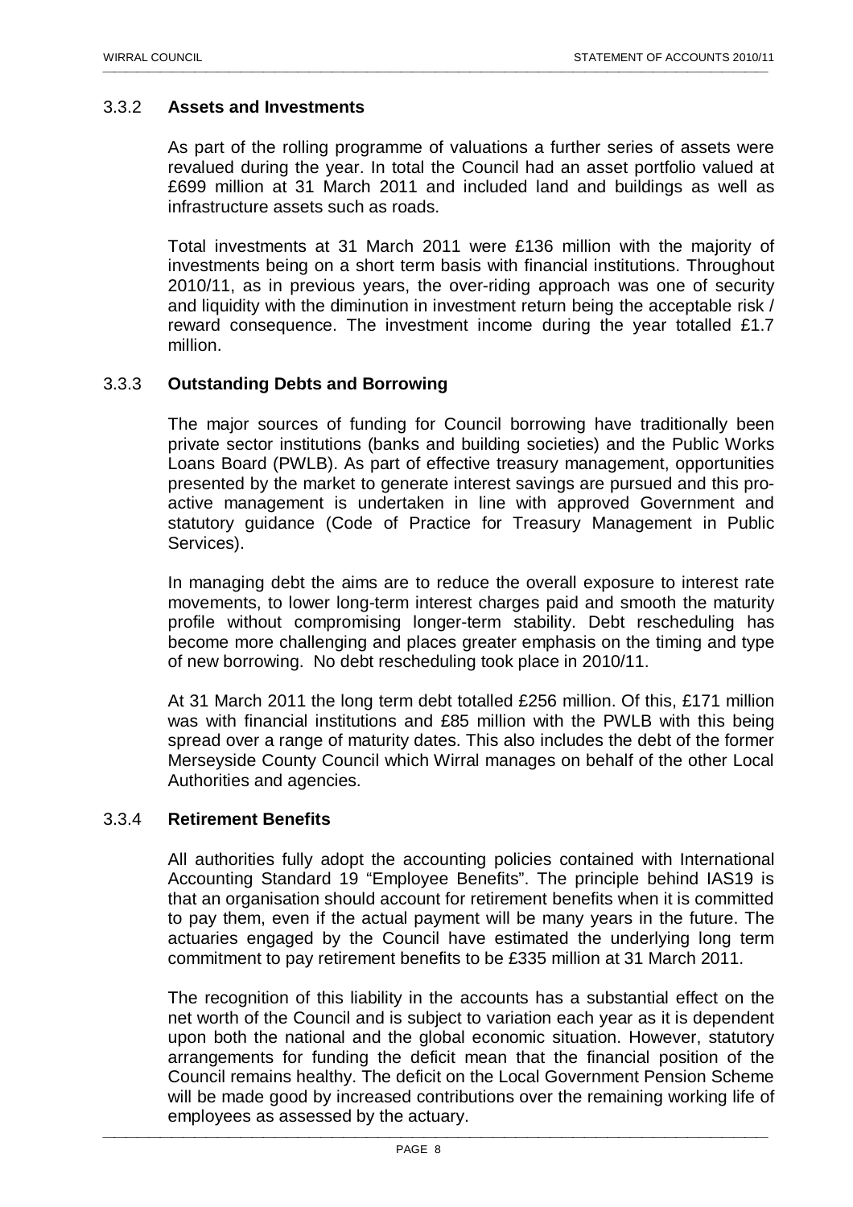### 3.3.2 **Assets and Investments**

As part of the rolling programme of valuations a further series of assets were revalued during the year. In total the Council had an asset portfolio valued at £699 million at 31 March 2011 and included land and buildings as well as infrastructure assets such as roads.

Total investments at 31 March 2011 were £136 million with the majority of investments being on a short term basis with financial institutions. Throughout 2010/11, as in previous years, the over-riding approach was one of security and liquidity with the diminution in investment return being the acceptable risk / reward consequence. The investment income during the year totalled £1.7 million.

### 3.3.3 **Outstanding Debts and Borrowing**

The major sources of funding for Council borrowing have traditionally been private sector institutions (banks and building societies) and the Public Works Loans Board (PWLB). As part of effective treasury management, opportunities presented by the market to generate interest savings are pursued and this pro-active management is undertaken in line with approved Government and statutory guidance (Code of Practice for Treasury Management in Public Services).

In managing debt the aims are to reduce the overall exposure to interest rate movements, to lower long-term interest charges paid and smooth the maturity profile without compromising longer-term stability. Debt rescheduling has become more challenging and places greater emphasis on the timing and type of new borrowing. No debt rescheduling took place in 2010/11.

At 31 March 2011 the long term debt totalled £256 million. Of this, £171 million was with financial institutions and £85 million with the PWLB with this being spread over a range of maturity dates. This also includes the debt of the former Merseyside County Council which Wirral manages on behalf of the other Local Authorities and agencies.

### 3.3.4 **Retirement Benefits**

All authorities fully adopt the accounting policies contained with International Accounting Standard 19 "Employee Benefits". The principle behind IAS19 is that an organisation should account for retirement benefits when it is committed to pay them, even if the actual payment will be many years in the future. The actuaries engaged by the Council have estimated the underlying long term commitment to pay retirement benefits to be £335 million at 31 March 2011.

The recognition of this liability in the accounts has a substantial effect on the net worth of the Council and is subject to variation each year as it is dependent upon both the national and the global economic situation. However, statutory arrangements for funding the deficit mean that the financial position of the Council remains healthy. The deficit on the Local Government Pension Scheme will be made good by increased contributions over the remaining working life of employees as assessed by the actuary.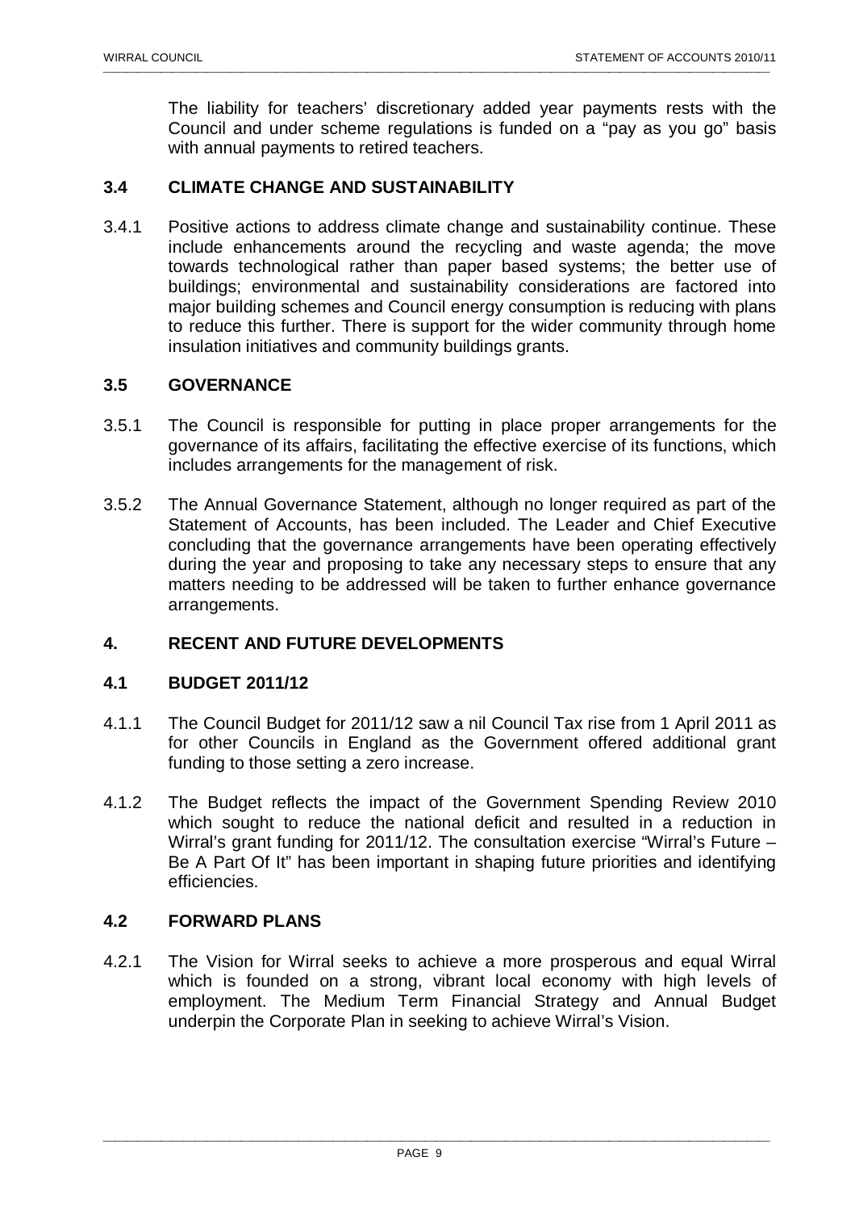The liability for teachers' discretionary added year payments rests with the Council and under scheme regulations is funded on a "pay as you go" basis with annual payments to retired teachers.

### 3.4 CLIMATE CHANGE AND SUSTAINABILITY

3.4.1 Positive actions to address climate change and sustainability continue. These include enhancements around the recycling and waste agenda; the move towards technological rather than paper based systems; the better use of buildings; environmental and sustainability considerations are factored into major building schemes and Council energy consumption is reducing with plans to reduce this further. There is support for the wider community through home insulation initiatives and community buildings grants.

### 3.5 GOVERNANCE

3.5.1 The Council is responsible for putting in place proper arrangements for the governance of its affairs, facilitating the effective exercise of its functions, which includes arrangements for the management of risk.

3.5.2 The Annual Governance Statement, although no longer required as part of the Statement of Accounts, has been included. The Leader and Chief Executive concluding that the governance arrangements have been operating effectively during the year and proposing to take any necessary steps to ensure that any matters needing to be addressed will be taken to further enhance governance arrangements.

## 4. RECENT AND FUTURE DEVELOPMENTS

### 4.1 BUDGET 2011/12

4.1.1 The Council Budget for 2011/12 saw a nil Council Tax rise from 1 April 2011 as for other Councils in England as the Government offered additional grant funding to those setting a zero increase.

4.1.2 The Budget reflects the impact of the Government Spending Review 2010 which sought to reduce the national deficit and resulted in a reduction in Wirral's grant funding for 2011/12. The consultation exercise "Wirral's Future – Be A Part Of It" has been important in shaping future priorities and identifying efficiencies.

### 4.2 FORWARD PLANS

4.2.1 The Vision for Wirral seeks to achieve a more prosperous and equal Wirral which is founded on a strong, vibrant local economy with high levels of employment. The Medium Term Financial Strategy and Annual Budget underpin the Corporate Plan in seeking to achieve Wirral's Vision.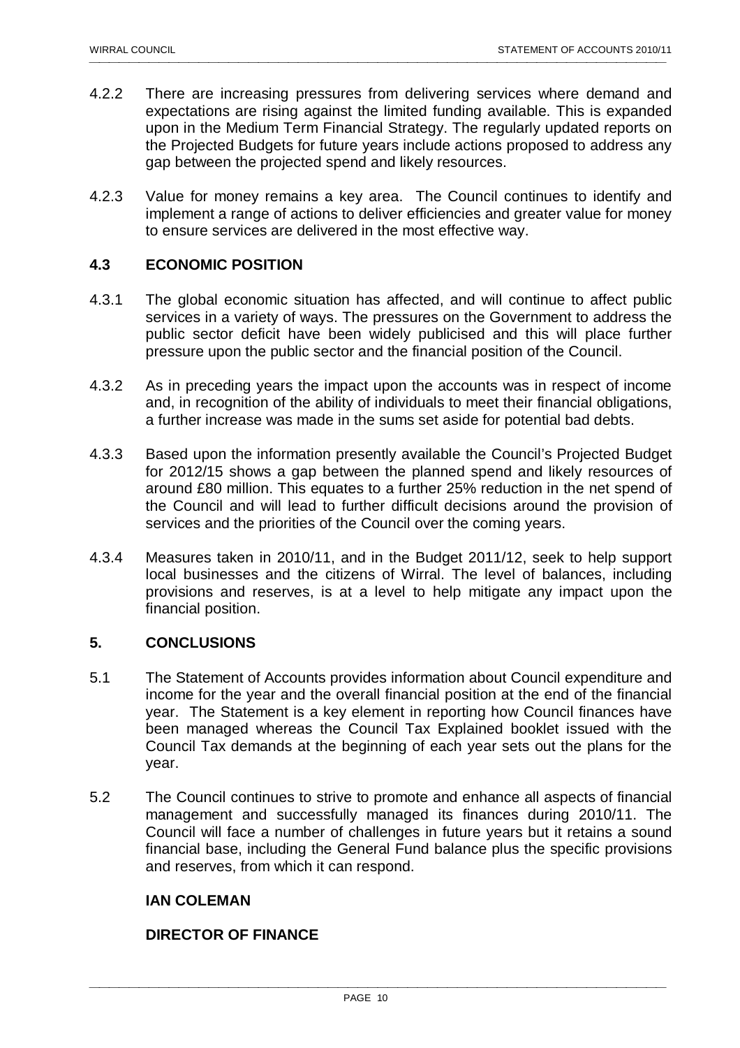4.2.2 There are increasing pressures from delivering services where demand and expectations are rising against the limited funding available. This is expanded upon in the Medium Term Financial Strategy. The regularly updated reports on the Projected Budgets for future years include actions proposed to address any gap between the projected spend and likely resources.

4.2.3 Value for money remains a key area. The Council continues to identify and implement a range of actions to deliver efficiencies and greater value for money to ensure services are delivered in the most effective way.

### 4.3 ECONOMIC POSITION

4.3.1 The global economic situation has affected, and will continue to affect public services in a variety of ways. The pressures on the Government to address the public sector deficit have been widely publicised and this will place further pressure upon the public sector and the financial position of the Council.

4.3.2 As in preceding years the impact upon the accounts was in respect of income and, in recognition of the ability of individuals to meet their financial obligations, a further increase was made in the sums set aside for potential bad debts.

4.3.3 Based upon the information presently available the Council's Projected Budget for 2012/15 shows a gap between the planned spend and likely resources of around £80 million. This equates to a further 25% reduction in the net spend of the Council and will lead to further difficult decisions around the provision of services and the priorities of the Council over the coming years.

4.3.4 Measures taken in 2010/11, and in the Budget 2011/12, seek to help support local businesses and the citizens of Wirral. The level of balances, including provisions and reserves, is at a level to help mitigate any impact upon the financial position.

## 5. CONCLUSIONS

5.1 The Statement of Accounts provides information about Council expenditure and income for the year and the overall financial position at the end of the financial year. The Statement is a key element in reporting how Council finances have been managed whereas the Council Tax Explained booklet issued with the Council Tax demands at the beginning of each year sets out the plans for the year.

5.2 The Council continues to strive to promote and enhance all aspects of financial management and successfully managed its finances during 2010/11. The Council will face a number of challenges in future years but it retains a sound financial base, including the General Fund balance plus the specific provisions and reserves, from which it can respond.

**IAN COLEMAN**

**DIRECTOR OF FINANCE**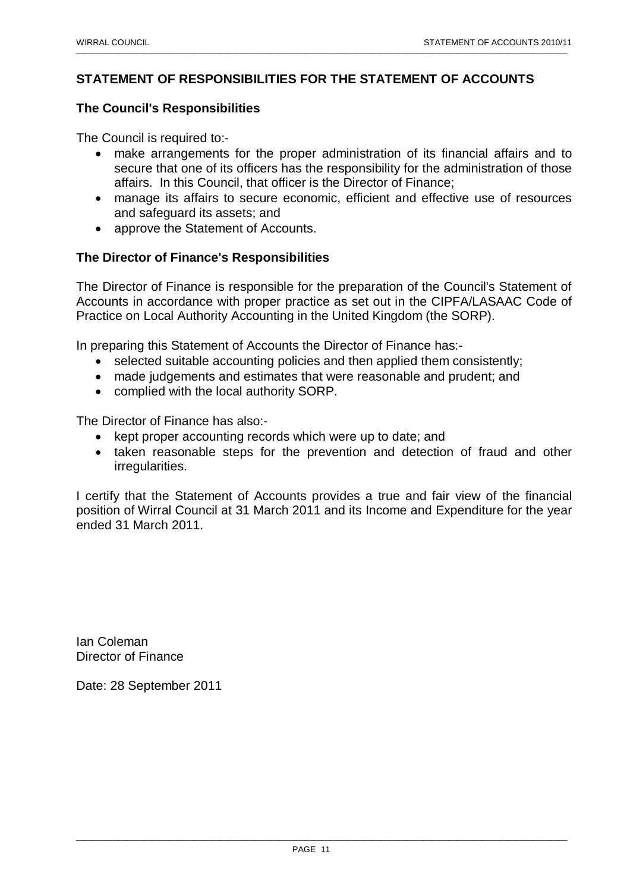## STATEMENT OF RESPONSIBILITIES FOR THE STATEMENT OF ACCOUNTS

### The Council's Responsibilities

The Council is required to:-

- make arrangements for the proper administration of its financial affairs and to secure that one of its officers has the responsibility for the administration of those affairs. In this Council, that officer is the Director of Finance;
- manage its affairs to secure economic, efficient and effective use of resources and safeguard its assets; and
- approve the Statement of Accounts.

### The Director of Finance's Responsibilities

The Director of Finance is responsible for the preparation of the Council's Statement of Accounts in accordance with proper practice as set out in the CIPFA/LASAAC Code of Practice on Local Authority Accounting in the United Kingdom (the SORP).

In preparing this Statement of Accounts the Director of Finance has:-

- selected suitable accounting policies and then applied them consistently;
- made judgements and estimates that were reasonable and prudent; and
- complied with the local authority SORP.

The Director of Finance has also:-

- kept proper accounting records which were up to date; and
- taken reasonable steps for the prevention and detection of fraud and other irregularities.

I certify that the Statement of Accounts provides a true and fair view of the financial position of Wirral Council at 31 March 2011 and its Income and Expenditure for the year ended 31 March 2011.

Ian Coleman
Director of Finance

Date: 28 September 2011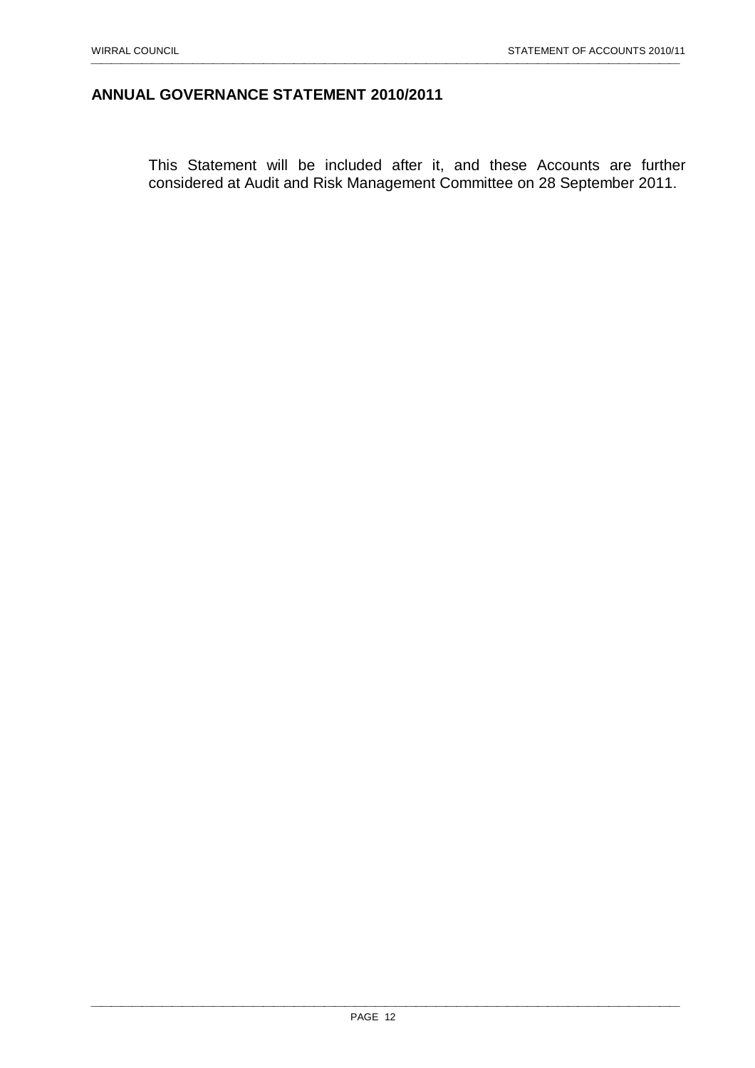## ANNUAL GOVERNANCE STATEMENT 2010/2011

This Statement will be included after it, and these Accounts are further considered at Audit and Risk Management Committee on 28 September 2011.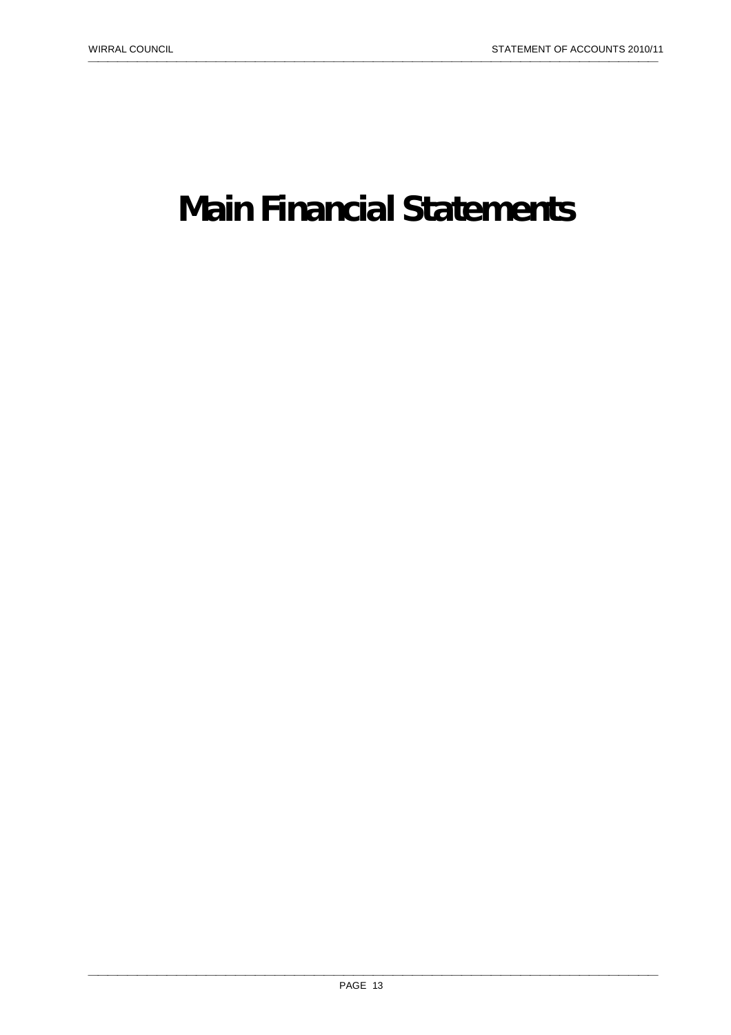# Main Financial Statements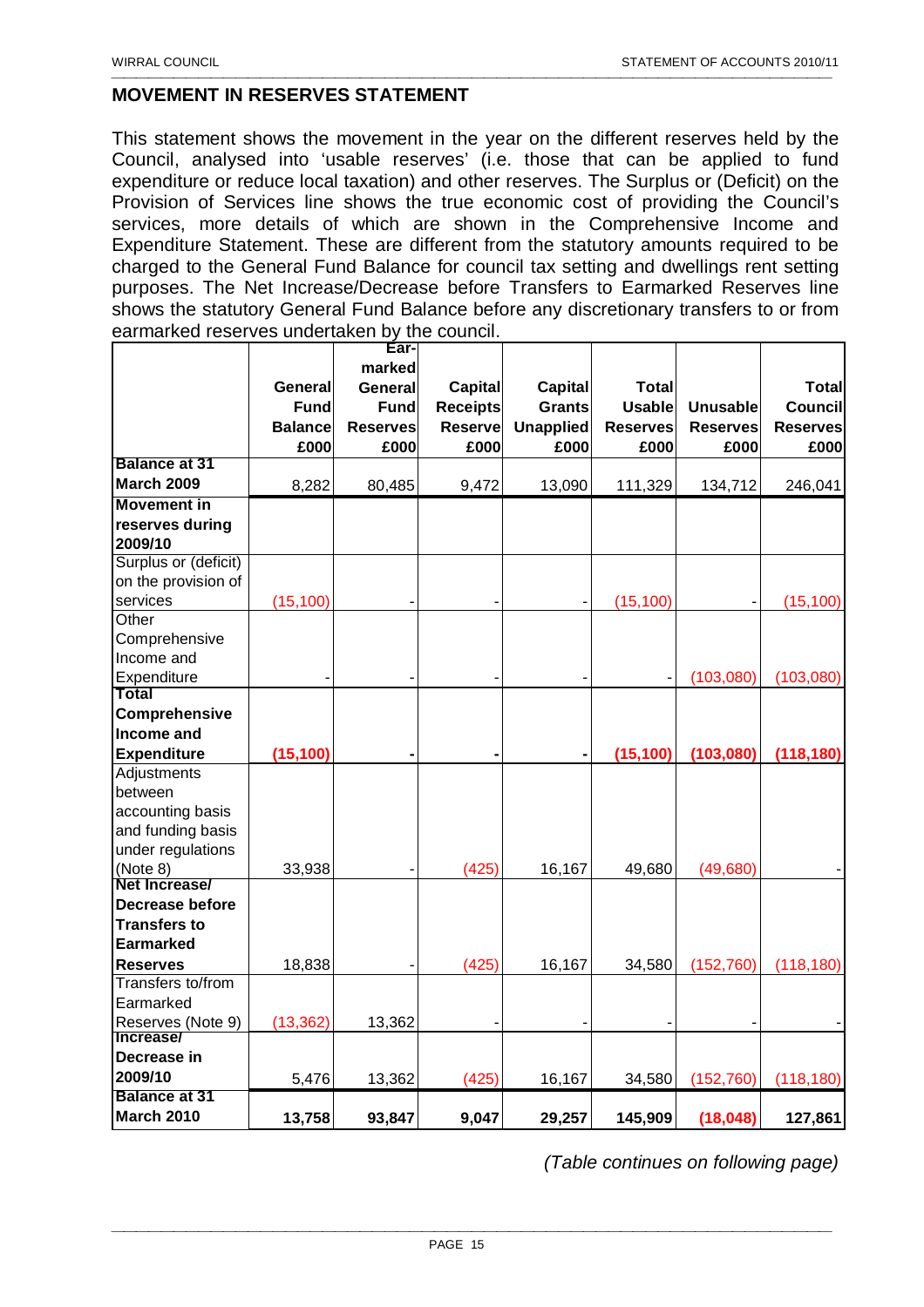## MOVEMENT IN RESERVES STATEMENT

This statement shows the movement in the year on the different reserves held by the Council, analysed into 'usable reserves' (i.e. those that can be applied to fund expenditure or reduce local taxation) and other reserves. The Surplus or (Deficit) on the Provision of Services line shows the true economic cost of providing the Council's services, more details of which are shown in the Comprehensive Income and Expenditure Statement. These are different from the statutory amounts required to be charged to the General Fund Balance for council tax setting and dwellings rent setting purposes. The Net Increase/Decrease before Transfers to Earmarked Reserves line shows the statutory General Fund Balance before any discretionary transfers to or from earmarked reserves undertaken by the council.

| | General Fund Balance £000 | Ear-marked General Fund Reserves £000 | Capital Receipts Reserve £000 | Capital Grants Unapplied £000 | Total Usable Reserves £000 | Unusable Reserves £000 | Total Council Reserves £000 |
|---|---|---|---|---|---|---|---|
| **Balance at 31 March 2009** | 8,282 | 80,485 | 9,472 | 13,090 | 111,329 | 134,712 | 246,041 |
| **Movement in reserves during 2009/10** | | | | | | | |
| Surplus or (deficit) on the provision of services | (15,100) | - | - | - | (15,100) | - | (15,100) |
| Other Comprehensive Income and Expenditure | - | - | - | - | - | (103,080) | (103,080) |
| **Total Comprehensive Income and Expenditure** | **(15,100)** | **-** | **-** | **-** | **(15,100)** | **(103,080)** | **(118,180)** |
| Adjustments between accounting basis and funding basis under regulations (Note 8) | 33,938 | - | (425) | 16,167 | 49,680 | (49,680) | - |
| **Net Increase/ Decrease before Transfers to Earmarked Reserves** | 18,838 | - | (425) | 16,167 | 34,580 | (152,760) | (118,180) |
| Transfers to/from Earmarked Reserves (Note 9) | (13,362) | 13,362 | - | - | - | - | - |
| **Increase/ Decrease in 2009/10** | 5,476 | 13,362 | (425) | 16,167 | 34,580 | (152,760) | (118,180) |
| **Balance at 31 March 2010** | **13,758** | **93,847** | **9,047** | **29,257** | **145,909** | **(18,048)** | **127,861** |

*(Table continues on following page)*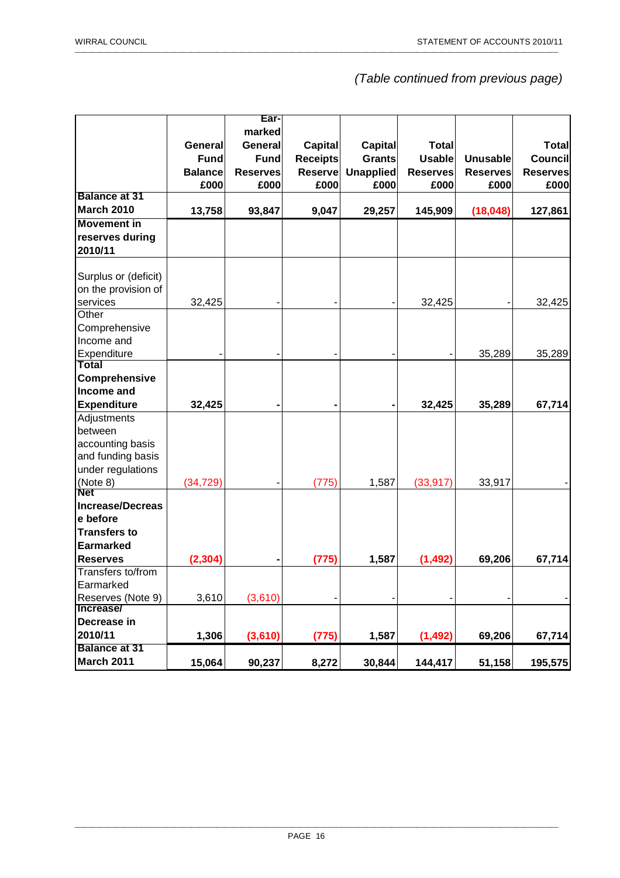*(Table continued from previous page)*

| | General Fund Balance £000 | Ear-marked General Fund Reserves £000 | Capital Receipts Reserve £000 | Capital Grants Unapplied £000 | Total Usable Reserves £000 | Unusable Reserves £000 | Total Council Reserves £000 |
|---|---|---|---|---|---|---|---|
| **Balance at 31 March 2010** | **13,758** | **93,847** | **9,047** | **29,257** | **145,909** | **(18,048)** | **127,861** |
| **Movement in reserves during 2010/11** | | | | | | | |
| Surplus or (deficit) on the provision of services | 32,425 | - | - | - | 32,425 | - | 32,425 |
| Other Comprehensive Income and Expenditure | - | - | - | - | - | 35,289 | 35,289 |
| **Total Comprehensive Income and Expenditure** | **32,425** | **-** | **-** | **-** | **32,425** | **35,289** | **67,714** |
| Adjustments between accounting basis and funding basis under regulations (Note 8) | (34,729) | - | (775) | 1,587 | (33,917) | 33,917 | - |
| **Net Increase/Decrease before Transfers to Earmarked Reserves** | **(2,304)** | **-** | **(775)** | **1,587** | **(1,492)** | **69,206** | **67,714** |
| Transfers to/from Earmarked Reserves (Note 9) | 3,610 | (3,610) | - | - | - | - | - |
| **Increase/ Decrease in 2010/11** | **1,306** | **(3,610)** | **(775)** | **1,587** | **(1,492)** | **69,206** | **67,714** |
| **Balance at 31 March 2011** | **15,064** | **90,237** | **8,272** | **30,844** | **144,417** | **51,158** | **195,575** |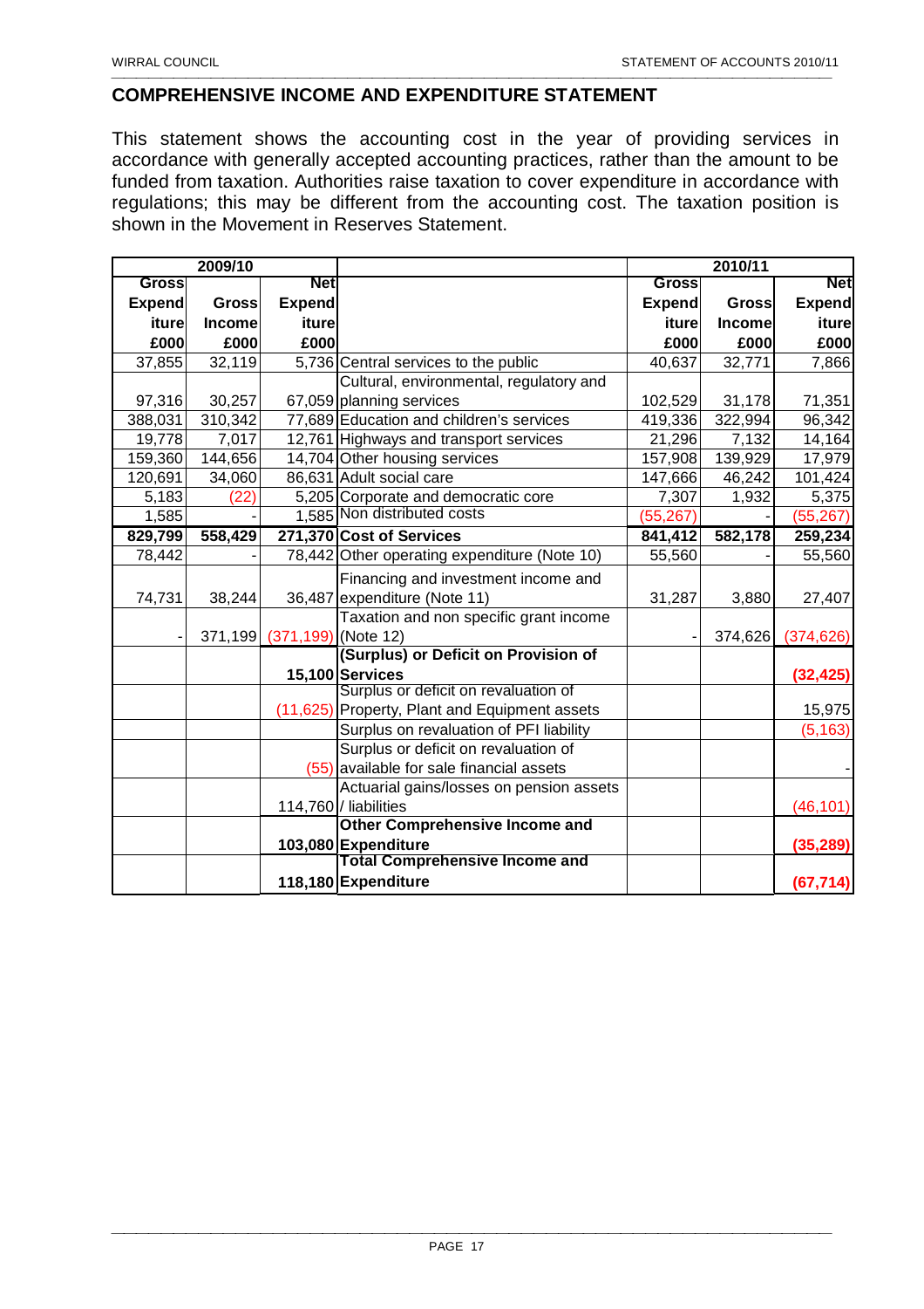## COMPREHENSIVE INCOME AND EXPENDITURE STATEMENT

This statement shows the accounting cost in the year of providing services in accordance with generally accepted accounting practices, rather than the amount to be funded from taxation. Authorities raise taxation to cover expenditure in accordance with regulations; this may be different from the accounting cost. The taxation position is shown in the Movement in Reserves Statement.

| 2009/10 | | | | 2010/11 | | |
|---|---|---|---|---|---|---|
| Gross Expenditure £000 | Gross Income £000 | Net Expenditure £000 | | Gross Expenditure £000 | Gross Income £000 | Net Expenditure £000 |
| 37,855 | 32,119 | 5,736 | Central services to the public | 40,637 | 32,771 | 7,866 |
| 97,316 | 30,257 | 67,059 | Cultural, environmental, regulatory and planning services | 102,529 | 31,178 | 71,351 |
| 388,031 | 310,342 | 77,689 | Education and children's services | 419,336 | 322,994 | 96,342 |
| 19,778 | 7,017 | 12,761 | Highways and transport services | 21,296 | 7,132 | 14,164 |
| 159,360 | 144,656 | 14,704 | Other housing services | 157,908 | 139,929 | 17,979 |
| 120,691 | 34,060 | 86,631 | Adult social care | 147,666 | 46,242 | 101,424 |
| 5,183 | (22) | 5,205 | Corporate and democratic core | 7,307 | 1,932 | 5,375 |
| 1,585 | - | 1,585 | Non distributed costs | (55,267) | - | (55,267) |
| **829,799** | **558,429** | **271,370** | **Cost of Services** | **841,412** | **582,178** | **259,234** |
| 78,442 | - | 78,442 | Other operating expenditure (Note 10) | 55,560 | - | 55,560 |
| 74,731 | 38,244 | 36,487 | Financing and investment income and expenditure (Note 11) | 31,287 | 3,880 | 27,407 |
| - | 371,199 | (371,199) | Taxation and non specific grant income (Note 12) | - | 374,626 | (374,626) |
| | | **15,100** | **(Surplus) or Deficit on Provision of Services** | | | **(32,425)** |
| | | (11,625) | Surplus or deficit on revaluation of Property, Plant and Equipment assets | | | 15,975 |
| | | | Surplus on revaluation of PFI liability | | | (5,163) |
| | | (55) | Surplus or deficit on revaluation of available for sale financial assets | | | - |
| | | 114,760 | Actuarial gains/losses on pension assets / liabilities | | | (46,101) |
| | | **103,080** | **Other Comprehensive Income and Expenditure** | | | **(35,289)** |
| | | **118,180** | **Total Comprehensive Income and Expenditure** | | | **(67,714)** |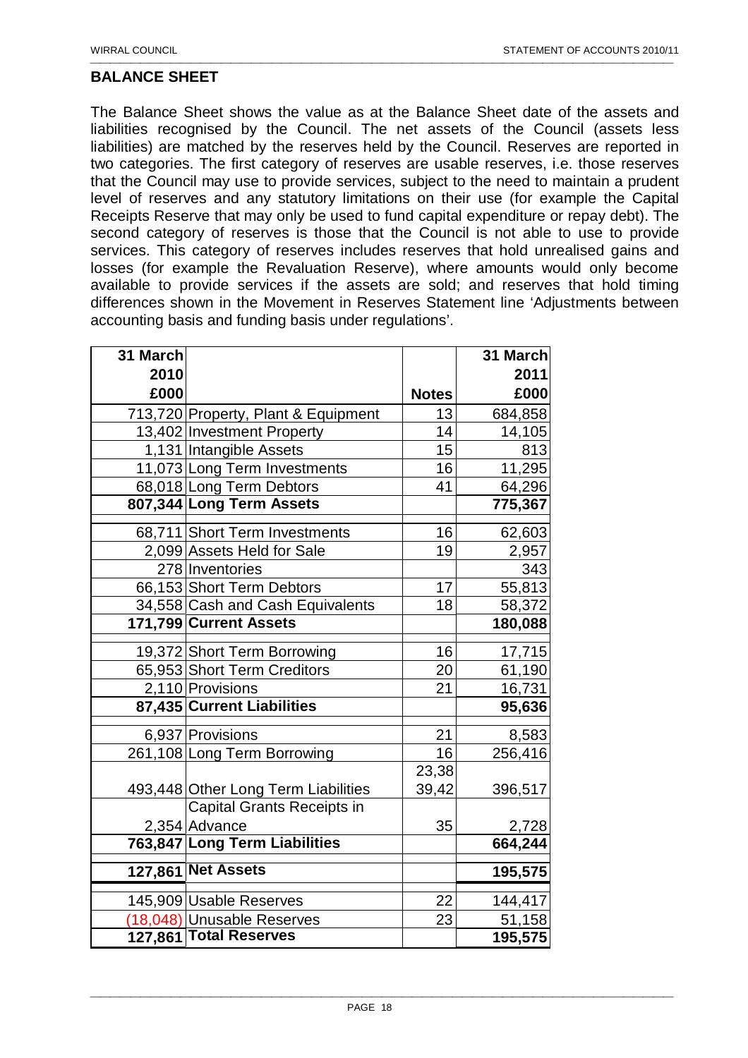## BALANCE SHEET

The Balance Sheet shows the value as at the Balance Sheet date of the assets and liabilities recognised by the Council. The net assets of the Council (assets less liabilities) are matched by the reserves held by the Council. Reserves are reported in two categories. The first category of reserves are usable reserves, i.e. those reserves that the Council may use to provide services, subject to the need to maintain a prudent level of reserves and any statutory limitations on their use (for example the Capital Receipts Reserve that may only be used to fund capital expenditure or repay debt). The second category of reserves is those that the Council is not able to use to provide services. This category of reserves includes reserves that hold unrealised gains and losses (for example the Revaluation Reserve), where amounts would only become available to provide services if the assets are sold; and reserves that hold timing differences shown in the Movement in Reserves Statement line 'Adjustments between accounting basis and funding basis under regulations'.

| 31 March 2010 £000 | | Notes | 31 March 2011 £000 |
|---:|---|---:|---:|
| 713,720 | Property, Plant & Equipment | 13 | 684,858 |
| 13,402 | Investment Property | 14 | 14,105 |
| 1,131 | Intangible Assets | 15 | 813 |
| 11,073 | Long Term Investments | 16 | 11,295 |
| 68,018 | Long Term Debtors | 41 | 64,296 |
| **807,344** | **Long Term Assets** | | **775,367** |
| 68,711 | Short Term Investments | 16 | 62,603 |
| 2,099 | Assets Held for Sale | 19 | 2,957 |
| 278 | Inventories | | 343 |
| 66,153 | Short Term Debtors | 17 | 55,813 |
| 34,558 | Cash and Cash Equivalents | 18 | 58,372 |
| **171,799** | **Current Assets** | | **180,088** |
| 19,372 | Short Term Borrowing | 16 | 17,715 |
| 65,953 | Short Term Creditors | 20 | 61,190 |
| 2,110 | Provisions | 21 | 16,731 |
| **87,435** | **Current Liabilities** | | **95,636** |
| 6,937 | Provisions | 21 | 8,583 |
| 261,108 | Long Term Borrowing | 16 | 256,416 |
| 493,448 | Other Long Term Liabilities | 23,38 39,42 | 396,517 |
| 2,354 | Capital Grants Receipts in Advance | 35 | 2,728 |
| **763,847** | **Long Term Liabilities** | | **664,244** |
| **127,861** | **Net Assets** | | **195,575** |
| 145,909 | Usable Reserves | 22 | 144,417 |
| (18,048) | Unusable Reserves | 23 | 51,158 |
| **127,861** | **Total Reserves** | | **195,575** |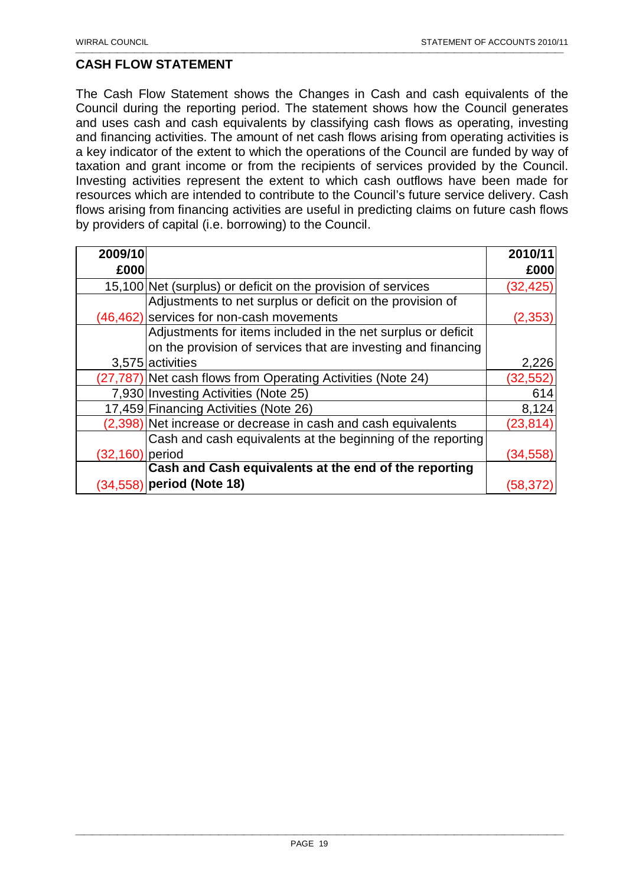## CASH FLOW STATEMENT

The Cash Flow Statement shows the Changes in Cash and cash equivalents of the Council during the reporting period. The statement shows how the Council generates and uses cash and cash equivalents by classifying cash flows as operating, investing and financing activities. The amount of net cash flows arising from operating activities is a key indicator of the extent to which the operations of the Council are funded by way of taxation and grant income or from the recipients of services provided by the Council. Investing activities represent the extent to which cash outflows have been made for resources which are intended to contribute to the Council's future service delivery. Cash flows arising from financing activities are useful in predicting claims on future cash flows by providers of capital (i.e. borrowing) to the Council.

| 2009/10 £000 | | 2010/11 £000 |
|---|---|---|
| 15,100 | Net (surplus) or deficit on the provision of services | (32,425) |
| (46,462) | Adjustments to net surplus or deficit on the provision of services for non-cash movements | (2,353) |
| 3,575 | Adjustments for items included in the net surplus or deficit on the provision of services that are investing and financing activities | 2,226 |
| (27,787) | Net cash flows from Operating Activities (Note 24) | (32,552) |
| 7,930 | Investing Activities (Note 25) | 614 |
| 17,459 | Financing Activities (Note 26) | 8,124 |
| (2,398) | Net increase or decrease in cash and cash equivalents | (23,814) |
| (32,160) | Cash and cash equivalents at the beginning of the reporting period | (34,558) |
| (34,558) | **Cash and Cash equivalents at the end of the reporting period (Note 18)** | (58,372) |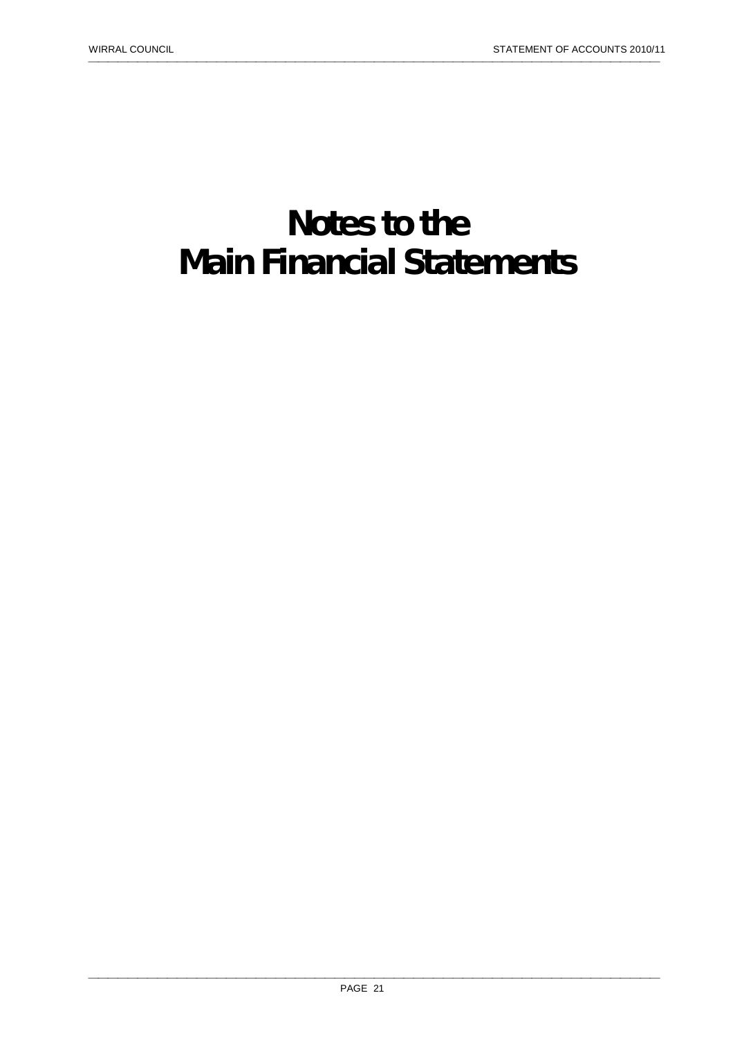# Notes to the Main Financial Statements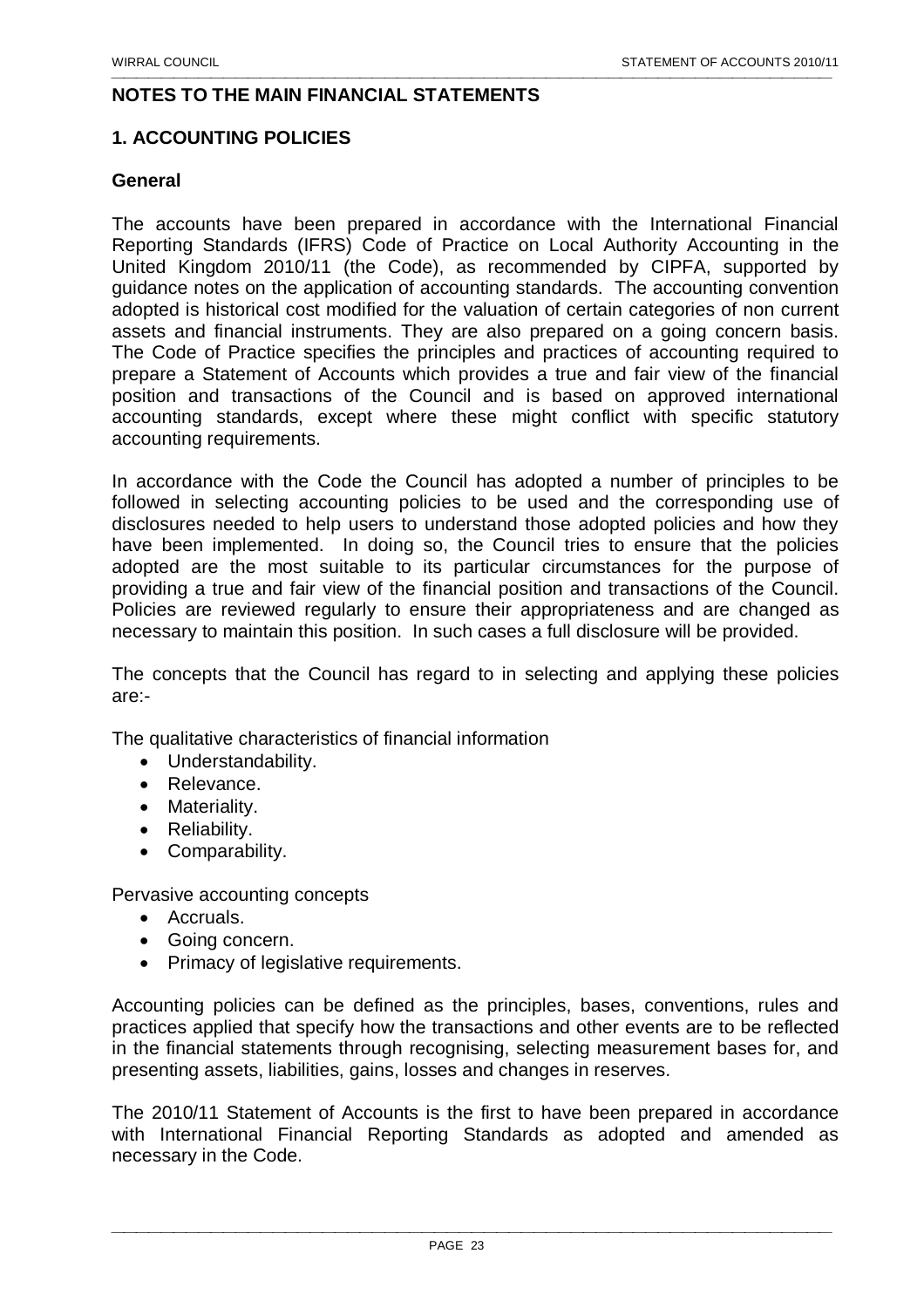## NOTES TO THE MAIN FINANCIAL STATEMENTS

### 1. ACCOUNTING POLICIES

**General**

The accounts have been prepared in accordance with the International Financial Reporting Standards (IFRS) Code of Practice on Local Authority Accounting in the United Kingdom 2010/11 (the Code), as recommended by CIPFA, supported by guidance notes on the application of accounting standards. The accounting convention adopted is historical cost modified for the valuation of certain categories of non current assets and financial instruments. They are also prepared on a going concern basis. The Code of Practice specifies the principles and practices of accounting required to prepare a Statement of Accounts which provides a true and fair view of the financial position and transactions of the Council and is based on approved international accounting standards, except where these might conflict with specific statutory accounting requirements.

In accordance with the Code the Council has adopted a number of principles to be followed in selecting accounting policies to be used and the corresponding use of disclosures needed to help users to understand those adopted policies and how they have been implemented. In doing so, the Council tries to ensure that the policies adopted are the most suitable to its particular circumstances for the purpose of providing a true and fair view of the financial position and transactions of the Council. Policies are reviewed regularly to ensure their appropriateness and are changed as necessary to maintain this position. In such cases a full disclosure will be provided.

The concepts that the Council has regard to in selecting and applying these policies are:-

The qualitative characteristics of financial information

- Understandability.
- Relevance.
- Materiality.
- Reliability.
- Comparability.

Pervasive accounting concepts

- Accruals.
- Going concern.
- Primacy of legislative requirements.

Accounting policies can be defined as the principles, bases, conventions, rules and practices applied that specify how the transactions and other events are to be reflected in the financial statements through recognising, selecting measurement bases for, and presenting assets, liabilities, gains, losses and changes in reserves.

The 2010/11 Statement of Accounts is the first to have been prepared in accordance with International Financial Reporting Standards as adopted and amended as necessary in the Code.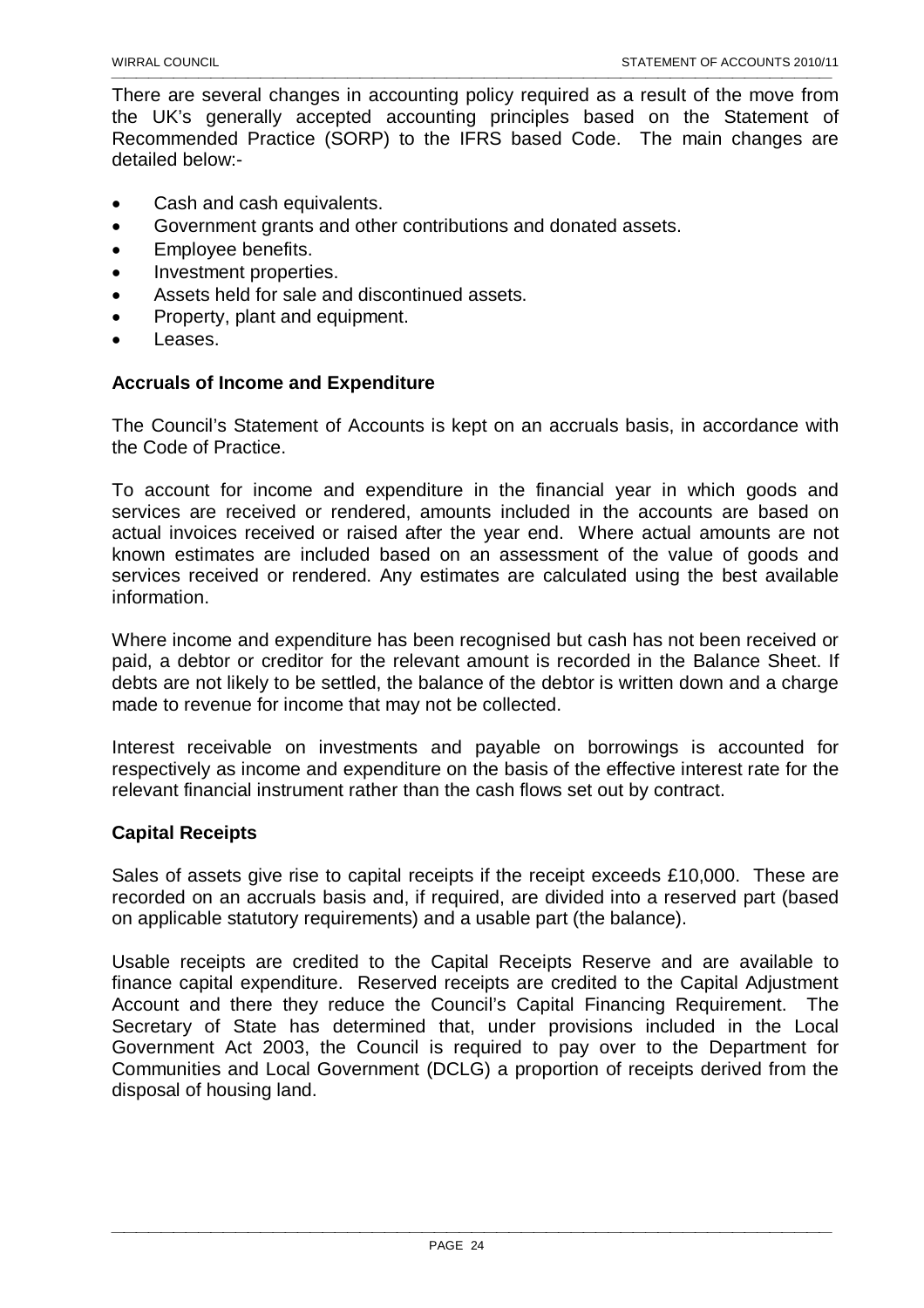There are several changes in accounting policy required as a result of the move from the UK's generally accepted accounting principles based on the Statement of Recommended Practice (SORP) to the IFRS based Code. The main changes are detailed below:-

- Cash and cash equivalents.
- Government grants and other contributions and donated assets.
- Employee benefits.
- Investment properties.
- Assets held for sale and discontinued assets.
- Property, plant and equipment.
- Leases.

**Accruals of Income and Expenditure**

The Council's Statement of Accounts is kept on an accruals basis, in accordance with the Code of Practice.

To account for income and expenditure in the financial year in which goods and services are received or rendered, amounts included in the accounts are based on actual invoices received or raised after the year end. Where actual amounts are not known estimates are included based on an assessment of the value of goods and services received or rendered. Any estimates are calculated using the best available information.

Where income and expenditure has been recognised but cash has not been received or paid, a debtor or creditor for the relevant amount is recorded in the Balance Sheet. If debts are not likely to be settled, the balance of the debtor is written down and a charge made to revenue for income that may not be collected.

Interest receivable on investments and payable on borrowings is accounted for respectively as income and expenditure on the basis of the effective interest rate for the relevant financial instrument rather than the cash flows set out by contract.

**Capital Receipts**

Sales of assets give rise to capital receipts if the receipt exceeds £10,000. These are recorded on an accruals basis and, if required, are divided into a reserved part (based on applicable statutory requirements) and a usable part (the balance).

Usable receipts are credited to the Capital Receipts Reserve and are available to finance capital expenditure. Reserved receipts are credited to the Capital Adjustment Account and there they reduce the Council's Capital Financing Requirement. The Secretary of State has determined that, under provisions included in the Local Government Act 2003, the Council is required to pay over to the Department for Communities and Local Government (DCLG) a proportion of receipts derived from the disposal of housing land.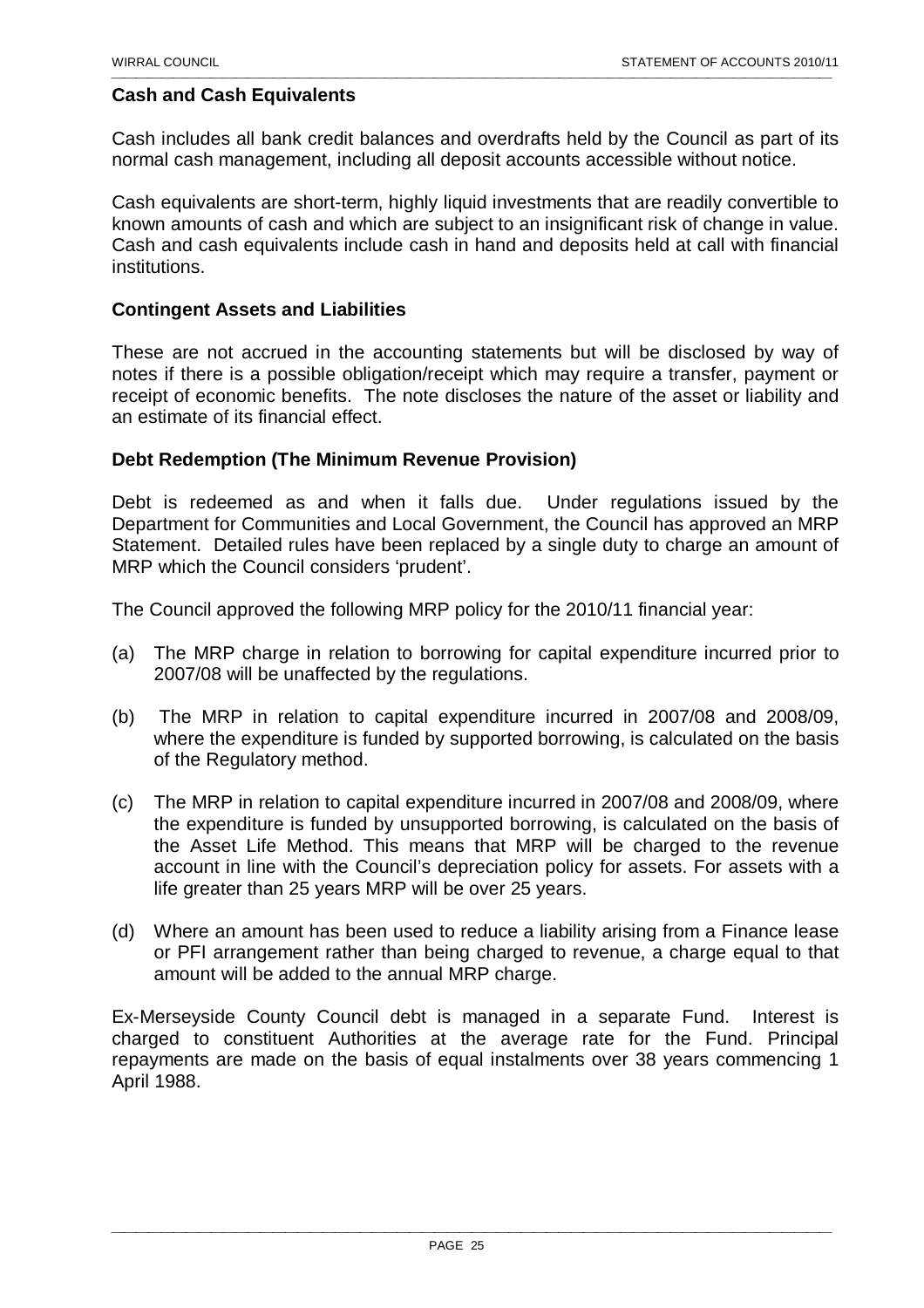**Cash and Cash Equivalents**

Cash includes all bank credit balances and overdrafts held by the Council as part of its normal cash management, including all deposit accounts accessible without notice.

Cash equivalents are short-term, highly liquid investments that are readily convertible to known amounts of cash and which are subject to an insignificant risk of change in value. Cash and cash equivalents include cash in hand and deposits held at call with financial institutions.

**Contingent Assets and Liabilities**

These are not accrued in the accounting statements but will be disclosed by way of notes if there is a possible obligation/receipt which may require a transfer, payment or receipt of economic benefits. The note discloses the nature of the asset or liability and an estimate of its financial effect.

**Debt Redemption (The Minimum Revenue Provision)**

Debt is redeemed as and when it falls due. Under regulations issued by the Department for Communities and Local Government, the Council has approved an MRP Statement. Detailed rules have been replaced by a single duty to charge an amount of MRP which the Council considers 'prudent'.

The Council approved the following MRP policy for the 2010/11 financial year:

(a) The MRP charge in relation to borrowing for capital expenditure incurred prior to 2007/08 will be unaffected by the regulations.

(b) The MRP in relation to capital expenditure incurred in 2007/08 and 2008/09, where the expenditure is funded by supported borrowing, is calculated on the basis of the Regulatory method.

(c) The MRP in relation to capital expenditure incurred in 2007/08 and 2008/09, where the expenditure is funded by unsupported borrowing, is calculated on the basis of the Asset Life Method. This means that MRP will be charged to the revenue account in line with the Council's depreciation policy for assets. For assets with a life greater than 25 years MRP will be over 25 years.

(d) Where an amount has been used to reduce a liability arising from a Finance lease or PFI arrangement rather than being charged to revenue, a charge equal to that amount will be added to the annual MRP charge.

Ex-Merseyside County Council debt is managed in a separate Fund. Interest is charged to constituent Authorities at the average rate for the Fund. Principal repayments are made on the basis of equal instalments over 38 years commencing 1 April 1988.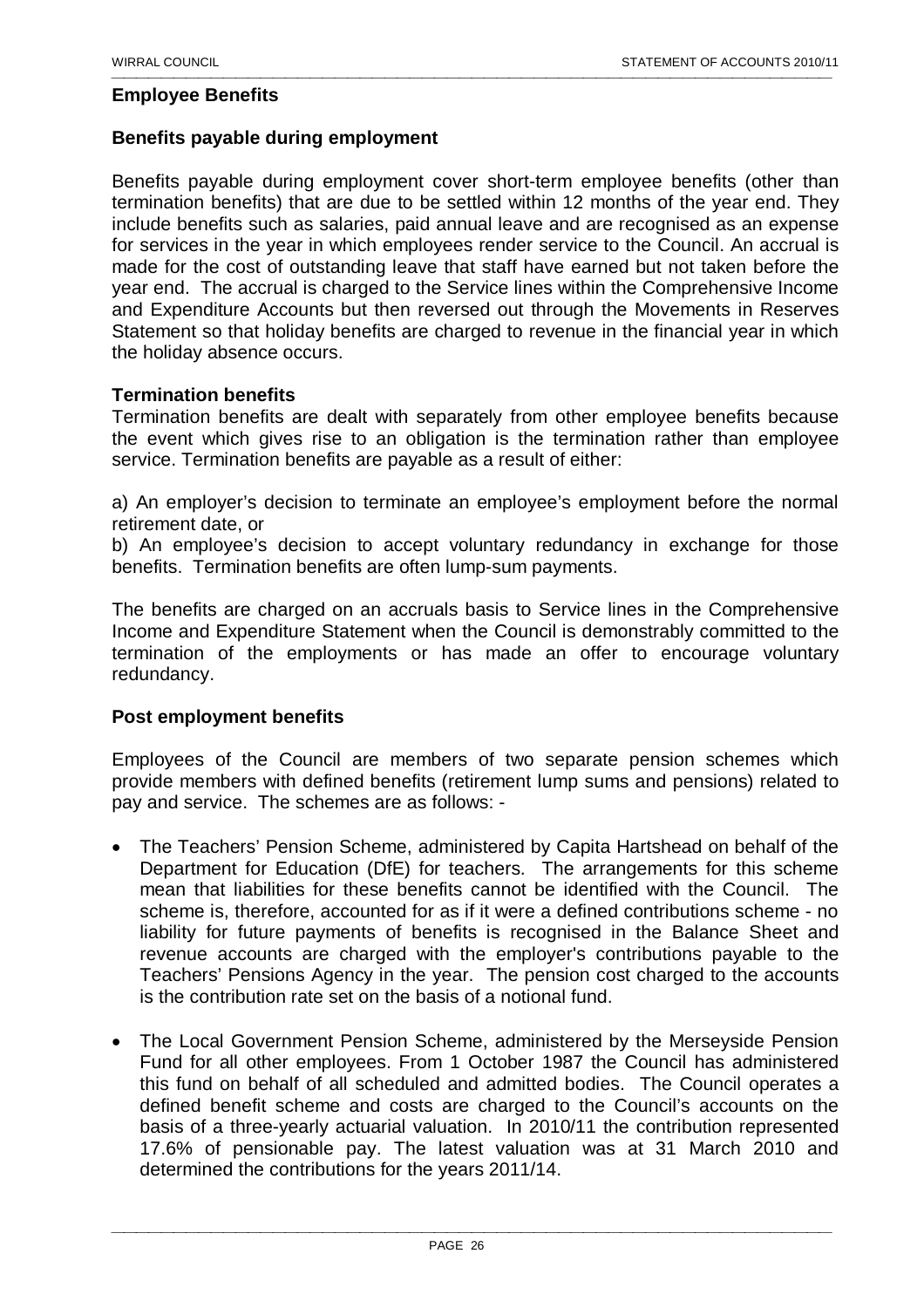## Employee Benefits

### Benefits payable during employment

Benefits payable during employment cover short-term employee benefits (other than termination benefits) that are due to be settled within 12 months of the year end. They include benefits such as salaries, paid annual leave and are recognised as an expense for services in the year in which employees render service to the Council. An accrual is made for the cost of outstanding leave that staff have earned but not taken before the year end. The accrual is charged to the Service lines within the Comprehensive Income and Expenditure Accounts but then reversed out through the Movements in Reserves Statement so that holiday benefits are charged to revenue in the financial year in which the holiday absence occurs.

### Termination benefits

Termination benefits are dealt with separately from other employee benefits because the event which gives rise to an obligation is the termination rather than employee service. Termination benefits are payable as a result of either:

a) An employer's decision to terminate an employee's employment before the normal retirement date, or

b) An employee's decision to accept voluntary redundancy in exchange for those benefits. Termination benefits are often lump-sum payments.

The benefits are charged on an accruals basis to Service lines in the Comprehensive Income and Expenditure Statement when the Council is demonstrably committed to the termination of the employments or has made an offer to encourage voluntary redundancy.

### Post employment benefits

Employees of the Council are members of two separate pension schemes which provide members with defined benefits (retirement lump sums and pensions) related to pay and service. The schemes are as follows: -

- The Teachers' Pension Scheme, administered by Capita Hartshead on behalf of the Department for Education (DfE) for teachers. The arrangements for this scheme mean that liabilities for these benefits cannot be identified with the Council. The scheme is, therefore, accounted for as if it were a defined contributions scheme - no liability for future payments of benefits is recognised in the Balance Sheet and revenue accounts are charged with the employer's contributions payable to the Teachers' Pensions Agency in the year. The pension cost charged to the accounts is the contribution rate set on the basis of a notional fund.

- The Local Government Pension Scheme, administered by the Merseyside Pension Fund for all other employees. From 1 October 1987 the Council has administered this fund on behalf of all scheduled and admitted bodies. The Council operates a defined benefit scheme and costs are charged to the Council's accounts on the basis of a three-yearly actuarial valuation. In 2010/11 the contribution represented 17.6% of pensionable pay. The latest valuation was at 31 March 2010 and determined the contributions for the years 2011/14.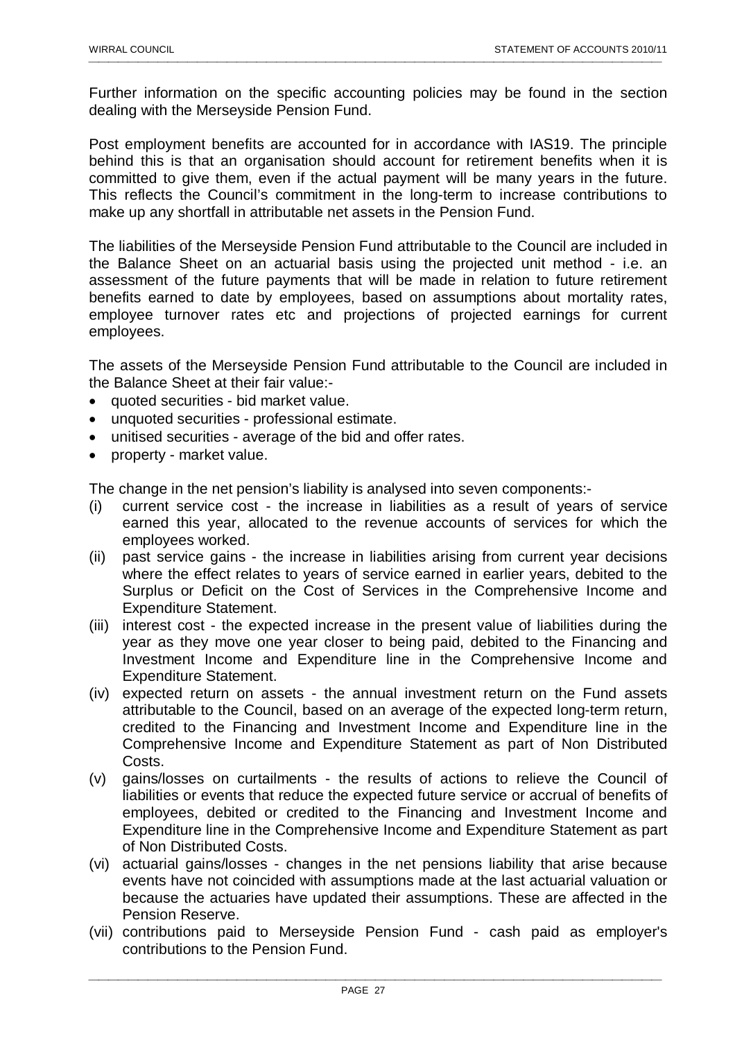Further information on the specific accounting policies may be found in the section dealing with the Merseyside Pension Fund.

Post employment benefits are accounted for in accordance with IAS19. The principle behind this is that an organisation should account for retirement benefits when it is committed to give them, even if the actual payment will be many years in the future. This reflects the Council's commitment in the long-term to increase contributions to make up any shortfall in attributable net assets in the Pension Fund.

The liabilities of the Merseyside Pension Fund attributable to the Council are included in the Balance Sheet on an actuarial basis using the projected unit method - i.e. an assessment of the future payments that will be made in relation to future retirement benefits earned to date by employees, based on assumptions about mortality rates, employee turnover rates etc and projections of projected earnings for current employees.

The assets of the Merseyside Pension Fund attributable to the Council are included in the Balance Sheet at their fair value:-

- quoted securities - bid market value.
- unquoted securities - professional estimate.
- unitised securities - average of the bid and offer rates.
- property - market value.

The change in the net pension's liability is analysed into seven components:-

(i) current service cost - the increase in liabilities as a result of years of service earned this year, allocated to the revenue accounts of services for which the employees worked.

(ii) past service gains - the increase in liabilities arising from current year decisions where the effect relates to years of service earned in earlier years, debited to the Surplus or Deficit on the Cost of Services in the Comprehensive Income and Expenditure Statement.

(iii) interest cost - the expected increase in the present value of liabilities during the year as they move one year closer to being paid, debited to the Financing and Investment Income and Expenditure line in the Comprehensive Income and Expenditure Statement.

(iv) expected return on assets - the annual investment return on the Fund assets attributable to the Council, based on an average of the expected long-term return, credited to the Financing and Investment Income and Expenditure line in the Comprehensive Income and Expenditure Statement as part of Non Distributed Costs.

(v) gains/losses on curtailments - the results of actions to relieve the Council of liabilities or events that reduce the expected future service or accrual of benefits of employees, debited or credited to the Financing and Investment Income and Expenditure line in the Comprehensive Income and Expenditure Statement as part of Non Distributed Costs.

(vi) actuarial gains/losses - changes in the net pensions liability that arise because events have not coincided with assumptions made at the last actuarial valuation or because the actuaries have updated their assumptions. These are affected in the Pension Reserve.

(vii) contributions paid to Merseyside Pension Fund - cash paid as employer's contributions to the Pension Fund.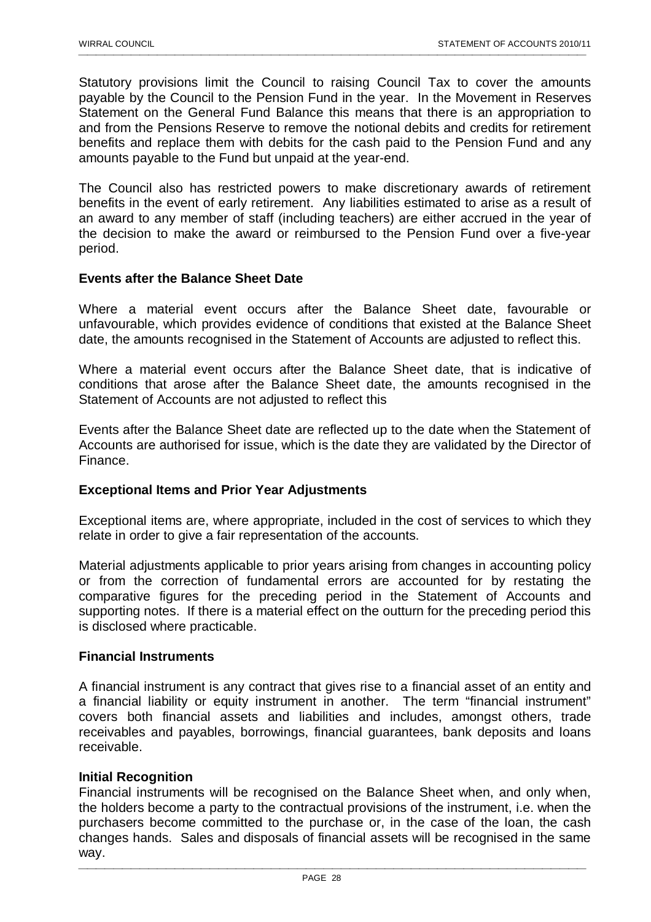Statutory provisions limit the Council to raising Council Tax to cover the amounts payable by the Council to the Pension Fund in the year. In the Movement in Reserves Statement on the General Fund Balance this means that there is an appropriation to and from the Pensions Reserve to remove the notional debits and credits for retirement benefits and replace them with debits for the cash paid to the Pension Fund and any amounts payable to the Fund but unpaid at the year-end.

The Council also has restricted powers to make discretionary awards of retirement benefits in the event of early retirement. Any liabilities estimated to arise as a result of an award to any member of staff (including teachers) are either accrued in the year of the decision to make the award or reimbursed to the Pension Fund over a five-year period.

**Events after the Balance Sheet Date**

Where a material event occurs after the Balance Sheet date, favourable or unfavourable, which provides evidence of conditions that existed at the Balance Sheet date, the amounts recognised in the Statement of Accounts are adjusted to reflect this.

Where a material event occurs after the Balance Sheet date, that is indicative of conditions that arose after the Balance Sheet date, the amounts recognised in the Statement of Accounts are not adjusted to reflect this

Events after the Balance Sheet date are reflected up to the date when the Statement of Accounts are authorised for issue, which is the date they are validated by the Director of Finance.

**Exceptional Items and Prior Year Adjustments**

Exceptional items are, where appropriate, included in the cost of services to which they relate in order to give a fair representation of the accounts.

Material adjustments applicable to prior years arising from changes in accounting policy or from the correction of fundamental errors are accounted for by restating the comparative figures for the preceding period in the Statement of Accounts and supporting notes. If there is a material effect on the outturn for the preceding period this is disclosed where practicable.

**Financial Instruments**

A financial instrument is any contract that gives rise to a financial asset of an entity and a financial liability or equity instrument in another. The term "financial instrument" covers both financial assets and liabilities and includes, amongst others, trade receivables and payables, borrowings, financial guarantees, bank deposits and loans receivable.

**Initial Recognition**

Financial instruments will be recognised on the Balance Sheet when, and only when, the holders become a party to the contractual provisions of the instrument, i.e. when the purchasers become committed to the purchase or, in the case of the loan, the cash changes hands. Sales and disposals of financial assets will be recognised in the same way.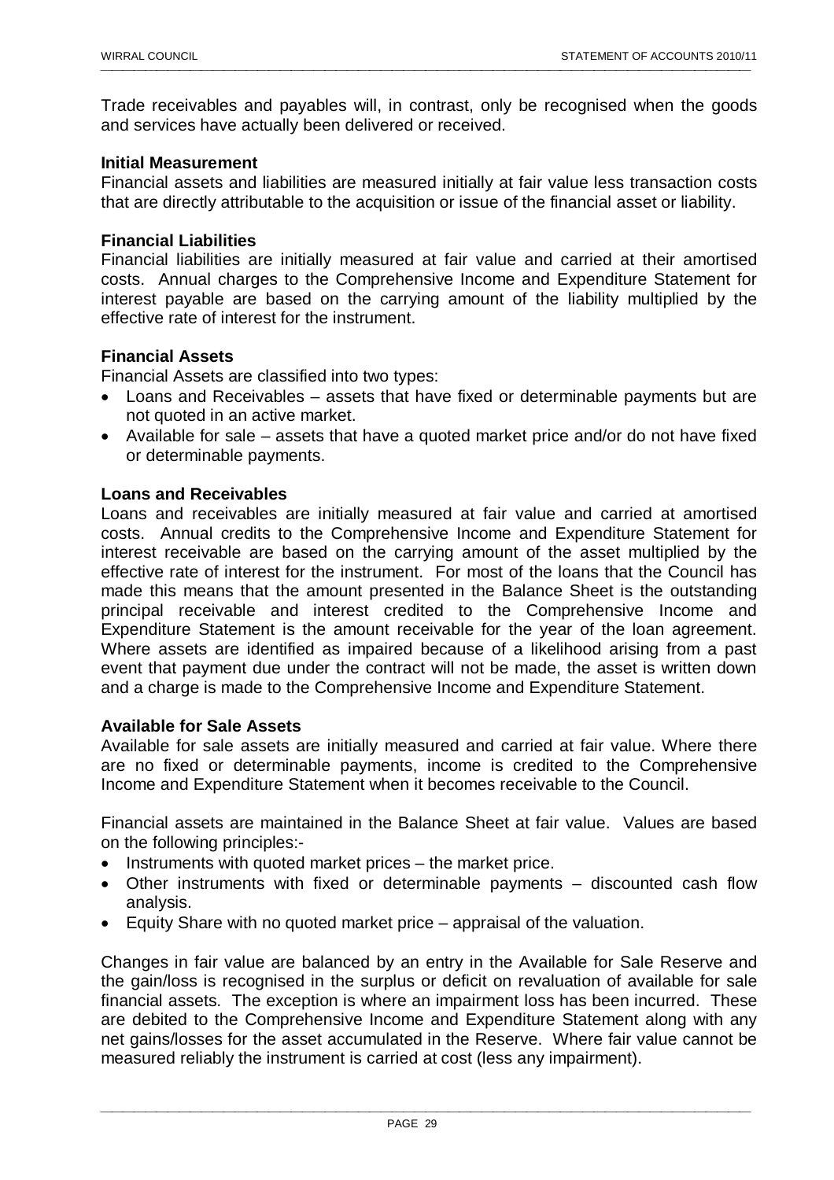Trade receivables and payables will, in contrast, only be recognised when the goods and services have actually been delivered or received.

**Initial Measurement**

Financial assets and liabilities are measured initially at fair value less transaction costs that are directly attributable to the acquisition or issue of the financial asset or liability.

**Financial Liabilities**

Financial liabilities are initially measured at fair value and carried at their amortised costs. Annual charges to the Comprehensive Income and Expenditure Statement for interest payable are based on the carrying amount of the liability multiplied by the effective rate of interest for the instrument.

**Financial Assets**

Financial Assets are classified into two types:

- Loans and Receivables – assets that have fixed or determinable payments but are not quoted in an active market.
- Available for sale – assets that have a quoted market price and/or do not have fixed or determinable payments.

**Loans and Receivables**

Loans and receivables are initially measured at fair value and carried at amortised costs. Annual credits to the Comprehensive Income and Expenditure Statement for interest receivable are based on the carrying amount of the asset multiplied by the effective rate of interest for the instrument. For most of the loans that the Council has made this means that the amount presented in the Balance Sheet is the outstanding principal receivable and interest credited to the Comprehensive Income and Expenditure Statement is the amount receivable for the year of the loan agreement. Where assets are identified as impaired because of a likelihood arising from a past event that payment due under the contract will not be made, the asset is written down and a charge is made to the Comprehensive Income and Expenditure Statement.

**Available for Sale Assets**

Available for sale assets are initially measured and carried at fair value. Where there are no fixed or determinable payments, income is credited to the Comprehensive Income and Expenditure Statement when it becomes receivable to the Council.

Financial assets are maintained in the Balance Sheet at fair value. Values are based on the following principles:-

- Instruments with quoted market prices – the market price.
- Other instruments with fixed or determinable payments – discounted cash flow analysis.
- Equity Share with no quoted market price – appraisal of the valuation.

Changes in fair value are balanced by an entry in the Available for Sale Reserve and the gain/loss is recognised in the surplus or deficit on revaluation of available for sale financial assets. The exception is where an impairment loss has been incurred. These are debited to the Comprehensive Income and Expenditure Statement along with any net gains/losses for the asset accumulated in the Reserve. Where fair value cannot be measured reliably the instrument is carried at cost (less any impairment).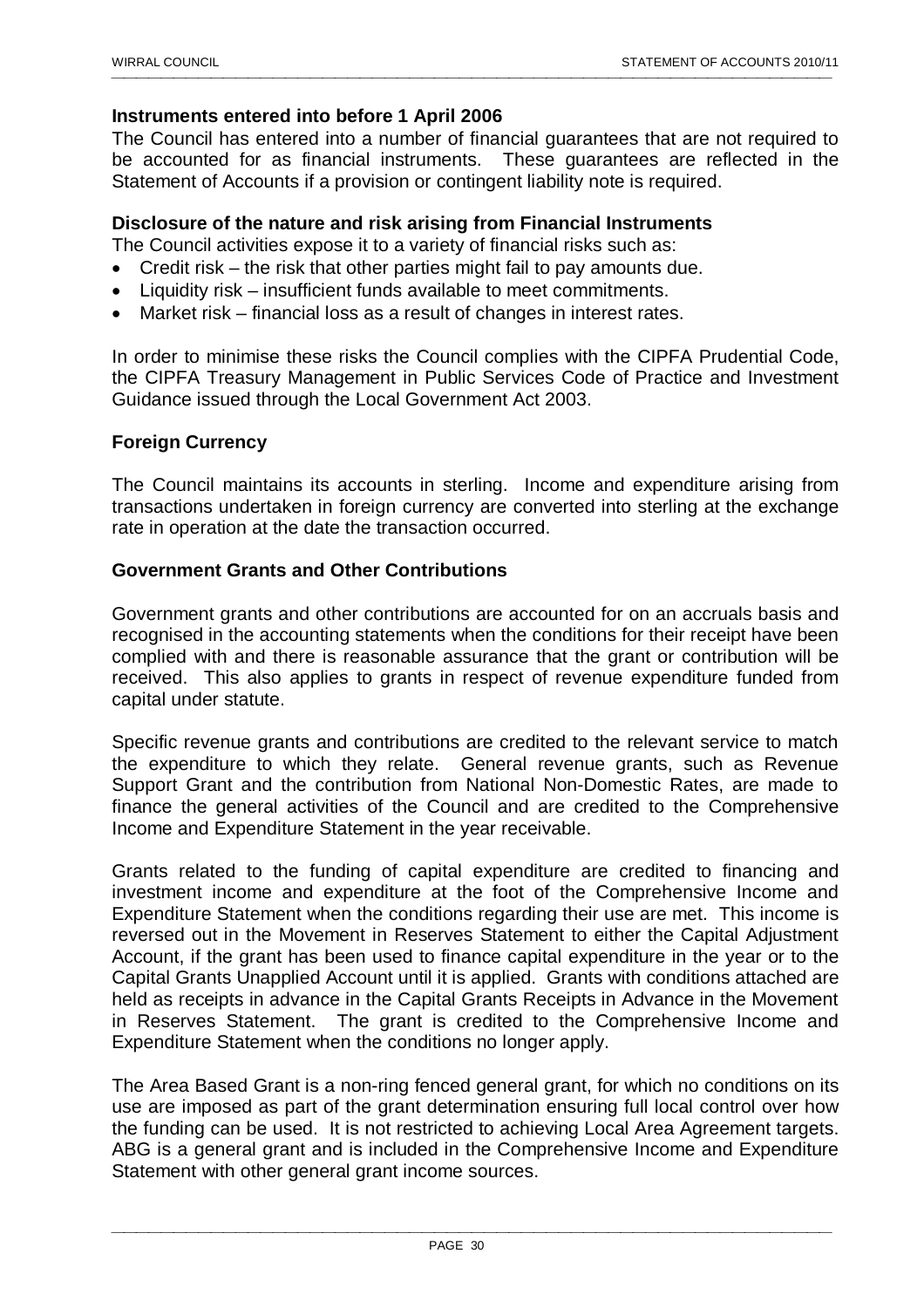### Instruments entered into before 1 April 2006

The Council has entered into a number of financial guarantees that are not required to be accounted for as financial instruments. These guarantees are reflected in the Statement of Accounts if a provision or contingent liability note is required.

### Disclosure of the nature and risk arising from Financial Instruments

The Council activities expose it to a variety of financial risks such as:

- Credit risk – the risk that other parties might fail to pay amounts due.
- Liquidity risk – insufficient funds available to meet commitments.
- Market risk – financial loss as a result of changes in interest rates.

In order to minimise these risks the Council complies with the CIPFA Prudential Code, the CIPFA Treasury Management in Public Services Code of Practice and Investment Guidance issued through the Local Government Act 2003.

### Foreign Currency

The Council maintains its accounts in sterling. Income and expenditure arising from transactions undertaken in foreign currency are converted into sterling at the exchange rate in operation at the date the transaction occurred.

### Government Grants and Other Contributions

Government grants and other contributions are accounted for on an accruals basis and recognised in the accounting statements when the conditions for their receipt have been complied with and there is reasonable assurance that the grant or contribution will be received. This also applies to grants in respect of revenue expenditure funded from capital under statute.

Specific revenue grants and contributions are credited to the relevant service to match the expenditure to which they relate. General revenue grants, such as Revenue Support Grant and the contribution from National Non-Domestic Rates, are made to finance the general activities of the Council and are credited to the Comprehensive Income and Expenditure Statement in the year receivable.

Grants related to the funding of capital expenditure are credited to financing and investment income and expenditure at the foot of the Comprehensive Income and Expenditure Statement when the conditions regarding their use are met. This income is reversed out in the Movement in Reserves Statement to either the Capital Adjustment Account, if the grant has been used to finance capital expenditure in the year or to the Capital Grants Unapplied Account until it is applied. Grants with conditions attached are held as receipts in advance in the Capital Grants Receipts in Advance in the Movement in Reserves Statement. The grant is credited to the Comprehensive Income and Expenditure Statement when the conditions no longer apply.

The Area Based Grant is a non-ring fenced general grant, for which no conditions on its use are imposed as part of the grant determination ensuring full local control over how the funding can be used. It is not restricted to achieving Local Area Agreement targets. ABG is a general grant and is included in the Comprehensive Income and Expenditure Statement with other general grant income sources.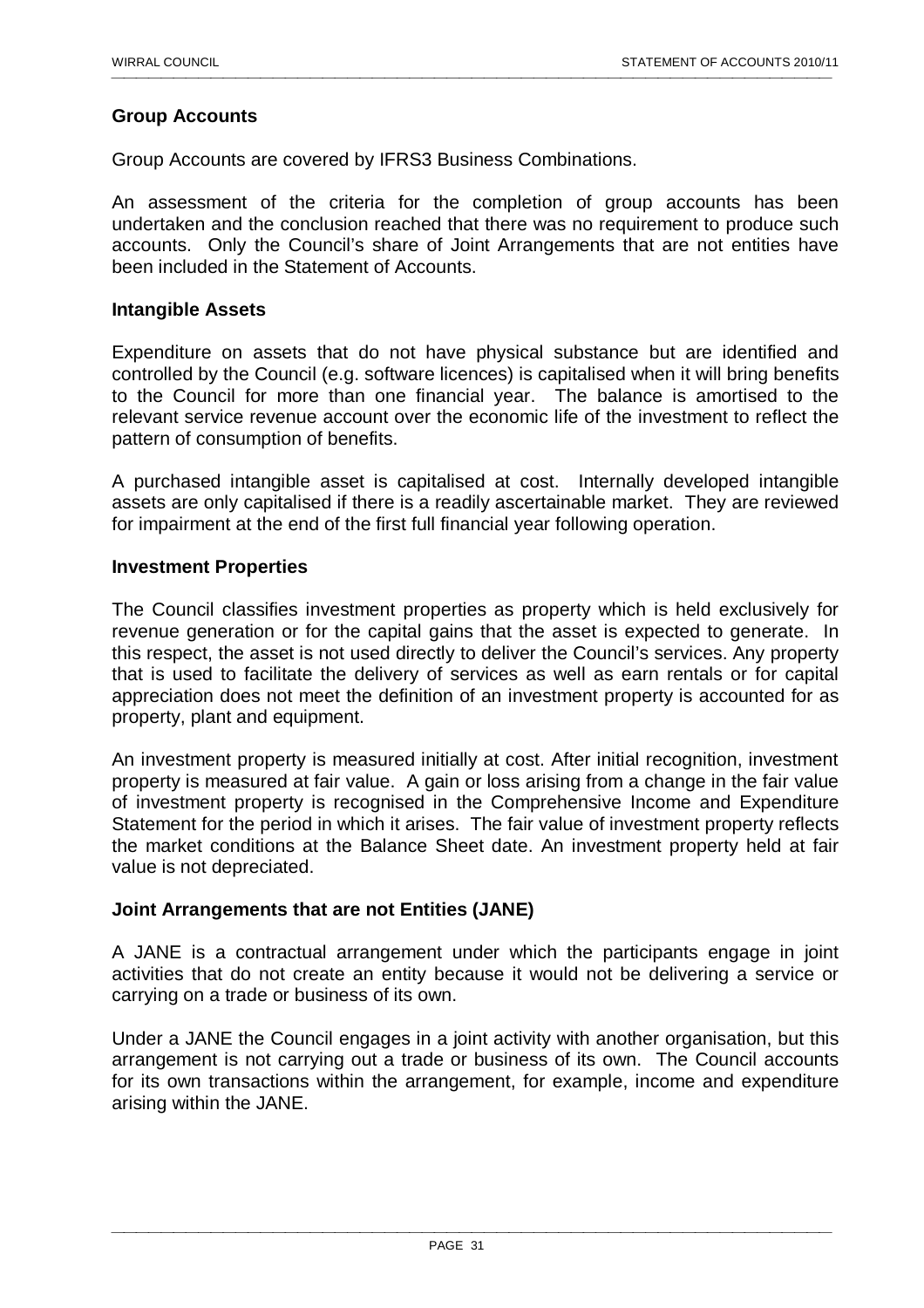## Group Accounts

Group Accounts are covered by IFRS3 Business Combinations.

An assessment of the criteria for the completion of group accounts has been undertaken and the conclusion reached that there was no requirement to produce such accounts. Only the Council's share of Joint Arrangements that are not entities have been included in the Statement of Accounts.

## Intangible Assets

Expenditure on assets that do not have physical substance but are identified and controlled by the Council (e.g. software licences) is capitalised when it will bring benefits to the Council for more than one financial year. The balance is amortised to the relevant service revenue account over the economic life of the investment to reflect the pattern of consumption of benefits.

A purchased intangible asset is capitalised at cost. Internally developed intangible assets are only capitalised if there is a readily ascertainable market. They are reviewed for impairment at the end of the first full financial year following operation.

## Investment Properties

The Council classifies investment properties as property which is held exclusively for revenue generation or for the capital gains that the asset is expected to generate. In this respect, the asset is not used directly to deliver the Council's services. Any property that is used to facilitate the delivery of services as well as earn rentals or for capital appreciation does not meet the definition of an investment property is accounted for as property, plant and equipment.

An investment property is measured initially at cost. After initial recognition, investment property is measured at fair value. A gain or loss arising from a change in the fair value of investment property is recognised in the Comprehensive Income and Expenditure Statement for the period in which it arises. The fair value of investment property reflects the market conditions at the Balance Sheet date. An investment property held at fair value is not depreciated.

## Joint Arrangements that are not Entities (JANE)

A JANE is a contractual arrangement under which the participants engage in joint activities that do not create an entity because it would not be delivering a service or carrying on a trade or business of its own.

Under a JANE the Council engages in a joint activity with another organisation, but this arrangement is not carrying out a trade or business of its own. The Council accounts for its own transactions within the arrangement, for example, income and expenditure arising within the JANE.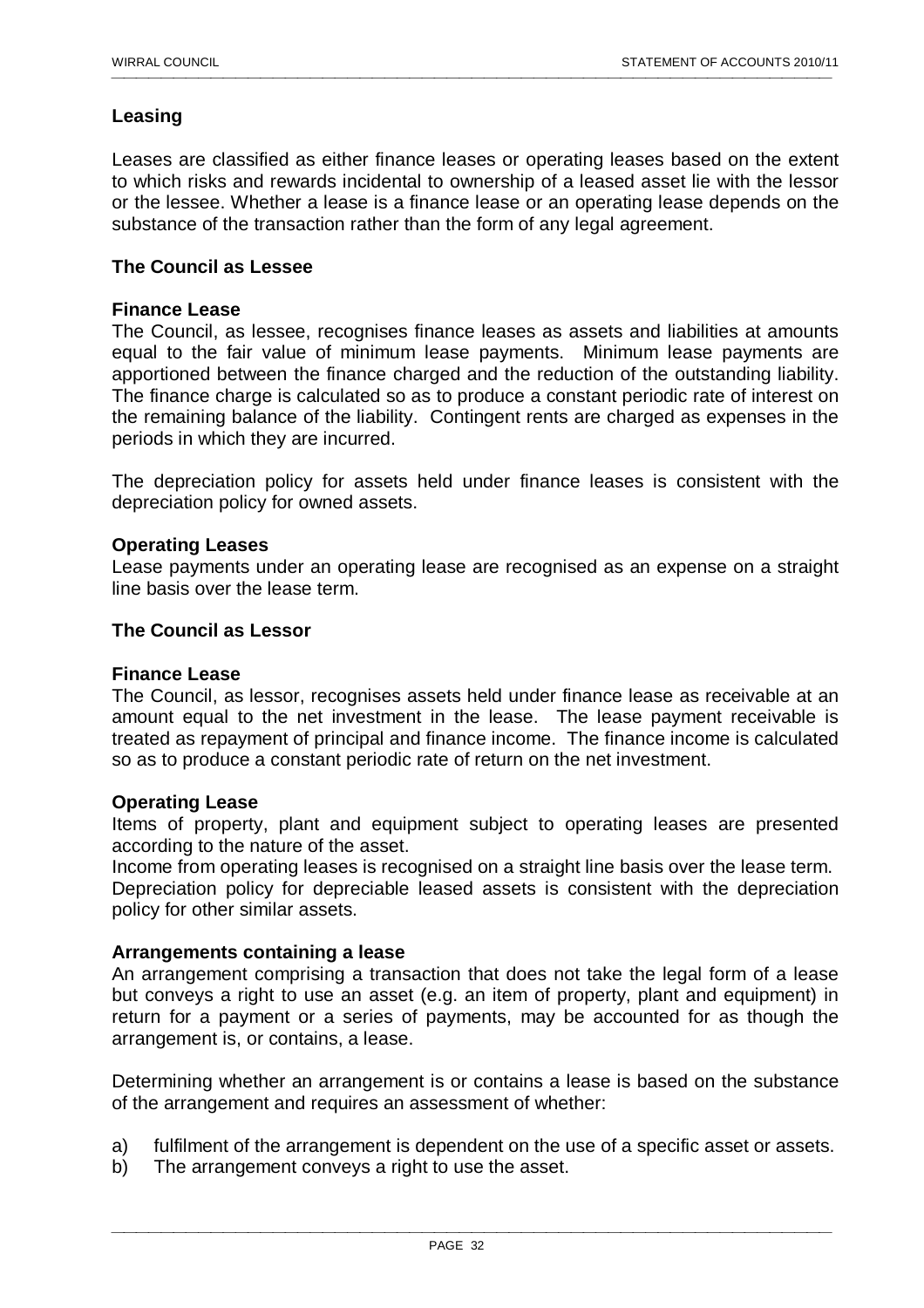## Leasing

Leases are classified as either finance leases or operating leases based on the extent to which risks and rewards incidental to ownership of a leased asset lie with the lessor or the lessee. Whether a lease is a finance lease or an operating lease depends on the substance of the transaction rather than the form of any legal agreement.

### The Council as Lessee

**Finance Lease**

The Council, as lessee, recognises finance leases as assets and liabilities at amounts equal to the fair value of minimum lease payments. Minimum lease payments are apportioned between the finance charged and the reduction of the outstanding liability. The finance charge is calculated so as to produce a constant periodic rate of interest on the remaining balance of the liability. Contingent rents are charged as expenses in the periods in which they are incurred.

The depreciation policy for assets held under finance leases is consistent with the depreciation policy for owned assets.

**Operating Leases**

Lease payments under an operating lease are recognised as an expense on a straight line basis over the lease term.

### The Council as Lessor

**Finance Lease**

The Council, as lessor, recognises assets held under finance lease as receivable at an amount equal to the net investment in the lease. The lease payment receivable is treated as repayment of principal and finance income. The finance income is calculated so as to produce a constant periodic rate of return on the net investment.

**Operating Lease**

Items of property, plant and equipment subject to operating leases are presented according to the nature of the asset.

Income from operating leases is recognised on a straight line basis over the lease term.

Depreciation policy for depreciable leased assets is consistent with the depreciation policy for other similar assets.

**Arrangements containing a lease**

An arrangement comprising a transaction that does not take the legal form of a lease but conveys a right to use an asset (e.g. an item of property, plant and equipment) in return for a payment or a series of payments, may be accounted for as though the arrangement is, or contains, a lease.

Determining whether an arrangement is or contains a lease is based on the substance of the arrangement and requires an assessment of whether:

a) fulfilment of the arrangement is dependent on the use of a specific asset or assets.
b) The arrangement conveys a right to use the asset.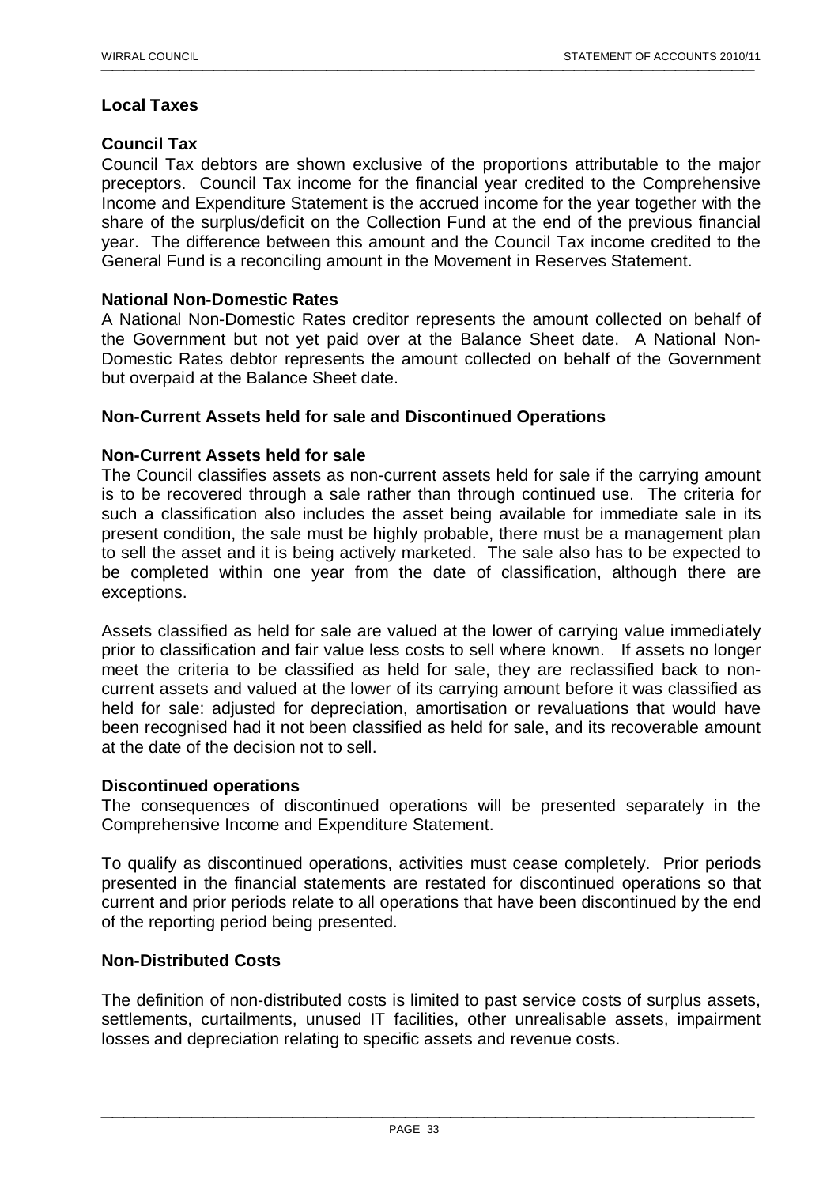## Local Taxes

### Council Tax

Council Tax debtors are shown exclusive of the proportions attributable to the major preceptors. Council Tax income for the financial year credited to the Comprehensive Income and Expenditure Statement is the accrued income for the year together with the share of the surplus/deficit on the Collection Fund at the end of the previous financial year. The difference between this amount and the Council Tax income credited to the General Fund is a reconciling amount in the Movement in Reserves Statement.

### National Non-Domestic Rates

A National Non-Domestic Rates creditor represents the amount collected on behalf of the Government but not yet paid over at the Balance Sheet date. A National Non-Domestic Rates debtor represents the amount collected on behalf of the Government but overpaid at the Balance Sheet date.

## Non-Current Assets held for sale and Discontinued Operations

### Non-Current Assets held for sale

The Council classifies assets as non-current assets held for sale if the carrying amount is to be recovered through a sale rather than through continued use. The criteria for such a classification also includes the asset being available for immediate sale in its present condition, the sale must be highly probable, there must be a management plan to sell the asset and it is being actively marketed. The sale also has to be expected to be completed within one year from the date of classification, although there are exceptions.

Assets classified as held for sale are valued at the lower of carrying value immediately prior to classification and fair value less costs to sell where known. If assets no longer meet the criteria to be classified as held for sale, they are reclassified back to non-current assets and valued at the lower of its carrying amount before it was classified as held for sale: adjusted for depreciation, amortisation or revaluations that would have been recognised had it not been classified as held for sale, and its recoverable amount at the date of the decision not to sell.

### Discontinued operations

The consequences of discontinued operations will be presented separately in the Comprehensive Income and Expenditure Statement.

To qualify as discontinued operations, activities must cease completely. Prior periods presented in the financial statements are restated for discontinued operations so that current and prior periods relate to all operations that have been discontinued by the end of the reporting period being presented.

## Non-Distributed Costs

The definition of non-distributed costs is limited to past service costs of surplus assets, settlements, curtailments, unused IT facilities, other unrealisable assets, impairment losses and depreciation relating to specific assets and revenue costs.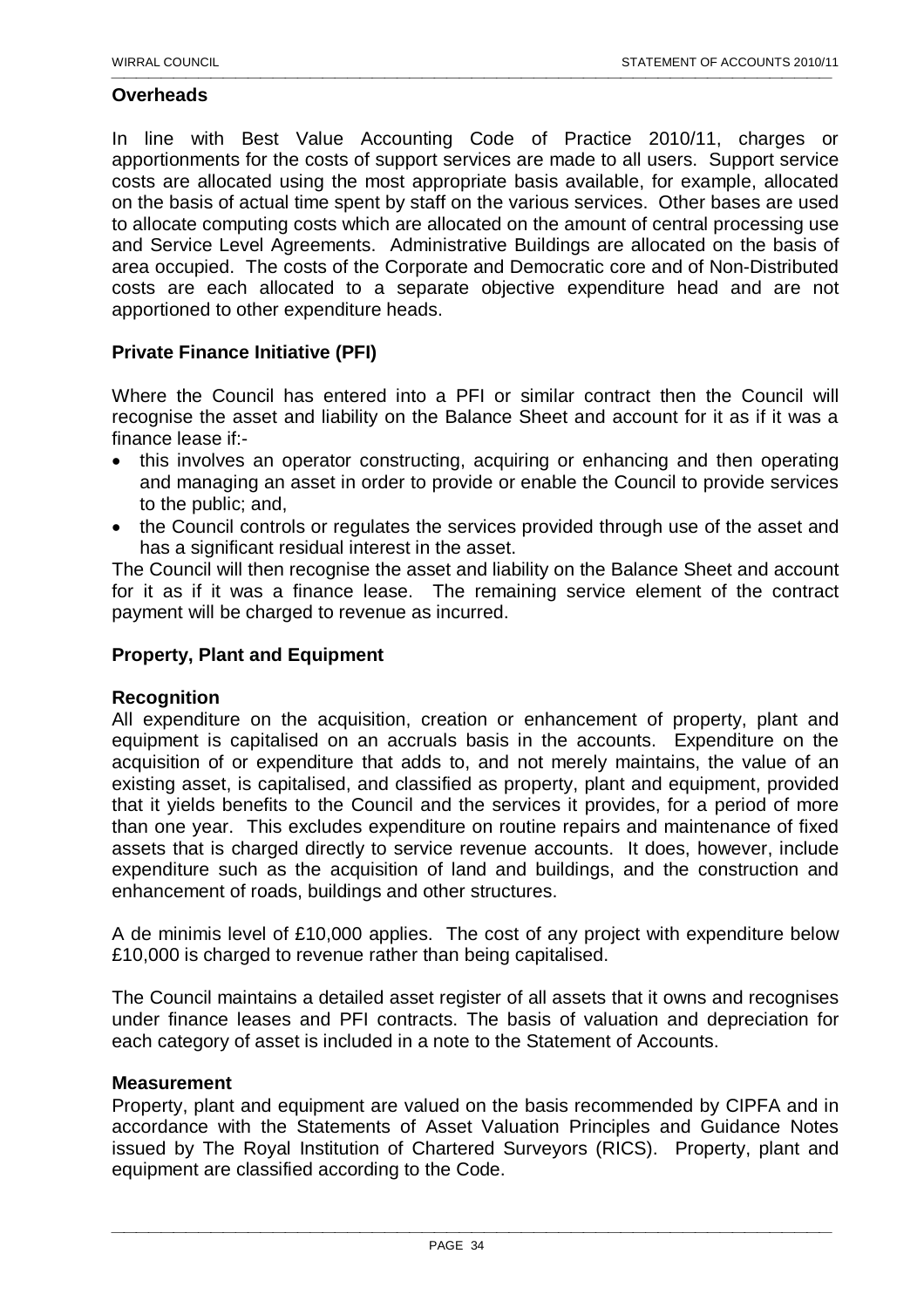## Overheads

In line with Best Value Accounting Code of Practice 2010/11, charges or apportionments for the costs of support services are made to all users. Support service costs are allocated using the most appropriate basis available, for example, allocated on the basis of actual time spent by staff on the various services. Other bases are used to allocate computing costs which are allocated on the amount of central processing use and Service Level Agreements. Administrative Buildings are allocated on the basis of area occupied. The costs of the Corporate and Democratic core and of Non-Distributed costs are each allocated to a separate objective expenditure head and are not apportioned to other expenditure heads.

## Private Finance Initiative (PFI)

Where the Council has entered into a PFI or similar contract then the Council will recognise the asset and liability on the Balance Sheet and account for it as if it was a finance lease if:-

- this involves an operator constructing, acquiring or enhancing and then operating and managing an asset in order to provide or enable the Council to provide services to the public; and,
- the Council controls or regulates the services provided through use of the asset and has a significant residual interest in the asset.

The Council will then recognise the asset and liability on the Balance Sheet and account for it as if it was a finance lease. The remaining service element of the contract payment will be charged to revenue as incurred.

## Property, Plant and Equipment

### Recognition

All expenditure on the acquisition, creation or enhancement of property, plant and equipment is capitalised on an accruals basis in the accounts. Expenditure on the acquisition of or expenditure that adds to, and not merely maintains, the value of an existing asset, is capitalised, and classified as property, plant and equipment, provided that it yields benefits to the Council and the services it provides, for a period of more than one year. This excludes expenditure on routine repairs and maintenance of fixed assets that is charged directly to service revenue accounts. It does, however, include expenditure such as the acquisition of land and buildings, and the construction and enhancement of roads, buildings and other structures.

A de minimis level of £10,000 applies. The cost of any project with expenditure below £10,000 is charged to revenue rather than being capitalised.

The Council maintains a detailed asset register of all assets that it owns and recognises under finance leases and PFI contracts. The basis of valuation and depreciation for each category of asset is included in a note to the Statement of Accounts.

### Measurement

Property, plant and equipment are valued on the basis recommended by CIPFA and in accordance with the Statements of Asset Valuation Principles and Guidance Notes issued by The Royal Institution of Chartered Surveyors (RICS). Property, plant and equipment are classified according to the Code.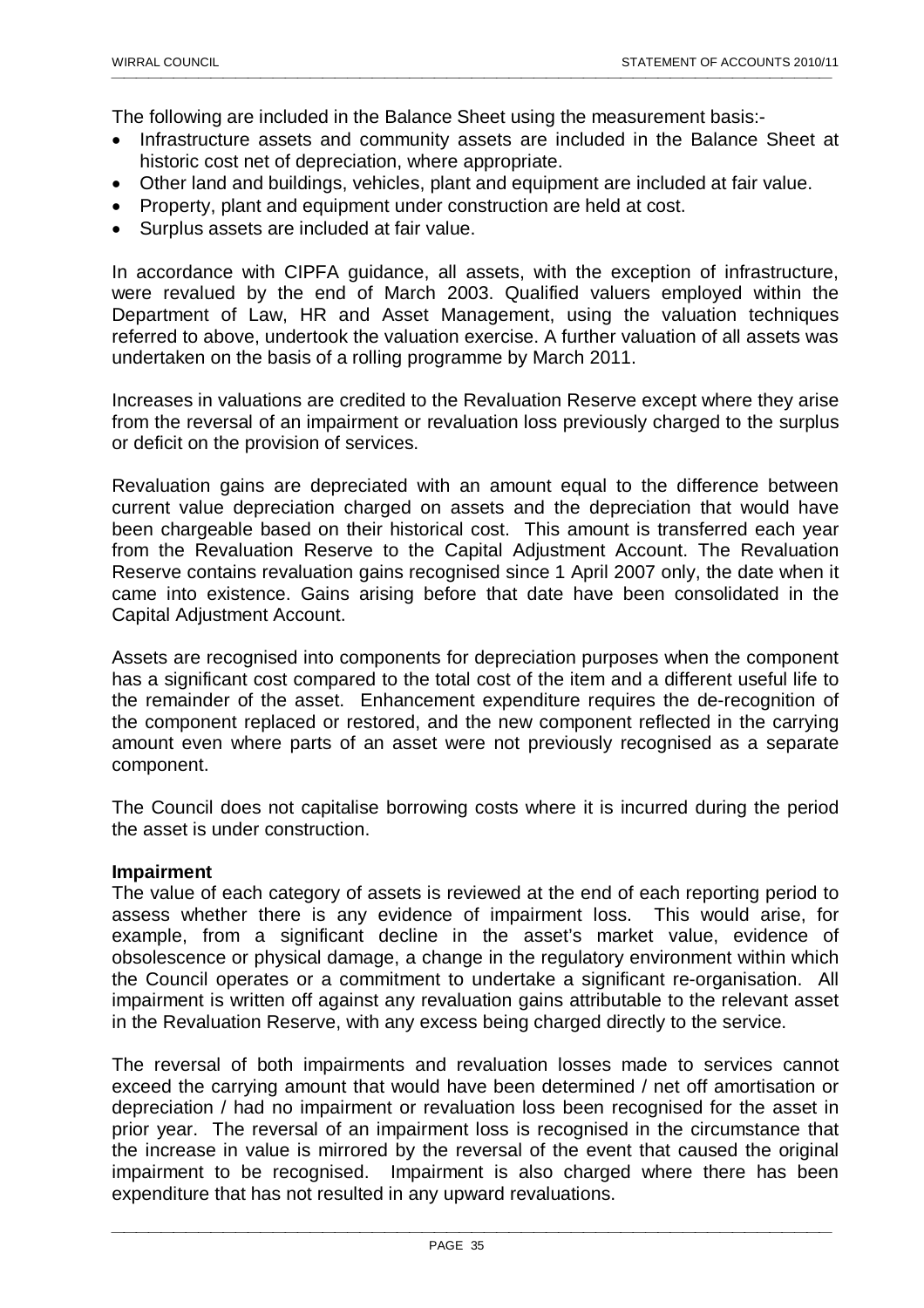The following are included in the Balance Sheet using the measurement basis:-

- Infrastructure assets and community assets are included in the Balance Sheet at historic cost net of depreciation, where appropriate.
- Other land and buildings, vehicles, plant and equipment are included at fair value.
- Property, plant and equipment under construction are held at cost.
- Surplus assets are included at fair value.

In accordance with CIPFA guidance, all assets, with the exception of infrastructure, were revalued by the end of March 2003. Qualified valuers employed within the Department of Law, HR and Asset Management, using the valuation techniques referred to above, undertook the valuation exercise. A further valuation of all assets was undertaken on the basis of a rolling programme by March 2011.

Increases in valuations are credited to the Revaluation Reserve except where they arise from the reversal of an impairment or revaluation loss previously charged to the surplus or deficit on the provision of services.

Revaluation gains are depreciated with an amount equal to the difference between current value depreciation charged on assets and the depreciation that would have been chargeable based on their historical cost. This amount is transferred each year from the Revaluation Reserve to the Capital Adjustment Account. The Revaluation Reserve contains revaluation gains recognised since 1 April 2007 only, the date when it came into existence. Gains arising before that date have been consolidated in the Capital Adjustment Account.

Assets are recognised into components for depreciation purposes when the component has a significant cost compared to the total cost of the item and a different useful life to the remainder of the asset. Enhancement expenditure requires the de-recognition of the component replaced or restored, and the new component reflected in the carrying amount even where parts of an asset were not previously recognised as a separate component.

The Council does not capitalise borrowing costs where it is incurred during the period the asset is under construction.

**Impairment**

The value of each category of assets is reviewed at the end of each reporting period to assess whether there is any evidence of impairment loss. This would arise, for example, from a significant decline in the asset's market value, evidence of obsolescence or physical damage, a change in the regulatory environment within which the Council operates or a commitment to undertake a significant re-organisation. All impairment is written off against any revaluation gains attributable to the relevant asset in the Revaluation Reserve, with any excess being charged directly to the service.

The reversal of both impairments and revaluation losses made to services cannot exceed the carrying amount that would have been determined / net off amortisation or depreciation / had no impairment or revaluation loss been recognised for the asset in prior year. The reversal of an impairment loss is recognised in the circumstance that the increase in value is mirrored by the reversal of the event that caused the original impairment to be recognised. Impairment is also charged where there has been expenditure that has not resulted in any upward revaluations.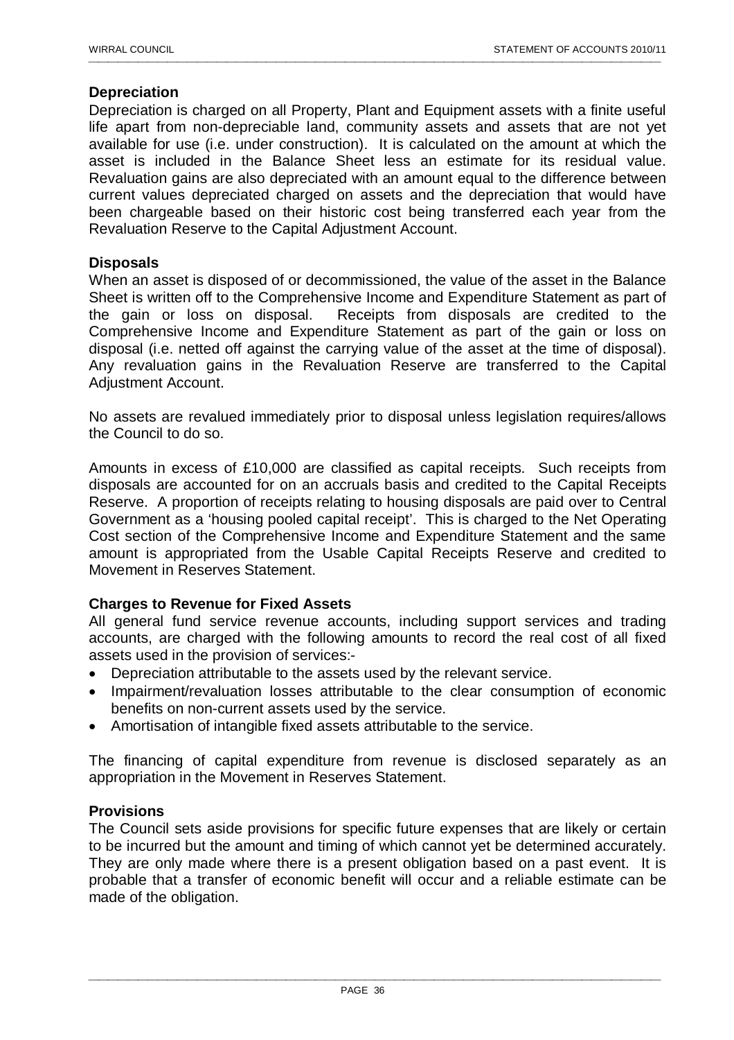**Depreciation**

Depreciation is charged on all Property, Plant and Equipment assets with a finite useful life apart from non-depreciable land, community assets and assets that are not yet available for use (i.e. under construction). It is calculated on the amount at which the asset is included in the Balance Sheet less an estimate for its residual value. Revaluation gains are also depreciated with an amount equal to the difference between current values depreciated charged on assets and the depreciation that would have been chargeable based on their historic cost being transferred each year from the Revaluation Reserve to the Capital Adjustment Account.

**Disposals**

When an asset is disposed of or decommissioned, the value of the asset in the Balance Sheet is written off to the Comprehensive Income and Expenditure Statement as part of the gain or loss on disposal. Receipts from disposals are credited to the Comprehensive Income and Expenditure Statement as part of the gain or loss on disposal (i.e. netted off against the carrying value of the asset at the time of disposal). Any revaluation gains in the Revaluation Reserve are transferred to the Capital Adjustment Account.

No assets are revalued immediately prior to disposal unless legislation requires/allows the Council to do so.

Amounts in excess of £10,000 are classified as capital receipts. Such receipts from disposals are accounted for on an accruals basis and credited to the Capital Receipts Reserve. A proportion of receipts relating to housing disposals are paid over to Central Government as a 'housing pooled capital receipt'. This is charged to the Net Operating Cost section of the Comprehensive Income and Expenditure Statement and the same amount is appropriated from the Usable Capital Receipts Reserve and credited to Movement in Reserves Statement.

**Charges to Revenue for Fixed Assets**

All general fund service revenue accounts, including support services and trading accounts, are charged with the following amounts to record the real cost of all fixed assets used in the provision of services:-

- Depreciation attributable to the assets used by the relevant service.
- Impairment/revaluation losses attributable to the clear consumption of economic benefits on non-current assets used by the service.
- Amortisation of intangible fixed assets attributable to the service.

The financing of capital expenditure from revenue is disclosed separately as an appropriation in the Movement in Reserves Statement.

**Provisions**

The Council sets aside provisions for specific future expenses that are likely or certain to be incurred but the amount and timing of which cannot yet be determined accurately. They are only made where there is a present obligation based on a past event. It is probable that a transfer of economic benefit will occur and a reliable estimate can be made of the obligation.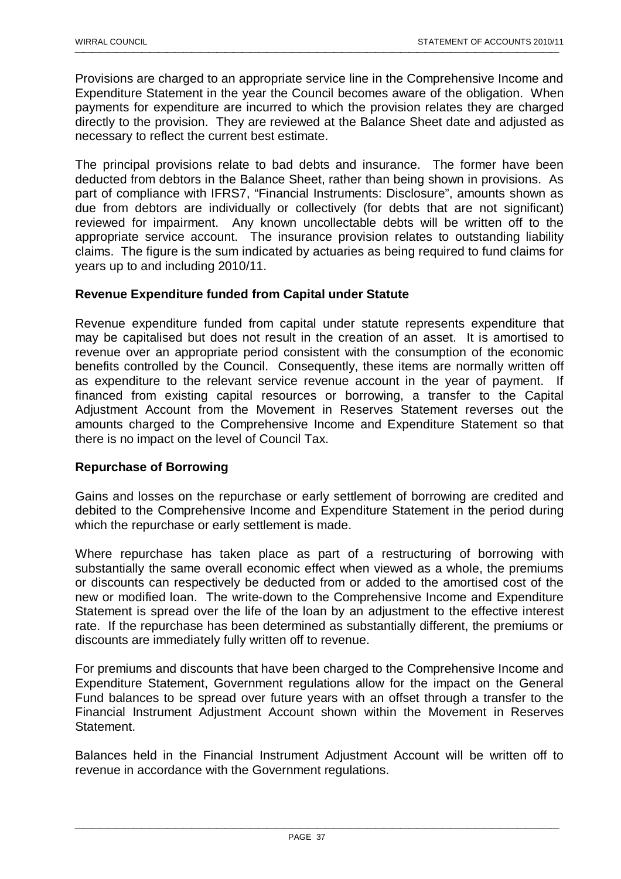Provisions are charged to an appropriate service line in the Comprehensive Income and Expenditure Statement in the year the Council becomes aware of the obligation. When payments for expenditure are incurred to which the provision relates they are charged directly to the provision. They are reviewed at the Balance Sheet date and adjusted as necessary to reflect the current best estimate.

The principal provisions relate to bad debts and insurance. The former have been deducted from debtors in the Balance Sheet, rather than being shown in provisions. As part of compliance with IFRS7, "Financial Instruments: Disclosure", amounts shown as due from debtors are individually or collectively (for debts that are not significant) reviewed for impairment. Any known uncollectable debts will be written off to the appropriate service account. The insurance provision relates to outstanding liability claims. The figure is the sum indicated by actuaries as being required to fund claims for years up to and including 2010/11.

**Revenue Expenditure funded from Capital under Statute**

Revenue expenditure funded from capital under statute represents expenditure that may be capitalised but does not result in the creation of an asset. It is amortised to revenue over an appropriate period consistent with the consumption of the economic benefits controlled by the Council. Consequently, these items are normally written off as expenditure to the relevant service revenue account in the year of payment. If financed from existing capital resources or borrowing, a transfer to the Capital Adjustment Account from the Movement in Reserves Statement reverses out the amounts charged to the Comprehensive Income and Expenditure Statement so that there is no impact on the level of Council Tax.

**Repurchase of Borrowing**

Gains and losses on the repurchase or early settlement of borrowing are credited and debited to the Comprehensive Income and Expenditure Statement in the period during which the repurchase or early settlement is made.

Where repurchase has taken place as part of a restructuring of borrowing with substantially the same overall economic effect when viewed as a whole, the premiums or discounts can respectively be deducted from or added to the amortised cost of the new or modified loan. The write-down to the Comprehensive Income and Expenditure Statement is spread over the life of the loan by an adjustment to the effective interest rate. If the repurchase has been determined as substantially different, the premiums or discounts are immediately fully written off to revenue.

For premiums and discounts that have been charged to the Comprehensive Income and Expenditure Statement, Government regulations allow for the impact on the General Fund balances to be spread over future years with an offset through a transfer to the Financial Instrument Adjustment Account shown within the Movement in Reserves Statement.

Balances held in the Financial Instrument Adjustment Account will be written off to revenue in accordance with the Government regulations.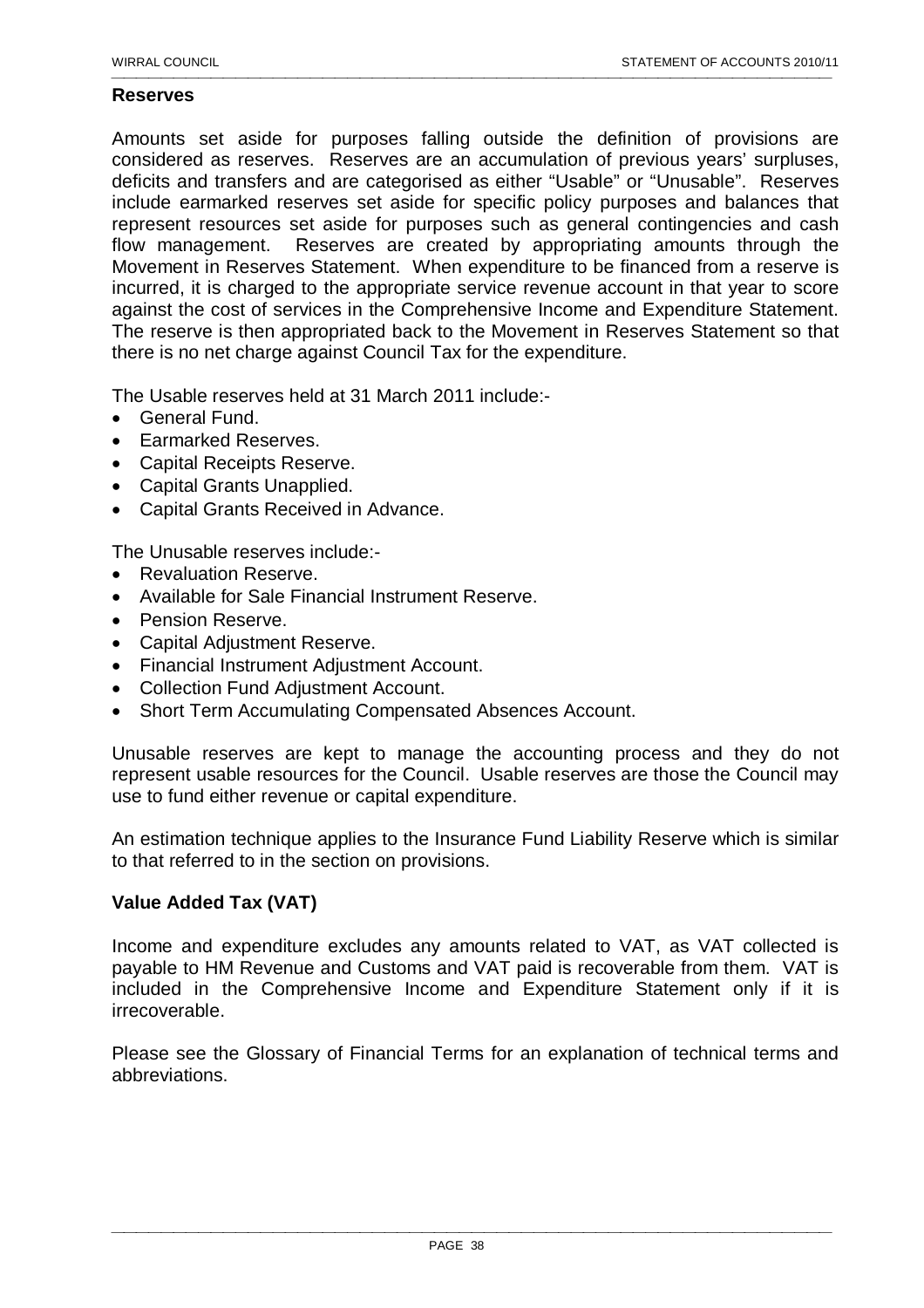## Reserves

Amounts set aside for purposes falling outside the definition of provisions are considered as reserves. Reserves are an accumulation of previous years' surpluses, deficits and transfers and are categorised as either "Usable" or "Unusable". Reserves include earmarked reserves set aside for specific policy purposes and balances that represent resources set aside for purposes such as general contingencies and cash flow management. Reserves are created by appropriating amounts through the Movement in Reserves Statement. When expenditure to be financed from a reserve is incurred, it is charged to the appropriate service revenue account in that year to score against the cost of services in the Comprehensive Income and Expenditure Statement. The reserve is then appropriated back to the Movement in Reserves Statement so that there is no net charge against Council Tax for the expenditure.

The Usable reserves held at 31 March 2011 include:-

- General Fund.
- Earmarked Reserves.
- Capital Receipts Reserve.
- Capital Grants Unapplied.
- Capital Grants Received in Advance.

The Unusable reserves include:-

- Revaluation Reserve.
- Available for Sale Financial Instrument Reserve.
- Pension Reserve.
- Capital Adjustment Reserve.
- Financial Instrument Adjustment Account.
- Collection Fund Adjustment Account.
- Short Term Accumulating Compensated Absences Account.

Unusable reserves are kept to manage the accounting process and they do not represent usable resources for the Council. Usable reserves are those the Council may use to fund either revenue or capital expenditure.

An estimation technique applies to the Insurance Fund Liability Reserve which is similar to that referred to in the section on provisions.

## Value Added Tax (VAT)

Income and expenditure excludes any amounts related to VAT, as VAT collected is payable to HM Revenue and Customs and VAT paid is recoverable from them. VAT is included in the Comprehensive Income and Expenditure Statement only if it is irrecoverable.

Please see the Glossary of Financial Terms for an explanation of technical terms and abbreviations.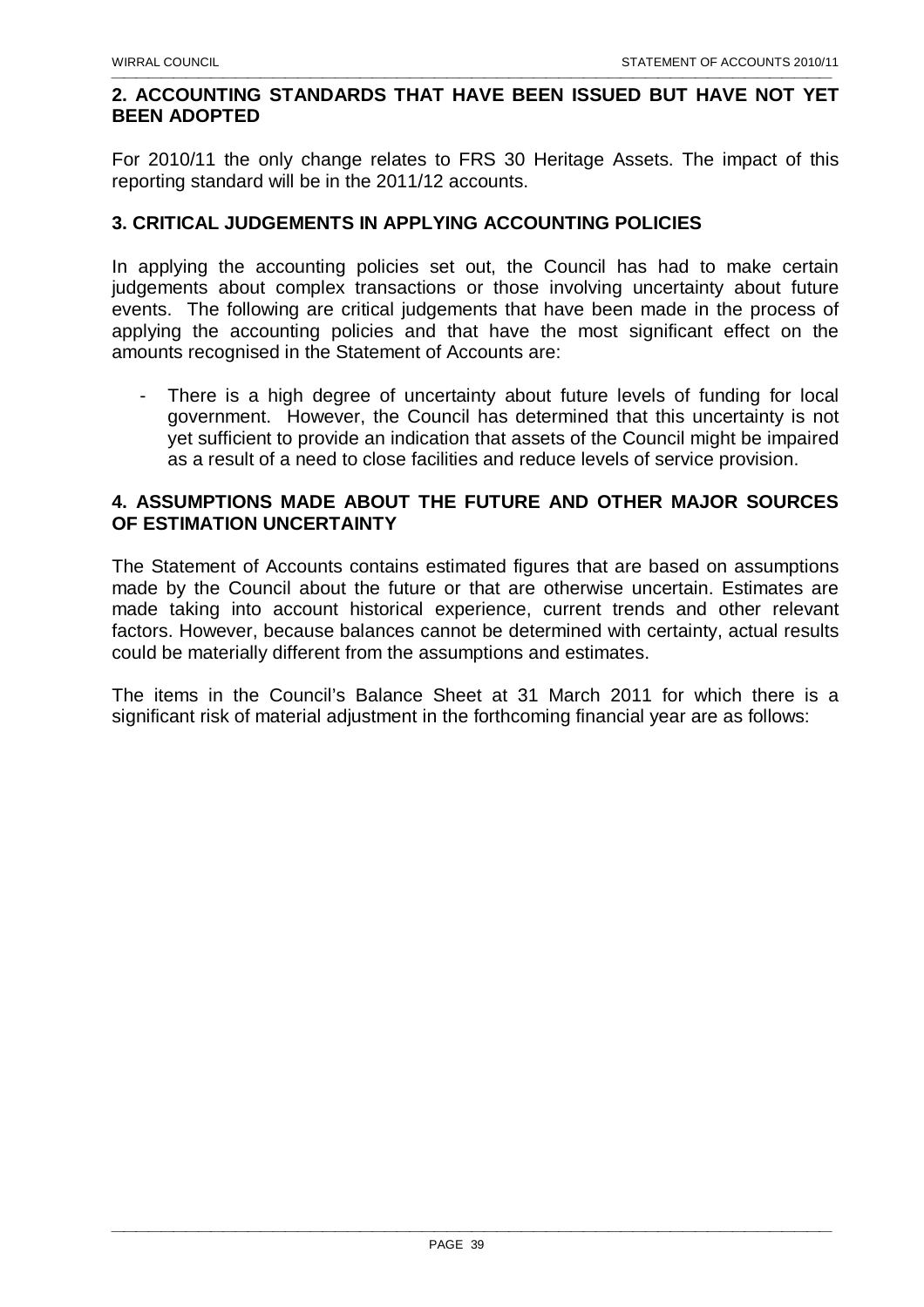## 2. ACCOUNTING STANDARDS THAT HAVE BEEN ISSUED BUT HAVE NOT YET BEEN ADOPTED

For 2010/11 the only change relates to FRS 30 Heritage Assets. The impact of this reporting standard will be in the 2011/12 accounts.

## 3. CRITICAL JUDGEMENTS IN APPLYING ACCOUNTING POLICIES

In applying the accounting policies set out, the Council has had to make certain judgements about complex transactions or those involving uncertainty about future events. The following are critical judgements that have been made in the process of applying the accounting policies and that have the most significant effect on the amounts recognised in the Statement of Accounts are:

- There is a high degree of uncertainty about future levels of funding for local government. However, the Council has determined that this uncertainty is not yet sufficient to provide an indication that assets of the Council might be impaired as a result of a need to close facilities and reduce levels of service provision.

## 4. ASSUMPTIONS MADE ABOUT THE FUTURE AND OTHER MAJOR SOURCES OF ESTIMATION UNCERTAINTY

The Statement of Accounts contains estimated figures that are based on assumptions made by the Council about the future or that are otherwise uncertain. Estimates are made taking into account historical experience, current trends and other relevant factors. However, because balances cannot be determined with certainty, actual results could be materially different from the assumptions and estimates.

The items in the Council's Balance Sheet at 31 March 2011 for which there is a significant risk of material adjustment in the forthcoming financial year are as follows: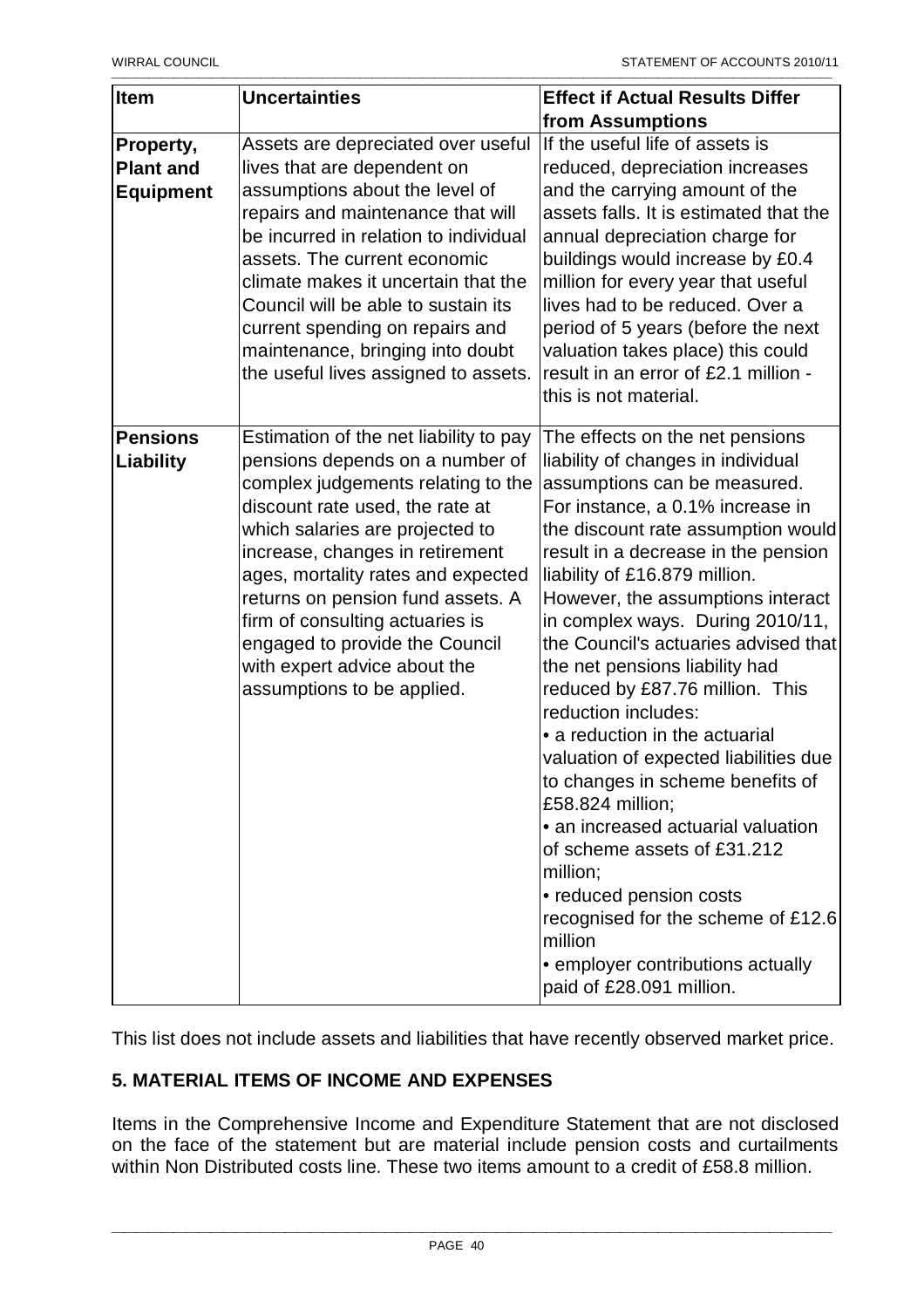| Item | Uncertainties | Effect if Actual Results Differ from Assumptions |
|---|---|---|
| **Property, Plant and Equipment** | Assets are depreciated over useful lives that are dependent on assumptions about the level of repairs and maintenance that will be incurred in relation to individual assets. The current economic climate makes it uncertain that the Council will be able to sustain its current spending on repairs and maintenance, bringing into doubt the useful lives assigned to assets. | If the useful life of assets is reduced, depreciation increases and the carrying amount of the assets falls. It is estimated that the annual depreciation charge for buildings would increase by £0.4 million for every year that useful lives had to be reduced. Over a period of 5 years (before the next valuation takes place) this could result in an error of £2.1 million - this is not material. |
| **Pensions Liability** | Estimation of the net liability to pay pensions depends on a number of complex judgements relating to the discount rate used, the rate at which salaries are projected to increase, changes in retirement ages, mortality rates and expected returns on pension fund assets. A firm of consulting actuaries is engaged to provide the Council with expert advice about the assumptions to be applied. | The effects on the net pensions liability of changes in individual assumptions can be measured. For instance, a 0.1% increase in the discount rate assumption would result in a decrease in the pension liability of £16.879 million. However, the assumptions interact in complex ways. During 2010/11, the Council's actuaries advised that the net pensions liability had reduced by £87.76 million. This reduction includes:<br>• a reduction in the actuarial valuation of expected liabilities due to changes in scheme benefits of £58.824 million;<br>• an increased actuarial valuation of scheme assets of £31.212 million;<br>• reduced pension costs recognised for the scheme of £12.6 million<br>• employer contributions actually paid of £28.091 million. |

This list does not include assets and liabilities that have recently observed market price.

## 5. MATERIAL ITEMS OF INCOME AND EXPENSES

Items in the Comprehensive Income and Expenditure Statement that are not disclosed on the face of the statement but are material include pension costs and curtailments within Non Distributed costs line. These two items amount to a credit of £58.8 million.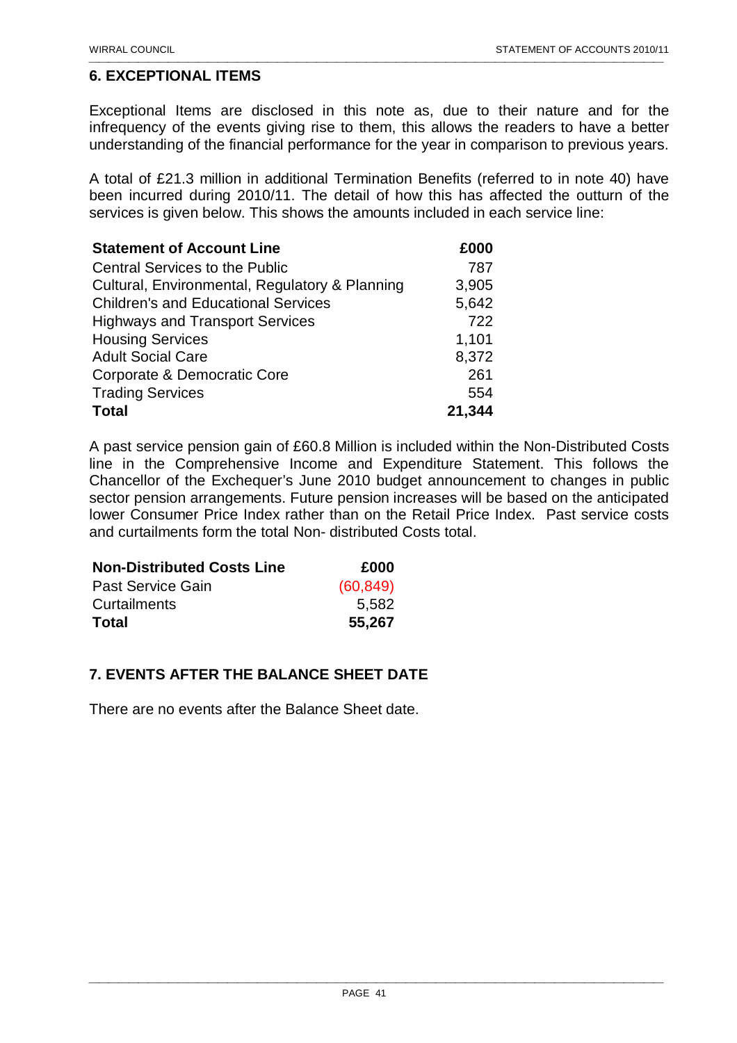## 6. EXCEPTIONAL ITEMS

Exceptional Items are disclosed in this note as, due to their nature and for the infrequency of the events giving rise to them, this allows the readers to have a better understanding of the financial performance for the year in comparison to previous years.

A total of £21.3 million in additional Termination Benefits (referred to in note 40) have been incurred during 2010/11. The detail of how this has affected the outturn of the services is given below. This shows the amounts included in each service line:

| Statement of Account Line | £000 |
|---|---|
| Central Services to the Public | 787 |
| Cultural, Environmental, Regulatory & Planning | 3,905 |
| Children's and Educational Services | 5,642 |
| Highways and Transport Services | 722 |
| Housing Services | 1,101 |
| Adult Social Care | 8,372 |
| Corporate & Democratic Core | 261 |
| Trading Services | 554 |
| **Total** | **21,344** |

A past service pension gain of £60.8 Million is included within the Non-Distributed Costs line in the Comprehensive Income and Expenditure Statement. This follows the Chancellor of the Exchequer's June 2010 budget announcement to changes in public sector pension arrangements. Future pension increases will be based on the anticipated lower Consumer Price Index rather than on the Retail Price Index. Past service costs and curtailments form the total Non- distributed Costs total.

| Non-Distributed Costs Line | £000 |
|---|---|
| Past Service Gain | (60,849) |
| Curtailments | 5,582 |
| **Total** | **55,267** |

## 7. EVENTS AFTER THE BALANCE SHEET DATE

There are no events after the Balance Sheet date.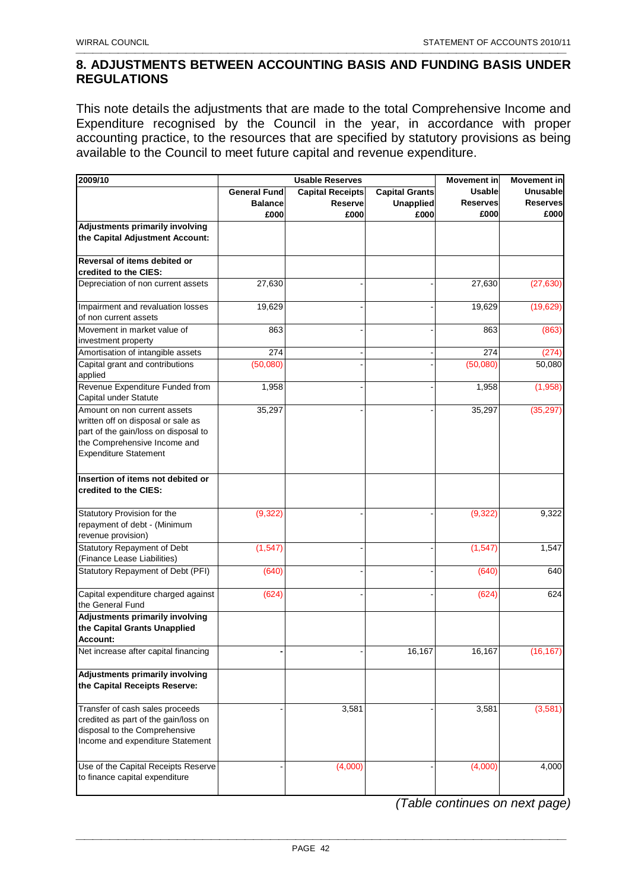## 8. ADJUSTMENTS BETWEEN ACCOUNTING BASIS AND FUNDING BASIS UNDER REGULATIONS

This note details the adjustments that are made to the total Comprehensive Income and Expenditure recognised by the Council in the year, in accordance with proper accounting practice, to the resources that are specified by statutory provisions as being available to the Council to meet future capital and revenue expenditure.

| 2009/10 | Usable Reserves | | | Movement in | Movement in |
|---|---|---|---|---|---|
| | General Fund Balance £000 | Capital Receipts Reserve £000 | Capital Grants Unapplied £000 | Usable Reserves £000 | Unusable Reserves £000 |
| **Adjustments primarily involving the Capital Adjustment Account:** | | | | | |
| **Reversal of items debited or credited to the CIES:** | | | | | |
| Depreciation of non current assets | 27,630 | - | - | 27,630 | (27,630) |
| Impairment and revaluation losses of non current assets | 19,629 | - | - | 19,629 | (19,629) |
| Movement in market value of investment property | 863 | - | - | 863 | (863) |
| Amortisation of intangible assets | 274 | - | - | 274 | (274) |
| Capital grant and contributions applied | (50,080) | - | - | (50,080) | 50,080 |
| Revenue Expenditure Funded from Capital under Statute | 1,958 | - | - | 1,958 | (1,958) |
| Amount on non current assets written off on disposal or sale as part of the gain/loss on disposal to the Comprehensive Income and Expenditure Statement | 35,297 | - | - | 35,297 | (35,297) |
| **Insertion of items not debited or credited to the CIES:** | | | | | |
| Statutory Provision for the repayment of debt - (Minimum revenue provision) | (9,322) | - | - | (9,322) | 9,322 |
| Statutory Repayment of Debt (Finance Lease Liabilities) | (1,547) | - | - | (1,547) | 1,547 |
| Statutory Repayment of Debt (PFI) | (640) | - | - | (640) | 640 |
| Capital expenditure charged against the General Fund | (624) | - | - | (624) | 624 |
| **Adjustments primarily involving the Capital Grants Unapplied Account:** | | | | | |
| Net increase after capital financing | - | - | 16,167 | 16,167 | (16,167) |
| **Adjustments primarily involving the Capital Receipts Reserve:** | | | | | |
| Transfer of cash sales proceeds credited as part of the gain/loss on disposal to the Comprehensive Income and expenditure Statement | - | 3,581 | - | 3,581 | (3,581) |
| Use of the Capital Receipts Reserve to finance capital expenditure | - | (4,000) | - | (4,000) | 4,000 |

*(Table continues on next page)*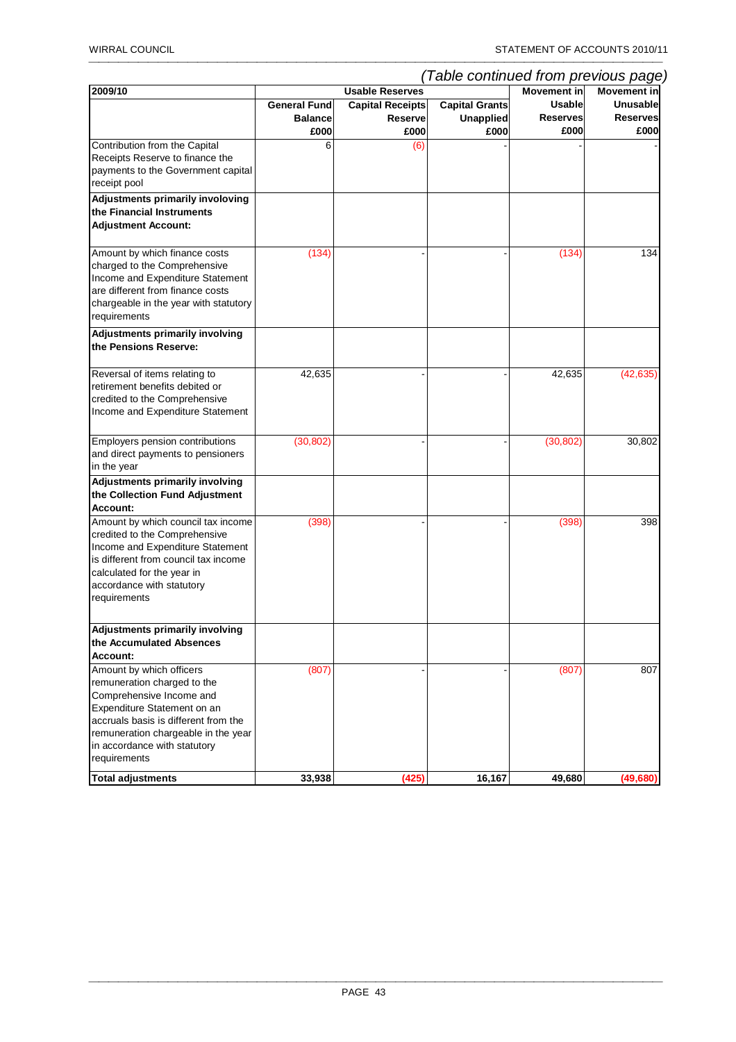*(Table continued from previous page)*

| 2009/10 | Usable Reserves | | | Movement in Usable Reserves | Movement in Unusable Reserves |
|---|---|---|---|---|---|
| | General Fund Balance £000 | Capital Receipts Reserve £000 | Capital Grants Unapplied £000 | £000 | £000 |
| Contribution from the Capital Receipts Reserve to finance the payments to the Government capital receipt pool | 6 | (6) | - | - | - |
| **Adjustments primarily involving the Financial Instruments Adjustment Account:** | | | | | |
| Amount by which finance costs charged to the Comprehensive Income and Expenditure Statement are different from finance costs chargeable in the year with statutory requirements | (134) | - | - | (134) | 134 |
| **Adjustments primarily involving the Pensions Reserve:** | | | | | |
| Reversal of items relating to retirement benefits debited or credited to the Comprehensive Income and Expenditure Statement | 42,635 | - | - | 42,635 | (42,635) |
| Employers pension contributions and direct payments to pensioners in the year | (30,802) | - | - | (30,802) | 30,802 |
| **Adjustments primarily involving the Collection Fund Adjustment Account:** | | | | | |
| Amount by which council tax income credited to the Comprehensive Income and Expenditure Statement is different from council tax income calculated for the year in accordance with statutory requirements | (398) | - | - | (398) | 398 |
| **Adjustments primarily involving the Accumulated Absences Account:** | | | | | |
| Amount by which officers remuneration charged to the Comprehensive Income and Expenditure Statement on an accruals basis is different from the remuneration chargeable in the year in accordance with statutory requirements | (807) | - | - | (807) | 807 |
| **Total adjustments** | **33,938** | **(425)** | **16,167** | **49,680** | **(49,680)** |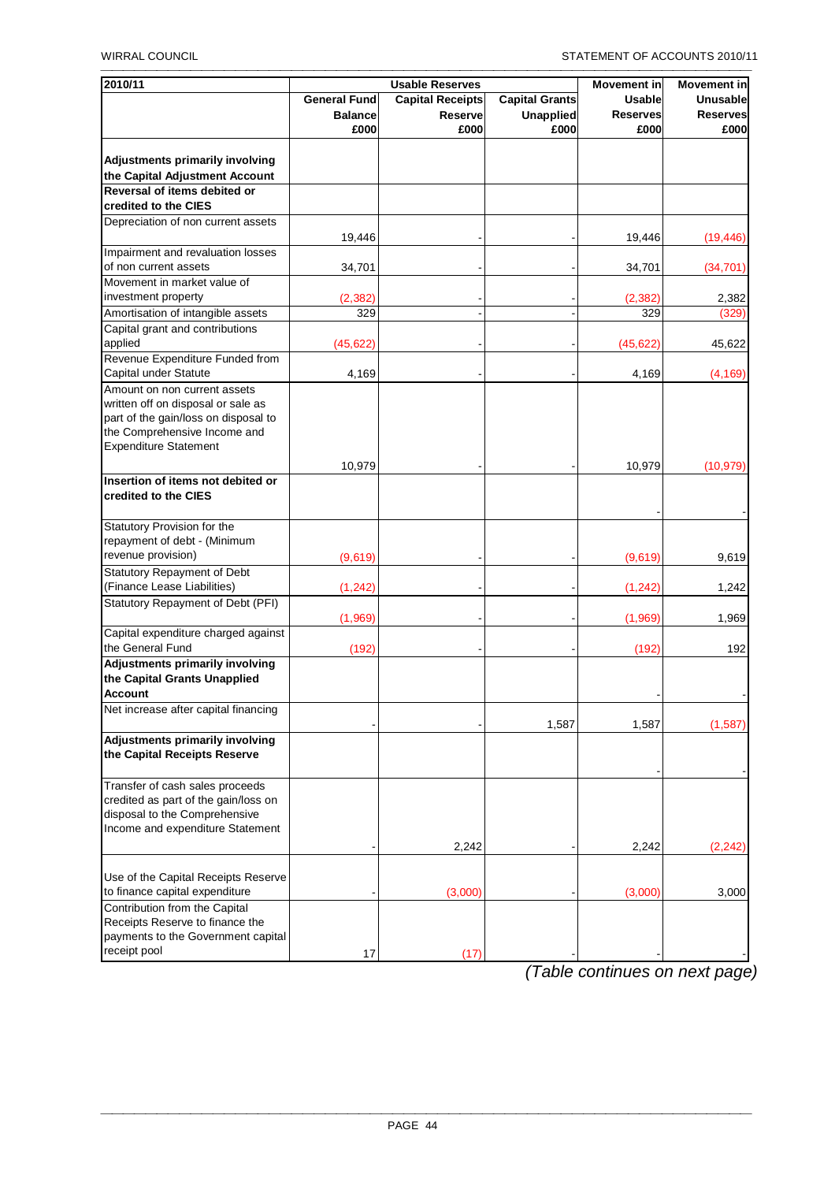| 2010/11 | Usable Reserves | | | Movement in Usable Reserves £000 | Movement in Unusable Reserves £000 |
|---|---|---|---|---|---|
| | General Fund Balance £000 | Capital Receipts Reserve £000 | Capital Grants Unapplied £000 | | |
| **Adjustments primarily involving the Capital Adjustment Account** | | | | | |
| **Reversal of items debited or credited to the CIES** | | | | | |
| Depreciation of non current assets | 19,446 | - | - | 19,446 | (19,446) |
| Impairment and revaluation losses of non current assets | 34,701 | - | - | 34,701 | (34,701) |
| Movement in market value of investment property | (2,382) | - | - | (2,382) | 2,382 |
| Amortisation of intangible assets | 329 | - | - | 329 | (329) |
| Capital grant and contributions applied | (45,622) | - | - | (45,622) | 45,622 |
| Revenue Expenditure Funded from Capital under Statute | 4,169 | - | - | 4,169 | (4,169) |
| Amount on non current assets written off on disposal or sale as part of the gain/loss on disposal to the Comprehensive Income and Expenditure Statement | 10,979 | - | - | 10,979 | (10,979) |
| **Insertion of items not debited or credited to the CIES** | | | | - | - |
| Statutory Provision for the repayment of debt - (Minimum revenue provision) | (9,619) | - | - | (9,619) | 9,619 |
| Statutory Repayment of Debt (Finance Lease Liabilities) | (1,242) | - | - | (1,242) | 1,242 |
| Statutory Repayment of Debt (PFI) | (1,969) | - | - | (1,969) | 1,969 |
| Capital expenditure charged against the General Fund | (192) | - | - | (192) | 192 |
| **Adjustments primarily involving the Capital Grants Unapplied Account** | | | | - | - |
| Net increase after capital financing | - | - | 1,587 | 1,587 | (1,587) |
| **Adjustments primarily involving the Capital Receipts Reserve** | | | | - | - |
| Transfer of cash sales proceeds credited as part of the gain/loss on disposal to the Comprehensive Income and expenditure Statement | - | 2,242 | - | 2,242 | (2,242) |
| Use of the Capital Receipts Reserve to finance capital expenditure | - | (3,000) | - | (3,000) | 3,000 |
| Contribution from the Capital Receipts Reserve to finance the payments to the Government capital receipt pool | 17 | (17) | - | - | - |

*(Table continues on next page)*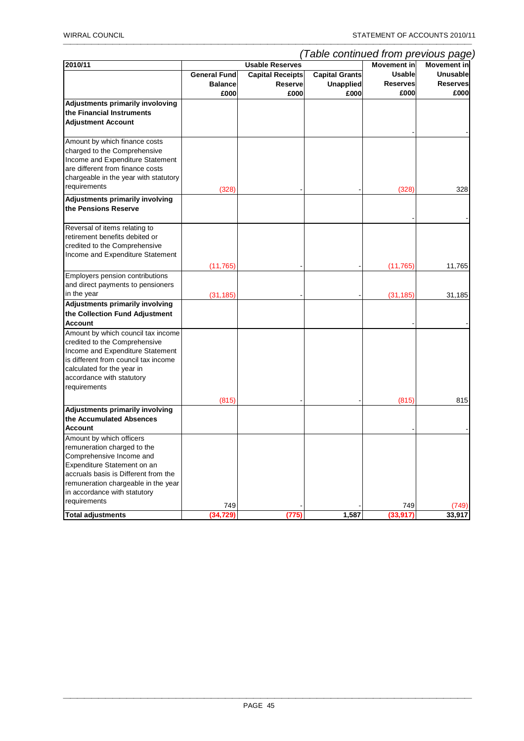*(Table continued from previous page)*

| 2010/11 | Usable Reserves | | | Movement in Usable Reserves | Movement in Unusable Reserves |
|---|---|---|---|---|---|
| | General Fund Balance £000 | Capital Receipts Reserve £000 | Capital Grants Unapplied £000 | £000 | £000 |
| **Adjustments primarily involoving the Financial Instruments Adjustment Account** | | | | - | - |
| Amount by which finance costs charged to the Comprehensive Income and Expenditure Statement are different from finance costs chargeable in the year with statutory requirements | (328) | - | - | (328) | 328 |
| **Adjustments primarily involving the Pensions Reserve** | | | | - | - |
| Reversal of items relating to retirement benefits debited or credited to the Comprehensive Income and Expenditure Statement | (11,765) | - | - | (11,765) | 11,765 |
| Employers pension contributions and direct payments to pensioners in the year | (31,185) | - | - | (31,185) | 31,185 |
| **Adjustments primarily involving the Collection Fund Adjustment Account** | | | | - | - |
| Amount by which council tax income credited to the Comprehensive Income and Expenditure Statement is different from council tax income calculated for the year in accordance with statutory requirements | (815) | - | - | (815) | 815 |
| **Adjustments primarily involving the Accumulated Absences Account** | | | | - | - |
| Amount by which officers remuneration charged to the Comprehensive Income and Expenditure Statement on an accruals basis is Different from the remuneration chargeable in the year in accordance with statutory requirements | 749 | - | - | 749 | (749) |
| **Total adjustments** | **(34,729)** | **(775)** | **1,587** | **(33,917)** | **33,917** |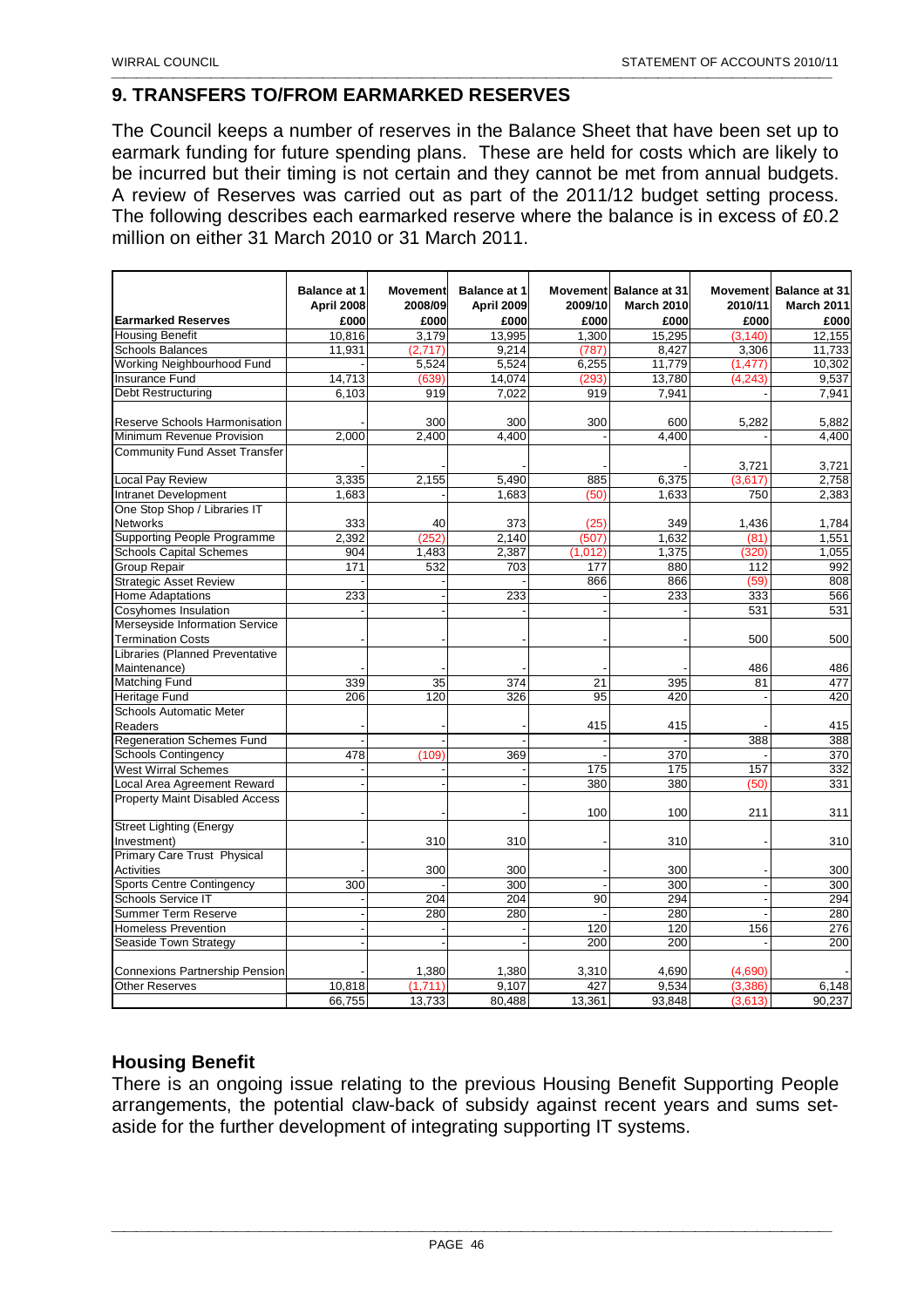## 9. TRANSFERS TO/FROM EARMARKED RESERVES

The Council keeps a number of reserves in the Balance Sheet that have been set up to earmark funding for future spending plans. These are held for costs which are likely to be incurred but their timing is not certain and they cannot be met from annual budgets. A review of Reserves was carried out as part of the 2011/12 budget setting process. The following describes each earmarked reserve where the balance is in excess of £0.2 million on either 31 March 2010 or 31 March 2011.

| Earmarked Reserves | Balance at 1 April 2008 £000 | Movement 2008/09 £000 | Balance at 1 April 2009 £000 | Movement 2009/10 £000 | Balance at 31 March 2010 £000 | Movement 2010/11 £000 | Balance at 31 March 2011 £000 |
|---|---|---|---|---|---|---|---|
| Housing Benefit | 10,816 | 3,179 | 13,995 | 1,300 | 15,295 | (3,140) | 12,155 |
| Schools Balances | 11,931 | (2,717) | 9,214 | (787) | 8,427 | 3,306 | 11,733 |
| Working Neighbourhood Fund | - | 5,524 | 5,524 | 6,255 | 11,779 | (1,477) | 10,302 |
| Insurance Fund | 14,713 | (639) | 14,074 | (293) | 13,780 | (4,243) | 9,537 |
| Debt Restructuring | 6,103 | 919 | 7,022 | 919 | 7,941 | - | 7,941 |
| Reserve Schools Harmonisation | - | 300 | 300 | 300 | 600 | 5,282 | 5,882 |
| Minimum Revenue Provision | 2,000 | 2,400 | 4,400 | - | 4,400 | - | 4,400 |
| Community Fund Asset Transfer | - | - | - | - | - | 3,721 | 3,721 |
| Local Pay Review | 3,335 | 2,155 | 5,490 | 885 | 6,375 | (3,617) | 2,758 |
| Intranet Development | 1,683 | - | 1,683 | (50) | 1,633 | 750 | 2,383 |
| One Stop Shop / Libraries IT Networks | 333 | 40 | 373 | (25) | 349 | 1,436 | 1,784 |
| Supporting People Programme | 2,392 | (252) | 2,140 | (507) | 1,632 | (81) | 1,551 |
| Schools Capital Schemes | 904 | 1,483 | 2,387 | (1,012) | 1,375 | (320) | 1,055 |
| Group Repair | 171 | 532 | 703 | 177 | 880 | 112 | 992 |
| Strategic Asset Review | - | - | - | 866 | 866 | (59) | 808 |
| Home Adaptations | 233 | - | 233 | - | 233 | 333 | 566 |
| Cosyhomes Insulation | - | - | - | - | - | 531 | 531 |
| Merseyside Information Service Termination Costs | - | - | - | - | - | 500 | 500 |
| Libraries (Planned Preventative Maintenance) | - | - | - | - | - | 486 | 486 |
| Matching Fund | 339 | 35 | 374 | 21 | 395 | 81 | 477 |
| Heritage Fund | 206 | 120 | 326 | 95 | 420 | - | 420 |
| Schools Automatic Meter Readers | - | - | - | 415 | 415 | - | 415 |
| Regeneration Schemes Fund | - | - | - | - | - | 388 | 388 |
| Schools Contingency | 478 | (109) | 369 | - | 370 | - | 370 |
| West Wirral Schemes | - | - | - | 175 | 175 | 157 | 332 |
| Local Area Agreement Reward | - | - | - | 380 | 380 | (50) | 331 |
| Property Maint Disabled Access | - | - | - | 100 | 100 | 211 | 311 |
| Street Lighting (Energy Investment) | - | 310 | 310 | - | 310 | - | 310 |
| Primary Care Trust Physical Activities | - | 300 | 300 | - | 300 | - | 300 |
| Sports Centre Contingency | 300 | - | 300 | - | 300 | - | 300 |
| Schools Service IT | - | 204 | 204 | 90 | 294 | - | 294 |
| Summer Term Reserve | - | 280 | 280 | - | 280 | - | 280 |
| Homeless Prevention | - | - | - | 120 | 120 | 156 | 276 |
| Seaside Town Strategy | - | - | - | 200 | 200 | - | 200 |
| Connexions Partnership Pension | - | 1,380 | 1,380 | 3,310 | 4,690 | (4,690) | - |
| Other Reserves | 10,818 | (1,711) | 9,107 | 427 | 9,534 | (3,386) | 6,148 |
| | 66,755 | 13,733 | 80,488 | 13,361 | 93,848 | (3,613) | 90,237 |

### Housing Benefit

There is an ongoing issue relating to the previous Housing Benefit Supporting People arrangements, the potential claw-back of subsidy against recent years and sums set-aside for the further development of integrating supporting IT systems.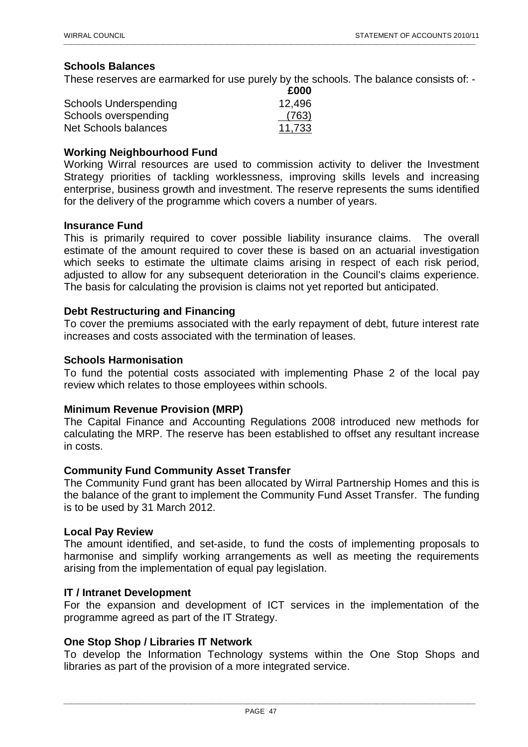**Schools Balances**

These reserves are earmarked for use purely by the schools. The balance consists of: -

| | £000 |
|---|---|
| Schools Underspending | 12,496 |
| Schools overspending | (763) |
| Net Schools balances | 11,733 |

**Working Neighbourhood Fund**

Working Wirral resources are used to commission activity to deliver the Investment Strategy priorities of tackling worklessness, improving skills levels and increasing enterprise, business growth and investment. The reserve represents the sums identified for the delivery of the programme which covers a number of years.

**Insurance Fund**

This is primarily required to cover possible liability insurance claims. The overall estimate of the amount required to cover these is based on an actuarial investigation which seeks to estimate the ultimate claims arising in respect of each risk period, adjusted to allow for any subsequent deterioration in the Council's claims experience. The basis for calculating the provision is claims not yet reported but anticipated.

**Debt Restructuring and Financing**

To cover the premiums associated with the early repayment of debt, future interest rate increases and costs associated with the termination of leases.

**Schools Harmonisation**

To fund the potential costs associated with implementing Phase 2 of the local pay review which relates to those employees within schools.

**Minimum Revenue Provision (MRP)**

The Capital Finance and Accounting Regulations 2008 introduced new methods for calculating the MRP. The reserve has been established to offset any resultant increase in costs.

**Community Fund Community Asset Transfer**

The Community Fund grant has been allocated by Wirral Partnership Homes and this is the balance of the grant to implement the Community Fund Asset Transfer. The funding is to be used by 31 March 2012.

**Local Pay Review**

The amount identified, and set-aside, to fund the costs of implementing proposals to harmonise and simplify working arrangements as well as meeting the requirements arising from the implementation of equal pay legislation.

**IT / Intranet Development**

For the expansion and development of ICT services in the implementation of the programme agreed as part of the IT Strategy.

**One Stop Shop / Libraries IT Network**

To develop the Information Technology systems within the One Stop Shops and libraries as part of the provision of a more integrated service.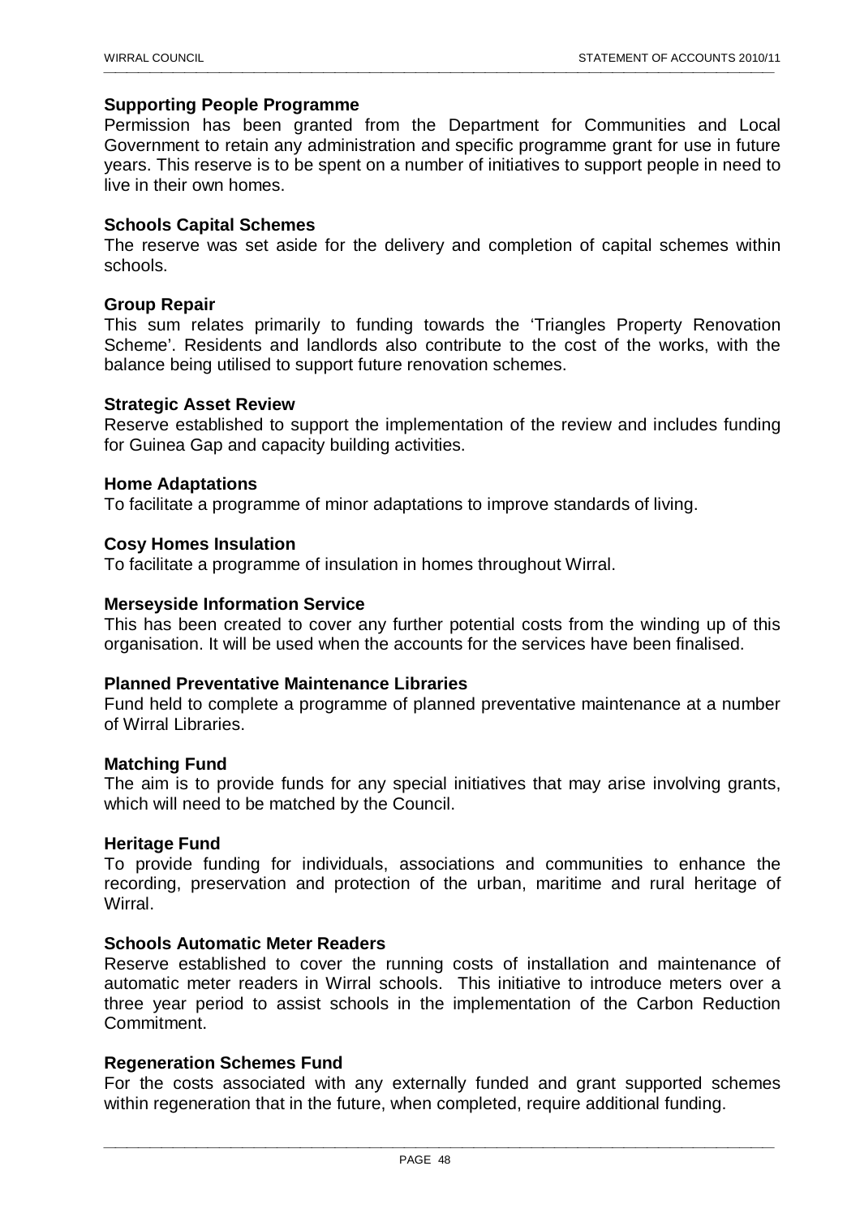**Supporting People Programme**

Permission has been granted from the Department for Communities and Local Government to retain any administration and specific programme grant for use in future years. This reserve is to be spent on a number of initiatives to support people in need to live in their own homes.

**Schools Capital Schemes**

The reserve was set aside for the delivery and completion of capital schemes within schools.

**Group Repair**

This sum relates primarily to funding towards the 'Triangles Property Renovation Scheme'. Residents and landlords also contribute to the cost of the works, with the balance being utilised to support future renovation schemes.

**Strategic Asset Review**

Reserve established to support the implementation of the review and includes funding for Guinea Gap and capacity building activities.

**Home Adaptations**

To facilitate a programme of minor adaptations to improve standards of living.

**Cosy Homes Insulation**

To facilitate a programme of insulation in homes throughout Wirral.

**Merseyside Information Service**

This has been created to cover any further potential costs from the winding up of this organisation. It will be used when the accounts for the services have been finalised.

**Planned Preventative Maintenance Libraries**

Fund held to complete a programme of planned preventative maintenance at a number of Wirral Libraries.

**Matching Fund**

The aim is to provide funds for any special initiatives that may arise involving grants, which will need to be matched by the Council.

**Heritage Fund**

To provide funding for individuals, associations and communities to enhance the recording, preservation and protection of the urban, maritime and rural heritage of Wirral.

**Schools Automatic Meter Readers**

Reserve established to cover the running costs of installation and maintenance of automatic meter readers in Wirral schools. This initiative to introduce meters over a three year period to assist schools in the implementation of the Carbon Reduction Commitment.

**Regeneration Schemes Fund**

For the costs associated with any externally funded and grant supported schemes within regeneration that in the future, when completed, require additional funding.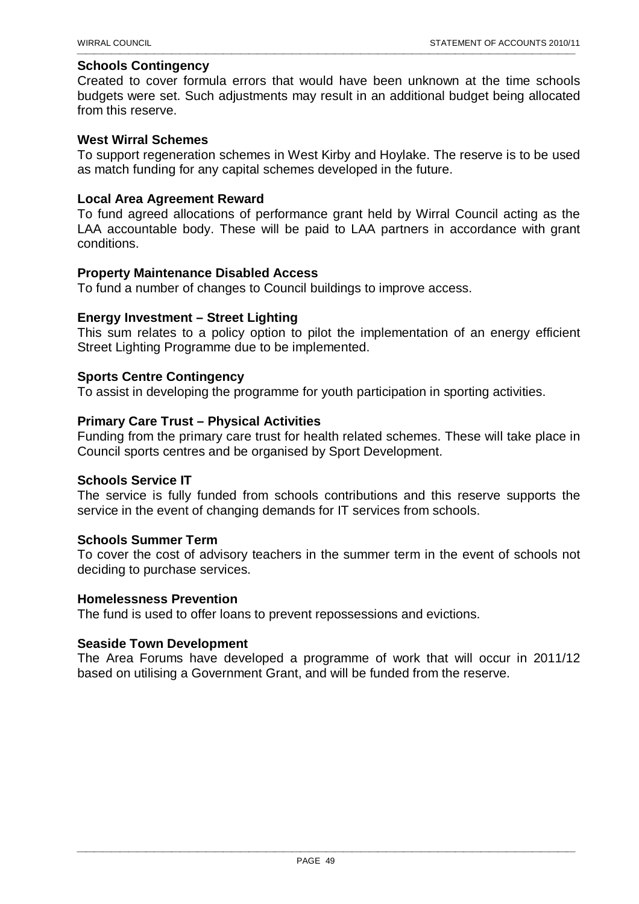**Schools Contingency**

Created to cover formula errors that would have been unknown at the time schools budgets were set. Such adjustments may result in an additional budget being allocated from this reserve.

**West Wirral Schemes**

To support regeneration schemes in West Kirby and Hoylake. The reserve is to be used as match funding for any capital schemes developed in the future.

**Local Area Agreement Reward**

To fund agreed allocations of performance grant held by Wirral Council acting as the LAA accountable body. These will be paid to LAA partners in accordance with grant conditions.

**Property Maintenance Disabled Access**

To fund a number of changes to Council buildings to improve access.

**Energy Investment – Street Lighting**

This sum relates to a policy option to pilot the implementation of an energy efficient Street Lighting Programme due to be implemented.

**Sports Centre Contingency**

To assist in developing the programme for youth participation in sporting activities.

**Primary Care Trust – Physical Activities**

Funding from the primary care trust for health related schemes. These will take place in Council sports centres and be organised by Sport Development.

**Schools Service IT**

The service is fully funded from schools contributions and this reserve supports the service in the event of changing demands for IT services from schools.

**Schools Summer Term**

To cover the cost of advisory teachers in the summer term in the event of schools not deciding to purchase services.

**Homelessness Prevention**

The fund is used to offer loans to prevent repossessions and evictions.

**Seaside Town Development**

The Area Forums have developed a programme of work that will occur in 2011/12 based on utilising a Government Grant, and will be funded from the reserve.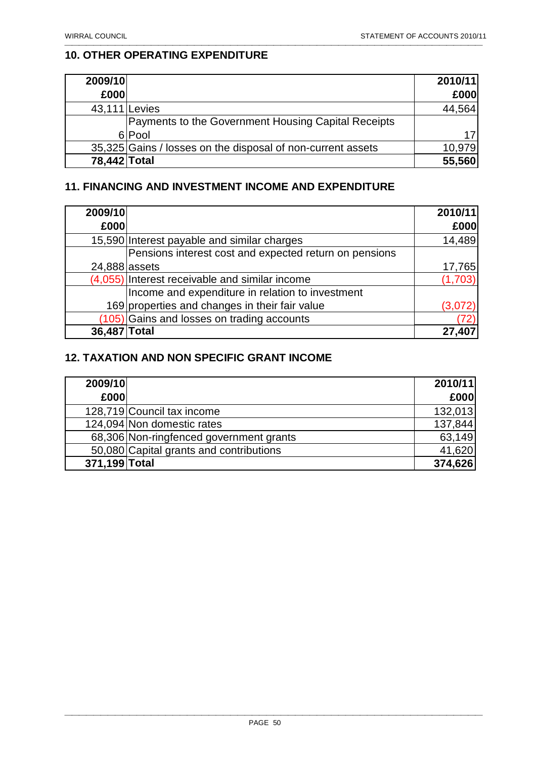## 10. OTHER OPERATING EXPENDITURE

| 2009/10<br>£000 | | 2010/11<br>£000 |
|---:|---|---:|
| 43,111 | Levies | 44,564 |
| 6 | Payments to the Government Housing Capital Receipts Pool | 17 |
| 35,325 | Gains / losses on the disposal of non-current assets | 10,979 |
| **78,442** | **Total** | **55,560** |

## 11. FINANCING AND INVESTMENT INCOME AND EXPENDITURE

| 2009/10<br>£000 | | 2010/11<br>£000 |
|---:|---|---:|
| 15,590 | Interest payable and similar charges | 14,489 |
| 24,888 | Pensions interest cost and expected return on pensions assets | 17,765 |
| (4,055) | Interest receivable and similar income | (1,703) |
| 169 | Income and expenditure in relation to investment properties and changes in their fair value | (3,072) |
| (105) | Gains and losses on trading accounts | (72) |
| **36,487** | **Total** | **27,407** |

## 12. TAXATION AND NON SPECIFIC GRANT INCOME

| 2009/10<br>£000 | | 2010/11<br>£000 |
|---:|---|---:|
| 128,719 | Council tax income | 132,013 |
| 124,094 | Non domestic rates | 137,844 |
| 68,306 | Non-ringfenced government grants | 63,149 |
| 50,080 | Capital grants and contributions | 41,620 |
| **371,199** | **Total** | **374,626** |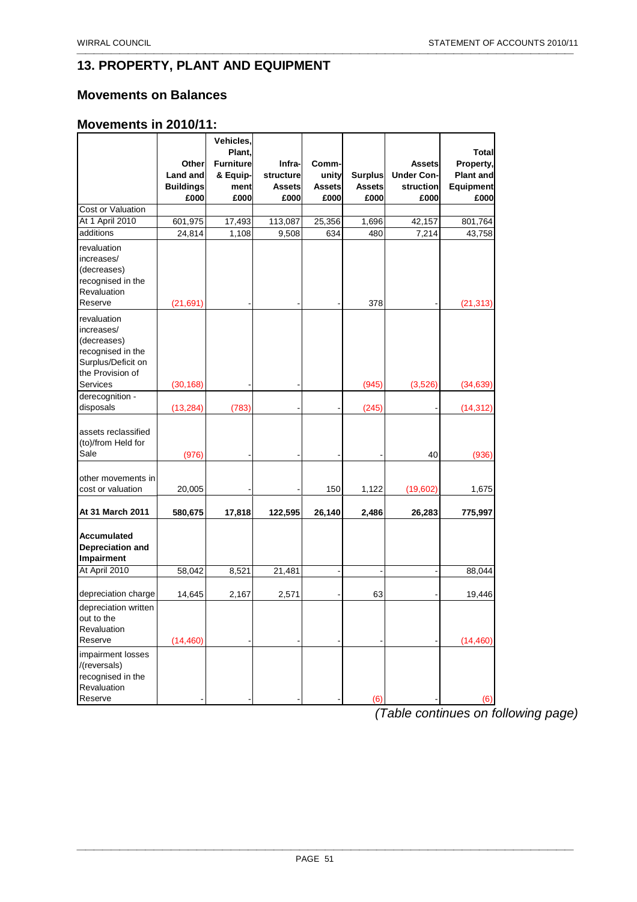## 13. PROPERTY, PLANT AND EQUIPMENT

### Movements on Balances

### Movements in 2010/11:

| | Other Land and Buildings £000 | Vehicles, Plant, Furniture & Equipment £000 | Infra-structure Assets £000 | Comm-unity Assets £000 | Surplus Assets £000 | Assets Under Con-struction £000 | Total Property, Plant and Equipment £000 |
|---|---|---|---|---|---|---|---|
| Cost or Valuation | | | | | | | |
| At 1 April 2010 | 601,975 | 17,493 | 113,087 | 25,356 | 1,696 | 42,157 | 801,764 |
| additions | 24,814 | 1,108 | 9,508 | 634 | 480 | 7,214 | 43,758 |
| revaluation increases/ (decreases) recognised in the Revaluation Reserve | (21,691) | - | - | - | 378 | - | (21,313) |
| revaluation increases/ (decreases) recognised in the Surplus/Deficit on the Provision of Services | (30,168) | - | - | | (945) | (3,526) | (34,639) |
| derecognition - disposals | (13,284) | (783) | - | - | (245) | - | (14,312) |
| assets reclassified (to)/from Held for Sale | (976) | - | - | - | - | 40 | (936) |
| other movements in cost or valuation | 20,005 | - | - | 150 | 1,122 | (19,602) | 1,675 |
| **At 31 March 2011** | **580,675** | **17,818** | **122,595** | **26,140** | **2,486** | **26,283** | **775,997** |
| **Accumulated Depreciation and Impairment** | | | | | | | |
| At April 2010 | 58,042 | 8,521 | 21,481 | - | - | - | 88,044 |
| depreciation charge | 14,645 | 2,167 | 2,571 | - | 63 | - | 19,446 |
| depreciation written out to the Revaluation Reserve | (14,460) | - | - | - | - | - | (14,460) |
| impairment losses /(reversals) recognised in the Revaluation Reserve | - | - | - | - | (6) | - | (6) |

*(Table continues on following page)*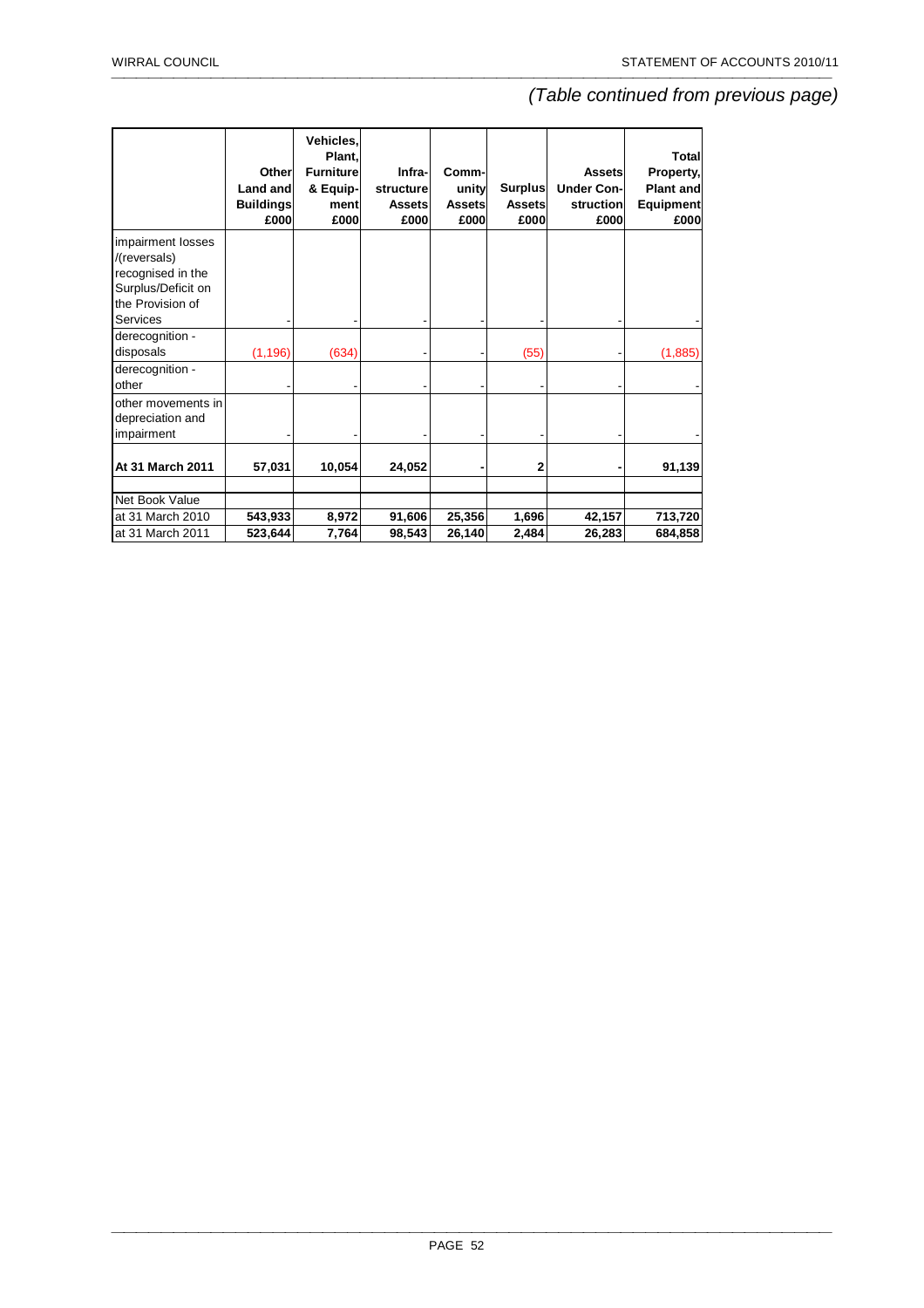*(Table continued from previous page)*

| | Other Land and Buildings £000 | Vehicles, Plant, Furniture & Equip-ment £000 | Infra-structure Assets £000 | Comm-unity Assets £000 | Surplus Assets £000 | Assets Under Con-struction £000 | Total Property, Plant and Equipment £000 |
|---|---|---|---|---|---|---|---|
| impairment losses /(reversals) recognised in the Surplus/Deficit on the Provision of Services | - | - | - | - | - | - | - |
| derecognition - disposals | (1,196) | (634) | - | - | (55) | - | (1,885) |
| derecognition - other | - | - | - | - | - | - | - |
| other movements in depreciation and impairment | - | - | - | - | - | - | - |
| **At 31 March 2011** | **57,031** | **10,054** | **24,052** | **-** | **2** | **-** | **91,139** |
| | | | | | | | |
| Net Book Value | | | | | | | |
| at 31 March 2010 | **543,933** | **8,972** | **91,606** | **25,356** | **1,696** | **42,157** | **713,720** |
| at 31 March 2011 | **523,644** | **7,764** | **98,543** | **26,140** | **2,484** | **26,283** | **684,858** |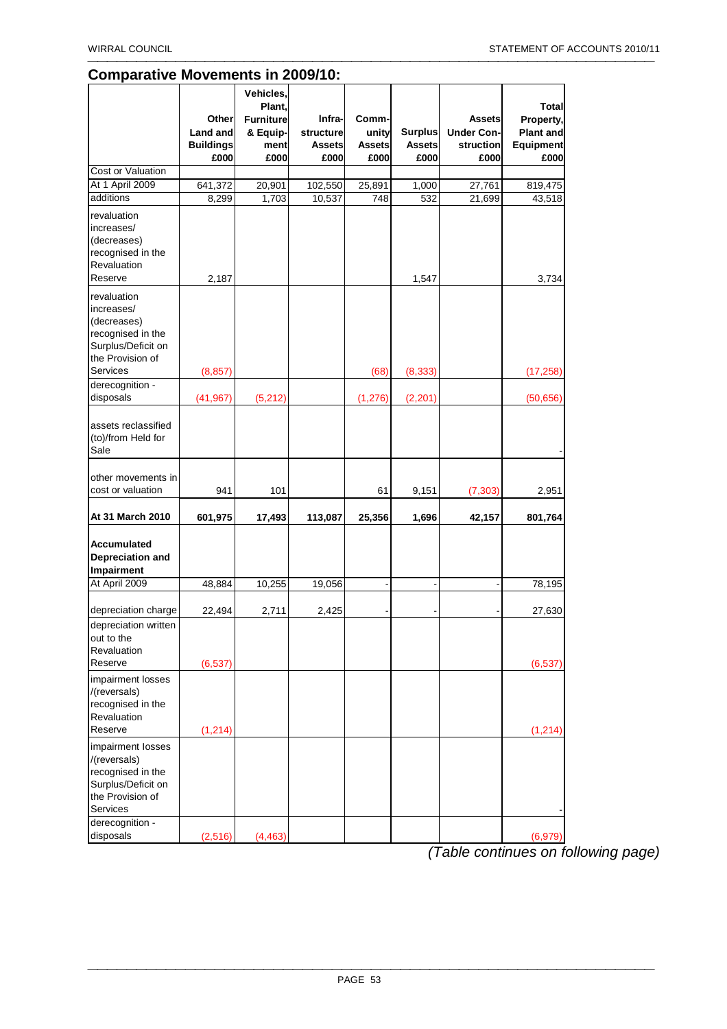## Comparative Movements in 2009/10:

| | Other Land and Buildings £000 | Vehicles, Plant, Furniture & Equipment £000 | Infra-structure Assets £000 | Comm-unity Assets £000 | Surplus Assets £000 | Assets Under Con-struction £000 | Total Property, Plant and Equipment £000 |
|---|---|---|---|---|---|---|---|
| Cost or Valuation | | | | | | | |
| At 1 April 2009 | 641,372 | 20,901 | 102,550 | 25,891 | 1,000 | 27,761 | 819,475 |
| additions | 8,299 | 1,703 | 10,537 | 748 | 532 | 21,699 | 43,518 |
| revaluation increases/ (decreases) recognised in the Revaluation Reserve | 2,187 | | | | 1,547 | | 3,734 |
| revaluation increases/ (decreases) recognised in the Surplus/Deficit on the Provision of Services | (8,857) | | | (68) | (8,333) | | (17,258) |
| derecognition - disposals | (41,967) | (5,212) | | (1,276) | (2,201) | | (50,656) |
| assets reclassified (to)/from Held for Sale | | | | | | | - |
| other movements in cost or valuation | 941 | 101 | | 61 | 9,151 | (7,303) | 2,951 |
| **At 31 March 2010** | **601,975** | **17,493** | **113,087** | **25,356** | **1,696** | **42,157** | **801,764** |
| **Accumulated Depreciation and Impairment** | | | | | | | |
| At April 2009 | 48,884 | 10,255 | 19,056 | - | - | - | 78,195 |
| depreciation charge | 22,494 | 2,711 | 2,425 | - | - | - | 27,630 |
| depreciation written out to the Revaluation Reserve | (6,537) | | | | | | (6,537) |
| impairment losses /(reversals) recognised in the Revaluation Reserve | (1,214) | | | | | | (1,214) |
| impairment losses /(reversals) recognised in the Surplus/Deficit on the Provision of Services | | | | | | | - |
| derecognition - disposals | (2,516) | (4,463) | | | | | (6,979) |

*(Table continues on following page)*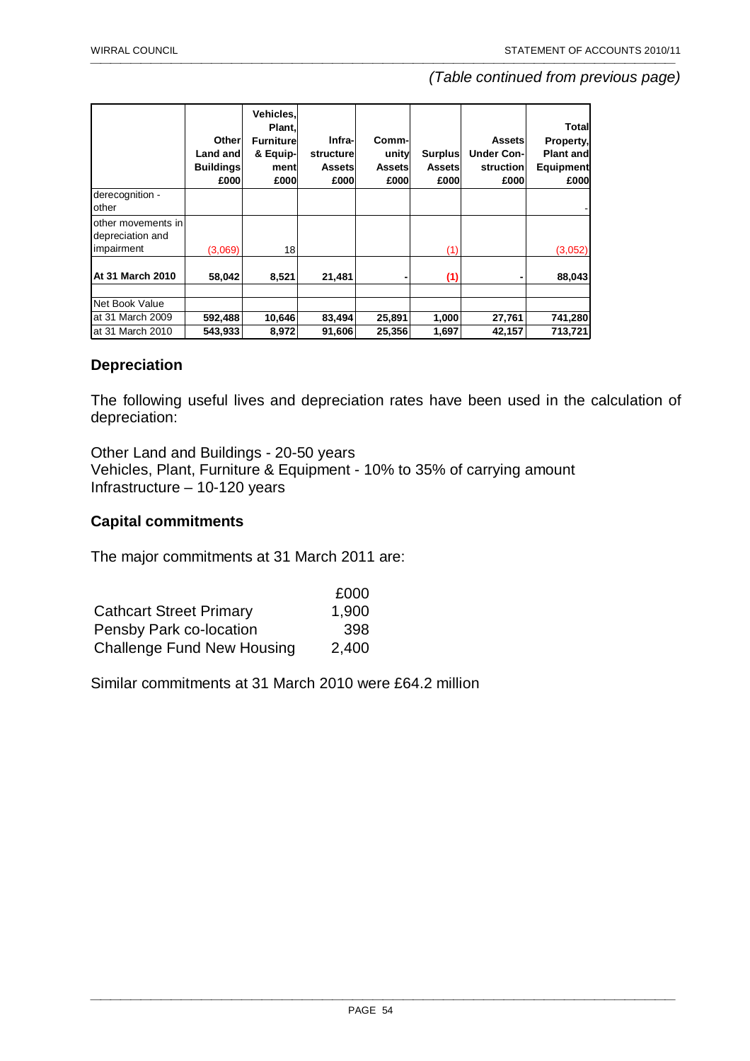*(Table continued from previous page)*

| | Other Land and Buildings £000 | Vehicles, Plant, Furniture & Equip-ment £000 | Infra-structure Assets £000 | Comm-unity Assets £000 | Surplus Assets £000 | Assets Under Con-struction £000 | Total Property, Plant and Equipment £000 |
|---|---|---|---|---|---|---|---|
| derecognition - other | | | | | | | - |
| other movements in depreciation and impairment | (3,069) | 18 | | | (1) | | (3,052) |
| **At 31 March 2010** | **58,042** | **8,521** | **21,481** | **-** | **(1)** | **-** | **88,043** |
| | | | | | | | |
| Net Book Value | | | | | | | |
| at 31 March 2009 | **592,488** | **10,646** | **83,494** | **25,891** | **1,000** | **27,761** | **741,280** |
| at 31 March 2010 | **543,933** | **8,972** | **91,606** | **25,356** | **1,697** | **42,157** | **713,721** |

## Depreciation

The following useful lives and depreciation rates have been used in the calculation of depreciation:

Other Land and Buildings - 20-50 years
Vehicles, Plant, Furniture & Equipment - 10% to 35% of carrying amount
Infrastructure – 10-120 years

## Capital commitments

The major commitments at 31 March 2011 are:

| | £000 |
|---|---|
| Cathcart Street Primary | 1,900 |
| Pensby Park co-location | 398 |
| Challenge Fund New Housing | 2,400 |

Similar commitments at 31 March 2010 were £64.2 million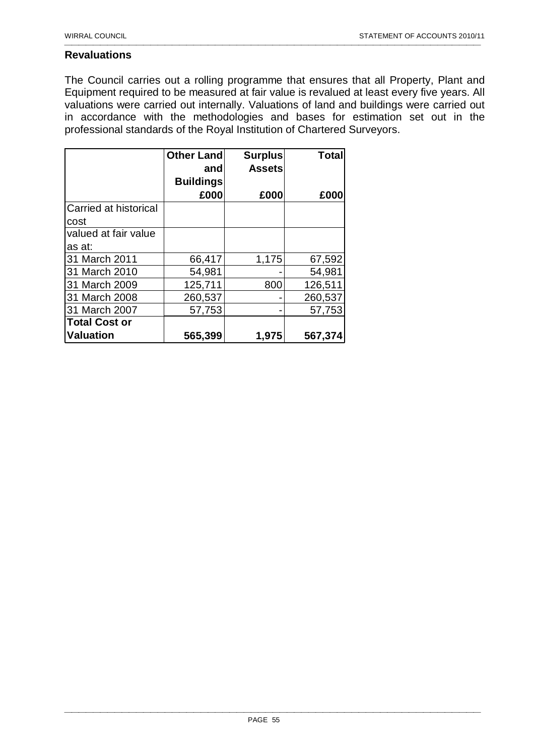## Revaluations

The Council carries out a rolling programme that ensures that all Property, Plant and Equipment required to be measured at fair value is revalued at least every five years. All valuations were carried out internally. Valuations of land and buildings were carried out in accordance with the methodologies and bases for estimation set out in the professional standards of the Royal Institution of Chartered Surveyors.

| | Other Land and Buildings | Surplus Assets | Total |
|---|---|---|---|
| | £000 | £000 | £000 |
| Carried at historical cost | | | |
| valued at fair value as at: | | | |
| 31 March 2011 | 66,417 | 1,175 | 67,592 |
| 31 March 2010 | 54,981 | - | 54,981 |
| 31 March 2009 | 125,711 | 800 | 126,511 |
| 31 March 2008 | 260,537 | - | 260,537 |
| 31 March 2007 | 57,753 | - | 57,753 |
| **Total Cost or Valuation** | **565,399** | **1,975** | **567,374** |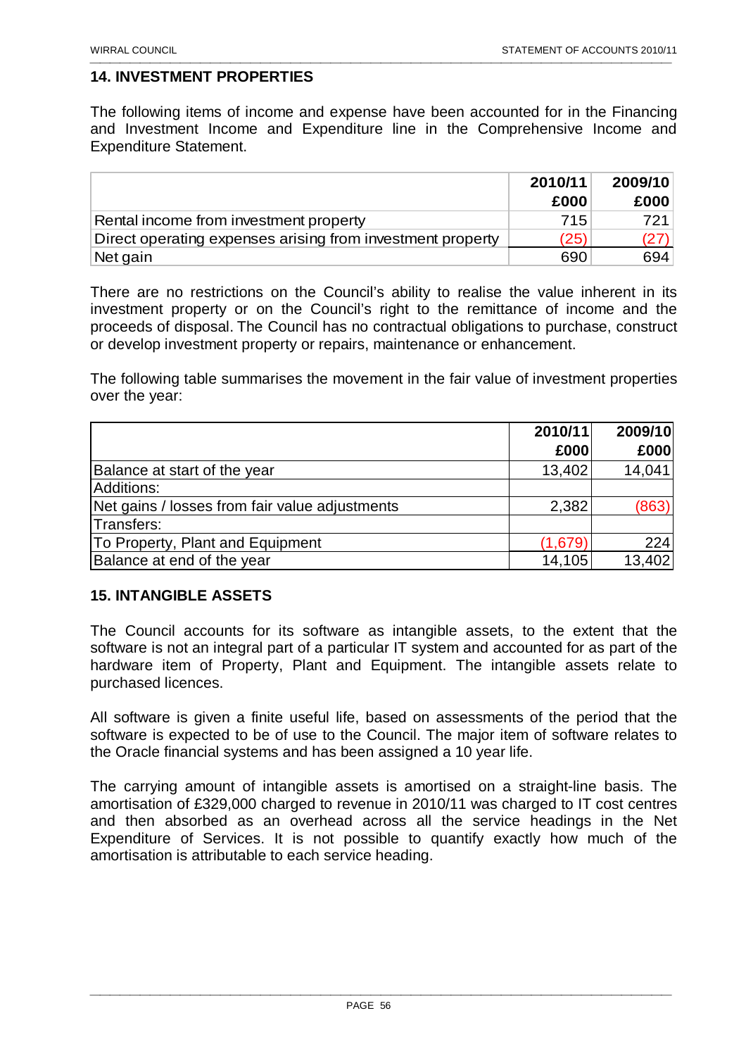## 14. INVESTMENT PROPERTIES

The following items of income and expense have been accounted for in the Financing and Investment Income and Expenditure line in the Comprehensive Income and Expenditure Statement.

| | 2010/11 £000 | 2009/10 £000 |
|---|---|---|
| Rental income from investment property | 715 | 721 |
| Direct operating expenses arising from investment property | (25) | (27) |
| Net gain | 690 | 694 |

There are no restrictions on the Council's ability to realise the value inherent in its investment property or on the Council's right to the remittance of income and the proceeds of disposal. The Council has no contractual obligations to purchase, construct or develop investment property or repairs, maintenance or enhancement.

The following table summarises the movement in the fair value of investment properties over the year:

| | 2010/11 £000 | 2009/10 £000 |
|---|---|---|
| Balance at start of the year | 13,402 | 14,041 |
| Additions: | | |
| Net gains / losses from fair value adjustments | 2,382 | (863) |
| Transfers: | | |
| To Property, Plant and Equipment | (1,679) | 224 |
| Balance at end of the year | 14,105 | 13,402 |

## 15. INTANGIBLE ASSETS

The Council accounts for its software as intangible assets, to the extent that the software is not an integral part of a particular IT system and accounted for as part of the hardware item of Property, Plant and Equipment. The intangible assets relate to purchased licences.

All software is given a finite useful life, based on assessments of the period that the software is expected to be of use to the Council. The major item of software relates to the Oracle financial systems and has been assigned a 10 year life.

The carrying amount of intangible assets is amortised on a straight-line basis. The amortisation of £329,000 charged to revenue in 2010/11 was charged to IT cost centres and then absorbed as an overhead across all the service headings in the Net Expenditure of Services. It is not possible to quantify exactly how much of the amortisation is attributable to each service heading.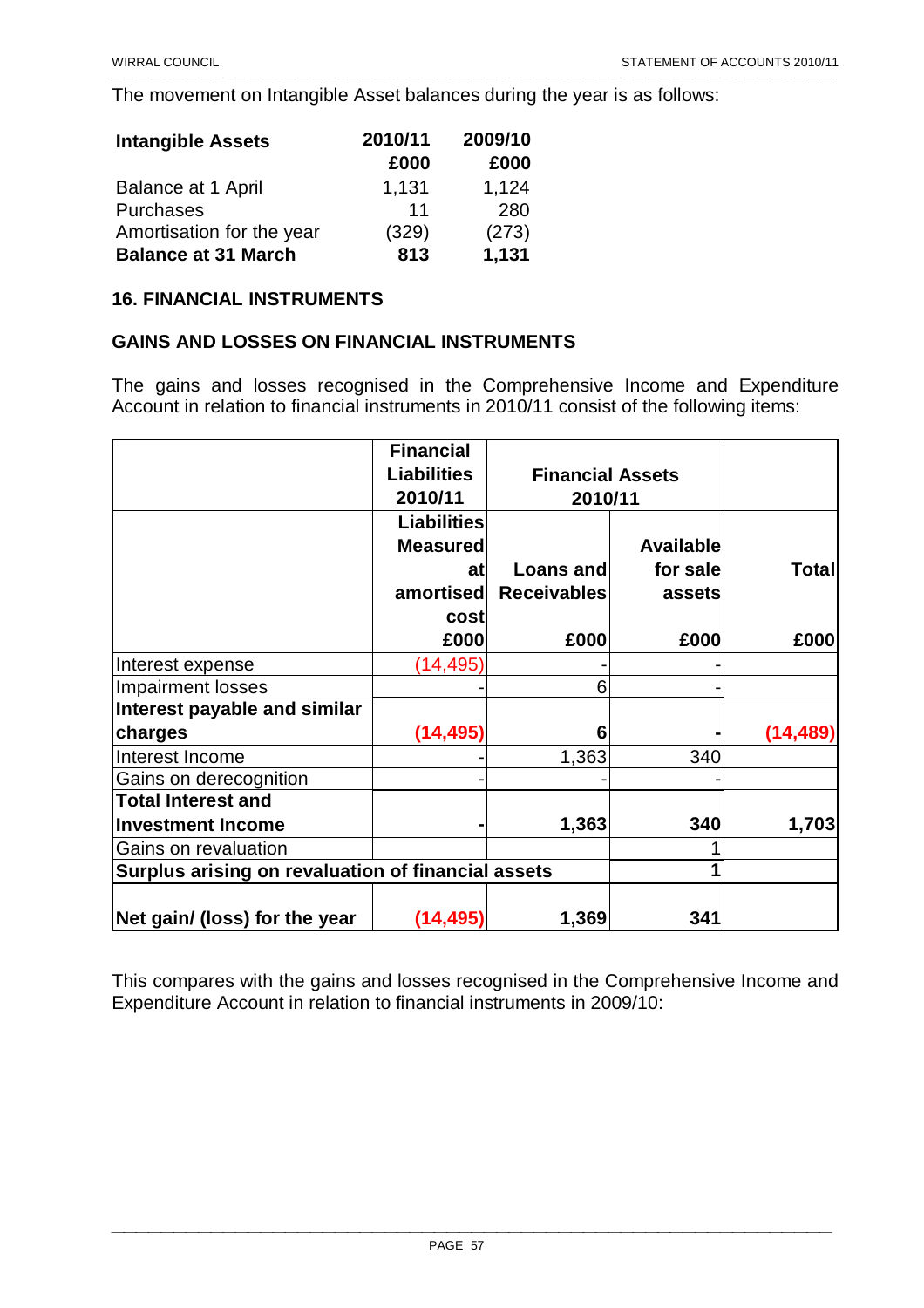The movement on Intangible Asset balances during the year is as follows:

| **Intangible Assets** | **2010/11** | **2009/10** |
|---|---|---|
| | **£000** | **£000** |
| Balance at 1 April | 1,131 | 1,124 |
| Purchases | 11 | 280 |
| Amortisation for the year | (329) | (273) |
| **Balance at 31 March** | **813** | **1,131** |

## 16. FINANCIAL INSTRUMENTS

### GAINS AND LOSSES ON FINANCIAL INSTRUMENTS

The gains and losses recognised in the Comprehensive Income and Expenditure Account in relation to financial instruments in 2010/11 consist of the following items:

| | **Financial Liabilities 2010/11** | **Financial Assets 2010/11** | | |
|---|---|---|---|---|
| | **Liabilities Measured at amortised cost** | **Loans and Receivables** | **Available for sale assets** | **Total** |
| | **£000** | **£000** | **£000** | **£000** |
| Interest expense | (14,495) | - | - | |
| Impairment losses | - | 6 | - | |
| **Interest payable and similar charges** | **(14,495)** | **6** | **-** | **(14,489)** |
| Interest Income | - | 1,363 | 340 | |
| Gains on derecognition | - | - | - | |
| **Total Interest and Investment Income** | **-** | **1,363** | **340** | **1,703** |
| Gains on revaluation | | | 1 | |
| **Surplus arising on revaluation of financial assets** | | | **1** | |
| **Net gain/ (loss) for the year** | **(14,495)** | **1,369** | **341** | |

This compares with the gains and losses recognised in the Comprehensive Income and Expenditure Account in relation to financial instruments in 2009/10: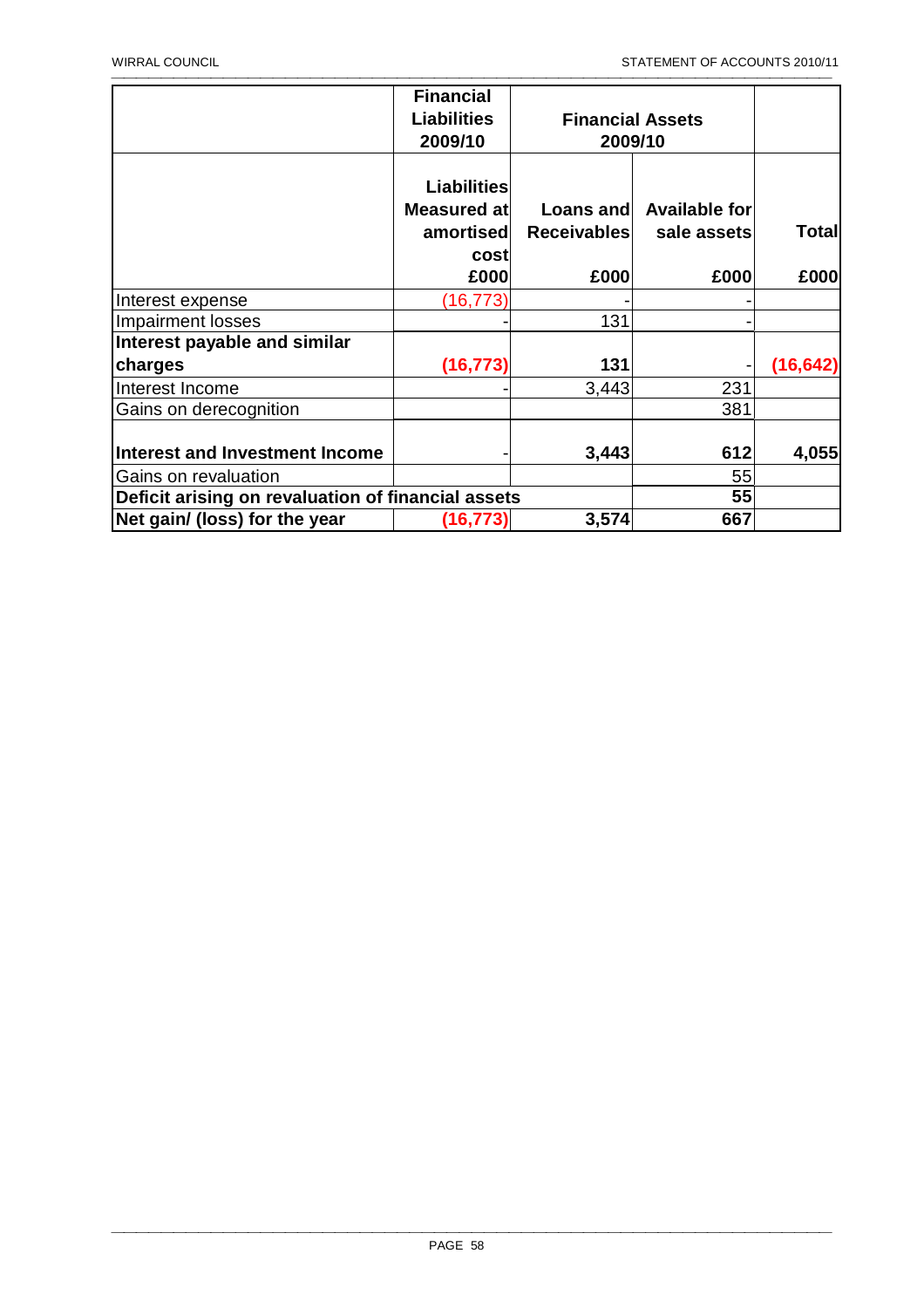| | Financial Liabilities 2009/10 | Financial Assets 2009/10 | | |
|---|---|---|---|---|
| | Liabilities Measured at amortised cost<br>£000 | Loans and Receivables<br>£000 | Available for sale assets<br>£000 | Total<br>£000 |
| Interest expense | (16,773) | - | - | |
| Impairment losses | - | 131 | - | |
| **Interest payable and similar charges** | **(16,773)** | **131** | - | **(16,642)** |
| Interest Income | - | 3,443 | 231 | |
| Gains on derecognition | | | 381 | |
| **Interest and Investment Income** | - | **3,443** | **612** | **4,055** |
| Gains on revaluation | | | 55 | |
| **Deficit arising on revaluation of financial assets** | | | **55** | |
| **Net gain/ (loss) for the year** | **(16,773)** | **3,574** | **667** | |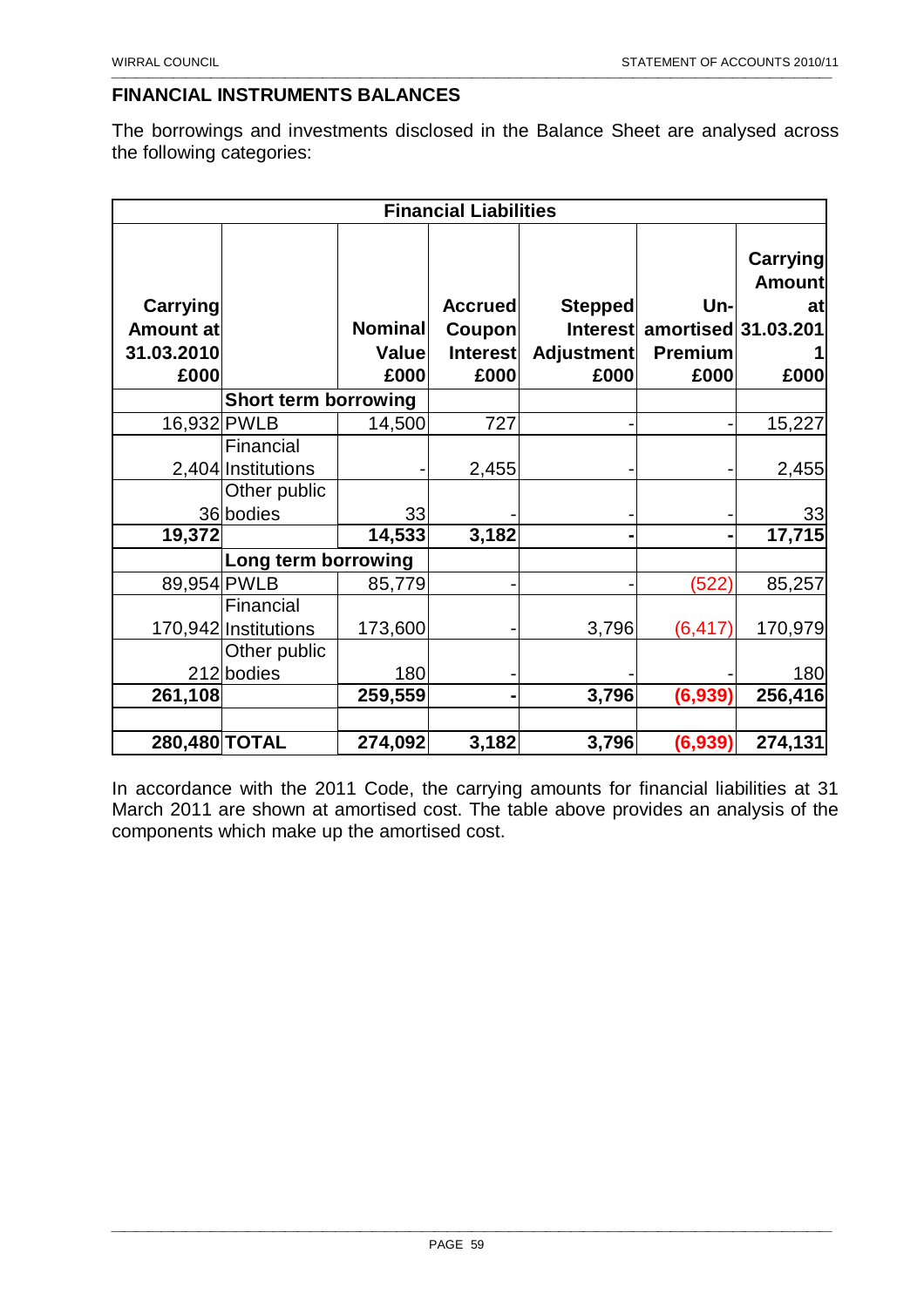## FINANCIAL INSTRUMENTS BALANCES

The borrowings and investments disclosed in the Balance Sheet are analysed across the following categories:

| Financial Liabilities | | | | | | |
|---|---|---|---|---|---|---|
| **Carrying Amount at 31.03.2010 £000** | | **Nominal Value £000** | **Accrued Coupon Interest £000** | **Stepped Interest Adjustment £000** | **Un-amortised Premium £000** | **Carrying Amount at 31.03.2011 £000** |
| | **Short term borrowing** | | | | | |
| 16,932 | PWLB | 14,500 | 727 | - | - | 15,227 |
| 2,404 | Financial Institutions | - | 2,455 | - | - | 2,455 |
| 36 | Other public bodies | 33 | - | - | - | 33 |
| **19,372** | | **14,533** | **3,182** | **-** | **-** | **17,715** |
| | **Long term borrowing** | | | | | |
| 89,954 | PWLB | 85,779 | - | - | (522) | 85,257 |
| 170,942 | Financial Institutions | 173,600 | - | 3,796 | (6,417) | 170,979 |
| 212 | Other public bodies | 180 | - | - | - | 180 |
| **261,108** | | **259,559** | **-** | **3,796** | **(6,939)** | **256,416** |
| | | | | | | |
| **280,480** | **TOTAL** | **274,092** | **3,182** | **3,796** | **(6,939)** | **274,131** |

In accordance with the 2011 Code, the carrying amounts for financial liabilities at 31 March 2011 are shown at amortised cost. The table above provides an analysis of the components which make up the amortised cost.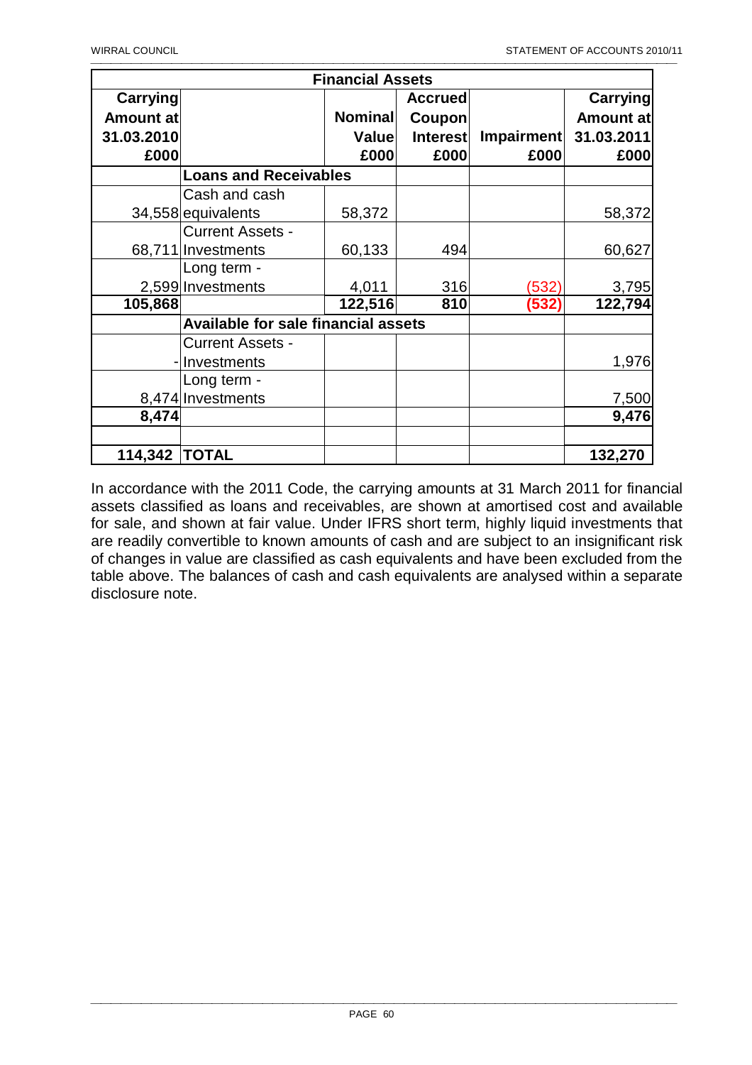| Financial Assets | | | | | |
|---|---|---|---|---|---|
| **Carrying Amount at 31.03.2010 £000** | | **Nominal Value £000** | **Accrued Coupon Interest £000** | **Impairment £000** | **Carrying Amount at 31.03.2011 £000** |
| | **Loans and Receivables** | | | | |
| 34,558 | Cash and cash equivalents | 58,372 | | | 58,372 |
| 68,711 | Current Assets - Investments | 60,133 | 494 | | 60,627 |
| 2,599 | Long term - Investments | 4,011 | 316 | (532) | 3,795 |
| **105,868** | | **122,516** | **810** | **(532)** | **122,794** |
| | **Available for sale financial assets** | | | | |
| - | Current Assets - Investments | | | | 1,976 |
| 8,474 | Long term - Investments | | | | 7,500 |
| **8,474** | | | | | **9,476** |
| | | | | | |
| **114,342** | **TOTAL** | | | | **132,270** |

In accordance with the 2011 Code, the carrying amounts at 31 March 2011 for financial assets classified as loans and receivables, are shown at amortised cost and available for sale, and shown at fair value. Under IFRS short term, highly liquid investments that are readily convertible to known amounts of cash and are subject to an insignificant risk of changes in value are classified as cash equivalents and have been excluded from the table above. The balances of cash and cash equivalents are analysed within a separate disclosure note.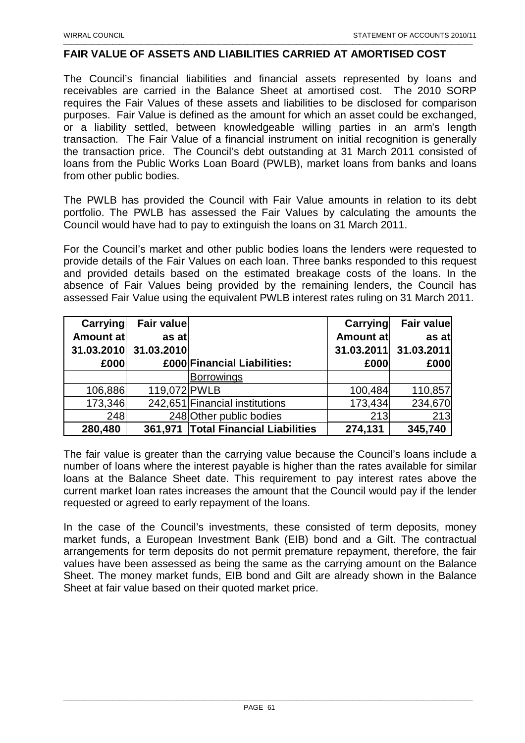## FAIR VALUE OF ASSETS AND LIABILITIES CARRIED AT AMORTISED COST

The Council's financial liabilities and financial assets represented by loans and receivables are carried in the Balance Sheet at amortised cost. The 2010 SORP requires the Fair Values of these assets and liabilities to be disclosed for comparison purposes. Fair Value is defined as the amount for which an asset could be exchanged, or a liability settled, between knowledgeable willing parties in an arm's length transaction. The Fair Value of a financial instrument on initial recognition is generally the transaction price. The Council's debt outstanding at 31 March 2011 consisted of loans from the Public Works Loan Board (PWLB), market loans from banks and loans from other public bodies.

The PWLB has provided the Council with Fair Value amounts in relation to its debt portfolio. The PWLB has assessed the Fair Values by calculating the amounts the Council would have had to pay to extinguish the loans on 31 March 2011.

For the Council's market and other public bodies loans the lenders were requested to provide details of the Fair Values on each loan. Three banks responded to this request and provided details based on the estimated breakage costs of the loans. In the absence of Fair Values being provided by the remaining lenders, the Council has assessed Fair Value using the equivalent PWLB interest rates ruling on 31 March 2011.

| Carrying Amount at 31.03.2010 £000 | Fair value as at 31.03.2010 £000 | Financial Liabilities: | Carrying Amount at 31.03.2011 £000 | Fair value as at 31.03.2011 £000 |
|---|---|---|---|---|
| | | Borrowings | | |
| 106,886 | 119,072 | PWLB | 100,484 | 110,857 |
| 173,346 | 242,651 | Financial institutions | 173,434 | 234,670 |
| 248 | 248 | Other public bodies | 213 | 213 |
| **280,480** | **361,971** | **Total Financial Liabilities** | **274,131** | **345,740** |

The fair value is greater than the carrying value because the Council's loans include a number of loans where the interest payable is higher than the rates available for similar loans at the Balance Sheet date. This requirement to pay interest rates above the current market loan rates increases the amount that the Council would pay if the lender requested or agreed to early repayment of the loans.

In the case of the Council's investments, these consisted of term deposits, money market funds, a European Investment Bank (EIB) bond and a Gilt. The contractual arrangements for term deposits do not permit premature repayment, therefore, the fair values have been assessed as being the same as the carrying amount on the Balance Sheet. The money market funds, EIB bond and Gilt are already shown in the Balance Sheet at fair value based on their quoted market price.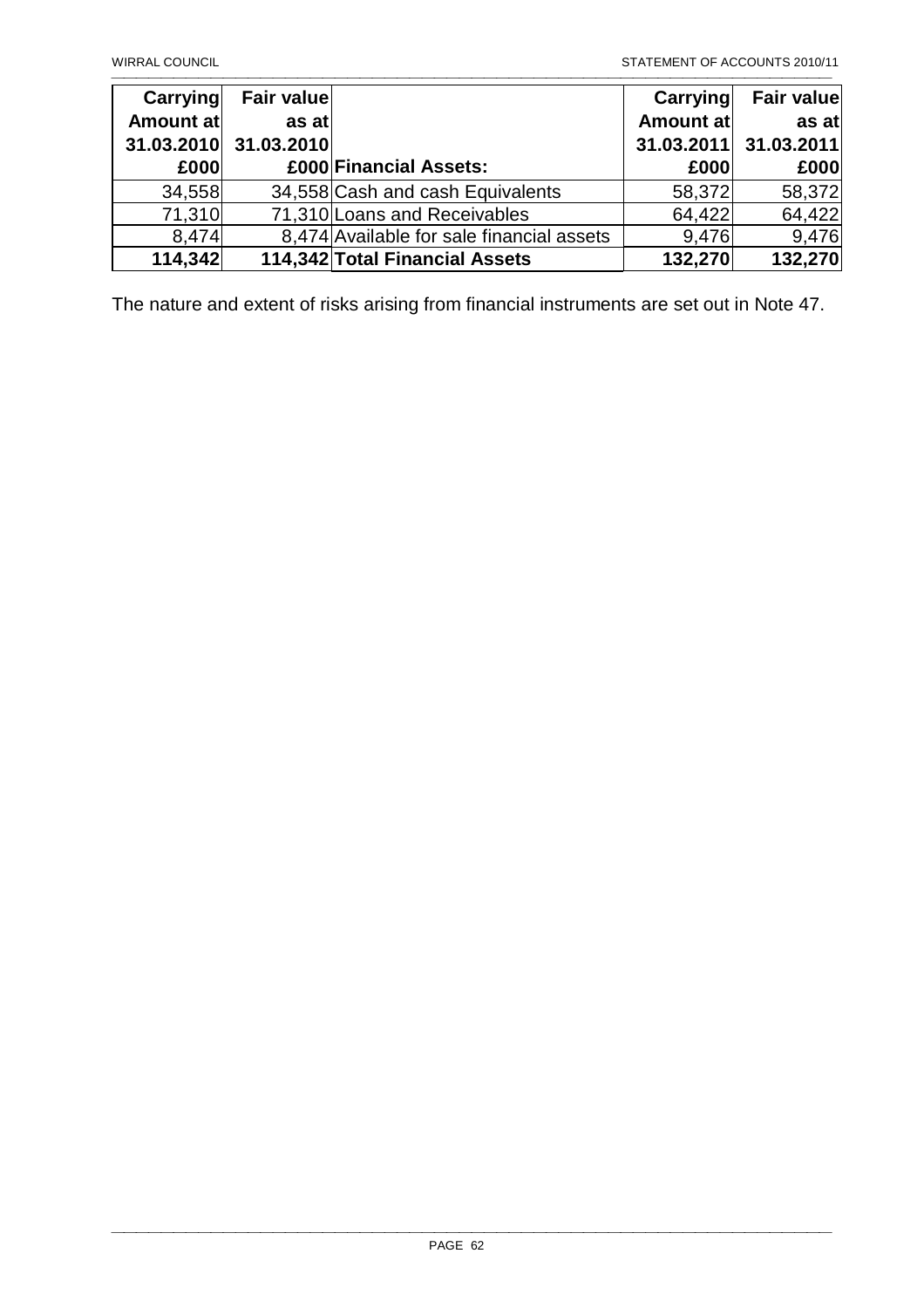| Carrying Amount at 31.03.2010 £000 | Fair value as at 31.03.2010 £000 | Financial Assets: | Carrying Amount at 31.03.2011 £000 | Fair value as at 31.03.2011 £000 |
|---|---|---|---|---|
| 34,558 | 34,558 | Cash and cash Equivalents | 58,372 | 58,372 |
| 71,310 | 71,310 | Loans and Receivables | 64,422 | 64,422 |
| 8,474 | 8,474 | Available for sale financial assets | 9,476 | 9,476 |
| **114,342** | **114,342** | **Total Financial Assets** | **132,270** | **132,270** |

The nature and extent of risks arising from financial instruments are set out in Note 47.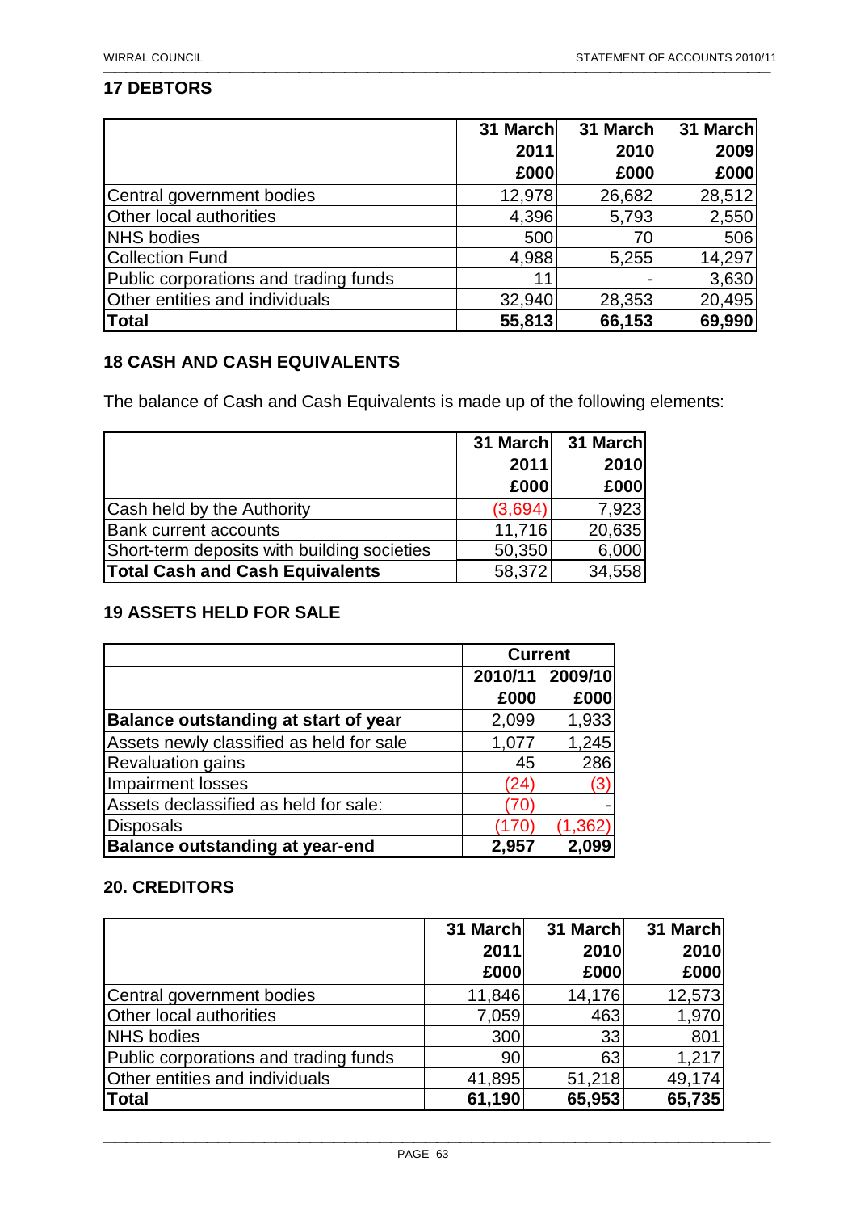## 17 DEBTORS

| | 31 March 2011 £000 | 31 March 2010 £000 | 31 March 2009 £000 |
|---|---|---|---|
| Central government bodies | 12,978 | 26,682 | 28,512 |
| Other local authorities | 4,396 | 5,793 | 2,550 |
| NHS bodies | 500 | 70 | 506 |
| Collection Fund | 4,988 | 5,255 | 14,297 |
| Public corporations and trading funds | 11 | - | 3,630 |
| Other entities and individuals | 32,940 | 28,353 | 20,495 |
| **Total** | **55,813** | **66,153** | **69,990** |

## 18 CASH AND CASH EQUIVALENTS

The balance of Cash and Cash Equivalents is made up of the following elements:

| | 31 March 2011 £000 | 31 March 2010 £000 |
|---|---|---|
| Cash held by the Authority | (3,694) | 7,923 |
| Bank current accounts | 11,716 | 20,635 |
| Short-term deposits with building societies | 50,350 | 6,000 |
| **Total Cash and Cash Equivalents** | 58,372 | 34,558 |

## 19 ASSETS HELD FOR SALE

| | Current | |
|---|---|---|
| | 2010/11 £000 | 2009/10 £000 |
| **Balance outstanding at start of year** | 2,099 | 1,933 |
| Assets newly classified as held for sale | 1,077 | 1,245 |
| Revaluation gains | 45 | 286 |
| Impairment losses | (24) | (3) |
| Assets declassified as held for sale: | (70) | - |
| Disposals | (170) | (1,362) |
| **Balance outstanding at year-end** | **2,957** | **2,099** |

## 20. CREDITORS

| | 31 March 2011 £000 | 31 March 2010 £000 | 31 March 2010 £000 |
|---|---|---|---|
| Central government bodies | 11,846 | 14,176 | 12,573 |
| Other local authorities | 7,059 | 463 | 1,970 |
| NHS bodies | 300 | 33 | 801 |
| Public corporations and trading funds | 90 | 63 | 1,217 |
| Other entities and individuals | 41,895 | 51,218 | 49,174 |
| **Total** | **61,190** | **65,953** | **65,735** |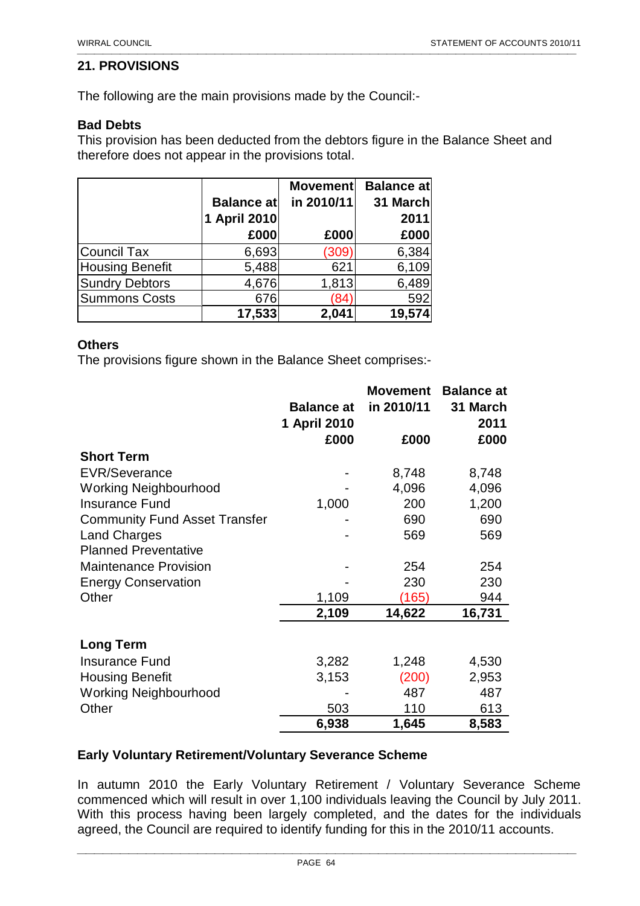## 21. PROVISIONS

The following are the main provisions made by the Council:-

### Bad Debts

This provision has been deducted from the debtors figure in the Balance Sheet and therefore does not appear in the provisions total.

| | Balance at 1 April 2010 £000 | Movement in 2010/11 £000 | Balance at 31 March 2011 £000 |
|---|---|---|---|
| Council Tax | 6,693 | (309) | 6,384 |
| Housing Benefit | 5,488 | 621 | 6,109 |
| Sundry Debtors | 4,676 | 1,813 | 6,489 |
| Summons Costs | 676 | (84) | 592 |
| | **17,533** | **2,041** | **19,574** |

### Others

The provisions figure shown in the Balance Sheet comprises:-

| | Balance at 1 April 2010 £000 | Movement in 2010/11 £000 | Balance at 31 March 2011 £000 |
|---|---|---|---|
| **Short Term** | | | |
| EVR/Severance | - | 8,748 | 8,748 |
| Working Neighbourhood | - | 4,096 | 4,096 |
| Insurance Fund | 1,000 | 200 | 1,200 |
| Community Fund Asset Transfer | - | 690 | 690 |
| Land Charges | - | 569 | 569 |
| Planned Preventative Maintenance Provision | - | 254 | 254 |
| Energy Conservation | - | 230 | 230 |
| Other | 1,109 | (165) | 944 |
| | **2,109** | **14,622** | **16,731** |
| **Long Term** | | | |
| Insurance Fund | 3,282 | 1,248 | 4,530 |
| Housing Benefit | 3,153 | (200) | 2,953 |
| Working Neighbourhood | - | 487 | 487 |
| Other | 503 | 110 | 613 |
| | **6,938** | **1,645** | **8,583** |

### Early Voluntary Retirement/Voluntary Severance Scheme

In autumn 2010 the Early Voluntary Retirement / Voluntary Severance Scheme commenced which will result in over 1,100 individuals leaving the Council by July 2011. With this process having been largely completed, and the dates for the individuals agreed, the Council are required to identify funding for this in the 2010/11 accounts.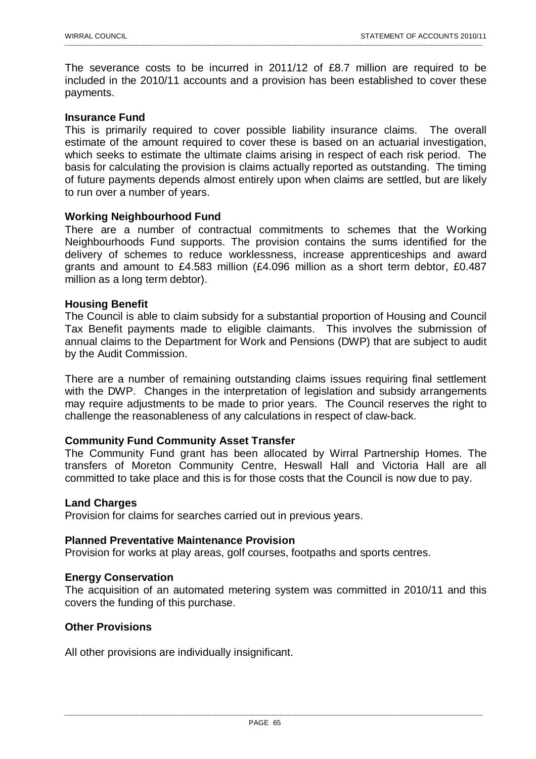The severance costs to be incurred in 2011/12 of £8.7 million are required to be included in the 2010/11 accounts and a provision has been established to cover these payments.

**Insurance Fund**

This is primarily required to cover possible liability insurance claims. The overall estimate of the amount required to cover these is based on an actuarial investigation, which seeks to estimate the ultimate claims arising in respect of each risk period. The basis for calculating the provision is claims actually reported as outstanding. The timing of future payments depends almost entirely upon when claims are settled, but are likely to run over a number of years.

**Working Neighbourhood Fund**

There are a number of contractual commitments to schemes that the Working Neighbourhoods Fund supports. The provision contains the sums identified for the delivery of schemes to reduce worklessness, increase apprenticeships and award grants and amount to £4.583 million (£4.096 million as a short term debtor, £0.487 million as a long term debtor).

**Housing Benefit**

The Council is able to claim subsidy for a substantial proportion of Housing and Council Tax Benefit payments made to eligible claimants. This involves the submission of annual claims to the Department for Work and Pensions (DWP) that are subject to audit by the Audit Commission.

There are a number of remaining outstanding claims issues requiring final settlement with the DWP. Changes in the interpretation of legislation and subsidy arrangements may require adjustments to be made to prior years. The Council reserves the right to challenge the reasonableness of any calculations in respect of claw-back.

**Community Fund Community Asset Transfer**

The Community Fund grant has been allocated by Wirral Partnership Homes. The transfers of Moreton Community Centre, Heswall Hall and Victoria Hall are all committed to take place and this is for those costs that the Council is now due to pay.

**Land Charges**

Provision for claims for searches carried out in previous years.

**Planned Preventative Maintenance Provision**

Provision for works at play areas, golf courses, footpaths and sports centres.

**Energy Conservation**

The acquisition of an automated metering system was committed in 2010/11 and this covers the funding of this purchase.

**Other Provisions**

All other provisions are individually insignificant.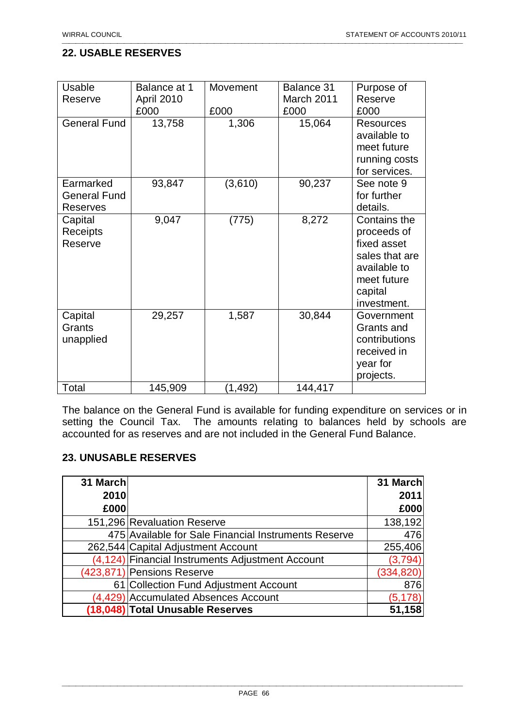## 22. USABLE RESERVES

| Usable Reserve | Balance at 1 April 2010 £000 | Movement £000 | Balance 31 March 2011 £000 | Purpose of Reserve £000 |
|---|---|---|---|---|
| General Fund | 13,758 | 1,306 | 15,064 | Resources available to meet future running costs for services. |
| Earmarked General Fund Reserves | 93,847 | (3,610) | 90,237 | See note 9 for further details. |
| Capital Receipts Reserve | 9,047 | (775) | 8,272 | Contains the proceeds of fixed asset sales that are available to meet future capital investment. |
| Capital Grants unapplied | 29,257 | 1,587 | 30,844 | Government Grants and contributions received in year for projects. |
| Total | 145,909 | (1,492) | 144,417 | |

The balance on the General Fund is available for funding expenditure on services or in setting the Council Tax. The amounts relating to balances held by schools are accounted for as reserves and are not included in the General Fund Balance.

## 23. UNUSABLE RESERVES

| 31 March 2010 £000 | | 31 March 2011 £000 |
|---|---|---|
| 151,296 | Revaluation Reserve | 138,192 |
| 475 | Available for Sale Financial Instruments Reserve | 476 |
| 262,544 | Capital Adjustment Account | 255,406 |
| (4,124) | Financial Instruments Adjustment Account | (3,794) |
| (423,871) | Pensions Reserve | (334,820) |
| 61 | Collection Fund Adjustment Account | 876 |
| (4,429) | Accumulated Absences Account | (5,178) |
| **(18,048)** | **Total Unusable Reserves** | **51,158** |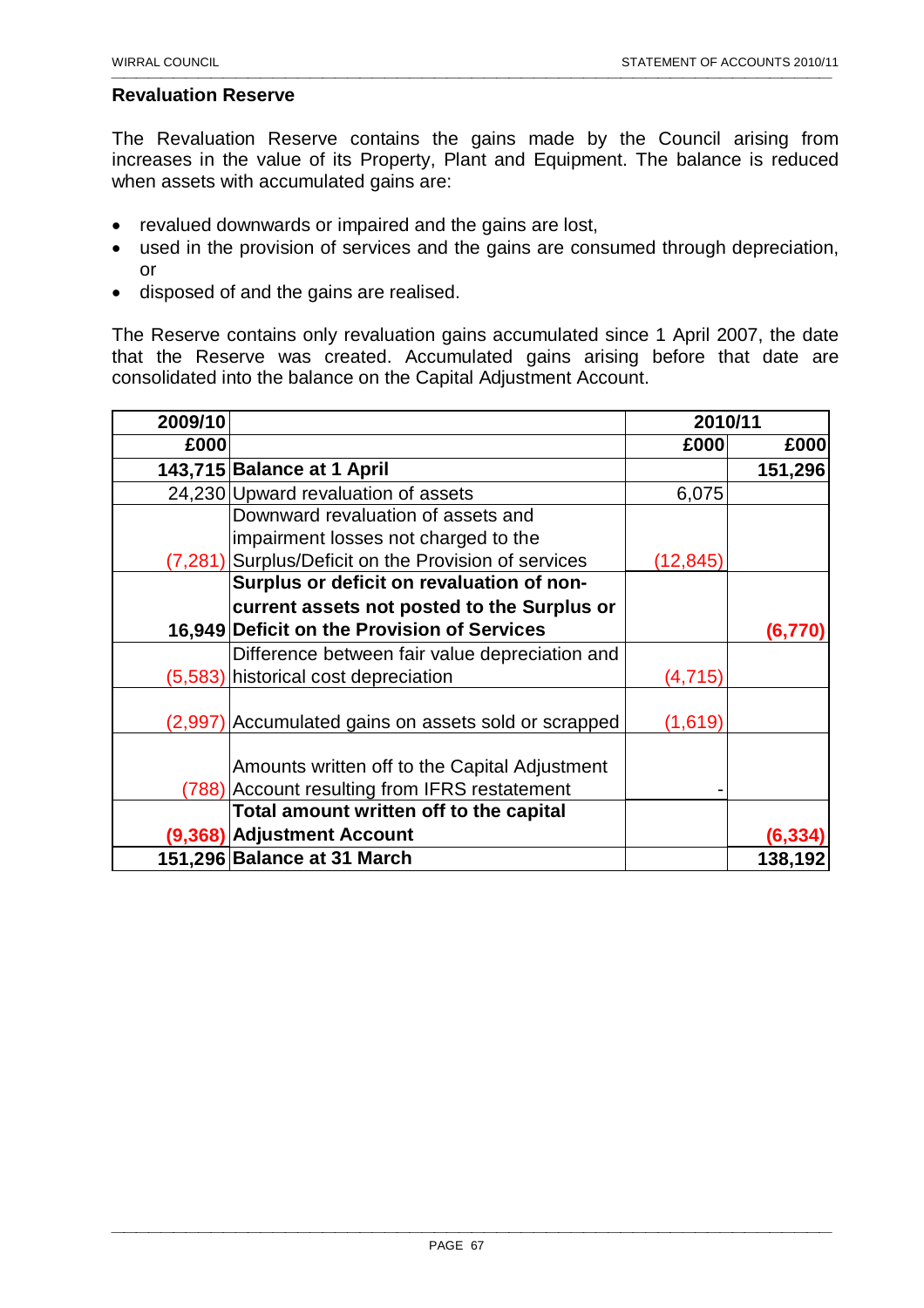## Revaluation Reserve

The Revaluation Reserve contains the gains made by the Council arising from increases in the value of its Property, Plant and Equipment. The balance is reduced when assets with accumulated gains are:

- revalued downwards or impaired and the gains are lost,
- used in the provision of services and the gains are consumed through depreciation, or
- disposed of and the gains are realised.

The Reserve contains only revaluation gains accumulated since 1 April 2007, the date that the Reserve was created. Accumulated gains arising before that date are consolidated into the balance on the Capital Adjustment Account.

| 2009/10 | | 2010/11 | |
|---|---|---|---|
| £000 | | £000 | £000 |
| **143,715** | **Balance at 1 April** | | **151,296** |
| 24,230 | Upward revaluation of assets | 6,075 | |
| (7,281) | Downward revaluation of assets and impairment losses not charged to the Surplus/Deficit on the Provision of services | (12,845) | |
| **16,949** | **Surplus or deficit on revaluation of non-current assets not posted to the Surplus or Deficit on the Provision of Services** | | **(6,770)** |
| (5,583) | Difference between fair value depreciation and historical cost depreciation | (4,715) | |
| (2,997) | Accumulated gains on assets sold or scrapped | (1,619) | |
| (788) | Amounts written off to the Capital Adjustment Account resulting from IFRS restatement | - | |
| **(9,368)** | **Total amount written off to the capital Adjustment Account** | | **(6,334)** |
| **151,296** | **Balance at 31 March** | | **138,192** |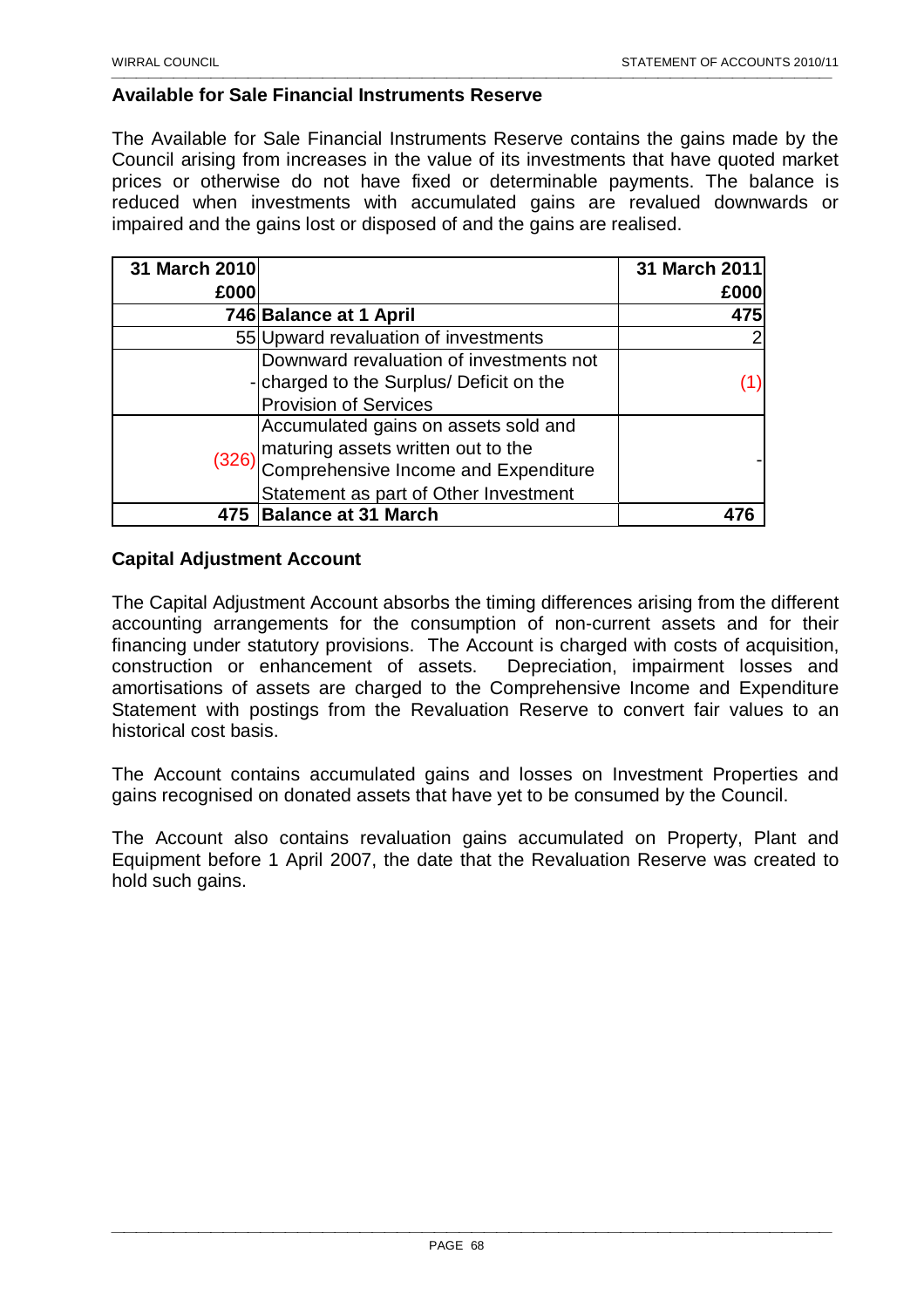## Available for Sale Financial Instruments Reserve

The Available for Sale Financial Instruments Reserve contains the gains made by the Council arising from increases in the value of its investments that have quoted market prices or otherwise do not have fixed or determinable payments. The balance is reduced when investments with accumulated gains are revalued downwards or impaired and the gains lost or disposed of and the gains are realised.

| 31 March 2010 £000 | | 31 March 2011 £000 |
|---|---|---|
| **746** | **Balance at 1 April** | **475** |
| 55 | Upward revaluation of investments | 2 |
| - | Downward revaluation of investments not charged to the Surplus/ Deficit on the Provision of Services | (1) |
| (326) | Accumulated gains on assets sold and maturing assets written out to the Comprehensive Income and Expenditure Statement as part of Other Investment | - |
| **475** | **Balance at 31 March** | **476** |

## Capital Adjustment Account

The Capital Adjustment Account absorbs the timing differences arising from the different accounting arrangements for the consumption of non-current assets and for their financing under statutory provisions. The Account is charged with costs of acquisition, construction or enhancement of assets. Depreciation, impairment losses and amortisations of assets are charged to the Comprehensive Income and Expenditure Statement with postings from the Revaluation Reserve to convert fair values to an historical cost basis.

The Account contains accumulated gains and losses on Investment Properties and gains recognised on donated assets that have yet to be consumed by the Council.

The Account also contains revaluation gains accumulated on Property, Plant and Equipment before 1 April 2007, the date that the Revaluation Reserve was created to hold such gains.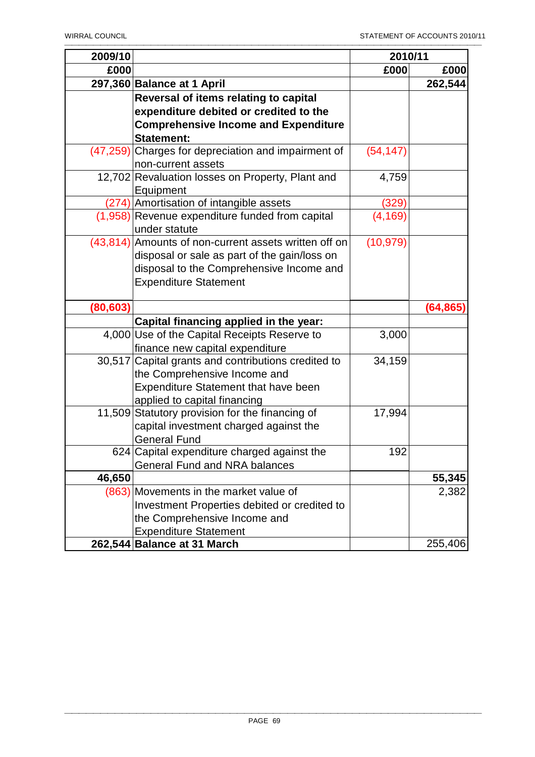| 2009/10 | | 2010/11 | |
|---|---|---|---|
| £000 | | £000 | £000 |
| **297,360** | **Balance at 1 April** | | **262,544** |
| | **Reversal of items relating to capital expenditure debited or credited to the Comprehensive Income and Expenditure Statement:** | | |
| (47,259) | Charges for depreciation and impairment of non-current assets | (54,147) | |
| 12,702 | Revaluation losses on Property, Plant and Equipment | 4,759 | |
| (274) | Amortisation of intangible assets | (329) | |
| (1,958) | Revenue expenditure funded from capital under statute | (4,169) | |
| (43,814) | Amounts of non-current assets written off on disposal or sale as part of the gain/loss on disposal to the Comprehensive Income and Expenditure Statement | (10,979) | |
| **(80,603)** | | | **(64,865)** |
| | **Capital financing applied in the year:** | | |
| 4,000 | Use of the Capital Receipts Reserve to finance new capital expenditure | 3,000 | |
| 30,517 | Capital grants and contributions credited to the Comprehensive Income and Expenditure Statement that have been applied to capital financing | 34,159 | |
| 11,509 | Statutory provision for the financing of capital investment charged against the General Fund | 17,994 | |
| 624 | Capital expenditure charged against the General Fund and NRA balances | 192 | |
| **46,650** | | | **55,345** |
| (863) | Movements in the market value of Investment Properties debited or credited to the Comprehensive Income and Expenditure Statement | | 2,382 |
| **262,544** | **Balance at 31 March** | | 255,406 |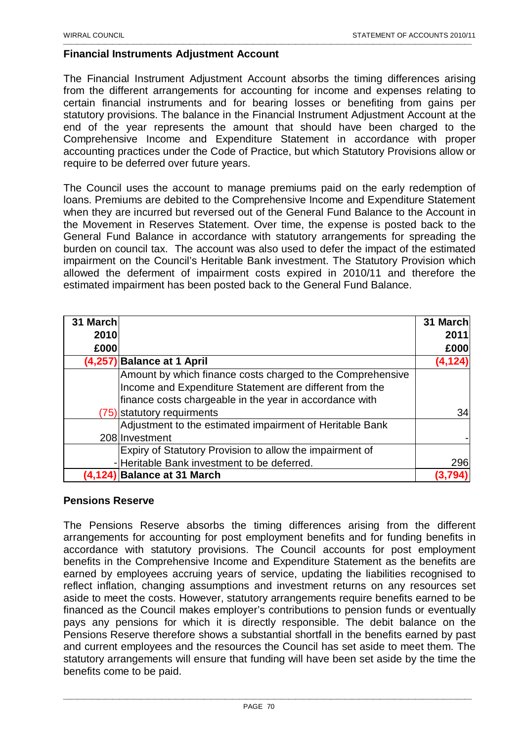## Financial Instruments Adjustment Account

The Financial Instrument Adjustment Account absorbs the timing differences arising from the different arrangements for accounting for income and expenses relating to certain financial instruments and for bearing losses or benefiting from gains per statutory provisions. The balance in the Financial Instrument Adjustment Account at the end of the year represents the amount that should have been charged to the Comprehensive Income and Expenditure Statement in accordance with proper accounting practices under the Code of Practice, but which Statutory Provisions allow or require to be deferred over future years.

The Council uses the account to manage premiums paid on the early redemption of loans. Premiums are debited to the Comprehensive Income and Expenditure Statement when they are incurred but reversed out of the General Fund Balance to the Account in the Movement in Reserves Statement. Over time, the expense is posted back to the General Fund Balance in accordance with statutory arrangements for spreading the burden on council tax. The account was also used to defer the impact of the estimated impairment on the Council's Heritable Bank investment. The Statutory Provision which allowed the deferment of impairment costs expired in 2010/11 and therefore the estimated impairment has been posted back to the General Fund Balance.

| 31 March 2010 £000 | | 31 March 2011 £000 |
|---|---|---|
| **(4,257)** | **Balance at 1 April** | **(4,124)** |
| (75) | Amount by which finance costs charged to the Comprehensive Income and Expenditure Statement are different from the finance costs chargeable in the year in accordance with statutory requirments | 34 |
| 208 | Adjustment to the estimated impairment of Heritable Bank Investment | - |
| - | Expiry of Statutory Provision to allow the impairment of Heritable Bank investment to be deferred. | 296 |
| **(4,124)** | **Balance at 31 March** | **(3,794)** |

## Pensions Reserve

The Pensions Reserve absorbs the timing differences arising from the different arrangements for accounting for post employment benefits and for funding benefits in accordance with statutory provisions. The Council accounts for post employment benefits in the Comprehensive Income and Expenditure Statement as the benefits are earned by employees accruing years of service, updating the liabilities recognised to reflect inflation, changing assumptions and investment returns on any resources set aside to meet the costs. However, statutory arrangements require benefits earned to be financed as the Council makes employer's contributions to pension funds or eventually pays any pensions for which it is directly responsible. The debit balance on the Pensions Reserve therefore shows a substantial shortfall in the benefits earned by past and current employees and the resources the Council has set aside to meet them. The statutory arrangements will ensure that funding will have been set aside by the time the benefits come to be paid.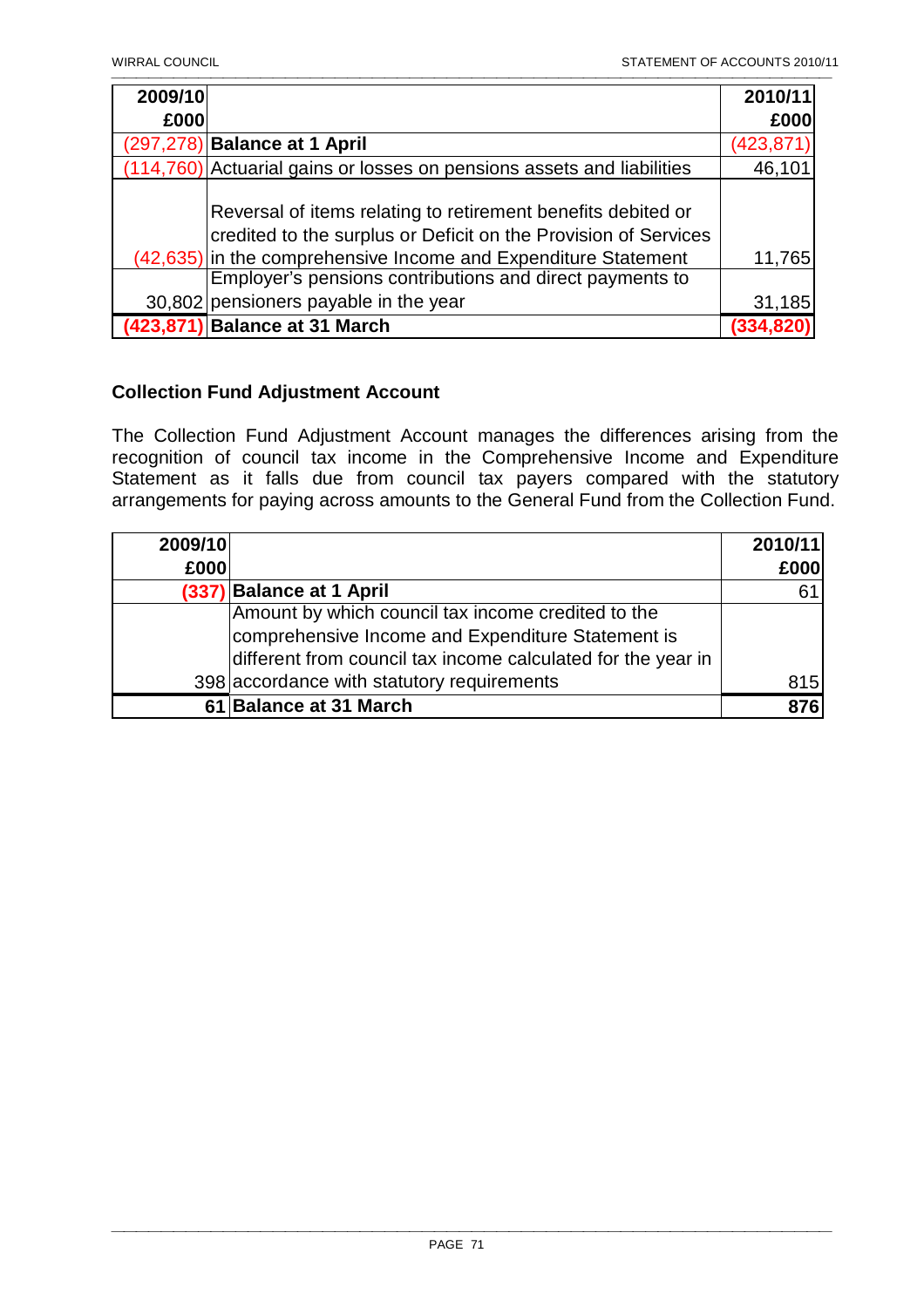| 2009/10 £000 | | 2010/11 £000 |
|---|---|---|
| (297,278) | **Balance at 1 April** | (423,871) |
| (114,760) | Actuarial gains or losses on pensions assets and liabilities | 46,101 |
| (42,635) | Reversal of items relating to retirement benefits debited or credited to the surplus or Deficit on the Provision of Services in the comprehensive Income and Expenditure Statement | 11,765 |
| 30,802 | Employer's pensions contributions and direct payments to pensioners payable in the year | 31,185 |
| **(423,871)** | **Balance at 31 March** | **(334,820)** |

**Collection Fund Adjustment Account**

The Collection Fund Adjustment Account manages the differences arising from the recognition of council tax income in the Comprehensive Income and Expenditure Statement as it falls due from council tax payers compared with the statutory arrangements for paying across amounts to the General Fund from the Collection Fund.

| 2009/10 £000 | | 2010/11 £000 |
|---|---|---|
| **(337)** | **Balance at 1 April** | 61 |
| 398 | Amount by which council tax income credited to the comprehensive Income and Expenditure Statement is different from council tax income calculated for the year in accordance with statutory requirements | 815 |
| **61** | **Balance at 31 March** | **876** |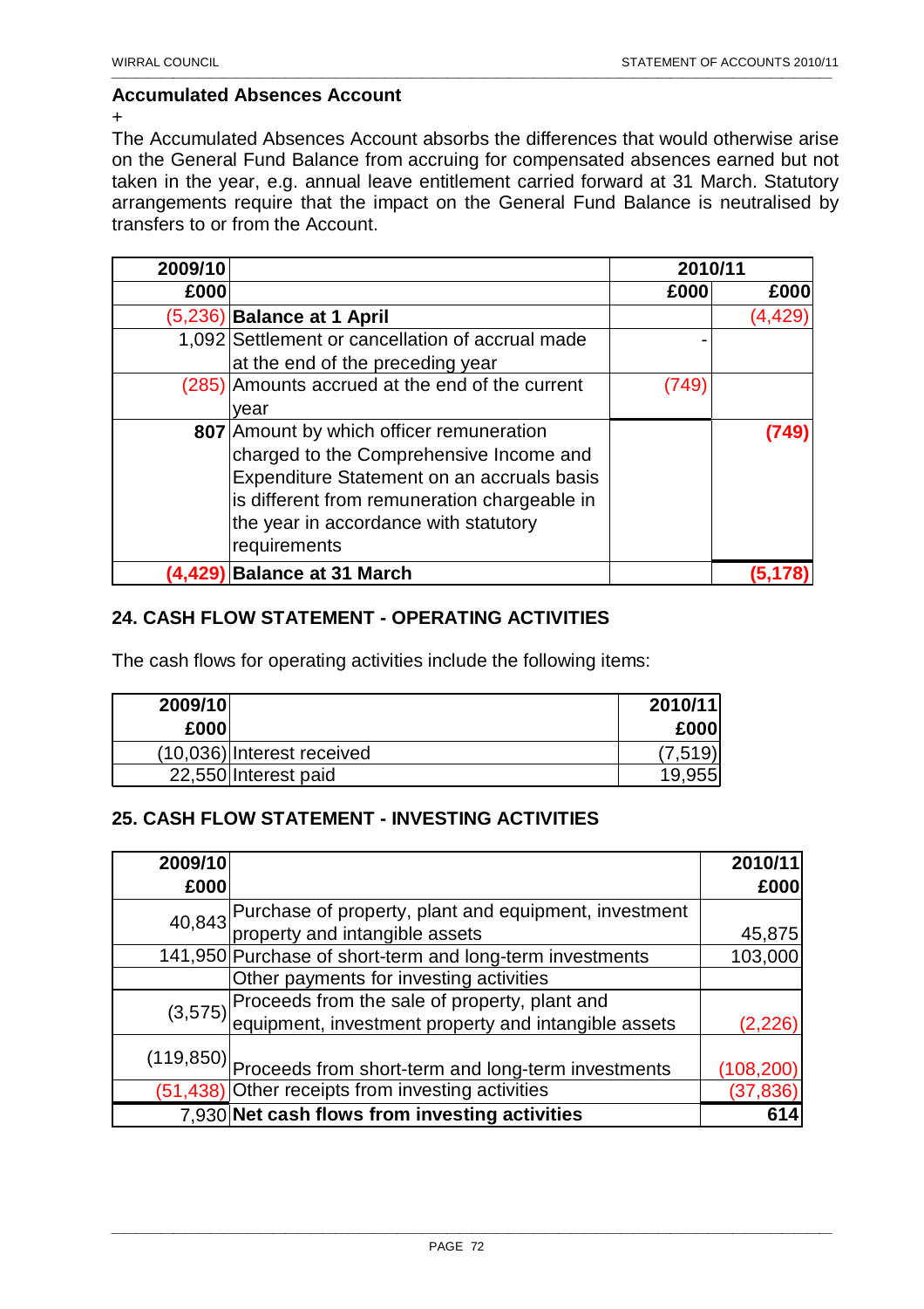## Accumulated Absences Account

+

The Accumulated Absences Account absorbs the differences that would otherwise arise on the General Fund Balance from accruing for compensated absences earned but not taken in the year, e.g. annual leave entitlement carried forward at 31 March. Statutory arrangements require that the impact on the General Fund Balance is neutralised by transfers to or from the Account.

| 2009/10 | | 2010/11 | |
|---|---|---|---|
| £000 | | £000 | £000 |
| (5,236) | **Balance at 1 April** | | (4,429) |
| 1,092 | Settlement or cancellation of accrual made at the end of the preceding year | - | |
| (285) | Amounts accrued at the end of the current year | (749) | |
| **807** | Amount by which officer remuneration charged to the Comprehensive Income and Expenditure Statement on an accruals basis is different from remuneration chargeable in the year in accordance with statutory requirements | | **(749)** |
| **(4,429)** | **Balance at 31 March** | | **(5,178)** |

## 24. CASH FLOW STATEMENT - OPERATING ACTIVITIES

The cash flows for operating activities include the following items:

| 2009/10 £000 | | 2010/11 £000 |
|---|---|---|
| (10,036) | Interest received | (7,519) |
| 22,550 | Interest paid | 19,955 |

## 25. CASH FLOW STATEMENT - INVESTING ACTIVITIES

| 2009/10 £000 | | 2010/11 £000 |
|---|---|---|
| 40,843 | Purchase of property, plant and equipment, investment property and intangible assets | 45,875 |
| 141,950 | Purchase of short-term and long-term investments | 103,000 |
| | Other payments for investing activities | |
| (3,575) | Proceeds from the sale of property, plant and equipment, investment property and intangible assets | (2,226) |
| (119,850) | Proceeds from short-term and long-term investments | (108,200) |
| (51,438) | Other receipts from investing activities | (37,836) |
| 7,930 | **Net cash flows from investing activities** | **614** |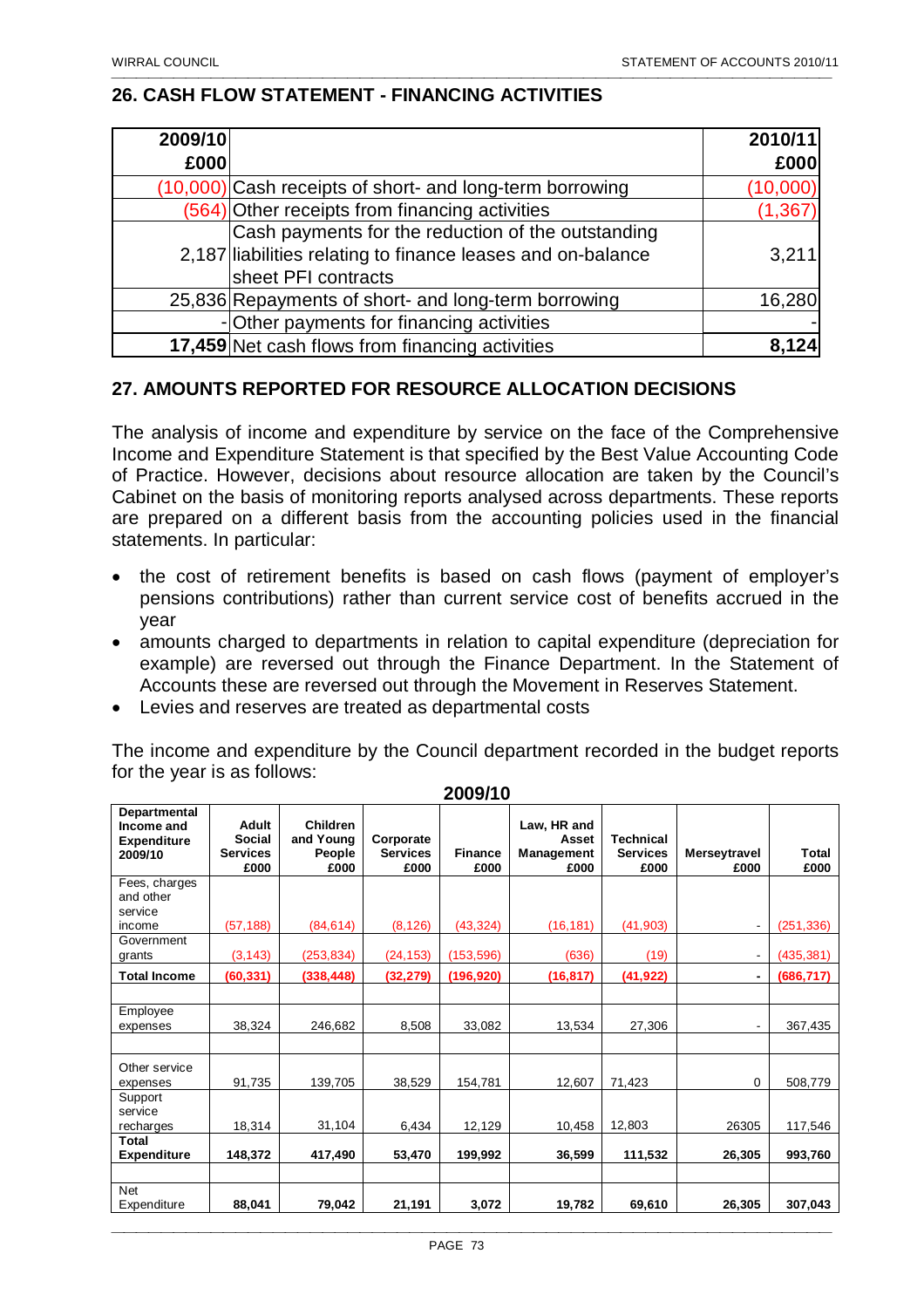## 26. CASH FLOW STATEMENT - FINANCING ACTIVITIES

| 2009/10 £000 | | 2010/11 £000 |
|---|---|---|
| (10,000) | Cash receipts of short- and long-term borrowing | (10,000) |
| (564) | Other receipts from financing activities | (1,367) |
| 2,187 | Cash payments for the reduction of the outstanding liabilities relating to finance leases and on-balance sheet PFI contracts | 3,211 |
| 25,836 | Repayments of short- and long-term borrowing | 16,280 |
| - | Other payments for financing activities | - |
| **17,459** | **Net cash flows from financing activities** | **8,124** |

## 27. AMOUNTS REPORTED FOR RESOURCE ALLOCATION DECISIONS

The analysis of income and expenditure by service on the face of the Comprehensive Income and Expenditure Statement is that specified by the Best Value Accounting Code of Practice. However, decisions about resource allocation are taken by the Council's Cabinet on the basis of monitoring reports analysed across departments. These reports are prepared on a different basis from the accounting policies used in the financial statements. In particular:

- the cost of retirement benefits is based on cash flows (payment of employer's pensions contributions) rather than current service cost of benefits accrued in the year
- amounts charged to departments in relation to capital expenditure (depreciation for example) are reversed out through the Finance Department. In the Statement of Accounts these are reversed out through the Movement in Reserves Statement.
- Levies and reserves are treated as departmental costs

The income and expenditure by the Council department recorded in the budget reports for the year is as follows:

**2009/10**

| Departmental Income and Expenditure 2009/10 | Adult Social Services £000 | Children and Young People £000 | Corporate Services £000 | Finance £000 | Law, HR and Asset Management £000 | Technical Services £000 | Merseytravel £000 | Total £000 |
|---|---|---|---|---|---|---|---|---|
| Fees, charges and other service income | (57,188) | (84,614) | (8,126) | (43,324) | (16,181) | (41,903) | - | (251,336) |
| Government grants | (3,143) | (253,834) | (24,153) | (153,596) | (636) | (19) | - | (435,381) |
| **Total Income** | **(60,331)** | **(338,448)** | **(32,279)** | **(196,920)** | **(16,817)** | **(41,922)** | **-** | **(686,717)** |
| | | | | | | | | |
| Employee expenses | 38,324 | 246,682 | 8,508 | 33,082 | 13,534 | 27,306 | - | 367,435 |
| | | | | | | | | |
| Other service expenses | 91,735 | 139,705 | 38,529 | 154,781 | 12,607 | 71,423 | 0 | 508,779 |
| Support service recharges | 18,314 | 31,104 | 6,434 | 12,129 | 10,458 | 12,803 | 26305 | 117,546 |
| **Total Expenditure** | **148,372** | **417,490** | **53,470** | **199,992** | **36,599** | **111,532** | **26,305** | **993,760** |
| | | | | | | | | |
| Net Expenditure | **88,041** | **79,042** | **21,191** | **3,072** | **19,782** | **69,610** | **26,305** | **307,043** |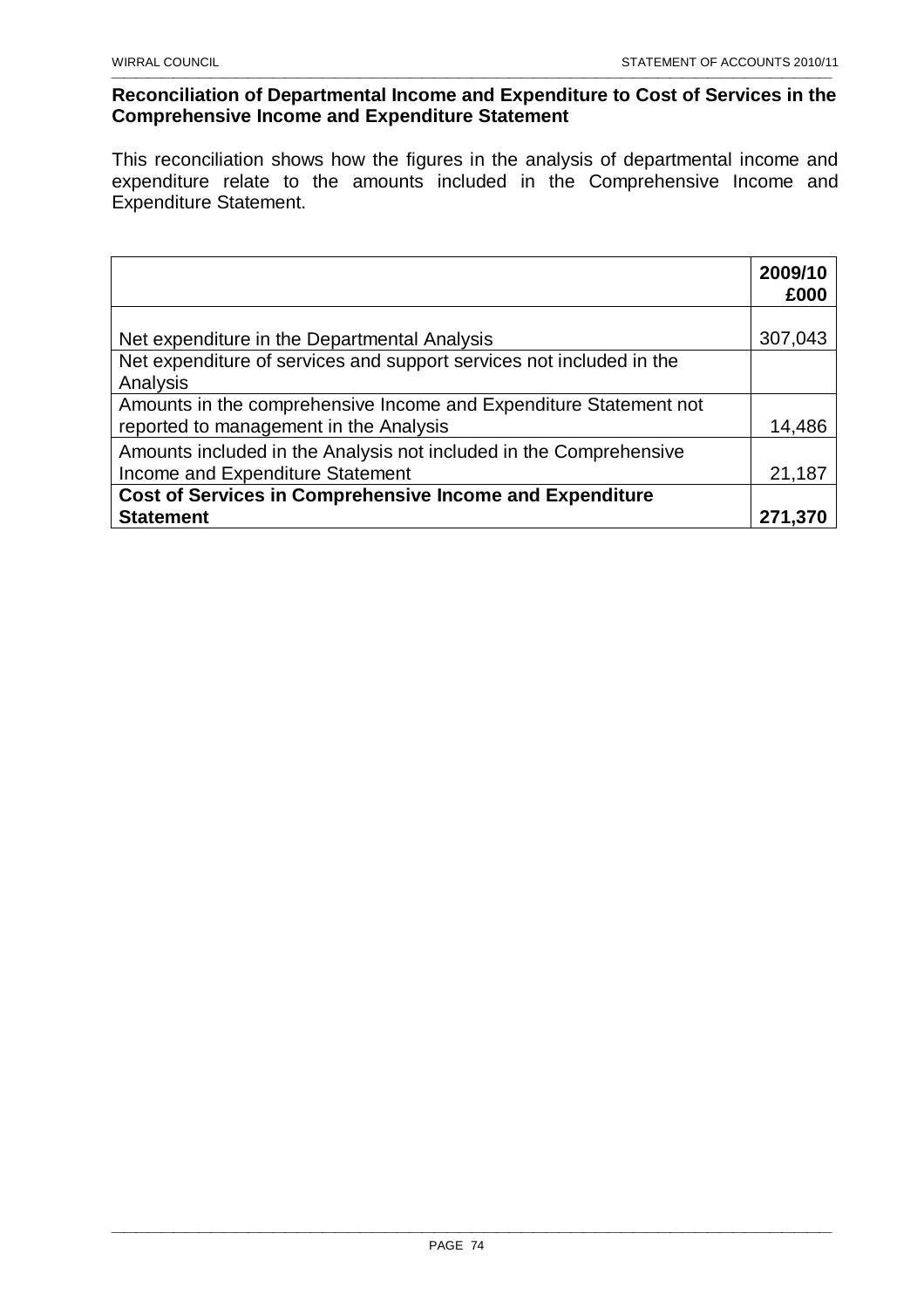**Reconciliation of Departmental Income and Expenditure to Cost of Services in the Comprehensive Income and Expenditure Statement**

This reconciliation shows how the figures in the analysis of departmental income and expenditure relate to the amounts included in the Comprehensive Income and Expenditure Statement.

| | 2009/10 £000 |
|---|---|
| Net expenditure in the Departmental Analysis | 307,043 |
| Net expenditure of services and support services not included in the Analysis | |
| Amounts in the comprehensive Income and Expenditure Statement not reported to management in the Analysis | 14,486 |
| Amounts included in the Analysis not included in the Comprehensive Income and Expenditure Statement | 21,187 |
| **Cost of Services in Comprehensive Income and Expenditure Statement** | **271,370** |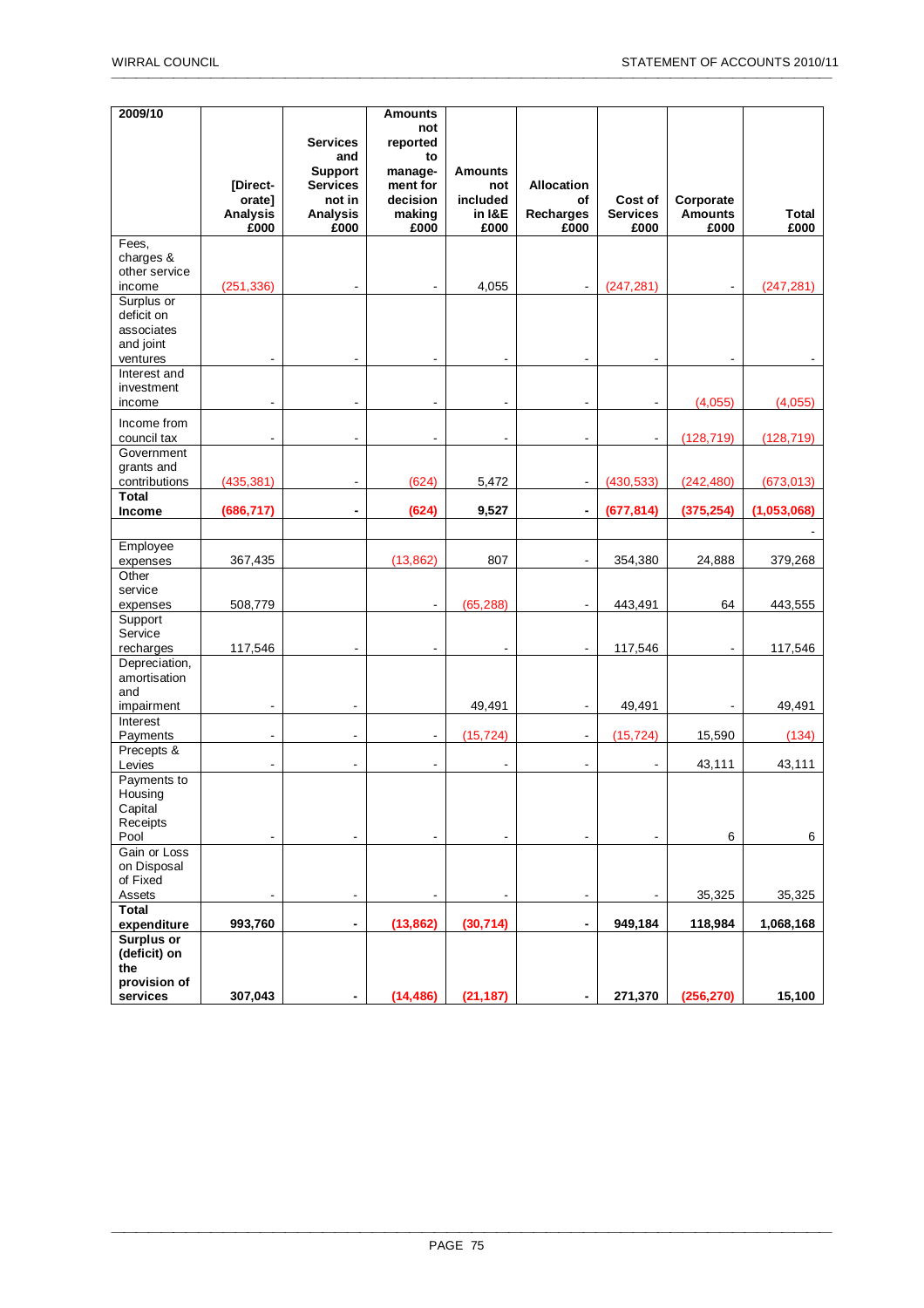| 2009/10 | [Directorate] Analysis £000 | Services and Support Services not in Analysis £000 | Amounts not reported to management for decision making £000 | Amounts not included in I&E £000 | Allocation of Recharges £000 | Cost of Services £000 | Corporate Amounts £000 | Total £000 |
|---|---|---|---|---|---|---|---|---|
| Fees, charges & other service income | (251,336) | - | - | 4,055 | - | (247,281) | - | (247,281) |
| Surplus or deficit on associates and joint ventures | - | - | - | - | - | - | - | - |
| Interest and investment income | - | - | - | - | - | - | (4,055) | (4,055) |
| Income from council tax | - | - | - | - | - | - | (128,719) | (128,719) |
| Government grants and contributions | (435,381) | - | (624) | 5,472 | - | (430,533) | (242,480) | (673,013) |
| **Total Income** | **(686,717)** | **-** | **(624)** | **9,527** | **-** | **(677,814)** | **(375,254)** | **(1,053,068)** |
| | | | | | | | | - |
| Employee expenses | 367,435 | | (13,862) | 807 | - | 354,380 | 24,888 | 379,268 |
| Other service expenses | 508,779 | | - | (65,288) | - | 443,491 | 64 | 443,555 |
| Support Service recharges | 117,546 | - | - | - | - | 117,546 | - | 117,546 |
| Depreciation, amortisation and impairment | - | - | | 49,491 | - | 49,491 | - | 49,491 |
| Interest Payments | - | - | - | (15,724) | - | (15,724) | 15,590 | (134) |
| Precepts & Levies | - | - | - | - | - | - | 43,111 | 43,111 |
| Payments to Housing Capital Receipts Pool | - | - | - | - | - | - | 6 | 6 |
| Gain or Loss on Disposal of Fixed Assets | - | - | - | - | - | - | 35,325 | 35,325 |
| **Total expenditure** | **993,760** | **-** | **(13,862)** | **(30,714)** | **-** | **949,184** | **118,984** | **1,068,168** |
| **Surplus or (deficit) on the provision of services** | **307,043** | **-** | **(14,486)** | **(21,187)** | **-** | **271,370** | **(256,270)** | **15,100** |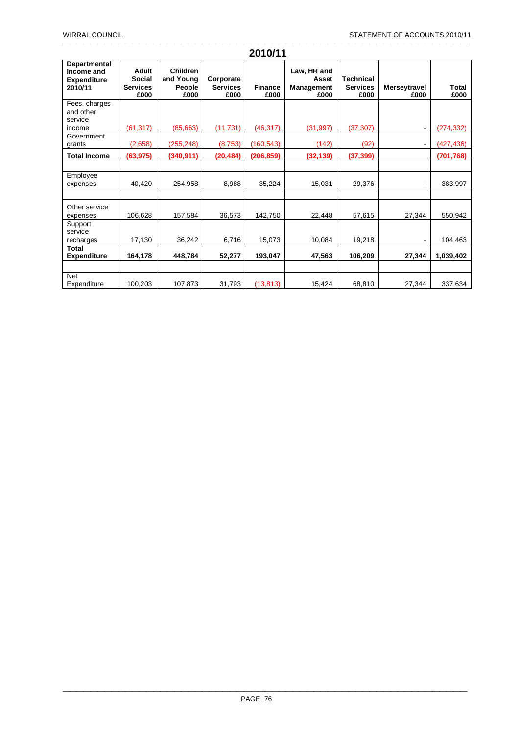## 2010/11

| Departmental Income and Expenditure 2010/11 | Adult Social Services £000 | Children and Young People £000 | Corporate Services £000 | Finance £000 | Law, HR and Asset Management £000 | Technical Services £000 | Merseytravel £000 | Total £000 |
|---|---|---|---|---|---|---|---|---|
| Fees, charges and other service income | (61,317) | (85,663) | (11,731) | (46,317) | (31,997) | (37,307) | - | (274,332) |
| Government grants | (2,658) | (255,248) | (8,753) | (160,543) | (142) | (92) | - | (427,436) |
| **Total Income** | **(63,975)** | **(340,911)** | **(20,484)** | **(206,859)** | **(32,139)** | **(37,399)** | | **(701,768)** |
| | | | | | | | | |
| Employee expenses | 40,420 | 254,958 | 8,988 | 35,224 | 15,031 | 29,376 | - | 383,997 |
| | | | | | | | | |
| Other service expenses | 106,628 | 157,584 | 36,573 | 142,750 | 22,448 | 57,615 | 27,344 | 550,942 |
| Support service recharges | 17,130 | 36,242 | 6,716 | 15,073 | 10,084 | 19,218 | - | 104,463 |
| **Total Expenditure** | **164,178** | **448,784** | **52,277** | **193,047** | **47,563** | **106,209** | **27,344** | **1,039,402** |
| | | | | | | | | |
| Net Expenditure | 100,203 | 107,873 | 31,793 | (13,813) | 15,424 | 68,810 | 27,344 | 337,634 |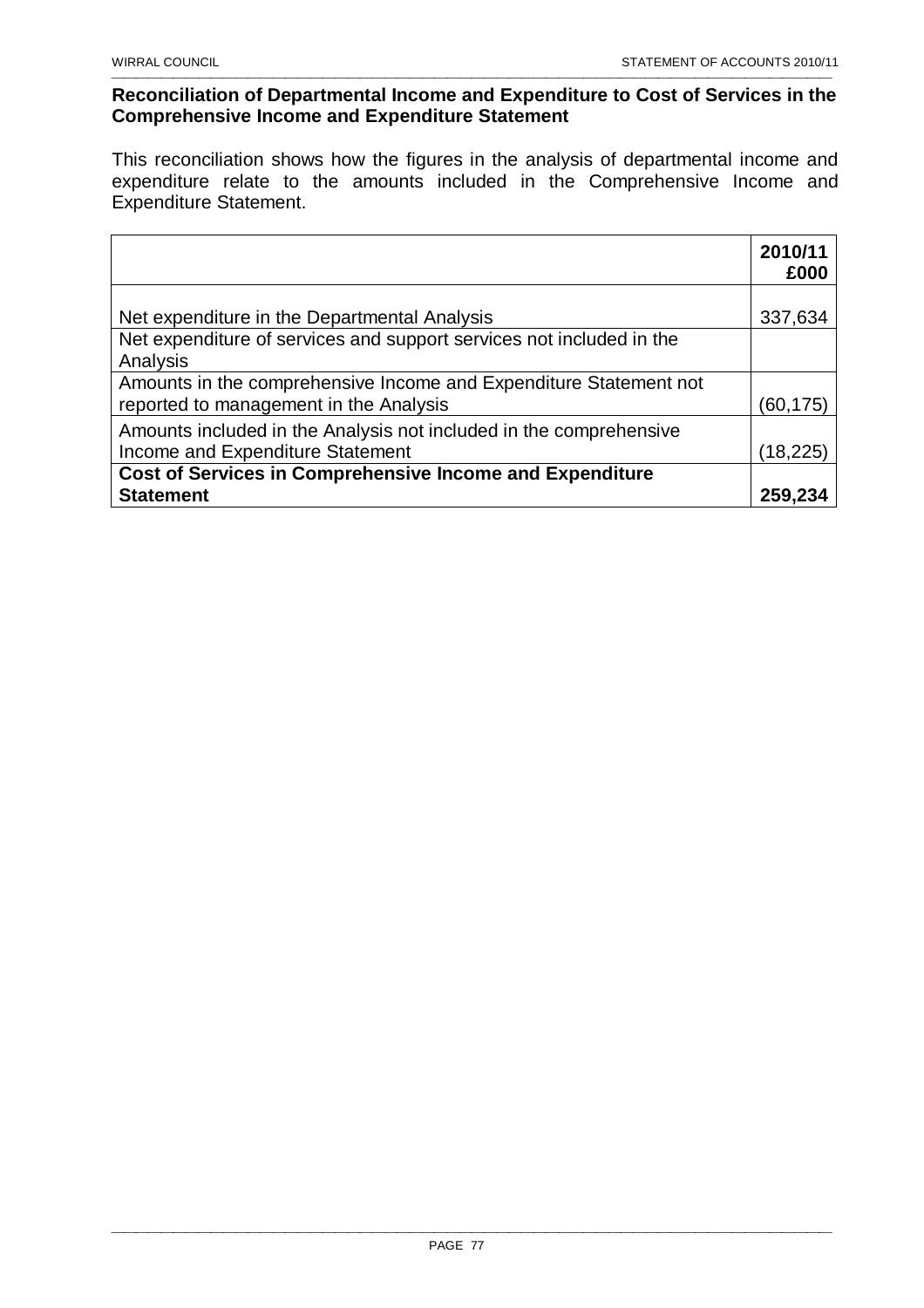**Reconciliation of Departmental Income and Expenditure to Cost of Services in the Comprehensive Income and Expenditure Statement**

This reconciliation shows how the figures in the analysis of departmental income and expenditure relate to the amounts included in the Comprehensive Income and Expenditure Statement.

| | **2010/11 £000** |
|---|---|
| Net expenditure in the Departmental Analysis | 337,634 |
| Net expenditure of services and support services not included in the Analysis | |
| Amounts in the comprehensive Income and Expenditure Statement not reported to management in the Analysis | (60,175) |
| Amounts included in the Analysis not included in the comprehensive Income and Expenditure Statement | (18,225) |
| **Cost of Services in Comprehensive Income and Expenditure Statement** | **259,234** |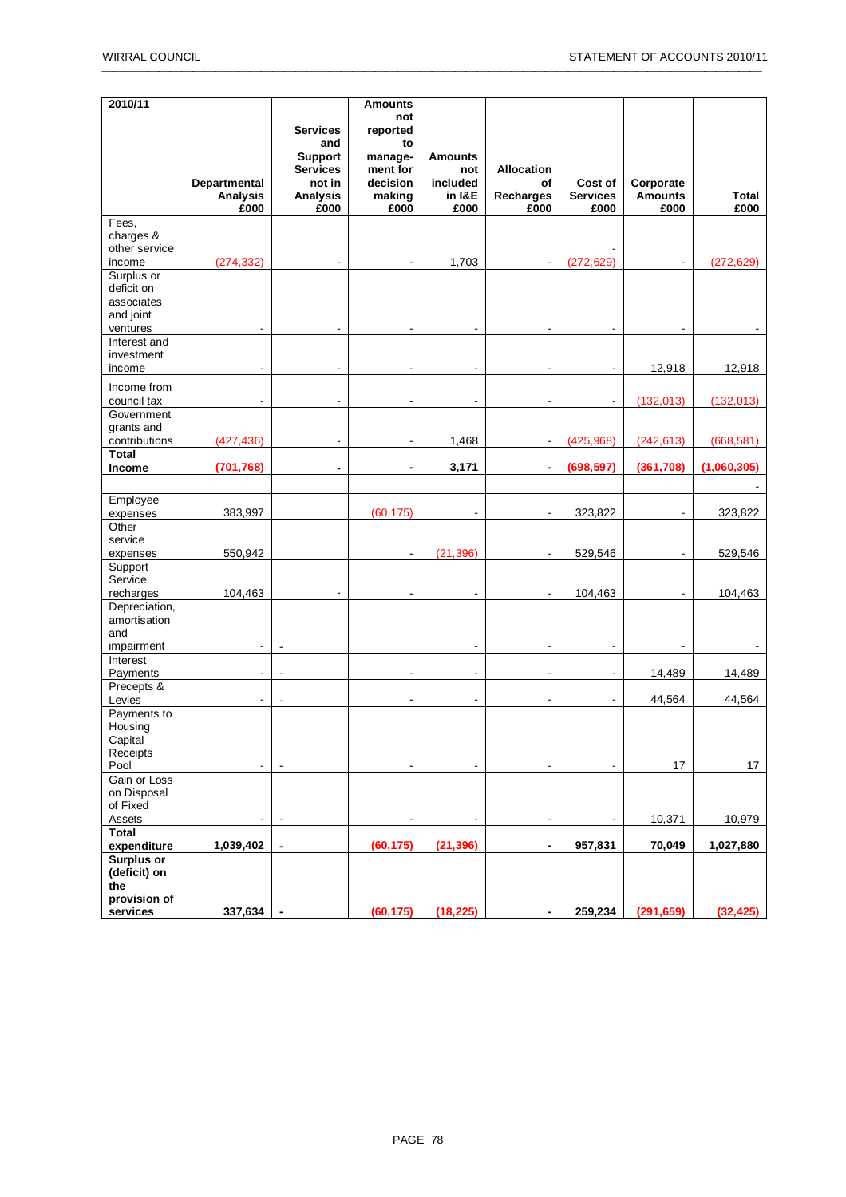| 2010/11 | Departmental Analysis £000 | Services and Support Services not in Analysis £000 | Amounts not reported to manage-ment for decision making £000 | Amounts not included in I&E £000 | Allocation of Recharges £000 | Cost of Services £000 | Corporate Amounts £000 | Total £000 |
|---|---|---|---|---|---|---|---|---|
| Fees, charges & other service income | (274,332) | - | - | 1,703 | - | (272,629) | - | (272,629) |
| Surplus or deficit on associates and joint ventures | - | - | - | - | - | - | - | - |
| Interest and investment income | - | - | - | - | - | - | 12,918 | 12,918 |
| Income from council tax | - | - | - | - | - | - | (132,013) | (132,013) |
| Government grants and contributions | (427,436) | - | - | 1,468 | - | (425,968) | (242,613) | (668,581) |
| **Total Income** | **(701,768)** | **-** | **-** | **3,171** | **-** | **(698,597)** | **(361,708)** | **(1,060,305)** |
| | | | | | | | | - |
| Employee expenses | 383,997 | | (60,175) | - | - | 323,822 | - | 323,822 |
| Other service expenses | 550,942 | | - | (21,396) | - | 529,546 | - | 529,546 |
| Support Service recharges | 104,463 | - | - | - | - | 104,463 | - | 104,463 |
| Depreciation, amortisation and impairment | - | - | | - | - | - | - | - |
| Interest Payments | - | - | - | - | - | - | 14,489 | 14,489 |
| Precepts & Levies | - | - | - | - | - | - | 44,564 | 44,564 |
| Payments to Housing Capital Receipts Pool | - | - | - | - | - | - | 17 | 17 |
| Gain or Loss on Disposal of Fixed Assets | - | - | - | - | - | - | 10,371 | 10,979 |
| **Total expenditure** | **1,039,402** | **-** | **(60,175)** | **(21,396)** | **-** | **957,831** | **70,049** | **1,027,880** |
| **Surplus or (deficit) on the provision of services** | **337,634** | **-** | **(60,175)** | **(18,225)** | **-** | **259,234** | **(291,659)** | **(32,425)** |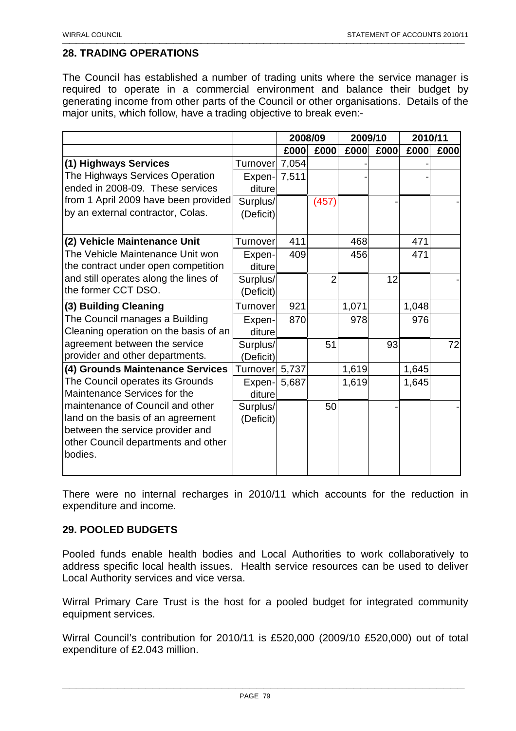## 28. TRADING OPERATIONS

The Council has established a number of trading units where the service manager is required to operate in a commercial environment and balance their budget by generating income from other parts of the Council or other organisations. Details of the major units, which follow, have a trading objective to break even:-

| | | 2008/09 | | 2009/10 | | 2010/11 | |
|---|---|---|---|---|---|---|---|
| | | £000 | £000 | £000 | £000 | £000 | £000 |
| **(1) Highways Services** | Turnover | 7,054 | | - | | - | |
| The Highways Services Operation ended in 2008-09. These services | Expenditure | 7,511 | | - | | - | |
| from 1 April 2009 have been provided by an external contractor, Colas. | Surplus/ (Deficit) | | (457) | | - | | - |
| **(2) Vehicle Maintenance Unit** | Turnover | 411 | | 468 | | 471 | |
| The Vehicle Maintenance Unit won the contract under open competition | Expenditure | 409 | | 456 | | 471 | |
| and still operates along the lines of the former CCT DSO. | Surplus/ (Deficit) | | 2 | | 12 | | - |
| **(3) Building Cleaning** | Turnover | 921 | | 1,071 | | 1,048 | |
| The Council manages a Building Cleaning operation on the basis of an | Expenditure | 870 | | 978 | | 976 | |
| agreement between the service provider and other departments. | Surplus/ (Deficit) | | 51 | | 93 | | 72 |
| **(4) Grounds Maintenance Services** | Turnover | 5,737 | | 1,619 | | 1,645 | |
| The Council operates its Grounds Maintenance Services for the | Expenditure | 5,687 | | 1,619 | | 1,645 | |
| maintenance of Council and other land on the basis of an agreement between the service provider and other Council departments and other bodies. | Surplus/ (Deficit) | | 50 | | - | | - |

There were no internal recharges in 2010/11 which accounts for the reduction in expenditure and income.

## 29. POOLED BUDGETS

Pooled funds enable health bodies and Local Authorities to work collaboratively to address specific local health issues. Health service resources can be used to deliver Local Authority services and vice versa.

Wirral Primary Care Trust is the host for a pooled budget for integrated community equipment services.

Wirral Council's contribution for 2010/11 is £520,000 (2009/10 £520,000) out of total expenditure of £2.043 million.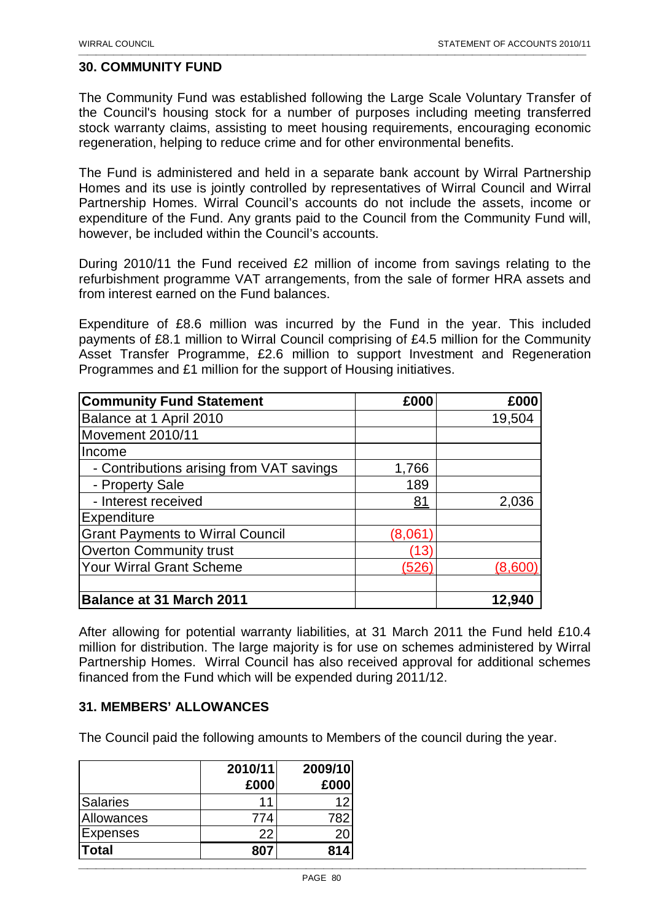## 30. COMMUNITY FUND

The Community Fund was established following the Large Scale Voluntary Transfer of the Council's housing stock for a number of purposes including meeting transferred stock warranty claims, assisting to meet housing requirements, encouraging economic regeneration, helping to reduce crime and for other environmental benefits.

The Fund is administered and held in a separate bank account by Wirral Partnership Homes and its use is jointly controlled by representatives of Wirral Council and Wirral Partnership Homes. Wirral Council's accounts do not include the assets, income or expenditure of the Fund. Any grants paid to the Council from the Community Fund will, however, be included within the Council's accounts.

During 2010/11 the Fund received £2 million of income from savings relating to the refurbishment programme VAT arrangements, from the sale of former HRA assets and from interest earned on the Fund balances.

Expenditure of £8.6 million was incurred by the Fund in the year. This included payments of £8.1 million to Wirral Council comprising of £4.5 million for the Community Asset Transfer Programme, £2.6 million to support Investment and Regeneration Programmes and £1 million for the support of Housing initiatives.

| **Community Fund Statement** | **£000** | **£000** |
|---|---:|---:|
| Balance at 1 April 2010 | | 19,504 |
| Movement 2010/11 | | |
| Income | | |
| - Contributions arising from VAT savings | 1,766 | |
| - Property Sale | 189 | |
| - Interest received | 81 | 2,036 |
| Expenditure | | |
| Grant Payments to Wirral Council | (8,061) | |
| Overton Community trust | (13) | |
| Your Wirral Grant Scheme | (526) | (8,600) |
| | | |
| **Balance at 31 March 2011** | | **12,940** |

After allowing for potential warranty liabilities, at 31 March 2011 the Fund held £10.4 million for distribution. The large majority is for use on schemes administered by Wirral Partnership Homes. Wirral Council has also received approval for additional schemes financed from the Fund which will be expended during 2011/12.

## 31. MEMBERS' ALLOWANCES

The Council paid the following amounts to Members of the council during the year.

| | **2010/11 £000** | **2009/10 £000** |
|---|---:|---:|
| Salaries | 11 | 12 |
| Allowances | 774 | 782 |
| Expenses | 22 | 20 |
| **Total** | **807** | **814** |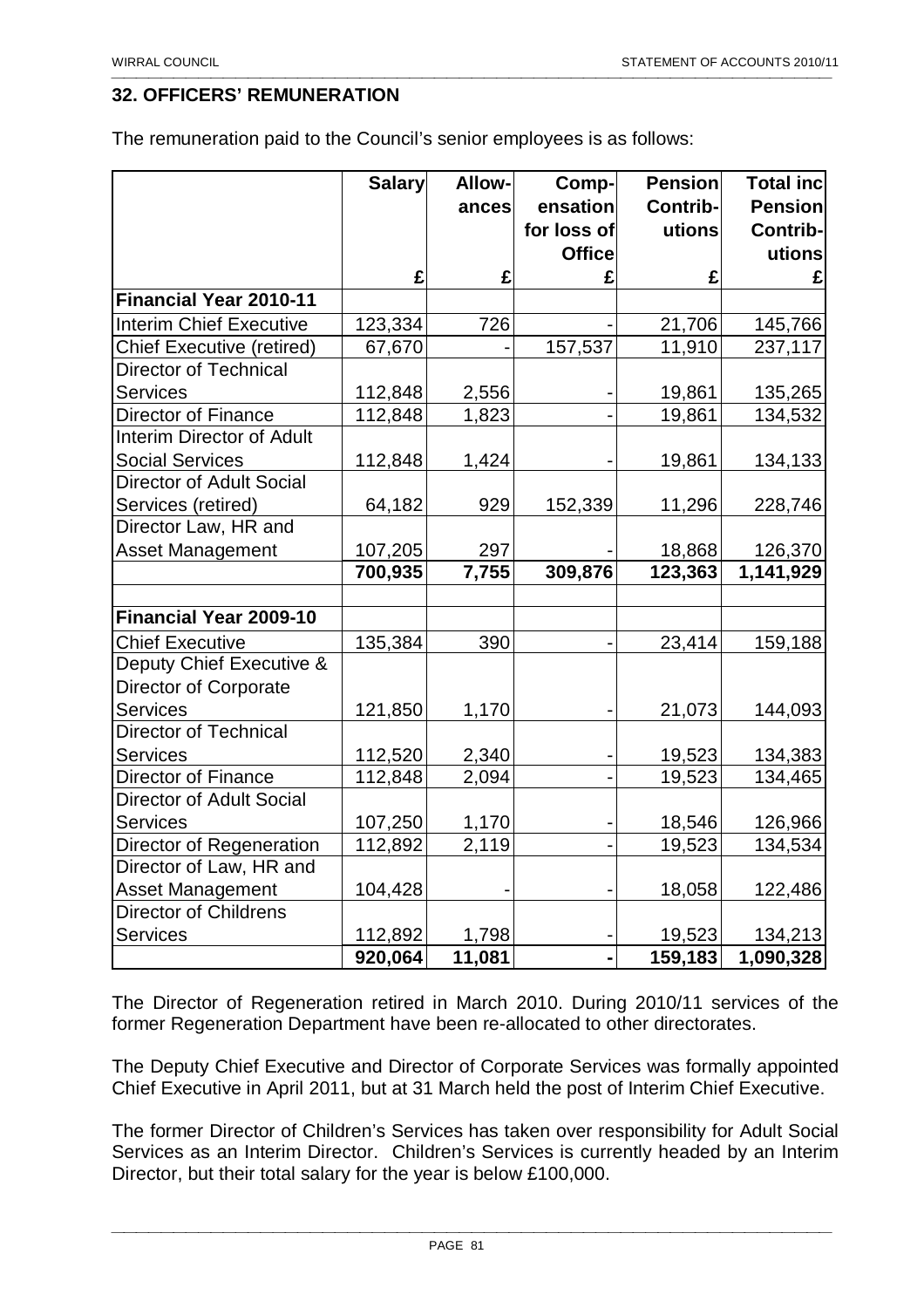## 32. OFFICERS' REMUNERATION

The remuneration paid to the Council's senior employees is as follows:

| | Salary | Allow-ances | Comp-ensation for loss of Office | Pension Contrib-utions | Total inc Pension Contrib-utions |
|---|---|---|---|---|---|
| | £ | £ | £ | £ | £ |
| **Financial Year 2010-11** | | | | | |
| Interim Chief Executive | 123,334 | 726 | - | 21,706 | 145,766 |
| Chief Executive (retired) | 67,670 | - | 157,537 | 11,910 | 237,117 |
| Director of Technical Services | 112,848 | 2,556 | - | 19,861 | 135,265 |
| Director of Finance | 112,848 | 1,823 | - | 19,861 | 134,532 |
| Interim Director of Adult Social Services | 112,848 | 1,424 | - | 19,861 | 134,133 |
| Director of Adult Social Services (retired) | 64,182 | 929 | 152,339 | 11,296 | 228,746 |
| Director Law, HR and Asset Management | 107,205 | 297 | - | 18,868 | 126,370 |
| | **700,935** | **7,755** | **309,876** | **123,363** | **1,141,929** |
| | | | | | |
| **Financial Year 2009-10** | | | | | |
| Chief Executive | 135,384 | 390 | - | 23,414 | 159,188 |
| Deputy Chief Executive & Director of Corporate Services | 121,850 | 1,170 | - | 21,073 | 144,093 |
| Director of Technical Services | 112,520 | 2,340 | - | 19,523 | 134,383 |
| Director of Finance | 112,848 | 2,094 | - | 19,523 | 134,465 |
| Director of Adult Social Services | 107,250 | 1,170 | - | 18,546 | 126,966 |
| Director of Regeneration | 112,892 | 2,119 | - | 19,523 | 134,534 |
| Director of Law, HR and Asset Management | 104,428 | - | - | 18,058 | 122,486 |
| Director of Childrens Services | 112,892 | 1,798 | - | 19,523 | 134,213 |
| | **920,064** | **11,081** | **-** | **159,183** | **1,090,328** |

The Director of Regeneration retired in March 2010. During 2010/11 services of the former Regeneration Department have been re-allocated to other directorates.

The Deputy Chief Executive and Director of Corporate Services was formally appointed Chief Executive in April 2011, but at 31 March held the post of Interim Chief Executive.

The former Director of Children's Services has taken over responsibility for Adult Social Services as an Interim Director. Children's Services is currently headed by an Interim Director, but their total salary for the year is below £100,000.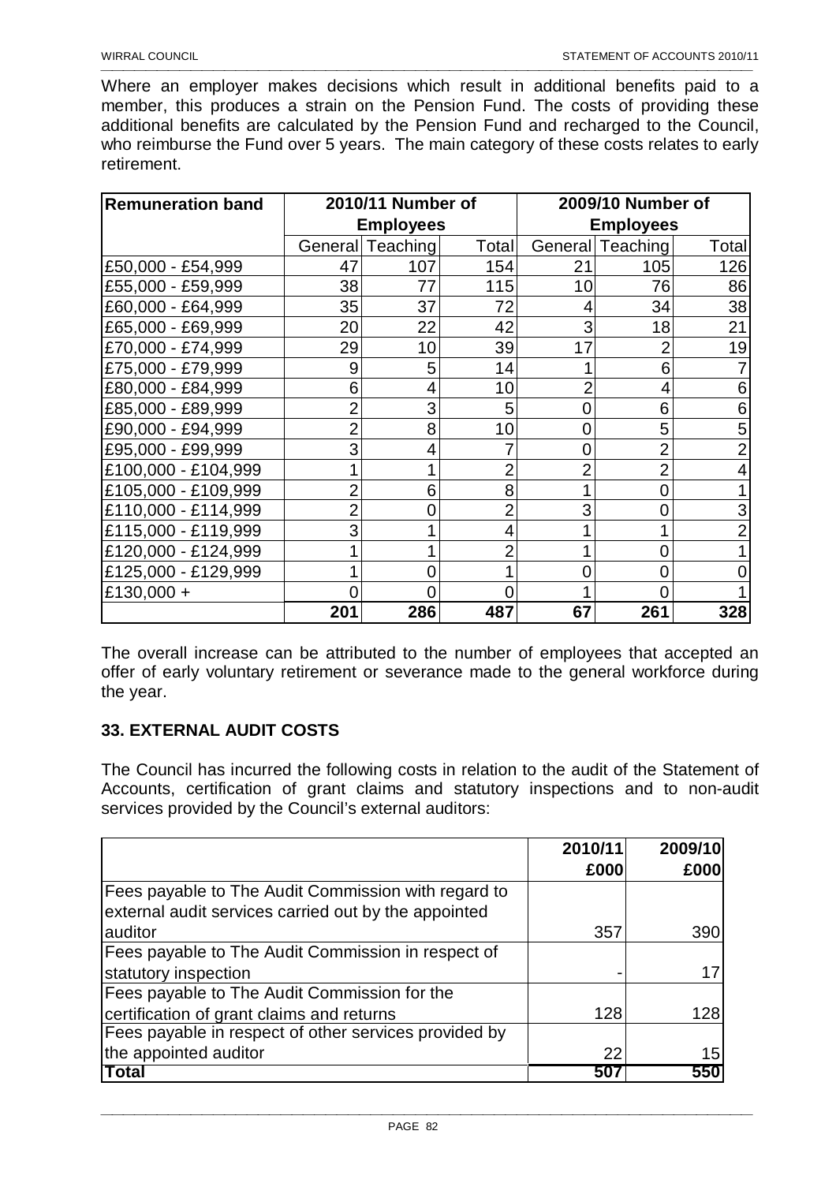Where an employer makes decisions which result in additional benefits paid to a member, this produces a strain on the Pension Fund. The costs of providing these additional benefits are calculated by the Pension Fund and recharged to the Council, who reimburse the Fund over 5 years. The main category of these costs relates to early retirement.

| Remuneration band | 2010/11 Number of Employees | | | 2009/10 Number of Employees | | |
|---|---|---|---|---|---|---|
| | General | Teaching | Total | General | Teaching | Total |
| £50,000 - £54,999 | 47 | 107 | 154 | 21 | 105 | 126 |
| £55,000 - £59,999 | 38 | 77 | 115 | 10 | 76 | 86 |
| £60,000 - £64,999 | 35 | 37 | 72 | 4 | 34 | 38 |
| £65,000 - £69,999 | 20 | 22 | 42 | 3 | 18 | 21 |
| £70,000 - £74,999 | 29 | 10 | 39 | 17 | 2 | 19 |
| £75,000 - £79,999 | 9 | 5 | 14 | 1 | 6 | 7 |
| £80,000 - £84,999 | 6 | 4 | 10 | 2 | 4 | 6 |
| £85,000 - £89,999 | 2 | 3 | 5 | 0 | 6 | 6 |
| £90,000 - £94,999 | 2 | 8 | 10 | 0 | 5 | 5 |
| £95,000 - £99,999 | 3 | 4 | 7 | 0 | 2 | 2 |
| £100,000 - £104,999 | 1 | 1 | 2 | 2 | 2 | 4 |
| £105,000 - £109,999 | 2 | 6 | 8 | 1 | 0 | 1 |
| £110,000 - £114,999 | 2 | 0 | 2 | 3 | 0 | 3 |
| £115,000 - £119,999 | 3 | 1 | 4 | 1 | 1 | 2 |
| £120,000 - £124,999 | 1 | 1 | 2 | 1 | 0 | 1 |
| £125,000 - £129,999 | 1 | 0 | 1 | 0 | 0 | 0 |
| £130,000 + | 0 | 0 | 0 | 1 | 0 | 1 |
| | **201** | **286** | **487** | **67** | **261** | **328** |

The overall increase can be attributed to the number of employees that accepted an offer of early voluntary retirement or severance made to the general workforce during the year.

## 33. EXTERNAL AUDIT COSTS

The Council has incurred the following costs in relation to the audit of the Statement of Accounts, certification of grant claims and statutory inspections and to non-audit services provided by the Council's external auditors:

| | 2010/11 £000 | 2009/10 £000 |
|---|---|---|
| Fees payable to The Audit Commission with regard to external audit services carried out by the appointed auditor | 357 | 390 |
| Fees payable to The Audit Commission in respect of statutory inspection | - | 17 |
| Fees payable to The Audit Commission for the certification of grant claims and returns | 128 | 128 |
| Fees payable in respect of other services provided by the appointed auditor | 22 | 15 |
| **Total** | **507** | **550** |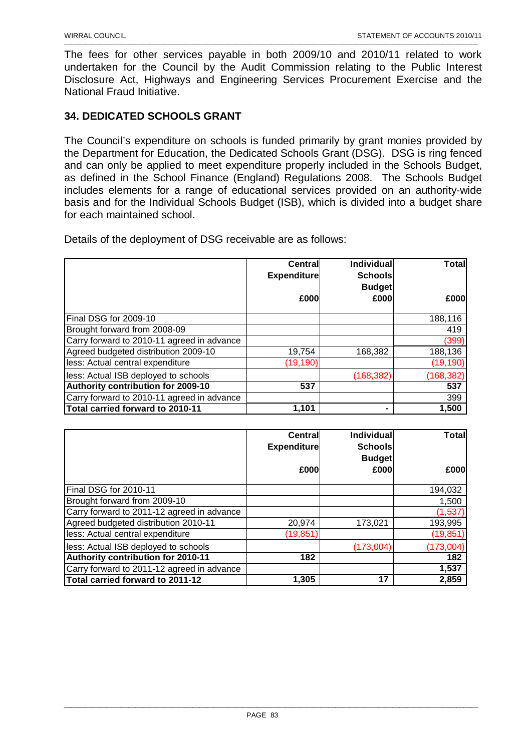The fees for other services payable in both 2009/10 and 2010/11 related to work undertaken for the Council by the Audit Commission relating to the Public Interest Disclosure Act, Highways and Engineering Services Procurement Exercise and the National Fraud Initiative.

## 34. DEDICATED SCHOOLS GRANT

The Council's expenditure on schools is funded primarily by grant monies provided by the Department for Education, the Dedicated Schools Grant (DSG). DSG is ring fenced and can only be applied to meet expenditure properly included in the Schools Budget, as defined in the School Finance (England) Regulations 2008. The Schools Budget includes elements for a range of educational services provided on an authority-wide basis and for the Individual Schools Budget (ISB), which is divided into a budget share for each maintained school.

Details of the deployment of DSG receivable are as follows:

| | Central Expenditure £000 | Individual Schools Budget £000 | Total £000 |
|---|---|---|---|
| Final DSG for 2009-10 | | | 188,116 |
| Brought forward from 2008-09 | | | 419 |
| Carry forward to 2010-11 agreed in advance | | | (399) |
| Agreed budgeted distribution 2009-10 | 19,754 | 168,382 | 188,136 |
| less: Actual central expenditure | (19,190) | | (19,190) |
| less: Actual ISB deployed to schools | | (168,382) | (168,382) |
| **Authority contribution for 2009-10** | **537** | | **537** |
| Carry forward to 2010-11 agreed in advance | | | 399 |
| **Total carried forward to 2010-11** | **1,101** | **-** | **1,500** |

| | Central Expenditure £000 | Individual Schools Budget £000 | Total £000 |
|---|---|---|---|
| Final DSG for 2010-11 | | | 194,032 |
| Brought forward from 2009-10 | | | 1,500 |
| Carry forward to 2011-12 agreed in advance | | | (1,537) |
| Agreed budgeted distribution 2010-11 | 20,974 | 173,021 | 193,995 |
| less: Actual central expenditure | (19,851) | | (19,851) |
| less: Actual ISB deployed to schools | | (173,004) | (173,004) |
| **Authority contribution for 2010-11** | **182** | | **182** |
| Carry forward to 2011-12 agreed in advance | | | **1,537** |
| **Total carried forward to 2011-12** | **1,305** | **17** | **2,859** |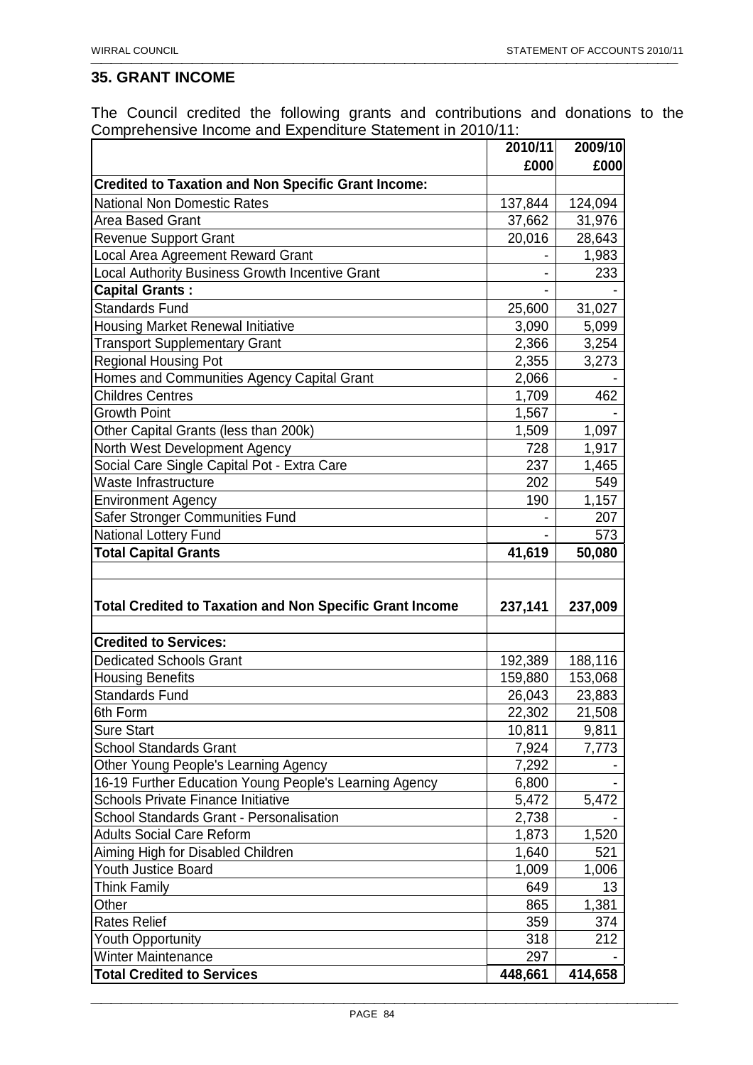## 35. GRANT INCOME

The Council credited the following grants and contributions and donations to the Comprehensive Income and Expenditure Statement in 2010/11:

| | 2010/11 | 2009/10 |
|---|---|---|
| | £000 | £000 |
| **Credited to Taxation and Non Specific Grant Income:** | | |
| National Non Domestic Rates | 137,844 | 124,094 |
| Area Based Grant | 37,662 | 31,976 |
| Revenue Support Grant | 20,016 | 28,643 |
| Local Area Agreement Reward Grant | - | 1,983 |
| Local Authority Business Growth Incentive Grant | - | 233 |
| **Capital Grants :** | - | - |
| Standards Fund | 25,600 | 31,027 |
| Housing Market Renewal Initiative | 3,090 | 5,099 |
| Transport Supplementary Grant | 2,366 | 3,254 |
| Regional Housing Pot | 2,355 | 3,273 |
| Homes and Communities Agency Capital Grant | 2,066 | - |
| Childres Centres | 1,709 | 462 |
| Growth Point | 1,567 | - |
| Other Capital Grants (less than 200k) | 1,509 | 1,097 |
| North West Development Agency | 728 | 1,917 |
| Social Care Single Capital Pot - Extra Care | 237 | 1,465 |
| Waste Infrastructure | 202 | 549 |
| Environment Agency | 190 | 1,157 |
| Safer Stronger Communities Fund | - | 207 |
| National Lottery Fund | - | 573 |
| **Total Capital Grants** | **41,619** | **50,080** |
| | | |
| **Total Credited to Taxation and Non Specific Grant Income** | **237,141** | **237,009** |
| | | |
| **Credited to Services:** | | |
| Dedicated Schools Grant | 192,389 | 188,116 |
| Housing Benefits | 159,880 | 153,068 |
| Standards Fund | 26,043 | 23,883 |
| 6th Form | 22,302 | 21,508 |
| Sure Start | 10,811 | 9,811 |
| School Standards Grant | 7,924 | 7,773 |
| Other Young People's Learning Agency | 7,292 | - |
| 16-19 Further Education Young People's Learning Agency | 6,800 | - |
| Schools Private Finance Initiative | 5,472 | 5,472 |
| School Standards Grant - Personalisation | 2,738 | - |
| Adults Social Care Reform | 1,873 | 1,520 |
| Aiming High for Disabled Children | 1,640 | 521 |
| Youth Justice Board | 1,009 | 1,006 |
| Think Family | 649 | 13 |
| Other | 865 | 1,381 |
| Rates Relief | 359 | 374 |
| Youth Opportunity | 318 | 212 |
| Winter Maintenance | 297 | - |
| **Total Credited to Services** | **448,661** | **414,658** |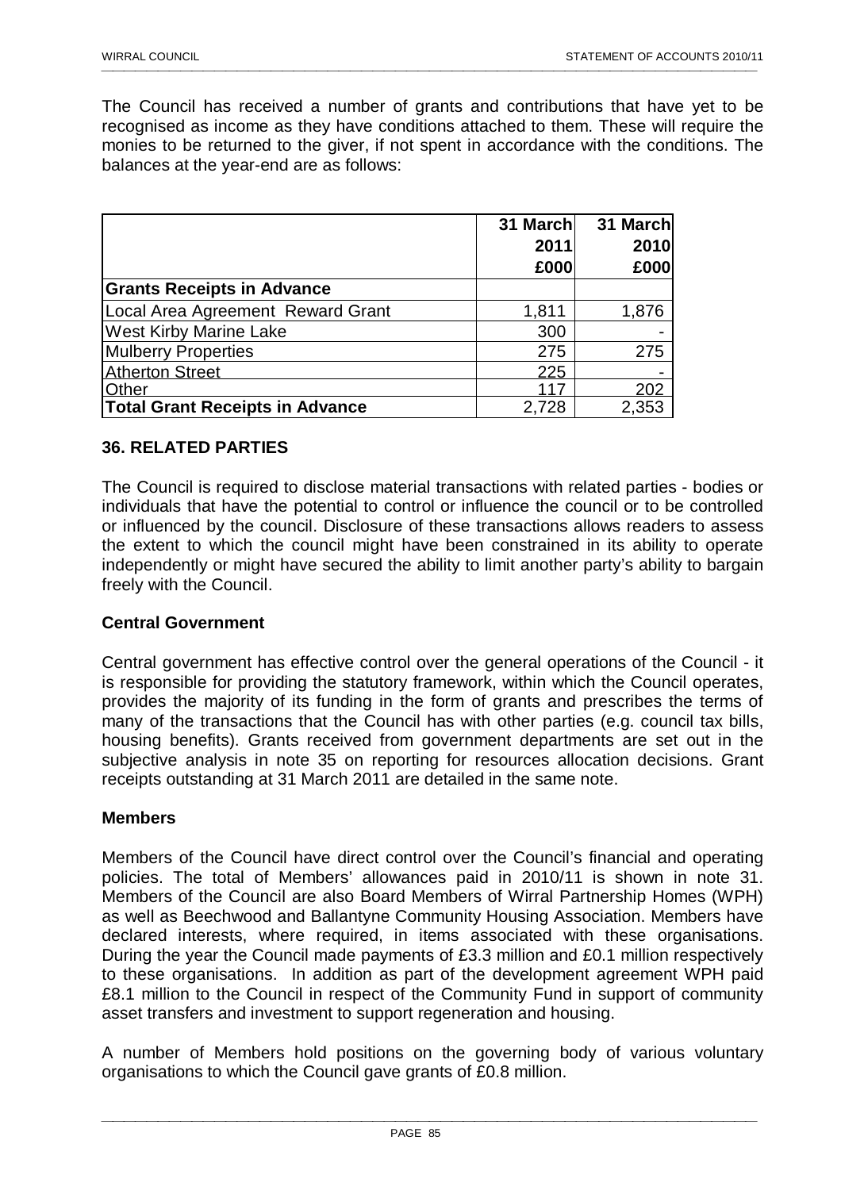The Council has received a number of grants and contributions that have yet to be recognised as income as they have conditions attached to them. These will require the monies to be returned to the giver, if not spent in accordance with the conditions. The balances at the year-end are as follows:

| | 31 March 2011 £000 | 31 March 2010 £000 |
|---|---|---|
| **Grants Receipts in Advance** | | |
| Local Area Agreement Reward Grant | 1,811 | 1,876 |
| West Kirby Marine Lake | 300 | - |
| Mulberry Properties | 275 | 275 |
| Atherton Street | 225 | - |
| Other | 117 | 202 |
| **Total Grant Receipts in Advance** | 2,728 | 2,353 |

## 36. RELATED PARTIES

The Council is required to disclose material transactions with related parties - bodies or individuals that have the potential to control or influence the council or to be controlled or influenced by the council. Disclosure of these transactions allows readers to assess the extent to which the council might have been constrained in its ability to operate independently or might have secured the ability to limit another party's ability to bargain freely with the Council.

### Central Government

Central government has effective control over the general operations of the Council - it is responsible for providing the statutory framework, within which the Council operates, provides the majority of its funding in the form of grants and prescribes the terms of many of the transactions that the Council has with other parties (e.g. council tax bills, housing benefits). Grants received from government departments are set out in the subjective analysis in note 35 on reporting for resources allocation decisions. Grant receipts outstanding at 31 March 2011 are detailed in the same note.

### Members

Members of the Council have direct control over the Council's financial and operating policies. The total of Members' allowances paid in 2010/11 is shown in note 31. Members of the Council are also Board Members of Wirral Partnership Homes (WPH) as well as Beechwood and Ballantyne Community Housing Association. Members have declared interests, where required, in items associated with these organisations. During the year the Council made payments of £3.3 million and £0.1 million respectively to these organisations. In addition as part of the development agreement WPH paid £8.1 million to the Council in respect of the Community Fund in support of community asset transfers and investment to support regeneration and housing.

A number of Members hold positions on the governing body of various voluntary organisations to which the Council gave grants of £0.8 million.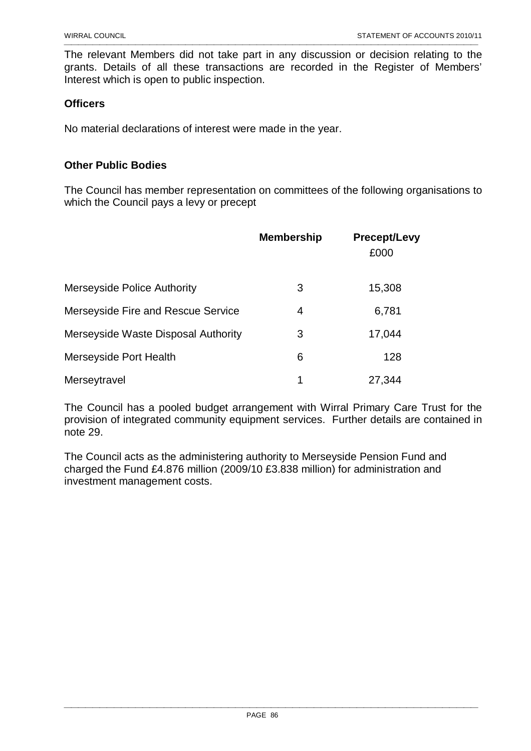The relevant Members did not take part in any discussion or decision relating to the grants. Details of all these transactions are recorded in the Register of Members' Interest which is open to public inspection.

**Officers**

No material declarations of interest were made in the year.

**Other Public Bodies**

The Council has member representation on committees of the following organisations to which the Council pays a levy or precept

| | Membership | Precept/Levy £000 |
|---|---|---|
| Merseyside Police Authority | 3 | 15,308 |
| Merseyside Fire and Rescue Service | 4 | 6,781 |
| Merseyside Waste Disposal Authority | 3 | 17,044 |
| Merseyside Port Health | 6 | 128 |
| Merseytravel | 1 | 27,344 |

The Council has a pooled budget arrangement with Wirral Primary Care Trust for the provision of integrated community equipment services. Further details are contained in note 29.

The Council acts as the administering authority to Merseyside Pension Fund and charged the Fund £4.876 million (2009/10 £3.838 million) for administration and investment management costs.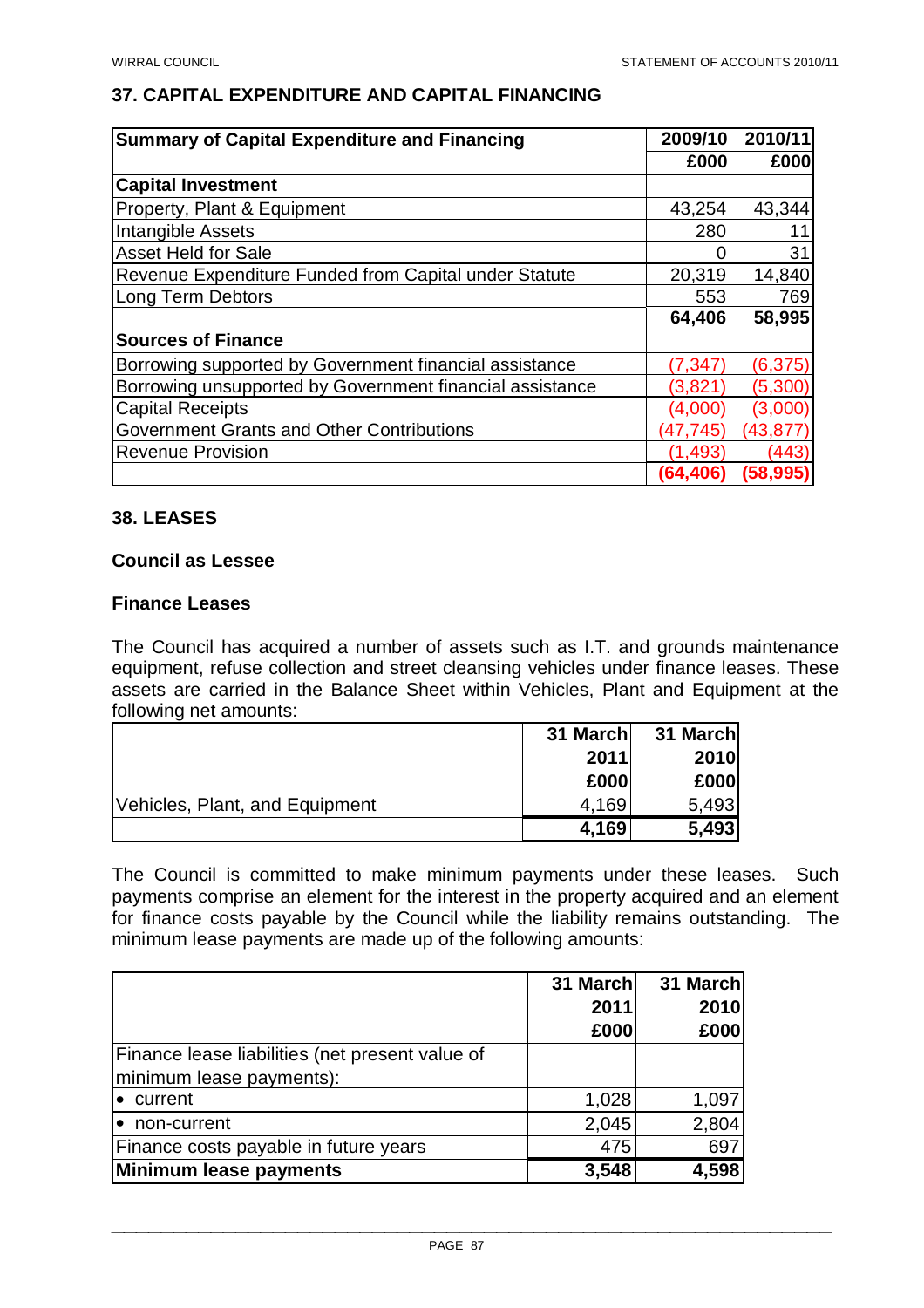## 37. CAPITAL EXPENDITURE AND CAPITAL FINANCING

| Summary of Capital Expenditure and Financing | 2009/10 | 2010/11 |
|---|---|---|
| | £000 | £000 |
| **Capital Investment** | | |
| Property, Plant & Equipment | 43,254 | 43,344 |
| Intangible Assets | 280 | 11 |
| Asset Held for Sale | 0 | 31 |
| Revenue Expenditure Funded from Capital under Statute | 20,319 | 14,840 |
| Long Term Debtors | 553 | 769 |
| | **64,406** | **58,995** |
| **Sources of Finance** | | |
| Borrowing supported by Government financial assistance | (7,347) | (6,375) |
| Borrowing unsupported by Government financial assistance | (3,821) | (5,300) |
| Capital Receipts | (4,000) | (3,000) |
| Government Grants and Other Contributions | (47,745) | (43,877) |
| Revenue Provision | (1,493) | (443) |
| | **(64,406)** | **(58,995)** |

## 38. LEASES

### Council as Lessee

### Finance Leases

The Council has acquired a number of assets such as I.T. and grounds maintenance equipment, refuse collection and street cleansing vehicles under finance leases. These assets are carried in the Balance Sheet within Vehicles, Plant and Equipment at the following net amounts:

| | 31 March 2011 £000 | 31 March 2010 £000 |
|---|---|---|
| Vehicles, Plant, and Equipment | 4,169 | 5,493 |
| | **4,169** | **5,493** |

The Council is committed to make minimum payments under these leases. Such payments comprise an element for the interest in the property acquired and an element for finance costs payable by the Council while the liability remains outstanding. The minimum lease payments are made up of the following amounts:

| | 31 March 2011 £000 | 31 March 2010 £000 |
|---|---|---|
| Finance lease liabilities (net present value of minimum lease payments): | | |
| • current | 1,028 | 1,097 |
| • non-current | 2,045 | 2,804 |
| Finance costs payable in future years | 475 | 697 |
| **Minimum lease payments** | **3,548** | **4,598** |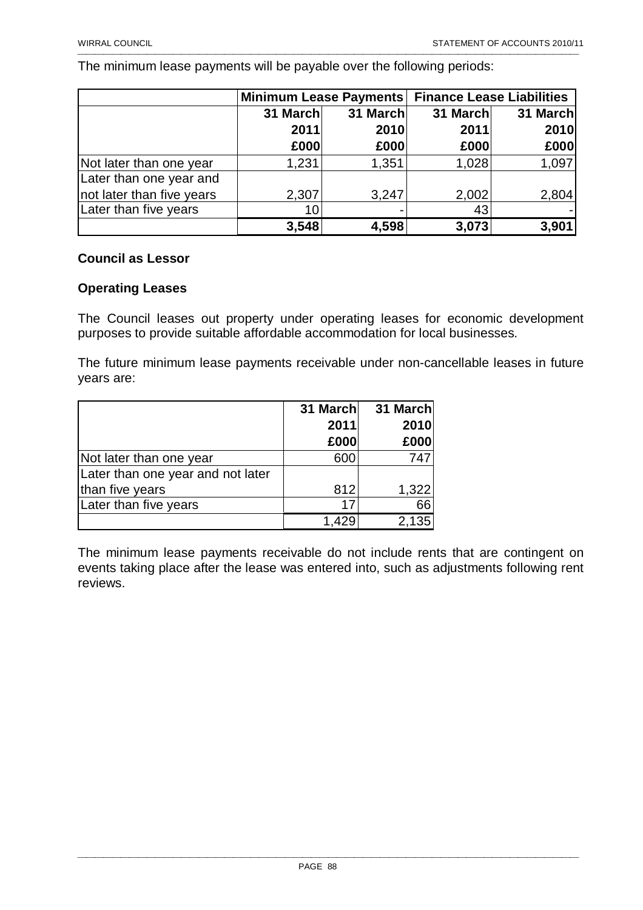The minimum lease payments will be payable over the following periods:

| | Minimum Lease Payments | | Finance Lease Liabilities | |
|---|---|---|---|---|
| | 31 March 2011 £000 | 31 March 2010 £000 | 31 March 2011 £000 | 31 March 2010 £000 |
| Not later than one year | 1,231 | 1,351 | 1,028 | 1,097 |
| Later than one year and not later than five years | 2,307 | 3,247 | 2,002 | 2,804 |
| Later than five years | 10 | - | 43 | - |
| | **3,548** | **4,598** | **3,073** | **3,901** |

**Council as Lessor**

**Operating Leases**

The Council leases out property under operating leases for economic development purposes to provide suitable affordable accommodation for local businesses.

The future minimum lease payments receivable under non-cancellable leases in future years are:

| | 31 March 2011 £000 | 31 March 2010 £000 |
|---|---|---|
| Not later than one year | 600 | 747 |
| Later than one year and not later than five years | 812 | 1,322 |
| Later than five years | 17 | 66 |
| | 1,429 | 2,135 |

The minimum lease payments receivable do not include rents that are contingent on events taking place after the lease was entered into, such as adjustments following rent reviews.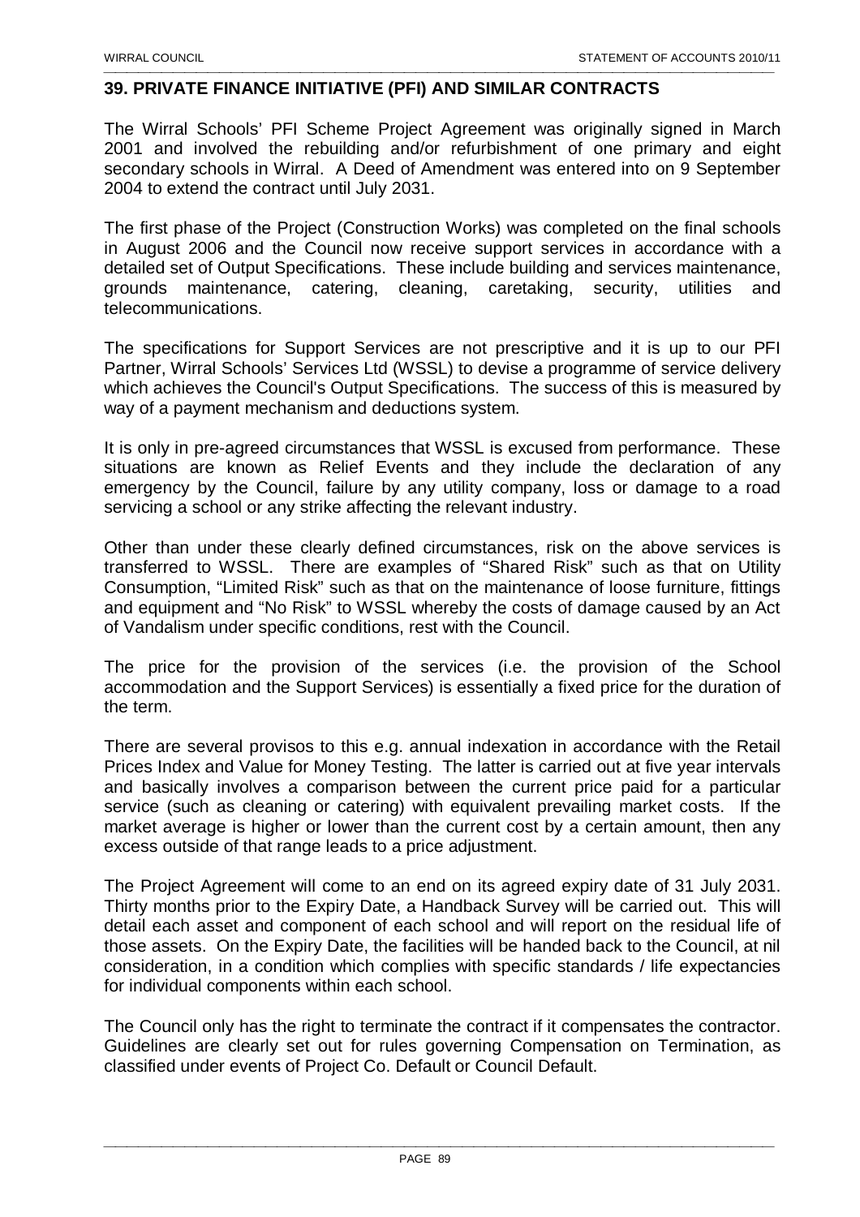## 39. PRIVATE FINANCE INITIATIVE (PFI) AND SIMILAR CONTRACTS

The Wirral Schools' PFI Scheme Project Agreement was originally signed in March 2001 and involved the rebuilding and/or refurbishment of one primary and eight secondary schools in Wirral. A Deed of Amendment was entered into on 9 September 2004 to extend the contract until July 2031.

The first phase of the Project (Construction Works) was completed on the final schools in August 2006 and the Council now receive support services in accordance with a detailed set of Output Specifications. These include building and services maintenance, grounds maintenance, catering, cleaning, caretaking, security, utilities and telecommunications.

The specifications for Support Services are not prescriptive and it is up to our PFI Partner, Wirral Schools' Services Ltd (WSSL) to devise a programme of service delivery which achieves the Council's Output Specifications. The success of this is measured by way of a payment mechanism and deductions system.

It is only in pre-agreed circumstances that WSSL is excused from performance. These situations are known as Relief Events and they include the declaration of any emergency by the Council, failure by any utility company, loss or damage to a road servicing a school or any strike affecting the relevant industry.

Other than under these clearly defined circumstances, risk on the above services is transferred to WSSL. There are examples of "Shared Risk" such as that on Utility Consumption, "Limited Risk" such as that on the maintenance of loose furniture, fittings and equipment and "No Risk" to WSSL whereby the costs of damage caused by an Act of Vandalism under specific conditions, rest with the Council.

The price for the provision of the services (i.e. the provision of the School accommodation and the Support Services) is essentially a fixed price for the duration of the term.

There are several provisos to this e.g. annual indexation in accordance with the Retail Prices Index and Value for Money Testing. The latter is carried out at five year intervals and basically involves a comparison between the current price paid for a particular service (such as cleaning or catering) with equivalent prevailing market costs. If the market average is higher or lower than the current cost by a certain amount, then any excess outside of that range leads to a price adjustment.

The Project Agreement will come to an end on its agreed expiry date of 31 July 2031. Thirty months prior to the Expiry Date, a Handback Survey will be carried out. This will detail each asset and component of each school and will report on the residual life of those assets. On the Expiry Date, the facilities will be handed back to the Council, at nil consideration, in a condition which complies with specific standards / life expectancies for individual components within each school.

The Council only has the right to terminate the contract if it compensates the contractor. Guidelines are clearly set out for rules governing Compensation on Termination, as classified under events of Project Co. Default or Council Default.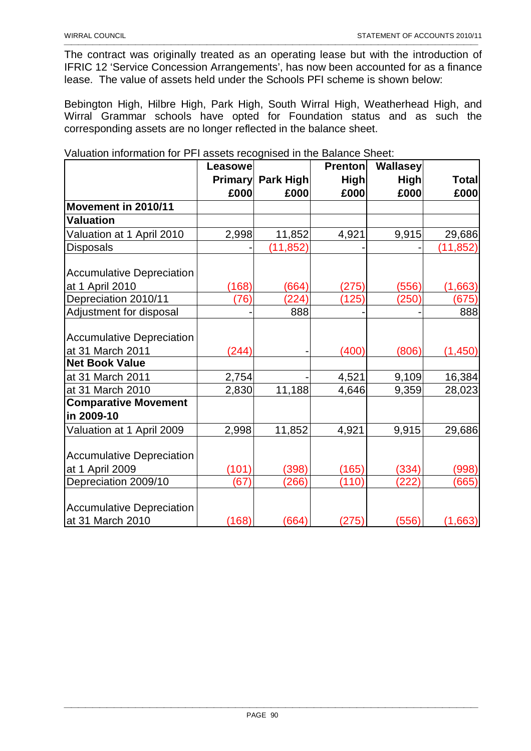The contract was originally treated as an operating lease but with the introduction of IFRIC 12 'Service Concession Arrangements', has now been accounted for as a finance lease. The value of assets held under the Schools PFI scheme is shown below:

Bebington High, Hilbre High, Park High, South Wirral High, Weatherhead High, and Wirral Grammar schools have opted for Foundation status and as such the corresponding assets are no longer reflected in the balance sheet.

Valuation information for PFI assets recognised in the Balance Sheet:

| | Leasowe Primary £000 | Park High £000 | Prenton High £000 | Wallasey High £000 | Total £000 |
|---|---|---|---|---|---|
| **Movement in 2010/11** | | | | | |
| **Valuation** | | | | | |
| Valuation at 1 April 2010 | 2,998 | 11,852 | 4,921 | 9,915 | 29,686 |
| Disposals | - | (11,852) | - | - | (11,852) |
| Accumulative Depreciation at 1 April 2010 | (168) | (664) | (275) | (556) | (1,663) |
| Depreciation 2010/11 | (76) | (224) | (125) | (250) | (675) |
| Adjustment for disposal | - | 888 | - | - | 888 |
| Accumulative Depreciation at 31 March 2011 | (244) | - | (400) | (806) | (1,450) |
| **Net Book Value** | | | | | |
| at 31 March 2011 | 2,754 | - | 4,521 | 9,109 | 16,384 |
| at 31 March 2010 | 2,830 | 11,188 | 4,646 | 9,359 | 28,023 |
| **Comparative Movement in 2009-10** | | | | | |
| Valuation at 1 April 2009 | 2,998 | 11,852 | 4,921 | 9,915 | 29,686 |
| Accumulative Depreciation at 1 April 2009 | (101) | (398) | (165) | (334) | (998) |
| Depreciation 2009/10 | (67) | (266) | (110) | (222) | (665) |
| Accumulative Depreciation at 31 March 2010 | (168) | (664) | (275) | (556) | (1,663) |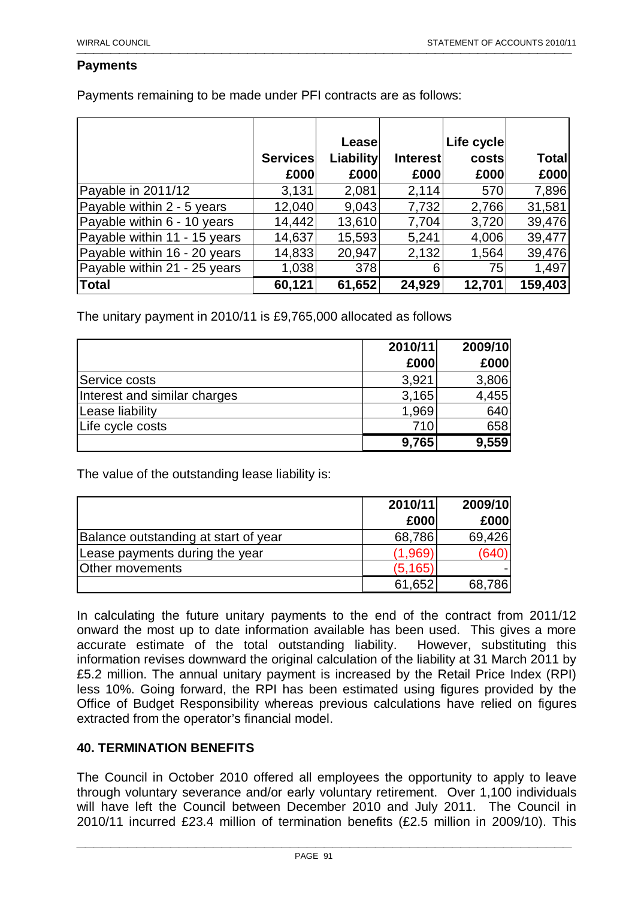**Payments**

Payments remaining to be made under PFI contracts are as follows:

| | Services £000 | Lease Liability £000 | Interest £000 | Life cycle costs £000 | Total £000 |
|---|---|---|---|---|---|
| Payable in 2011/12 | 3,131 | 2,081 | 2,114 | 570 | 7,896 |
| Payable within 2 - 5 years | 12,040 | 9,043 | 7,732 | 2,766 | 31,581 |
| Payable within 6 - 10 years | 14,442 | 13,610 | 7,704 | 3,720 | 39,476 |
| Payable within 11 - 15 years | 14,637 | 15,593 | 5,241 | 4,006 | 39,477 |
| Payable within 16 - 20 years | 14,833 | 20,947 | 2,132 | 1,564 | 39,476 |
| Payable within 21 - 25 years | 1,038 | 378 | 6 | 75 | 1,497 |
| **Total** | **60,121** | **61,652** | **24,929** | **12,701** | **159,403** |

The unitary payment in 2010/11 is £9,765,000 allocated as follows

| | 2010/11 £000 | 2009/10 £000 |
|---|---|---|
| Service costs | 3,921 | 3,806 |
| Interest and similar charges | 3,165 | 4,455 |
| Lease liability | 1,969 | 640 |
| Life cycle costs | 710 | 658 |
| | **9,765** | **9,559** |

The value of the outstanding lease liability is:

| | 2010/11 £000 | 2009/10 £000 |
|---|---|---|
| Balance outstanding at start of year | 68,786 | 69,426 |
| Lease payments during the year | (1,969) | (640) |
| Other movements | (5,165) | - |
| | 61,652 | 68,786 |

In calculating the future unitary payments to the end of the contract from 2011/12 onward the most up to date information available has been used. This gives a more accurate estimate of the total outstanding liability. However, substituting this information revises downward the original calculation of the liability at 31 March 2011 by £5.2 million. The annual unitary payment is increased by the Retail Price Index (RPI) less 10%. Going forward, the RPI has been estimated using figures provided by the Office of Budget Responsibility whereas previous calculations have relied on figures extracted from the operator's financial model.

**40. TERMINATION BENEFITS**

The Council in October 2010 offered all employees the opportunity to apply to leave through voluntary severance and/or early voluntary retirement. Over 1,100 individuals will have left the Council between December 2010 and July 2011. The Council in 2010/11 incurred £23.4 million of termination benefits (£2.5 million in 2009/10). This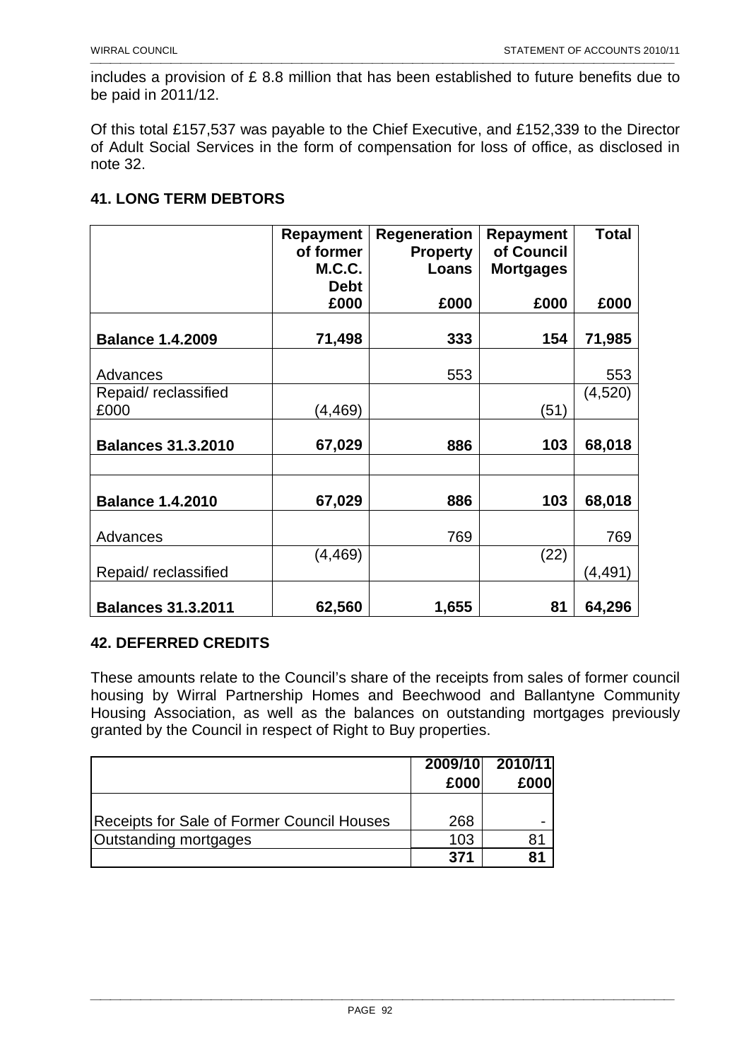includes a provision of £ 8.8 million that has been established to future benefits due to be paid in 2011/12.

Of this total £157,537 was payable to the Chief Executive, and £152,339 to the Director of Adult Social Services in the form of compensation for loss of office, as disclosed in note 32.

## 41. LONG TERM DEBTORS

| | Repayment of former M.C.C. Debt | Regeneration Property Loans | Repayment of Council Mortgages | Total |
|---|---|---|---|---|
| | £000 | £000 | £000 | £000 |
| **Balance 1.4.2009** | **71,498** | **333** | **154** | **71,985** |
| Advances | | 553 | | 553 |
| Repaid/ reclassified £000 | (4,469) | | (51) | (4,520) |
| **Balances 31.3.2010** | **67,029** | **886** | **103** | **68,018** |
| | | | | |
| **Balance 1.4.2010** | **67,029** | **886** | **103** | **68,018** |
| Advances | | 769 | | 769 |
| Repaid/ reclassified | (4,469) | | (22) | (4,491) |
| **Balances 31.3.2011** | **62,560** | **1,655** | **81** | **64,296** |

## 42. DEFERRED CREDITS

These amounts relate to the Council's share of the receipts from sales of former council housing by Wirral Partnership Homes and Beechwood and Ballantyne Community Housing Association, as well as the balances on outstanding mortgages previously granted by the Council in respect of Right to Buy properties.

| | 2009/10 | 2010/11 |
|---|---|---|
| | £000 | £000 |
| Receipts for Sale of Former Council Houses | 268 | - |
| Outstanding mortgages | 103 | 81 |
| | **371** | **81** |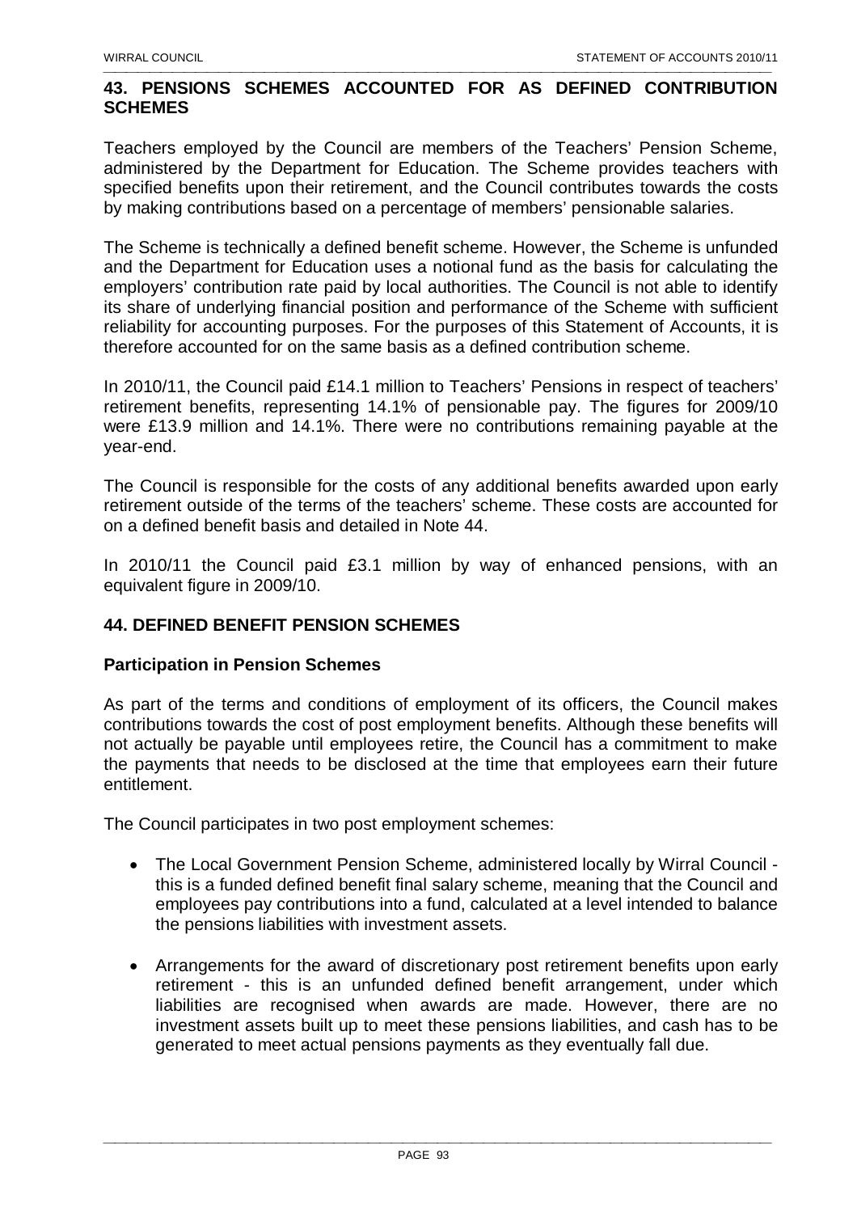## 43. PENSIONS SCHEMES ACCOUNTED FOR AS DEFINED CONTRIBUTION SCHEMES

Teachers employed by the Council are members of the Teachers' Pension Scheme, administered by the Department for Education. The Scheme provides teachers with specified benefits upon their retirement, and the Council contributes towards the costs by making contributions based on a percentage of members' pensionable salaries.

The Scheme is technically a defined benefit scheme. However, the Scheme is unfunded and the Department for Education uses a notional fund as the basis for calculating the employers' contribution rate paid by local authorities. The Council is not able to identify its share of underlying financial position and performance of the Scheme with sufficient reliability for accounting purposes. For the purposes of this Statement of Accounts, it is therefore accounted for on the same basis as a defined contribution scheme.

In 2010/11, the Council paid £14.1 million to Teachers' Pensions in respect of teachers' retirement benefits, representing 14.1% of pensionable pay. The figures for 2009/10 were £13.9 million and 14.1%. There were no contributions remaining payable at the year-end.

The Council is responsible for the costs of any additional benefits awarded upon early retirement outside of the terms of the teachers' scheme. These costs are accounted for on a defined benefit basis and detailed in Note 44.

In 2010/11 the Council paid £3.1 million by way of enhanced pensions, with an equivalent figure in 2009/10.

## 44. DEFINED BENEFIT PENSION SCHEMES

### Participation in Pension Schemes

As part of the terms and conditions of employment of its officers, the Council makes contributions towards the cost of post employment benefits. Although these benefits will not actually be payable until employees retire, the Council has a commitment to make the payments that needs to be disclosed at the time that employees earn their future entitlement.

The Council participates in two post employment schemes:

- The Local Government Pension Scheme, administered locally by Wirral Council - this is a funded defined benefit final salary scheme, meaning that the Council and employees pay contributions into a fund, calculated at a level intended to balance the pensions liabilities with investment assets.
- Arrangements for the award of discretionary post retirement benefits upon early retirement - this is an unfunded defined benefit arrangement, under which liabilities are recognised when awards are made. However, there are no investment assets built up to meet these pensions liabilities, and cash has to be generated to meet actual pensions payments as they eventually fall due.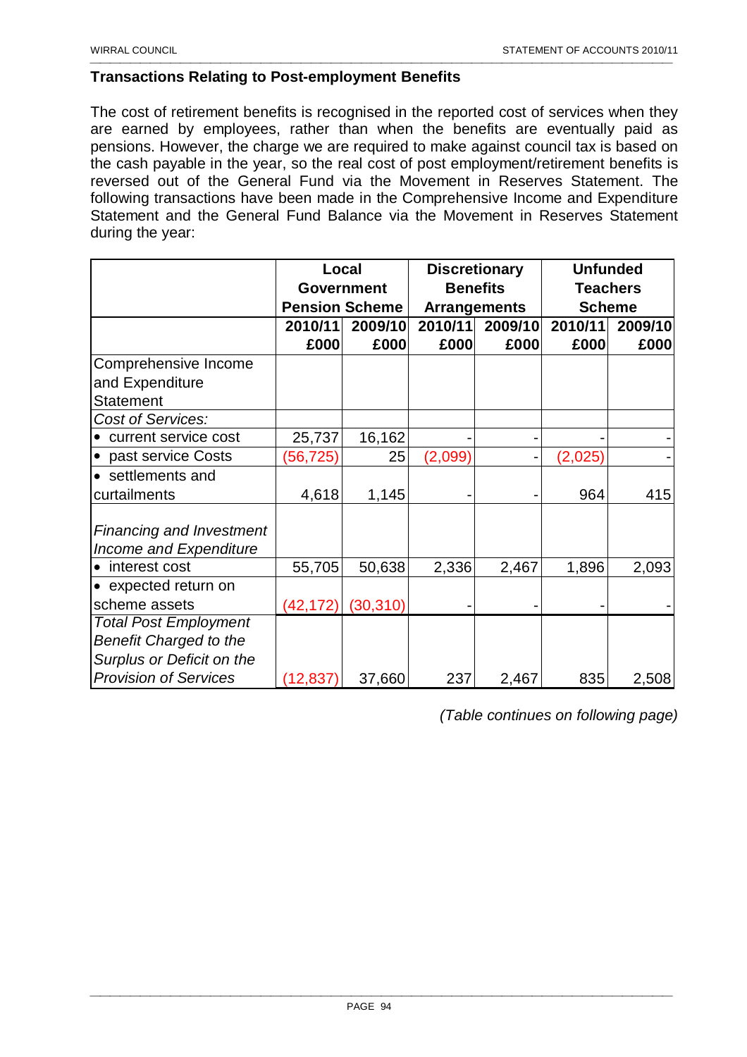## Transactions Relating to Post-employment Benefits

The cost of retirement benefits is recognised in the reported cost of services when they are earned by employees, rather than when the benefits are eventually paid as pensions. However, the charge we are required to make against council tax is based on the cash payable in the year, so the real cost of post employment/retirement benefits is reversed out of the General Fund via the Movement in Reserves Statement. The following transactions have been made in the Comprehensive Income and Expenditure Statement and the General Fund Balance via the Movement in Reserves Statement during the year:

| | Local Government Pension Scheme | | Discretionary Benefits Arrangements | | Unfunded Teachers Scheme | |
|---|---|---|---|---|---|---|
| | 2010/11 £000 | 2009/10 £000 | 2010/11 £000 | 2009/10 £000 | 2010/11 £000 | 2009/10 £000 |
| Comprehensive Income and Expenditure Statement | | | | | | |
| *Cost of Services:* | | | | | | |
| • current service cost | 25,737 | 16,162 | - | - | - | - |
| • past service Costs | (56,725) | 25 | (2,099) | - | (2,025) | - |
| • settlements and curtailments | 4,618 | 1,145 | - | - | 964 | 415 |
| *Financing and Investment Income and Expenditure* | | | | | | |
| • interest cost | 55,705 | 50,638 | 2,336 | 2,467 | 1,896 | 2,093 |
| • expected return on scheme assets | (42,172) | (30,310) | - | - | - | - |
| *Total Post Employment Benefit Charged to the Surplus or Deficit on the Provision of Services* | (12,837) | 37,660 | 237 | 2,467 | 835 | 2,508 |

*(Table continues on following page)*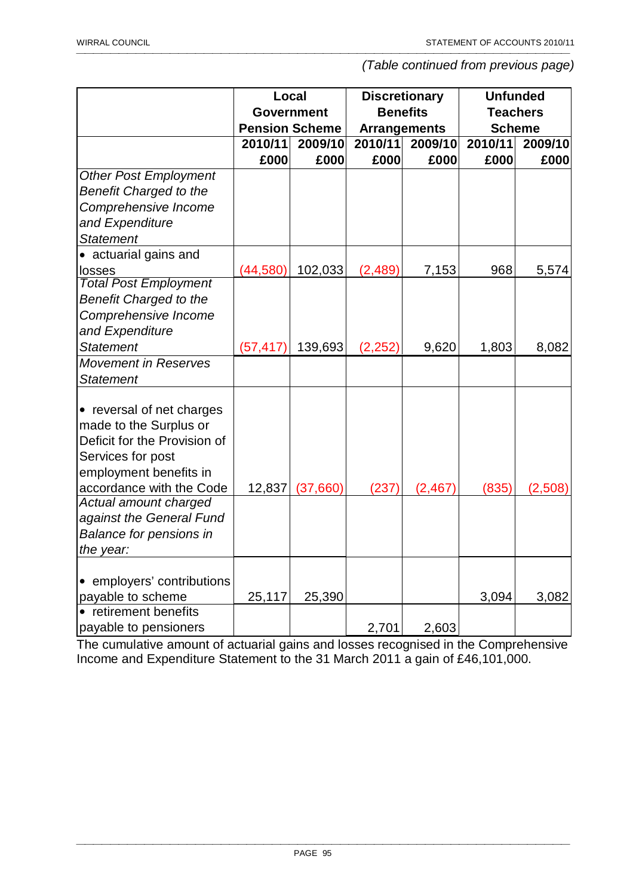*(Table continued from previous page)*

| | Local Government Pension Scheme | | Discretionary Benefits Arrangements | | Unfunded Teachers Scheme | |
|---|---|---|---|---|---|---|
| | 2010/11 £000 | 2009/10 £000 | 2010/11 £000 | 2009/10 £000 | 2010/11 £000 | 2009/10 £000 |
| *Other Post Employment Benefit Charged to the Comprehensive Income and Expenditure Statement* | | | | | | |
| • actuarial gains and losses | (44,580) | 102,033 | (2,489) | 7,153 | 968 | 5,574 |
| *Total Post Employment Benefit Charged to the Comprehensive Income and Expenditure Statement* | (57,417) | 139,693 | (2,252) | 9,620 | 1,803 | 8,082 |
| *Movement in Reserves Statement* | | | | | | |
| • reversal of net charges made to the Surplus or Deficit for the Provision of Services for post employment benefits in accordance with the Code | 12,837 | (37,660) | (237) | (2,467) | (835) | (2,508) |
| *Actual amount charged against the General Fund Balance for pensions in the year:* | | | | | | |
| • employers' contributions payable to scheme | 25,117 | 25,390 | | | 3,094 | 3,082 |
| • retirement benefits payable to pensioners | | | 2,701 | 2,603 | | |

The cumulative amount of actuarial gains and losses recognised in the Comprehensive Income and Expenditure Statement to the 31 March 2011 a gain of £46,101,000.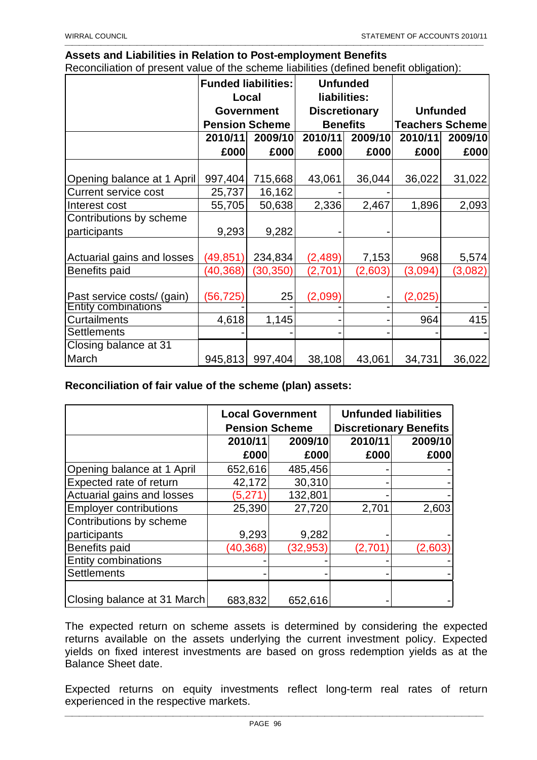## Assets and Liabilities in Relation to Post-employment Benefits

Reconciliation of present value of the scheme liabilities (defined benefit obligation):

| | Funded liabilities: Local Government Pension Scheme | | Unfunded liabilities: Discretionary Benefits | | Unfunded Teachers Scheme | |
|---|---|---|---|---|---|---|
| | 2010/11 £000 | 2009/10 £000 | 2010/11 £000 | 2009/10 £000 | 2010/11 £000 | 2009/10 £000 |
| Opening balance at 1 April | 997,404 | 715,668 | 43,061 | 36,044 | 36,022 | 31,022 |
| Current service cost | 25,737 | 16,162 | - | - | | |
| Interest cost | 55,705 | 50,638 | 2,336 | 2,467 | 1,896 | 2,093 |
| Contributions by scheme participants | 9,293 | 9,282 | - | - | | |
| Actuarial gains and losses | (49,851) | 234,834 | (2,489) | 7,153 | 968 | 5,574 |
| Benefits paid | (40,368) | (30,350) | (2,701) | (2,603) | (3,094) | (3,082) |
| Past service costs/ (gain) | (56,725) | 25 | (2,099) | - | (2,025) | |
| Entity combinations | - | - | - | - | - | - |
| Curtailments | 4,618 | 1,145 | - | - | 964 | 415 |
| Settlements | - | - | - | - | - | - |
| Closing balance at 31 March | 945,813 | 997,404 | 38,108 | 43,061 | 34,731 | 36,022 |

**Reconciliation of fair value of the scheme (plan) assets:**

| | Local Government Pension Scheme | | Unfunded liabilities Discretionary Benefits | |
|---|---|---|---|---|
| | 2010/11 £000 | 2009/10 £000 | 2010/11 £000 | 2009/10 £000 |
| Opening balance at 1 April | 652,616 | 485,456 | - | - |
| Expected rate of return | 42,172 | 30,310 | - | - |
| Actuarial gains and losses | (5,271) | 132,801 | - | - |
| Employer contributions | 25,390 | 27,720 | 2,701 | 2,603 |
| Contributions by scheme participants | 9,293 | 9,282 | - | - |
| Benefits paid | (40,368) | (32,953) | (2,701) | (2,603) |
| Entity combinations | - | - | - | - |
| Settlements | - | - | - | - |
| Closing balance at 31 March | 683,832 | 652,616 | - | - |

The expected return on scheme assets is determined by considering the expected returns available on the assets underlying the current investment policy. Expected yields on fixed interest investments are based on gross redemption yields as at the Balance Sheet date.

Expected returns on equity investments reflect long-term real rates of return experienced in the respective markets.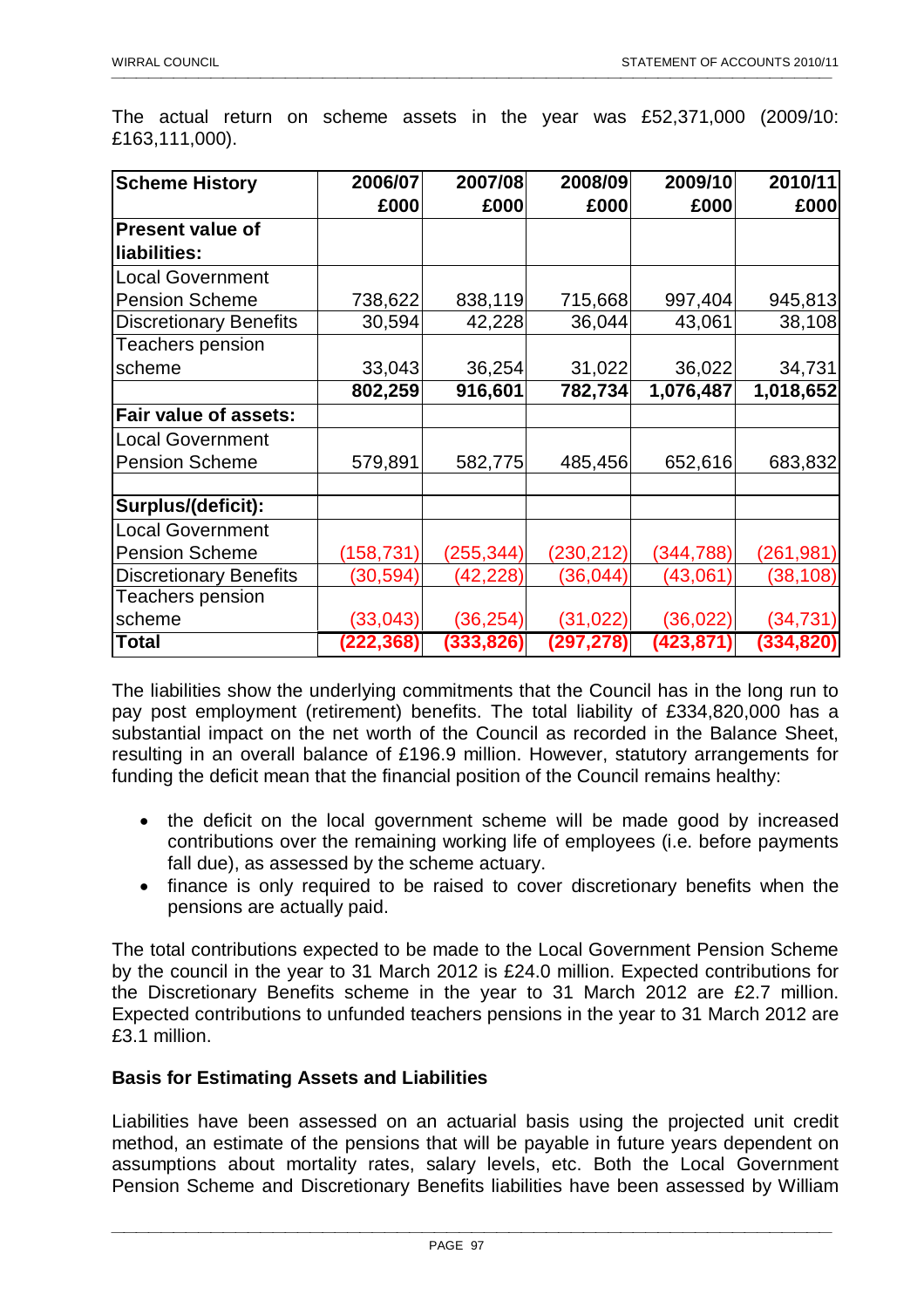The actual return on scheme assets in the year was £52,371,000 (2009/10: £163,111,000).

| Scheme History | 2006/07 £000 | 2007/08 £000 | 2008/09 £000 | 2009/10 £000 | 2010/11 £000 |
|---|---|---|---|---|---|
| **Present value of liabilities:** | | | | | |
| Local Government Pension Scheme | 738,622 | 838,119 | 715,668 | 997,404 | 945,813 |
| Discretionary Benefits | 30,594 | 42,228 | 36,044 | 43,061 | 38,108 |
| Teachers pension scheme | 33,043 | 36,254 | 31,022 | 36,022 | 34,731 |
| | **802,259** | **916,601** | **782,734** | **1,076,487** | **1,018,652** |
| **Fair value of assets:** | | | | | |
| Local Government Pension Scheme | 579,891 | 582,775 | 485,456 | 652,616 | 683,832 |
| | | | | | |
| **Surplus/(deficit):** | | | | | |
| Local Government Pension Scheme | (158,731) | (255,344) | (230,212) | (344,788) | (261,981) |
| Discretionary Benefits | (30,594) | (42,228) | (36,044) | (43,061) | (38,108) |
| Teachers pension scheme | (33,043) | (36,254) | (31,022) | (36,022) | (34,731) |
| **Total** | **(222,368)** | **(333,826)** | **(297,278)** | **(423,871)** | **(334,820)** |

The liabilities show the underlying commitments that the Council has in the long run to pay post employment (retirement) benefits. The total liability of £334,820,000 has a substantial impact on the net worth of the Council as recorded in the Balance Sheet, resulting in an overall balance of £196.9 million. However, statutory arrangements for funding the deficit mean that the financial position of the Council remains healthy:

- the deficit on the local government scheme will be made good by increased contributions over the remaining working life of employees (i.e. before payments fall due), as assessed by the scheme actuary.
- finance is only required to be raised to cover discretionary benefits when the pensions are actually paid.

The total contributions expected to be made to the Local Government Pension Scheme by the council in the year to 31 March 2012 is £24.0 million. Expected contributions for the Discretionary Benefits scheme in the year to 31 March 2012 are £2.7 million. Expected contributions to unfunded teachers pensions in the year to 31 March 2012 are £3.1 million.

**Basis for Estimating Assets and Liabilities**

Liabilities have been assessed on an actuarial basis using the projected unit credit method, an estimate of the pensions that will be payable in future years dependent on assumptions about mortality rates, salary levels, etc. Both the Local Government Pension Scheme and Discretionary Benefits liabilities have been assessed by William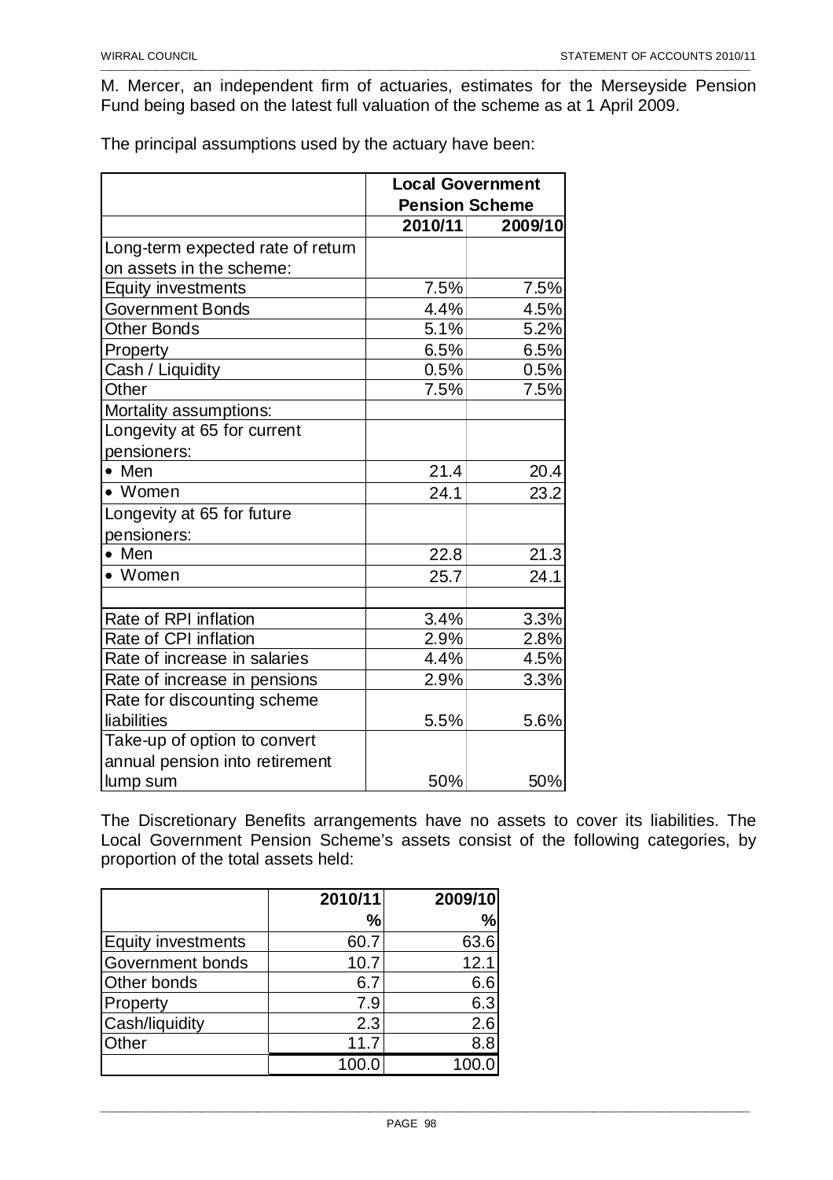M. Mercer, an independent firm of actuaries, estimates for the Merseyside Pension Fund being based on the latest full valuation of the scheme as at 1 April 2009.

The principal assumptions used by the actuary have been:

| | Local Government Pension Scheme | |
|---|---|---|
| | 2010/11 | 2009/10 |
| Long-term expected rate of return on assets in the scheme: | | |
| Equity investments | 7.5% | 7.5% |
| Government Bonds | 4.4% | 4.5% |
| Other Bonds | 5.1% | 5.2% |
| Property | 6.5% | 6.5% |
| Cash / Liquidity | 0.5% | 0.5% |
| Other | 7.5% | 7.5% |
| Mortality assumptions: | | |
| Longevity at 65 for current pensioners: | | |
| • Men | 21.4 | 20.4 |
| • Women | 24.1 | 23.2 |
| Longevity at 65 for future pensioners: | | |
| • Men | 22.8 | 21.3 |
| • Women | 25.7 | 24.1 |
| | | |
| Rate of RPI inflation | 3.4% | 3.3% |
| Rate of CPI inflation | 2.9% | 2.8% |
| Rate of increase in salaries | 4.4% | 4.5% |
| Rate of increase in pensions | 2.9% | 3.3% |
| Rate for discounting scheme liabilities | 5.5% | 5.6% |
| Take-up of option to convert annual pension into retirement lump sum | 50% | 50% |

The Discretionary Benefits arrangements have no assets to cover its liabilities. The Local Government Pension Scheme's assets consist of the following categories, by proportion of the total assets held:

| | 2010/11 | 2009/10 |
|---|---|---|
| | % | % |
| Equity investments | 60.7 | 63.6 |
| Government bonds | 10.7 | 12.1 |
| Other bonds | 6.7 | 6.6 |
| Property | 7.9 | 6.3 |
| Cash/liquidity | 2.3 | 2.6 |
| Other | 11.7 | 8.8 |
| | 100.0 | 100.0 |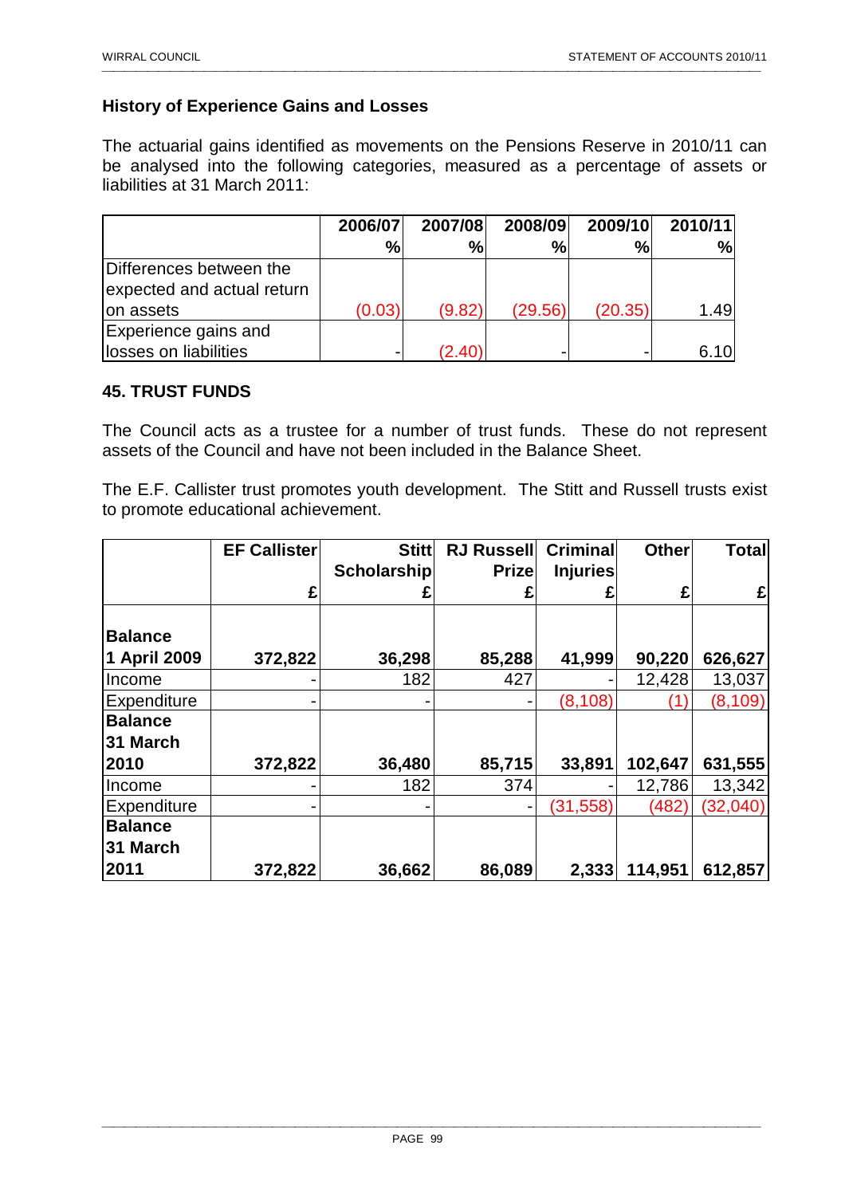### History of Experience Gains and Losses

The actuarial gains identified as movements on the Pensions Reserve in 2010/11 can be analysed into the following categories, measured as a percentage of assets or liabilities at 31 March 2011:

| | 2006/07 % | 2007/08 % | 2008/09 % | 2009/10 % | 2010/11 % |
|---|---|---|---|---|---|
| Differences between the expected and actual return on assets | (0.03) | (9.82) | (29.56) | (20.35) | 1.49 |
| Experience gains and losses on liabilities | - | (2.40) | - | - | 6.10 |

### 45. TRUST FUNDS

The Council acts as a trustee for a number of trust funds. These do not represent assets of the Council and have not been included in the Balance Sheet.

The E.F. Callister trust promotes youth development. The Stitt and Russell trusts exist to promote educational achievement.

| | EF Callister £ | Stitt Scholarship £ | RJ Russell Prize £ | Criminal Injuries £ | Other £ | Total £ |
|---|---|---|---|---|---|---|
| **Balance 1 April 2009** | **372,822** | **36,298** | **85,288** | **41,999** | **90,220** | **626,627** |
| Income | - | 182 | 427 | - | 12,428 | 13,037 |
| Expenditure | - | - | - | (8,108) | (1) | (8,109) |
| **Balance 31 March 2010** | **372,822** | **36,480** | **85,715** | **33,891** | **102,647** | **631,555** |
| Income | - | 182 | 374 | - | 12,786 | 13,342 |
| Expenditure | - | - | - | (31,558) | (482) | (32,040) |
| **Balance 31 March 2011** | **372,822** | **36,662** | **86,089** | **2,333** | **114,951** | **612,857** |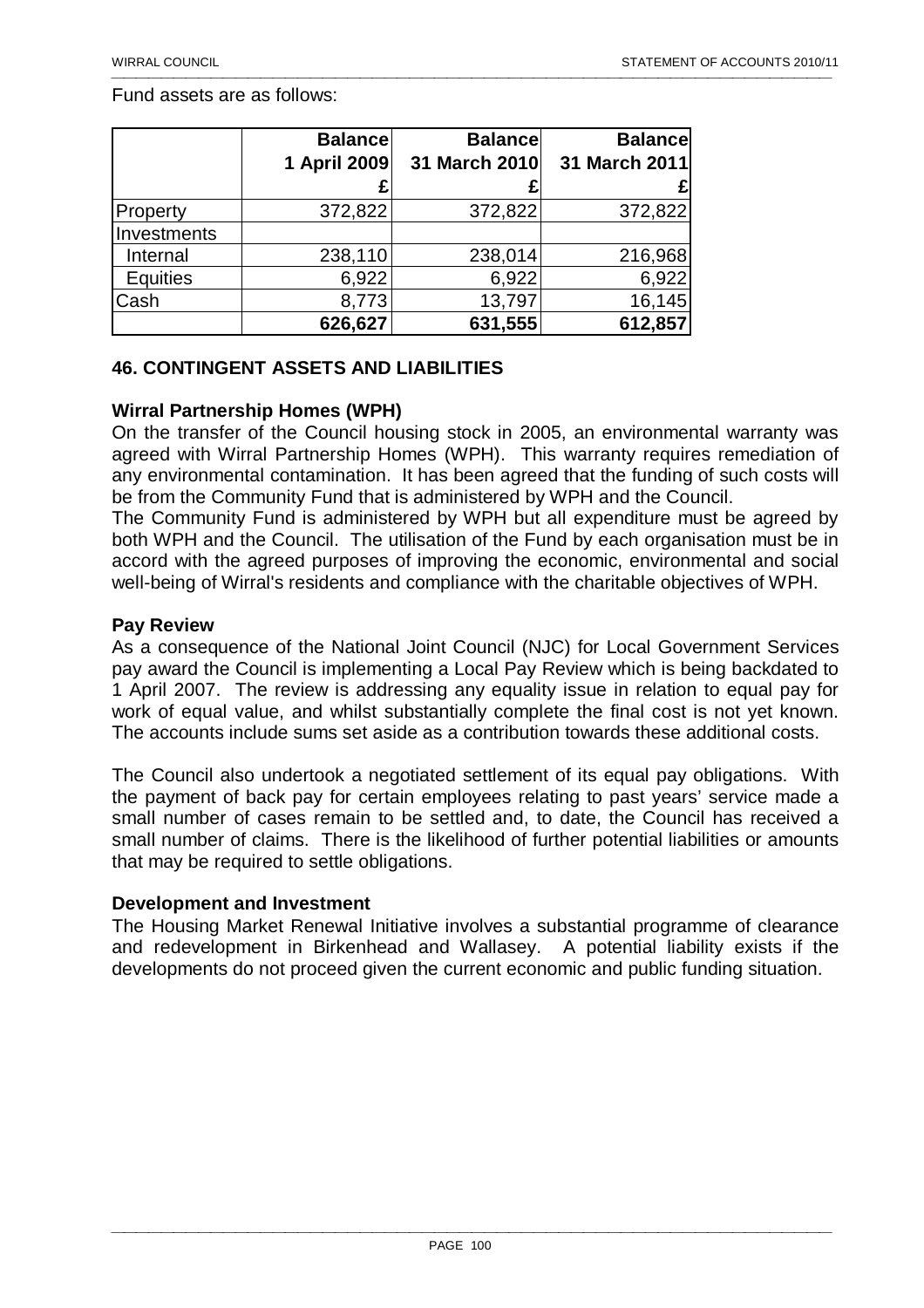Fund assets are as follows:

| | Balance 1 April 2009 £ | Balance 31 March 2010 £ | Balance 31 March 2011 £ |
|---|---|---|---|
| Property | 372,822 | 372,822 | 372,822 |
| Investments | | | |
| Internal | 238,110 | 238,014 | 216,968 |
| Equities | 6,922 | 6,922 | 6,922 |
| Cash | 8,773 | 13,797 | 16,145 |
| | **626,627** | **631,555** | **612,857** |

## 46. CONTINGENT ASSETS AND LIABILITIES

### Wirral Partnership Homes (WPH)

On the transfer of the Council housing stock in 2005, an environmental warranty was agreed with Wirral Partnership Homes (WPH). This warranty requires remediation of any environmental contamination. It has been agreed that the funding of such costs will be from the Community Fund that is administered by WPH and the Council.

The Community Fund is administered by WPH but all expenditure must be agreed by both WPH and the Council. The utilisation of the Fund by each organisation must be in accord with the agreed purposes of improving the economic, environmental and social well-being of Wirral's residents and compliance with the charitable objectives of WPH.

### Pay Review

As a consequence of the National Joint Council (NJC) for Local Government Services pay award the Council is implementing a Local Pay Review which is being backdated to 1 April 2007. The review is addressing any equality issue in relation to equal pay for work of equal value, and whilst substantially complete the final cost is not yet known. The accounts include sums set aside as a contribution towards these additional costs.

The Council also undertook a negotiated settlement of its equal pay obligations. With the payment of back pay for certain employees relating to past years' service made a small number of cases remain to be settled and, to date, the Council has received a small number of claims. There is the likelihood of further potential liabilities or amounts that may be required to settle obligations.

### Development and Investment

The Housing Market Renewal Initiative involves a substantial programme of clearance and redevelopment in Birkenhead and Wallasey. A potential liability exists if the developments do not proceed given the current economic and public funding situation.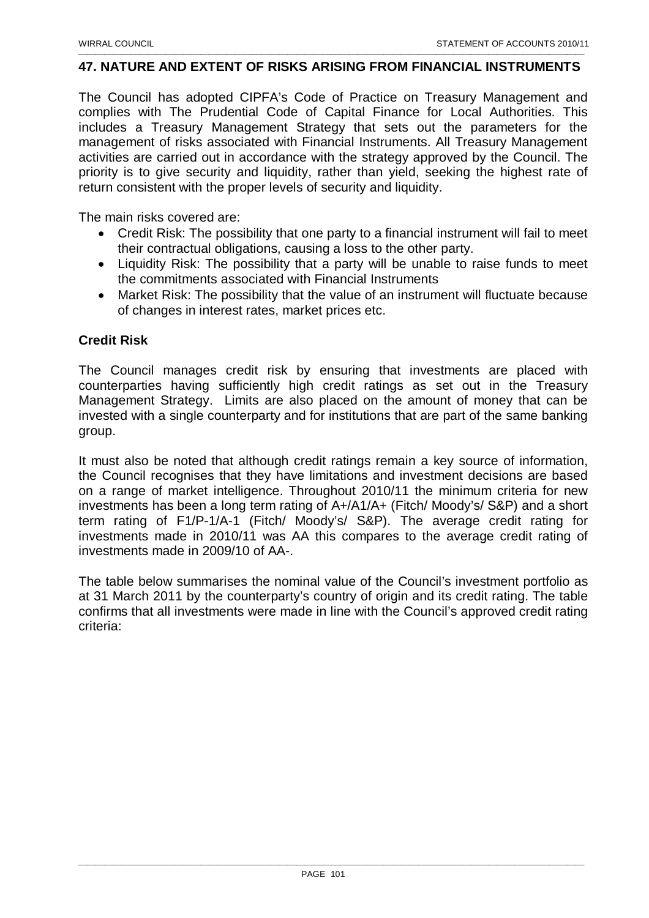## 47. NATURE AND EXTENT OF RISKS ARISING FROM FINANCIAL INSTRUMENTS

The Council has adopted CIPFA's Code of Practice on Treasury Management and complies with The Prudential Code of Capital Finance for Local Authorities. This includes a Treasury Management Strategy that sets out the parameters for the management of risks associated with Financial Instruments. All Treasury Management activities are carried out in accordance with the strategy approved by the Council. The priority is to give security and liquidity, rather than yield, seeking the highest rate of return consistent with the proper levels of security and liquidity.

The main risks covered are:

- Credit Risk: The possibility that one party to a financial instrument will fail to meet their contractual obligations, causing a loss to the other party.
- Liquidity Risk: The possibility that a party will be unable to raise funds to meet the commitments associated with Financial Instruments
- Market Risk: The possibility that the value of an instrument will fluctuate because of changes in interest rates, market prices etc.

### Credit Risk

The Council manages credit risk by ensuring that investments are placed with counterparties having sufficiently high credit ratings as set out in the Treasury Management Strategy. Limits are also placed on the amount of money that can be invested with a single counterparty and for institutions that are part of the same banking group.

It must also be noted that although credit ratings remain a key source of information, the Council recognises that they have limitations and investment decisions are based on a range of market intelligence. Throughout 2010/11 the minimum criteria for new investments has been a long term rating of A+/A1/A+ (Fitch/ Moody's/ S&P) and a short term rating of F1/P-1/A-1 (Fitch/ Moody's/ S&P). The average credit rating for investments made in 2010/11 was AA this compares to the average credit rating of investments made in 2009/10 of AA-.

The table below summarises the nominal value of the Council's investment portfolio as at 31 March 2011 by the counterparty's country of origin and its credit rating. The table confirms that all investments were made in line with the Council's approved credit rating criteria: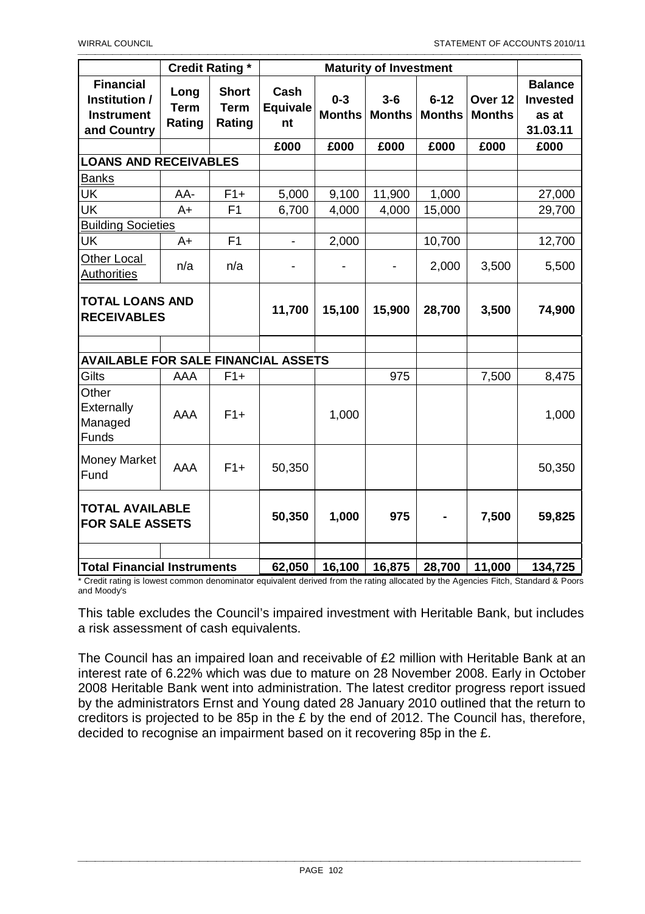| | Credit Rating * | | Maturity of Investment | | | | | |
|---|---|---|---|---|---|---|---|---|
| Financial Institution / Instrument and Country | Long Term Rating | Short Term Rating | Cash Equivalent | 0-3 Months | 3-6 Months | 6-12 Months | Over 12 Months | Balance Invested as at 31.03.11 |
| | | | £000 | £000 | £000 | £000 | £000 | £000 |
| **LOANS AND RECEIVABLES** | | | | | | | | |
| Banks | | | | | | | | |
| UK | AA- | F1+ | 5,000 | 9,100 | 11,900 | 1,000 | | 27,000 |
| UK | A+ | F1 | 6,700 | 4,000 | 4,000 | 15,000 | | 29,700 |
| Building Societies | | | | | | | | |
| UK | A+ | F1 | - | 2,000 | | 10,700 | | 12,700 |
| Other Local Authorities | n/a | n/a | - | - | - | 2,000 | 3,500 | 5,500 |
| **TOTAL LOANS AND RECEIVABLES** | | | **11,700** | **15,100** | **15,900** | **28,700** | **3,500** | **74,900** |
| | | | | | | | | |
| **AVAILABLE FOR SALE FINANCIAL ASSETS** | | | | | | | | |
| Gilts | AAA | F1+ | | | 975 | | 7,500 | 8,475 |
| Other Externally Managed Funds | AAA | F1+ | | 1,000 | | | | 1,000 |
| Money Market Fund | AAA | F1+ | 50,350 | | | | | 50,350 |
| **TOTAL AVAILABLE FOR SALE ASSETS** | | | **50,350** | **1,000** | **975** | **-** | **7,500** | **59,825** |
| | | | | | | | | |
| **Total Financial Instruments** | | | **62,050** | **16,100** | **16,875** | **28,700** | **11,000** | **134,725** |

* Credit rating is lowest common denominator equivalent derived from the rating allocated by the Agencies Fitch, Standard & Poors and Moody's

This table excludes the Council's impaired investment with Heritable Bank, but includes a risk assessment of cash equivalents.

The Council has an impaired loan and receivable of £2 million with Heritable Bank at an interest rate of 6.22% which was due to mature on 28 November 2008. Early in October 2008 Heritable Bank went into administration. The latest creditor progress report issued by the administrators Ernst and Young dated 28 January 2010 outlined that the return to creditors is projected to be 85p in the £ by the end of 2012. The Council has, therefore, decided to recognise an impairment based on it recovering 85p in the £.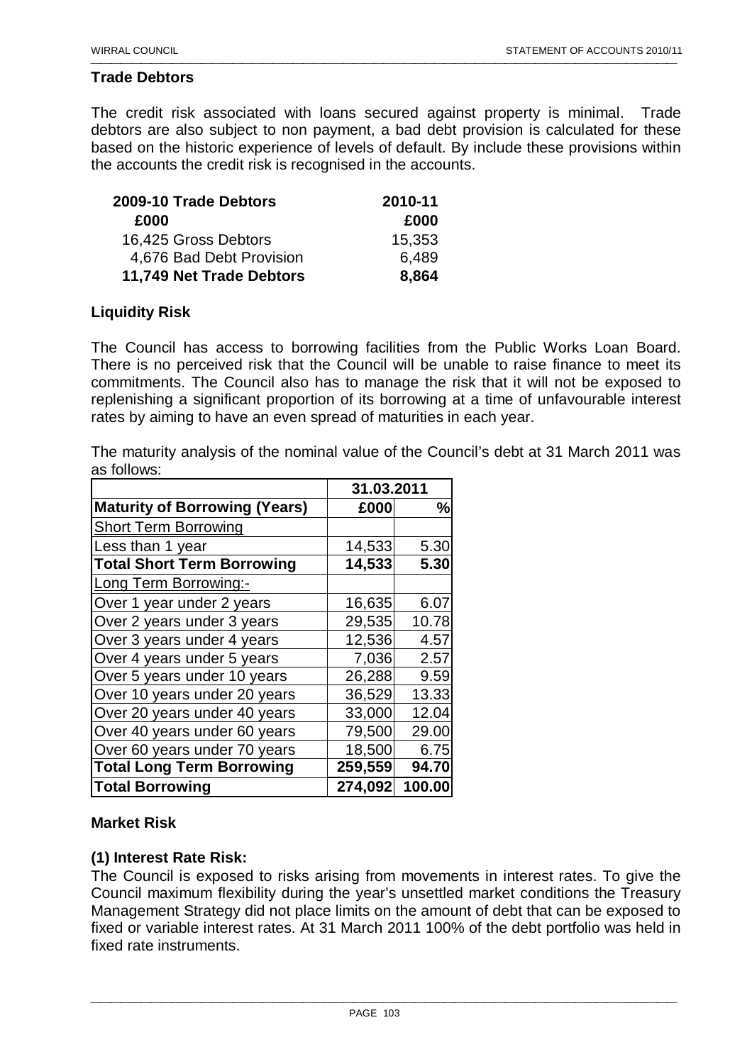## Trade Debtors

The credit risk associated with loans secured against property is minimal. Trade debtors are also subject to non payment, a bad debt provision is calculated for these based on the historic experience of levels of default. By include these provisions within the accounts the credit risk is recognised in the accounts.

| 2009-10 | Trade Debtors | 2010-11 |
|---|---|---|
| £000 | | £000 |
| 16,425 | Gross Debtors | 15,353 |
| 4,676 | Bad Debt Provision | 6,489 |
| **11,749** | **Net Trade Debtors** | **8,864** |

## Liquidity Risk

The Council has access to borrowing facilities from the Public Works Loan Board. There is no perceived risk that the Council will be unable to raise finance to meet its commitments. The Council also has to manage the risk that it will not be exposed to replenishing a significant proportion of its borrowing at a time of unfavourable interest rates by aiming to have an even spread of maturities in each year.

The maturity analysis of the nominal value of the Council's debt at 31 March 2011 was as follows:

| | 31.03.2011 | |
|---|---|---|
| **Maturity of Borrowing (Years)** | **£000** | **%** |
| Short Term Borrowing | | |
| Less than 1 year | 14,533 | 5.30 |
| **Total Short Term Borrowing** | **14,533** | **5.30** |
| Long Term Borrowing:- | | |
| Over 1 year under 2 years | 16,635 | 6.07 |
| Over 2 years under 3 years | 29,535 | 10.78 |
| Over 3 years under 4 years | 12,536 | 4.57 |
| Over 4 years under 5 years | 7,036 | 2.57 |
| Over 5 years under 10 years | 26,288 | 9.59 |
| Over 10 years under 20 years | 36,529 | 13.33 |
| Over 20 years under 40 years | 33,000 | 12.04 |
| Over 40 years under 60 years | 79,500 | 29.00 |
| Over 60 years under 70 years | 18,500 | 6.75 |
| **Total Long Term Borrowing** | **259,559** | **94.70** |
| **Total Borrowing** | **274,092** | **100.00** |

## Market Risk

### (1) Interest Rate Risk:

The Council is exposed to risks arising from movements in interest rates. To give the Council maximum flexibility during the year's unsettled market conditions the Treasury Management Strategy did not place limits on the amount of debt that can be exposed to fixed or variable interest rates. At 31 March 2011 100% of the debt portfolio was held in fixed rate instruments.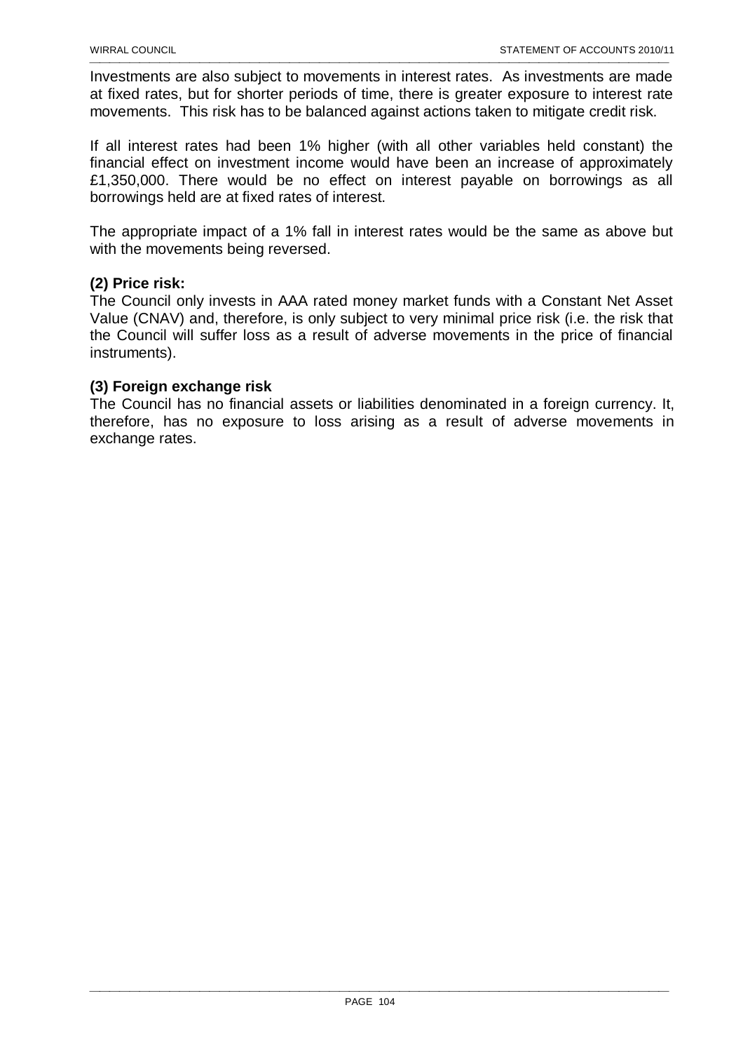Investments are also subject to movements in interest rates. As investments are made at fixed rates, but for shorter periods of time, there is greater exposure to interest rate movements. This risk has to be balanced against actions taken to mitigate credit risk.

If all interest rates had been 1% higher (with all other variables held constant) the financial effect on investment income would have been an increase of approximately £1,350,000. There would be no effect on interest payable on borrowings as all borrowings held are at fixed rates of interest.

The appropriate impact of a 1% fall in interest rates would be the same as above but with the movements being reversed.

**(2) Price risk:**

The Council only invests in AAA rated money market funds with a Constant Net Asset Value (CNAV) and, therefore, is only subject to very minimal price risk (i.e. the risk that the Council will suffer loss as a result of adverse movements in the price of financial instruments).

**(3) Foreign exchange risk**

The Council has no financial assets or liabilities denominated in a foreign currency. It, therefore, has no exposure to loss arising as a result of adverse movements in exchange rates.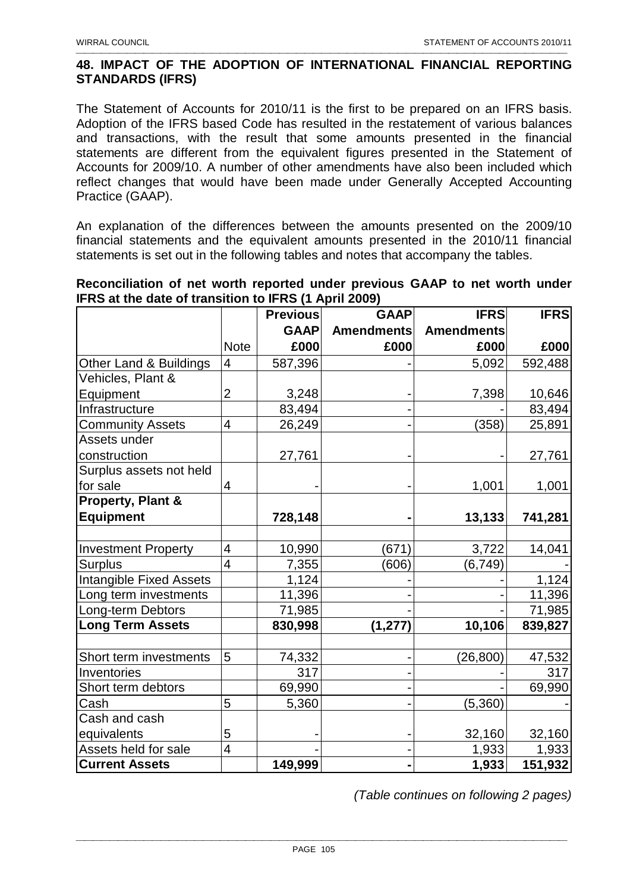## 48. IMPACT OF THE ADOPTION OF INTERNATIONAL FINANCIAL REPORTING STANDARDS (IFRS)

The Statement of Accounts for 2010/11 is the first to be prepared on an IFRS basis. Adoption of the IFRS based Code has resulted in the restatement of various balances and transactions, with the result that some amounts presented in the financial statements are different from the equivalent figures presented in the Statement of Accounts for 2009/10. A number of other amendments have also been included which reflect changes that would have been made under Generally Accepted Accounting Practice (GAAP).

An explanation of the differences between the amounts presented on the 2009/10 financial statements and the equivalent amounts presented in the 2010/11 financial statements is set out in the following tables and notes that accompany the tables.

**Reconciliation of net worth reported under previous GAAP to net worth under IFRS at the date of transition to IFRS (1 April 2009)**

| | | Previous GAAP | GAAP Amendments | IFRS Amendments | IFRS |
|---|---|---|---|---|---|
| | Note | £000 | £000 | £000 | £000 |
| Other Land & Buildings | 4 | 587,396 | - | 5,092 | 592,488 |
| Vehicles, Plant & Equipment | 2 | 3,248 | - | 7,398 | 10,646 |
| Infrastructure | | 83,494 | - | - | 83,494 |
| Community Assets | 4 | 26,249 | - | (358) | 25,891 |
| Assets under construction | | 27,761 | - | - | 27,761 |
| Surplus assets not held for sale | 4 | - | - | 1,001 | 1,001 |
| **Property, Plant & Equipment** | | **728,148** | **-** | **13,133** | **741,281** |
| | | | | | |
| Investment Property | 4 | 10,990 | (671) | 3,722 | 14,041 |
| Surplus | 4 | 7,355 | (606) | (6,749) | - |
| Intangible Fixed Assets | | 1,124 | - | - | 1,124 |
| Long term investments | | 11,396 | - | - | 11,396 |
| Long-term Debtors | | 71,985 | - | - | 71,985 |
| **Long Term Assets** | | **830,998** | **(1,277)** | **10,106** | **839,827** |
| | | | | | |
| Short term investments | 5 | 74,332 | - | (26,800) | 47,532 |
| Inventories | | 317 | - | - | 317 |
| Short term debtors | | 69,990 | - | - | 69,990 |
| Cash | 5 | 5,360 | - | (5,360) | - |
| Cash and cash equivalents | 5 | - | - | 32,160 | 32,160 |
| Assets held for sale | 4 | - | - | 1,933 | 1,933 |
| **Current Assets** | | **149,999** | **-** | **1,933** | **151,932** |

*(Table continues on following 2 pages)*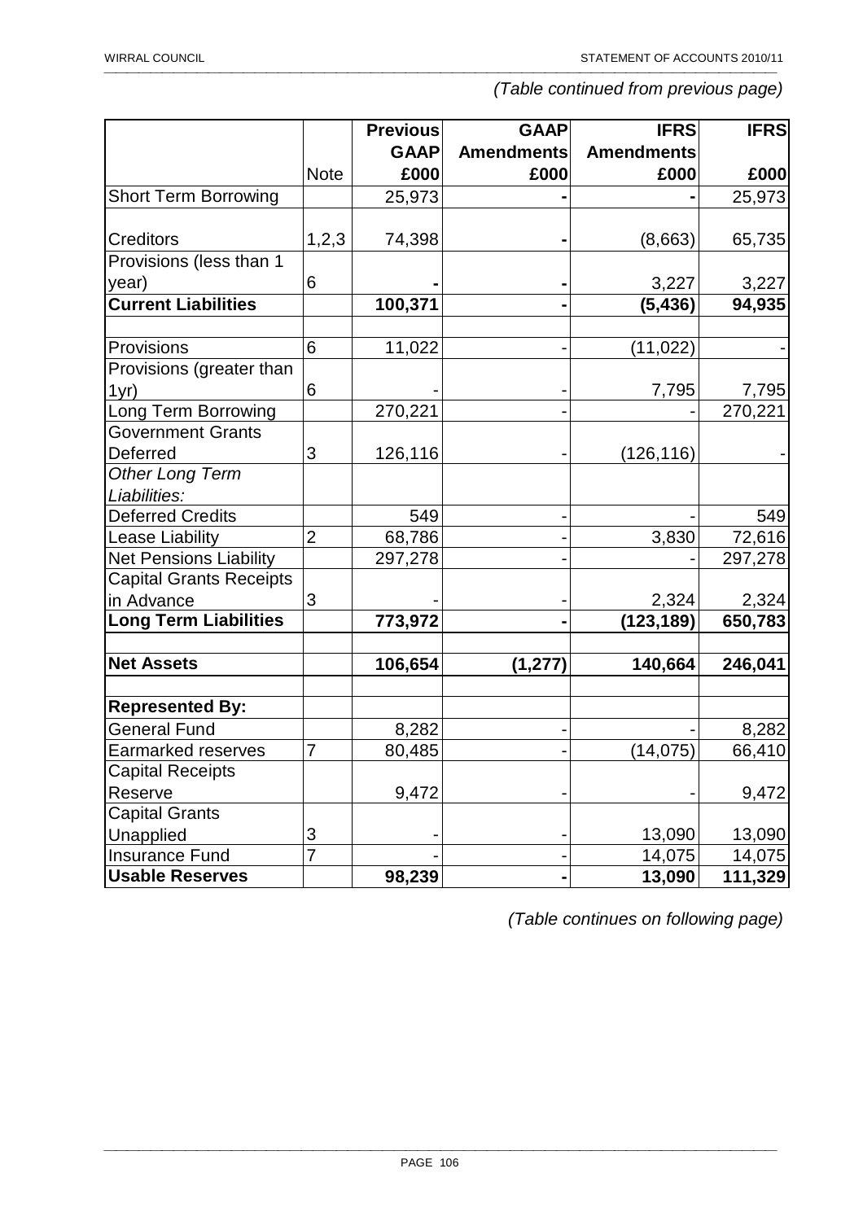*(Table continued from previous page)*

| | Note | Previous GAAP £000 | GAAP Amendments £000 | IFRS Amendments £000 | IFRS £000 |
|---|---|---|---|---|---|
| Short Term Borrowing | | 25,973 | **-** | **-** | 25,973 |
| Creditors | 1,2,3 | 74,398 | **-** | (8,663) | 65,735 |
| Provisions (less than 1 year) | 6 | **-** | **-** | 3,227 | 3,227 |
| **Current Liabilities** | | **100,371** | **-** | **(5,436)** | **94,935** |
| | | | | | |
| Provisions | 6 | 11,022 | - | (11,022) | - |
| Provisions (greater than 1yr) | 6 | - | - | 7,795 | 7,795 |
| Long Term Borrowing | | 270,221 | - | - | 270,221 |
| Government Grants Deferred | 3 | 126,116 | - | (126,116) | - |
| *Other Long Term Liabilities:* | | | | | |
| Deferred Credits | | 549 | - | - | 549 |
| Lease Liability | 2 | 68,786 | - | 3,830 | 72,616 |
| Net Pensions Liability | | 297,278 | - | - | 297,278 |
| Capital Grants Receipts in Advance | 3 | - | - | 2,324 | 2,324 |
| **Long Term Liabilities** | | **773,972** | **-** | **(123,189)** | **650,783** |
| | | | | | |
| **Net Assets** | | **106,654** | **(1,277)** | **140,664** | **246,041** |
| | | | | | |
| **Represented By:** | | | | | |
| General Fund | | 8,282 | - | - | 8,282 |
| Earmarked reserves | 7 | 80,485 | - | (14,075) | 66,410 |
| Capital Receipts Reserve | | 9,472 | - | - | 9,472 |
| Capital Grants Unapplied | 3 | - | - | 13,090 | 13,090 |
| Insurance Fund | 7 | - | - | 14,075 | 14,075 |
| **Usable Reserves** | | **98,239** | **-** | **13,090** | **111,329** |

*(Table continues on following page)*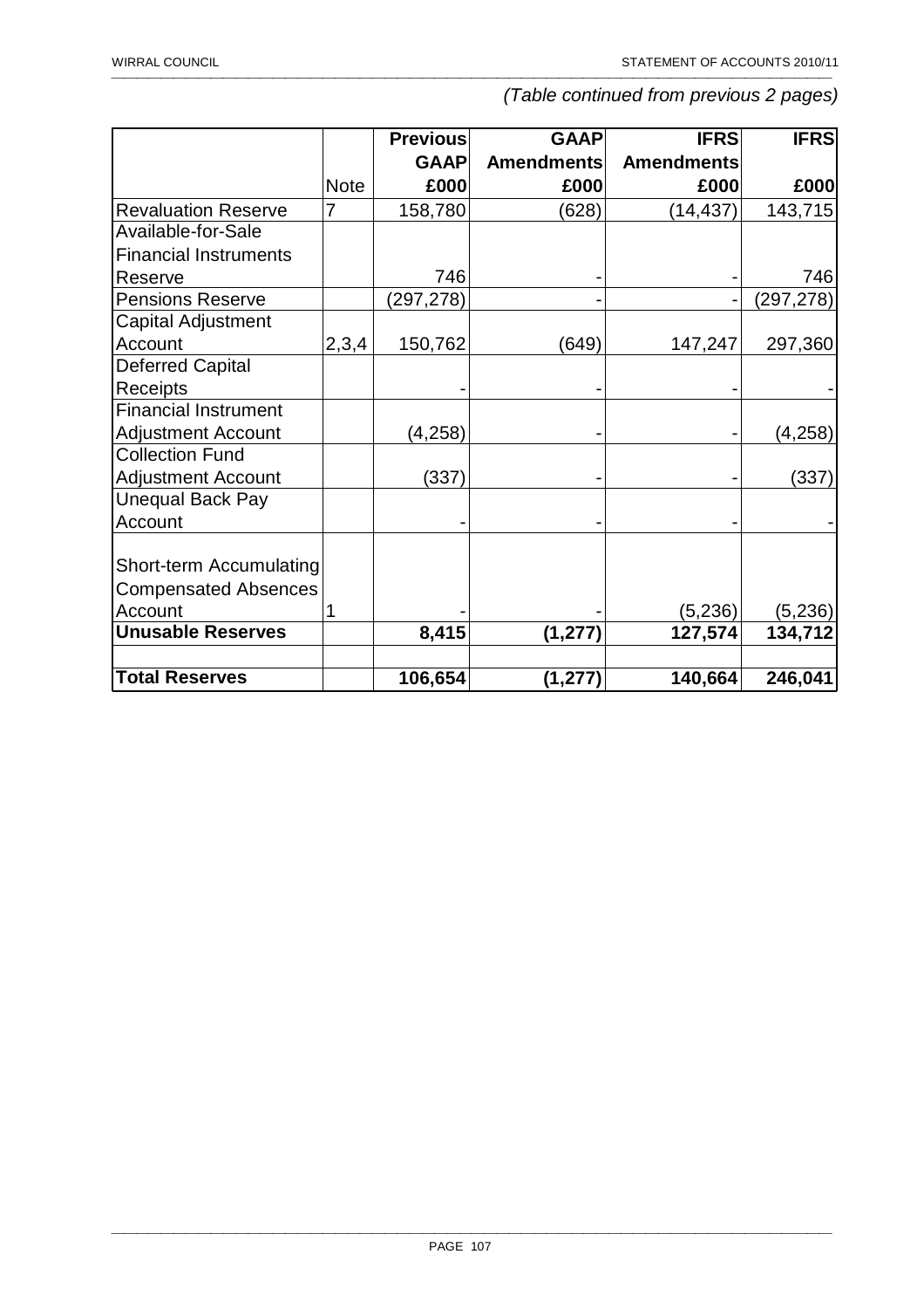*(Table continued from previous 2 pages)*

| | Note | Previous GAAP £000 | GAAP Amendments £000 | IFRS Amendments £000 | IFRS £000 |
|---|---|---|---|---|---|
| Revaluation Reserve | 7 | 158,780 | (628) | (14,437) | 143,715 |
| Available-for-Sale Financial Instruments Reserve | | 746 | - | - | 746 |
| Pensions Reserve | | (297,278) | - | - | (297,278) |
| Capital Adjustment Account | 2,3,4 | 150,762 | (649) | 147,247 | 297,360 |
| Deferred Capital Receipts | | - | - | - | - |
| Financial Instrument Adjustment Account | | (4,258) | - | - | (4,258) |
| Collection Fund Adjustment Account | | (337) | - | - | (337) |
| Unequal Back Pay Account | | - | - | - | - |
| Short-term Accumulating Compensated Absences Account | 1 | - | - | (5,236) | (5,236) |
| **Unusable Reserves** | | **8,415** | **(1,277)** | **127,574** | **134,712** |
| | | | | | |
| **Total Reserves** | | **106,654** | **(1,277)** | **140,664** | **246,041** |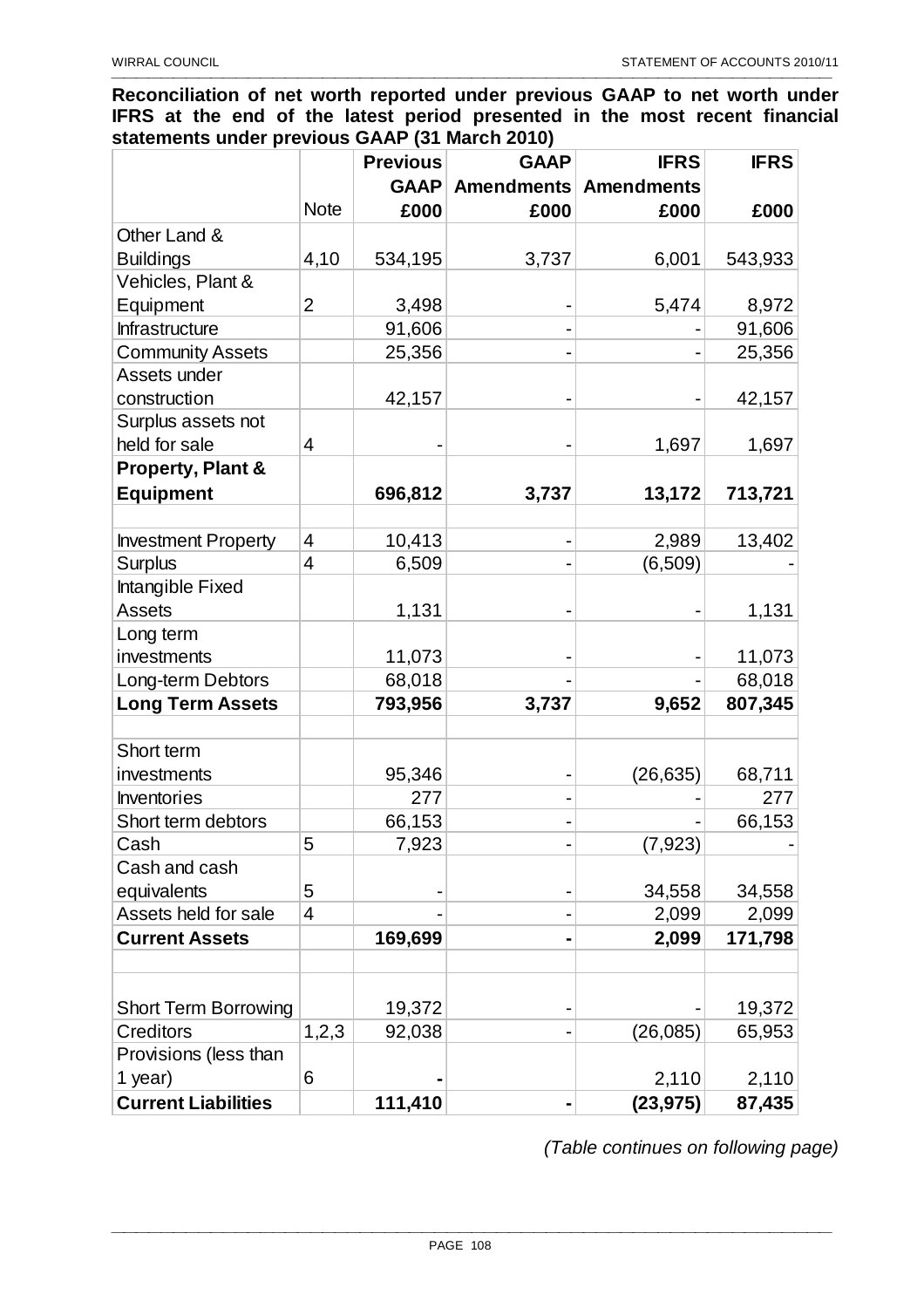**Reconciliation of net worth reported under previous GAAP to net worth under IFRS at the end of the latest period presented in the most recent financial statements under previous GAAP (31 March 2010)**

| | Note | Previous GAAP £000 | GAAP Amendments £000 | IFRS Amendments £000 | IFRS £000 |
|---|---|---|---|---|---|
| Other Land & Buildings | 4,10 | 534,195 | 3,737 | 6,001 | 543,933 |
| Vehicles, Plant & Equipment | 2 | 3,498 | - | 5,474 | 8,972 |
| Infrastructure | | 91,606 | - | - | 91,606 |
| Community Assets | | 25,356 | - | - | 25,356 |
| Assets under construction | | 42,157 | - | - | 42,157 |
| Surplus assets not held for sale | 4 | - | - | 1,697 | 1,697 |
| **Property, Plant & Equipment** | | **696,812** | **3,737** | **13,172** | **713,721** |
| | | | | | |
| Investment Property | 4 | 10,413 | - | 2,989 | 13,402 |
| Surplus | 4 | 6,509 | - | (6,509) | - |
| Intangible Fixed Assets | | 1,131 | - | - | 1,131 |
| Long term investments | | 11,073 | - | - | 11,073 |
| Long-term Debtors | | 68,018 | - | - | 68,018 |
| **Long Term Assets** | | **793,956** | **3,737** | **9,652** | **807,345** |
| | | | | | |
| Short term investments | | 95,346 | - | (26,635) | 68,711 |
| Inventories | | 277 | - | - | 277 |
| Short term debtors | | 66,153 | - | - | 66,153 |
| Cash | 5 | 7,923 | - | (7,923) | - |
| Cash and cash equivalents | 5 | - | - | 34,558 | 34,558 |
| Assets held for sale | 4 | - | - | 2,099 | 2,099 |
| **Current Assets** | | **169,699** | **-** | **2,099** | **171,798** |
| | | | | | |
| Short Term Borrowing | | 19,372 | - | - | 19,372 |
| Creditors | 1,2,3 | 92,038 | - | (26,085) | 65,953 |
| Provisions (less than 1 year) | 6 | **-** | | 2,110 | 2,110 |
| **Current Liabilities** | | **111,410** | **-** | **(23,975)** | **87,435** |

*(Table continues on following page)*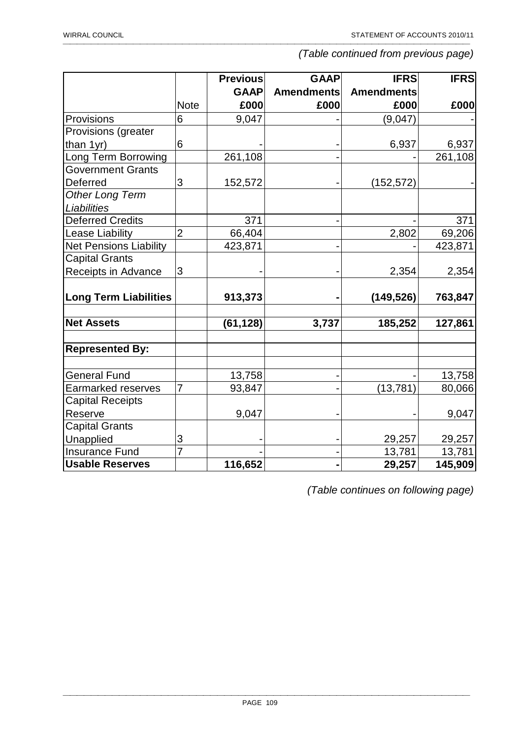*(Table continued from previous page)*

| | Note | Previous GAAP £000 | GAAP Amendments £000 | IFRS Amendments £000 | IFRS £000 |
|---|---|---|---|---|---|
| Provisions | 6 | 9,047 | - | (9,047) | - |
| Provisions (greater than 1yr) | 6 | - | - | 6,937 | 6,937 |
| Long Term Borrowing | | 261,108 | - | - | 261,108 |
| Government Grants Deferred | 3 | 152,572 | - | (152,572) | - |
| *Other Long Term Liabilities* | | | | | |
| Deferred Credits | | 371 | - | - | 371 |
| Lease Liability | 2 | 66,404 | | 2,802 | 69,206 |
| Net Pensions Liability | | 423,871 | - | - | 423,871 |
| Capital Grants Receipts in Advance | 3 | - | - | 2,354 | 2,354 |
| **Long Term Liabilities** | | **913,373** | **-** | **(149,526)** | **763,847** |
| | | | | | |
| **Net Assets** | | **(61,128)** | **3,737** | **185,252** | **127,861** |
| | | | | | |
| **Represented By:** | | | | | |
| | | | | | |
| General Fund | | 13,758 | - | - | 13,758 |
| Earmarked reserves | 7 | 93,847 | - | (13,781) | 80,066 |
| Capital Receipts Reserve | | 9,047 | - | - | 9,047 |
| Capital Grants Unapplied | 3 | - | - | 29,257 | 29,257 |
| Insurance Fund | 7 | - | - | 13,781 | 13,781 |
| **Usable Reserves** | | **116,652** | **-** | **29,257** | **145,909** |

*(Table continues on following page)*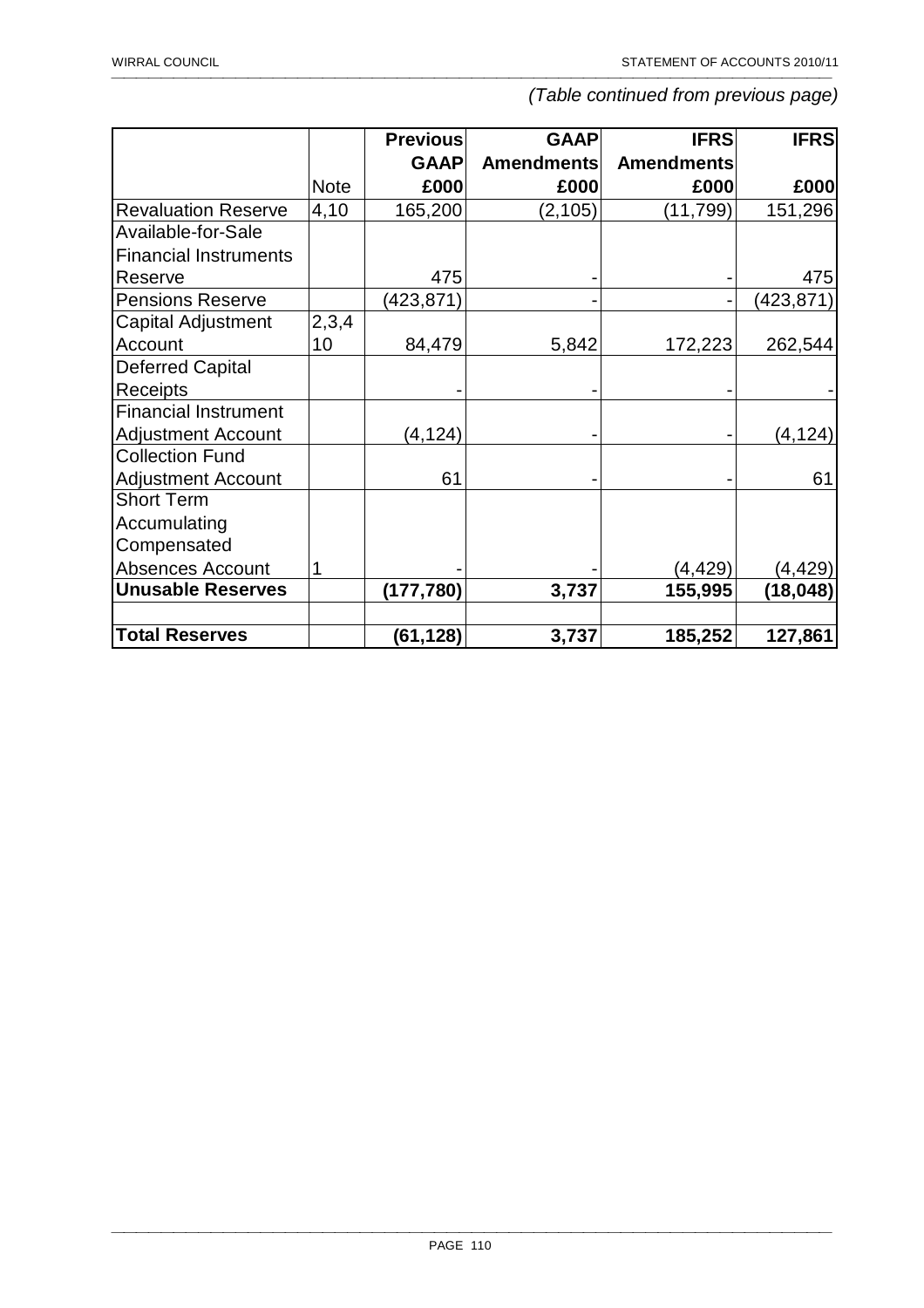*(Table continued from previous page)*

| | Note | Previous GAAP £000 | GAAP Amendments £000 | IFRS Amendments £000 | IFRS £000 |
|---|---|---|---|---|---|
| Revaluation Reserve | 4,10 | 165,200 | (2,105) | (11,799) | 151,296 |
| Available-for-Sale Financial Instruments Reserve | | 475 | - | - | 475 |
| Pensions Reserve | | (423,871) | - | - | (423,871) |
| Capital Adjustment Account | 2,3,4 10 | 84,479 | 5,842 | 172,223 | 262,544 |
| Deferred Capital Receipts | | - | - | - | - |
| Financial Instrument Adjustment Account | | (4,124) | - | - | (4,124) |
| Collection Fund Adjustment Account | | 61 | - | - | 61 |
| Short Term Accumulating Compensated Absences Account | 1 | - | - | (4,429) | (4,429) |
| **Unusable Reserves** | | **(177,780)** | **3,737** | **155,995** | **(18,048)** |
| | | | | | |
| **Total Reserves** | | **(61,128)** | **3,737** | **185,252** | **127,861** |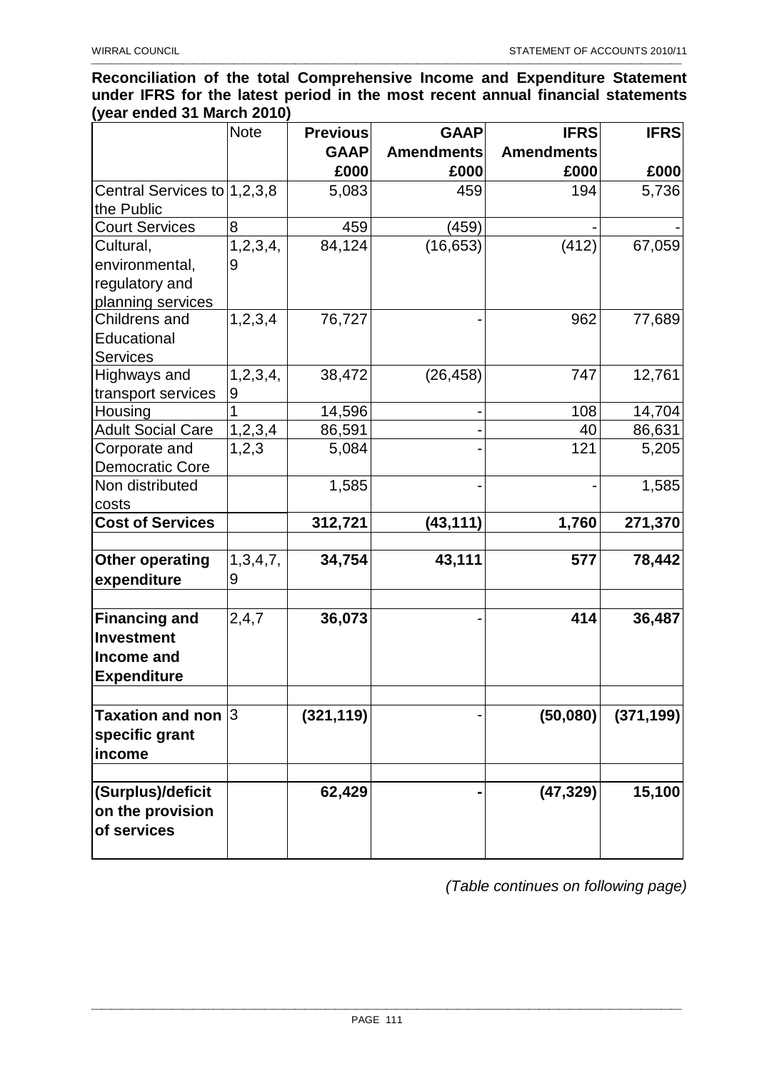**Reconciliation of the total Comprehensive Income and Expenditure Statement under IFRS for the latest period in the most recent annual financial statements (year ended 31 March 2010)**

| | Note | Previous GAAP £000 | GAAP Amendments £000 | IFRS Amendments £000 | IFRS £000 |
|---|---|---|---|---|---|
| Central Services to the Public | 1,2,3,8 | 5,083 | 459 | 194 | 5,736 |
| Court Services | 8 | 459 | (459) | - | - |
| Cultural, environmental, regulatory and planning services | 1,2,3,4, 9 | 84,124 | (16,653) | (412) | 67,059 |
| Childrens and Educational Services | 1,2,3,4 | 76,727 | - | 962 | 77,689 |
| Highways and transport services | 1,2,3,4, 9 | 38,472 | (26,458) | 747 | 12,761 |
| Housing | 1 | 14,596 | - | 108 | 14,704 |
| Adult Social Care | 1,2,3,4 | 86,591 | - | 40 | 86,631 |
| Corporate and Democratic Core | 1,2,3 | 5,084 | - | 121 | 5,205 |
| Non distributed costs | | 1,585 | - | - | 1,585 |
| **Cost of Services** | | **312,721** | **(43,111)** | **1,760** | **271,370** |
| | | | | | |
| **Other operating expenditure** | 1,3,4,7, 9 | **34,754** | **43,111** | **577** | **78,442** |
| | | | | | |
| **Financing and Investment Income and Expenditure** | 2,4,7 | **36,073** | - | **414** | **36,487** |
| | | | | | |
| **Taxation and non specific grant income** | 3 | **(321,119)** | - | **(50,080)** | **(371,199)** |
| | | | | | |
| **(Surplus)/deficit on the provision of services** | | **62,429** | **-** | **(47,329)** | **15,100** |

*(Table continues on following page)*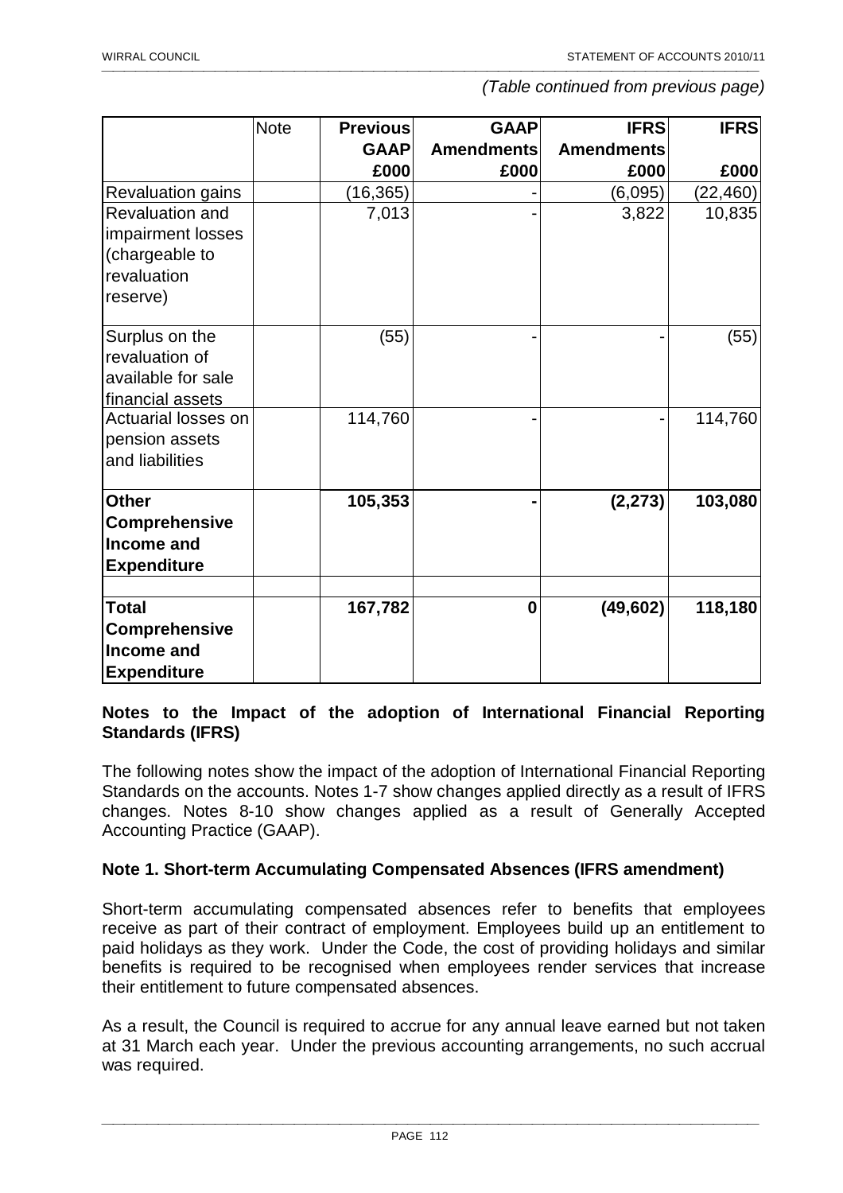*(Table continued from previous page)*

| | Note | Previous GAAP £000 | GAAP Amendments £000 | IFRS Amendments £000 | IFRS £000 |
|---|---|---|---|---|---|
| Revaluation gains | | (16,365) | - | (6,095) | (22,460) |
| Revaluation and impairment losses (chargeable to revaluation reserve) | | 7,013 | - | 3,822 | 10,835 |
| Surplus on the revaluation of available for sale financial assets | | (55) | - | - | (55) |
| Actuarial losses on pension assets and liabilities | | 114,760 | - | - | 114,760 |
| **Other Comprehensive Income and Expenditure** | | **105,353** | **-** | **(2,273)** | **103,080** |
| | | | | | |
| **Total Comprehensive Income and Expenditure** | | **167,782** | **0** | **(49,602)** | **118,180** |

**Notes to the Impact of the adoption of International Financial Reporting Standards (IFRS)**

The following notes show the impact of the adoption of International Financial Reporting Standards on the accounts. Notes 1-7 show changes applied directly as a result of IFRS changes. Notes 8-10 show changes applied as a result of Generally Accepted Accounting Practice (GAAP).

**Note 1. Short-term Accumulating Compensated Absences (IFRS amendment)**

Short-term accumulating compensated absences refer to benefits that employees receive as part of their contract of employment. Employees build up an entitlement to paid holidays as they work. Under the Code, the cost of providing holidays and similar benefits is required to be recognised when employees render services that increase their entitlement to future compensated absences.

As a result, the Council is required to accrue for any annual leave earned but not taken at 31 March each year. Under the previous accounting arrangements, no such accrual was required.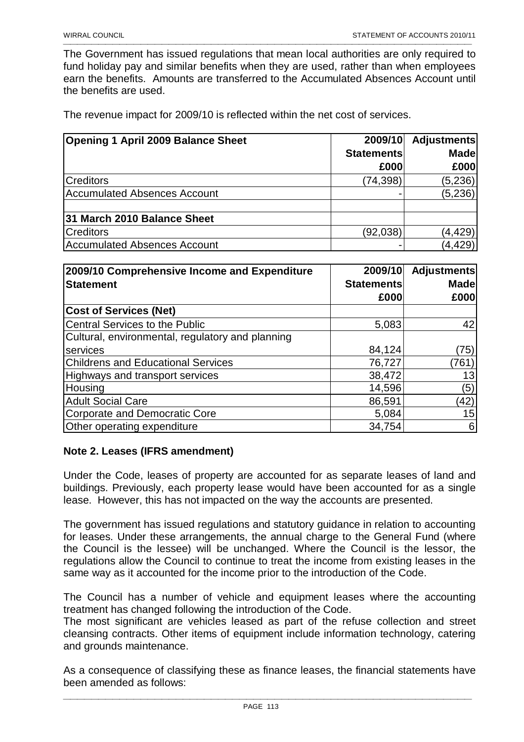The Government has issued regulations that mean local authorities are only required to fund holiday pay and similar benefits when they are used, rather than when employees earn the benefits. Amounts are transferred to the Accumulated Absences Account until the benefits are used.

The revenue impact for 2009/10 is reflected within the net cost of services.

| **Opening 1 April 2009 Balance Sheet** | **2009/10 Statements £000** | **Adjustments Made £000** |
|---|---|---|
| Creditors | (74,398) | (5,236) |
| Accumulated Absences Account | - | (5,236) |
| | | |
| **31 March 2010 Balance Sheet** | | |
| Creditors | (92,038) | (4,429) |
| Accumulated Absences Account | - | (4,429) |

| **2009/10 Comprehensive Income and Expenditure Statement** | **2009/10 Statements £000** | **Adjustments Made £000** |
|---|---|---|
| **Cost of Services (Net)** | | |
| Central Services to the Public | 5,083 | 42 |
| Cultural, environmental, regulatory and planning services | 84,124 | (75) |
| Childrens and Educational Services | 76,727 | (761) |
| Highways and transport services | 38,472 | 13 |
| Housing | 14,596 | (5) |
| Adult Social Care | 86,591 | (42) |
| Corporate and Democratic Core | 5,084 | 15 |
| Other operating expenditure | 34,754 | 6 |

**Note 2. Leases (IFRS amendment)**

Under the Code, leases of property are accounted for as separate leases of land and buildings. Previously, each property lease would have been accounted for as a single lease. However, this has not impacted on the way the accounts are presented.

The government has issued regulations and statutory guidance in relation to accounting for leases. Under these arrangements, the annual charge to the General Fund (where the Council is the lessee) will be unchanged. Where the Council is the lessor, the regulations allow the Council to continue to treat the income from existing leases in the same way as it accounted for the income prior to the introduction of the Code.

The Council has a number of vehicle and equipment leases where the accounting treatment has changed following the introduction of the Code.
The most significant are vehicles leased as part of the refuse collection and street cleansing contracts. Other items of equipment include information technology, catering and grounds maintenance.

As a consequence of classifying these as finance leases, the financial statements have been amended as follows: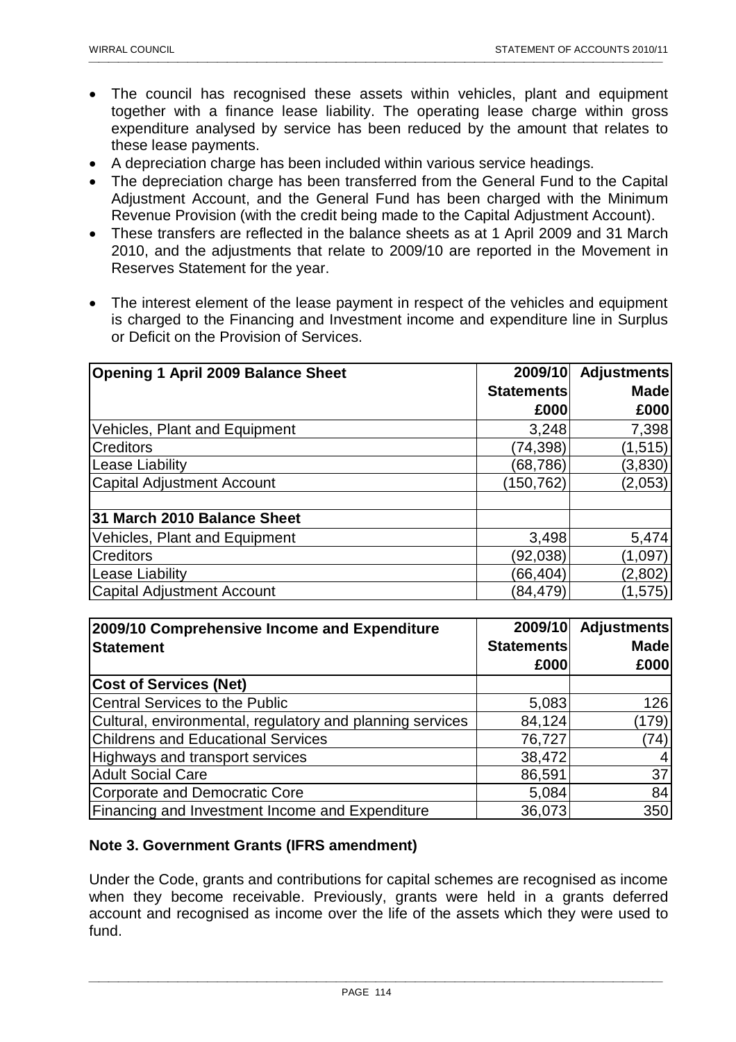- The council has recognised these assets within vehicles, plant and equipment together with a finance lease liability. The operating lease charge within gross expenditure analysed by service has been reduced by the amount that relates to these lease payments.
- A depreciation charge has been included within various service headings.
- The depreciation charge has been transferred from the General Fund to the Capital Adjustment Account, and the General Fund has been charged with the Minimum Revenue Provision (with the credit being made to the Capital Adjustment Account).
- These transfers are reflected in the balance sheets as at 1 April 2009 and 31 March 2010, and the adjustments that relate to 2009/10 are reported in the Movement in Reserves Statement for the year.
- The interest element of the lease payment in respect of the vehicles and equipment is charged to the Financing and Investment income and expenditure line in Surplus or Deficit on the Provision of Services.

| **Opening 1 April 2009 Balance Sheet** | **2009/10 Statements £000** | **Adjustments Made £000** |
|---|---|---|
| Vehicles, Plant and Equipment | 3,248 | 7,398 |
| Creditors | (74,398) | (1,515) |
| Lease Liability | (68,786) | (3,830) |
| Capital Adjustment Account | (150,762) | (2,053) |
| | | |
| **31 March 2010 Balance Sheet** | | |
| Vehicles, Plant and Equipment | 3,498 | 5,474 |
| Creditors | (92,038) | (1,097) |
| Lease Liability | (66,404) | (2,802) |
| Capital Adjustment Account | (84,479) | (1,575) |

| **2009/10 Comprehensive Income and Expenditure Statement** | **2009/10 Statements £000** | **Adjustments Made £000** |
|---|---|---|
| **Cost of Services (Net)** | | |
| Central Services to the Public | 5,083 | 126 |
| Cultural, environmental, regulatory and planning services | 84,124 | (179) |
| Childrens and Educational Services | 76,727 | (74) |
| Highways and transport services | 38,472 | 4 |
| Adult Social Care | 86,591 | 37 |
| Corporate and Democratic Core | 5,084 | 84 |
| Financing and Investment Income and Expenditure | 36,073 | 350 |

**Note 3. Government Grants (IFRS amendment)**

Under the Code, grants and contributions for capital schemes are recognised as income when they become receivable. Previously, grants were held in a grants deferred account and recognised as income over the life of the assets which they were used to fund.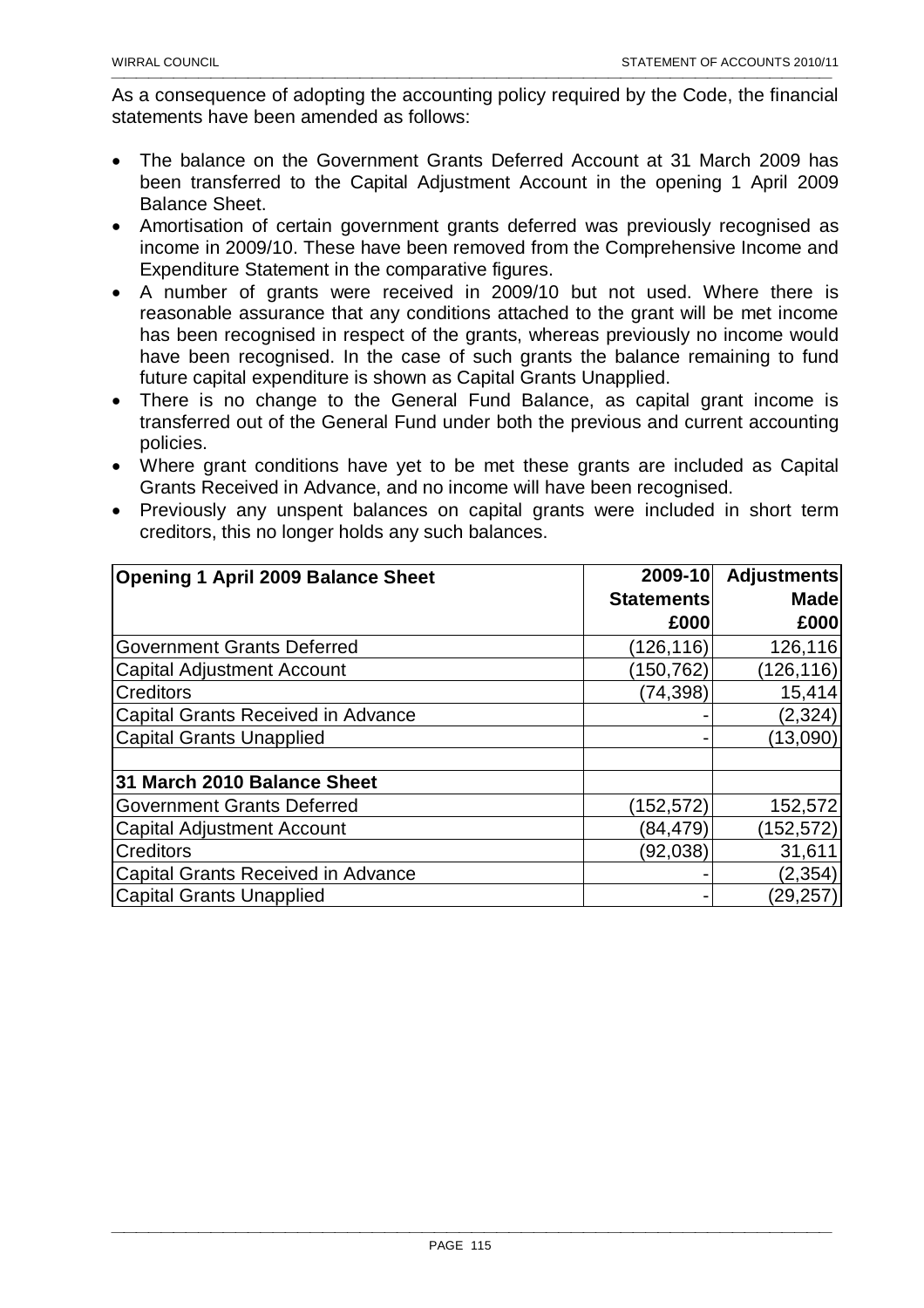As a consequence of adopting the accounting policy required by the Code, the financial statements have been amended as follows:

- The balance on the Government Grants Deferred Account at 31 March 2009 has been transferred to the Capital Adjustment Account in the opening 1 April 2009 Balance Sheet.
- Amortisation of certain government grants deferred was previously recognised as income in 2009/10. These have been removed from the Comprehensive Income and Expenditure Statement in the comparative figures.
- A number of grants were received in 2009/10 but not used. Where there is reasonable assurance that any conditions attached to the grant will be met income has been recognised in respect of the grants, whereas previously no income would have been recognised. In the case of such grants the balance remaining to fund future capital expenditure is shown as Capital Grants Unapplied.
- There is no change to the General Fund Balance, as capital grant income is transferred out of the General Fund under both the previous and current accounting policies.
- Where grant conditions have yet to be met these grants are included as Capital Grants Received in Advance, and no income will have been recognised.
- Previously any unspent balances on capital grants were included in short term creditors, this no longer holds any such balances.

| **Opening 1 April 2009 Balance Sheet** | **2009-10 Statements £000** | **Adjustments Made £000** |
|---|---|---|
| Government Grants Deferred | (126,116) | 126,116 |
| Capital Adjustment Account | (150,762) | (126,116) |
| Creditors | (74,398) | 15,414 |
| Capital Grants Received in Advance | - | (2,324) |
| Capital Grants Unapplied | - | (13,090) |
| | | |
| **31 March 2010 Balance Sheet** | | |
| Government Grants Deferred | (152,572) | 152,572 |
| Capital Adjustment Account | (84,479) | (152,572) |
| Creditors | (92,038) | 31,611 |
| Capital Grants Received in Advance | - | (2,354) |
| Capital Grants Unapplied | - | (29,257) |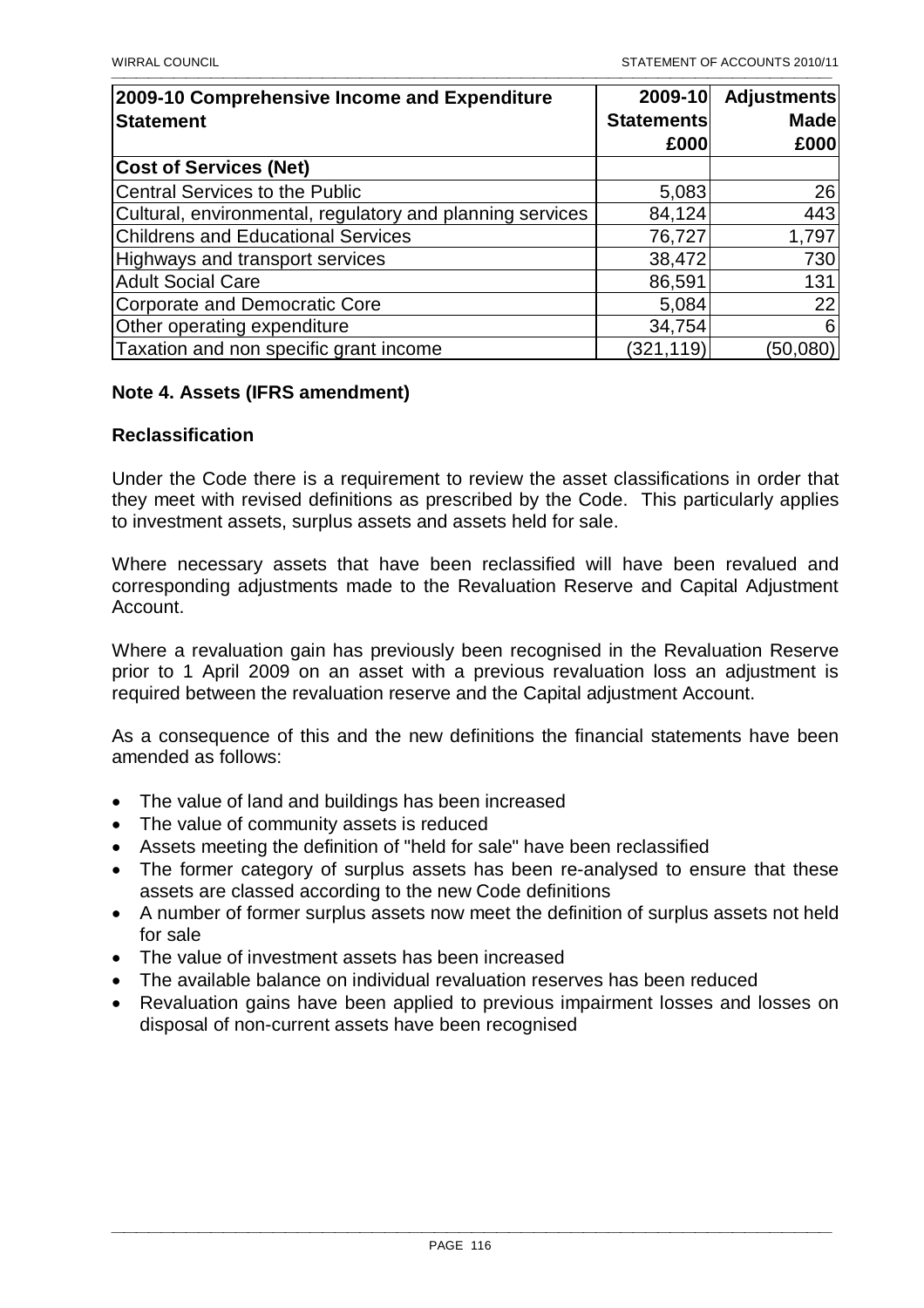| 2009-10 Comprehensive Income and Expenditure Statement | 2009-10 Statements £000 | Adjustments Made £000 |
|---|---|---|
| **Cost of Services (Net)** | | |
| Central Services to the Public | 5,083 | 26 |
| Cultural, environmental, regulatory and planning services | 84,124 | 443 |
| Childrens and Educational Services | 76,727 | 1,797 |
| Highways and transport services | 38,472 | 730 |
| Adult Social Care | 86,591 | 131 |
| Corporate and Democratic Core | 5,084 | 22 |
| Other operating expenditure | 34,754 | 6 |
| Taxation and non specific grant income | (321,119) | (50,080) |

### Note 4. Assets (IFRS amendment)

#### Reclassification

Under the Code there is a requirement to review the asset classifications in order that they meet with revised definitions as prescribed by the Code. This particularly applies to investment assets, surplus assets and assets held for sale.

Where necessary assets that have been reclassified will have been revalued and corresponding adjustments made to the Revaluation Reserve and Capital Adjustment Account.

Where a revaluation gain has previously been recognised in the Revaluation Reserve prior to 1 April 2009 on an asset with a previous revaluation loss an adjustment is required between the revaluation reserve and the Capital adjustment Account.

As a consequence of this and the new definitions the financial statements have been amended as follows:

- The value of land and buildings has been increased
- The value of community assets is reduced
- Assets meeting the definition of "held for sale" have been reclassified
- The former category of surplus assets has been re-analysed to ensure that these assets are classed according to the new Code definitions
- A number of former surplus assets now meet the definition of surplus assets not held for sale
- The value of investment assets has been increased
- The available balance on individual revaluation reserves has been reduced
- Revaluation gains have been applied to previous impairment losses and losses on disposal of non-current assets have been recognised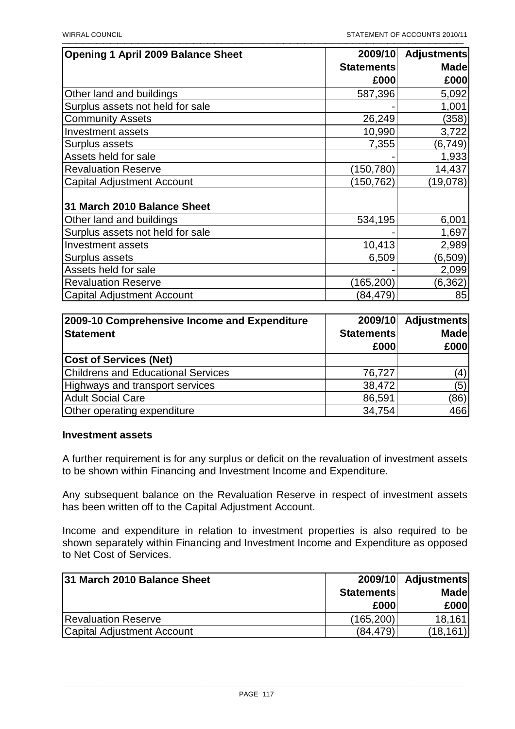| Opening 1 April 2009 Balance Sheet | 2009/10 Statements £000 | Adjustments Made £000 |
|---|---|---|
| Other land and buildings | 587,396 | 5,092 |
| Surplus assets not held for sale | - | 1,001 |
| Community Assets | 26,249 | (358) |
| Investment assets | 10,990 | 3,722 |
| Surplus assets | 7,355 | (6,749) |
| Assets held for sale | - | 1,933 |
| Revaluation Reserve | (150,780) | 14,437 |
| Capital Adjustment Account | (150,762) | (19,078) |
| | | |
| **31 March 2010 Balance Sheet** | | |
| Other land and buildings | 534,195 | 6,001 |
| Surplus assets not held for sale | - | 1,697 |
| Investment assets | 10,413 | 2,989 |
| Surplus assets | 6,509 | (6,509) |
| Assets held for sale | - | 2,099 |
| Revaluation Reserve | (165,200) | (6,362) |
| Capital Adjustment Account | (84,479) | 85 |

| 2009-10 Comprehensive Income and Expenditure Statement | 2009/10 Statements £000 | Adjustments Made £000 |
|---|---|---|
| **Cost of Services (Net)** | | |
| Childrens and Educational Services | 76,727 | (4) |
| Highways and transport services | 38,472 | (5) |
| Adult Social Care | 86,591 | (86) |
| Other operating expenditure | 34,754 | 466 |

**Investment assets**

A further requirement is for any surplus or deficit on the revaluation of investment assets to be shown within Financing and Investment Income and Expenditure.

Any subsequent balance on the Revaluation Reserve in respect of investment assets has been written off to the Capital Adjustment Account.

Income and expenditure in relation to investment properties is also required to be shown separately within Financing and Investment Income and Expenditure as opposed to Net Cost of Services.

| 31 March 2010 Balance Sheet | 2009/10 Statements £000 | Adjustments Made £000 |
|---|---|---|
| Revaluation Reserve | (165,200) | 18,161 |
| Capital Adjustment Account | (84,479) | (18,161) |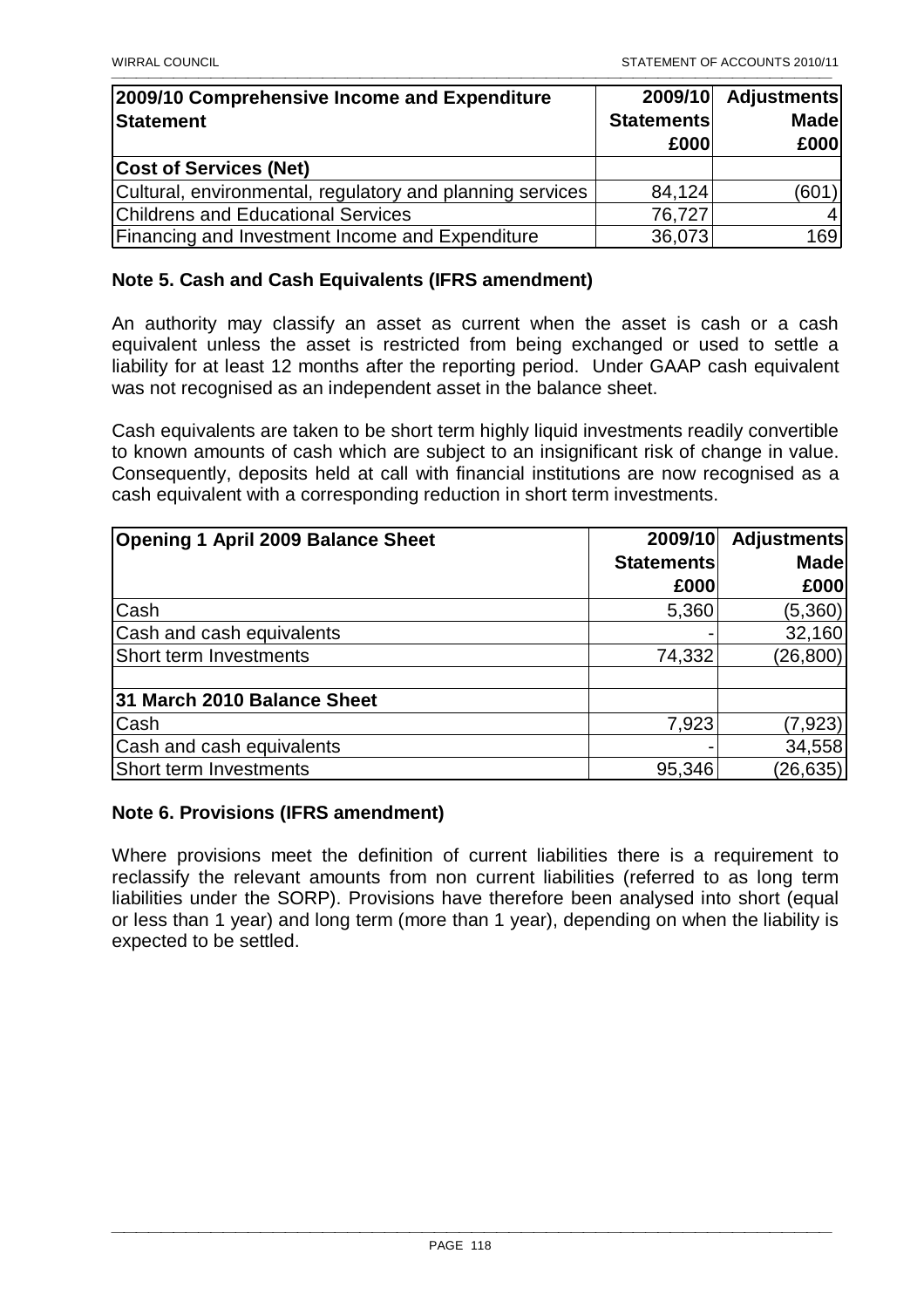| 2009/10 Comprehensive Income and Expenditure Statement | 2009/10 Statements £000 | Adjustments Made £000 |
|---|---|---|
| **Cost of Services (Net)** | | |
| Cultural, environmental, regulatory and planning services | 84,124 | (601) |
| Childrens and Educational Services | 76,727 | 4 |
| Financing and Investment Income and Expenditure | 36,073 | 169 |

## Note 5. Cash and Cash Equivalents (IFRS amendment)

An authority may classify an asset as current when the asset is cash or a cash equivalent unless the asset is restricted from being exchanged or used to settle a liability for at least 12 months after the reporting period. Under GAAP cash equivalent was not recognised as an independent asset in the balance sheet.

Cash equivalents are taken to be short term highly liquid investments readily convertible to known amounts of cash which are subject to an insignificant risk of change in value. Consequently, deposits held at call with financial institutions are now recognised as a cash equivalent with a corresponding reduction in short term investments.

| Opening 1 April 2009 Balance Sheet | 2009/10 Statements £000 | Adjustments Made £000 |
|---|---|---|
| Cash | 5,360 | (5,360) |
| Cash and cash equivalents | - | 32,160 |
| Short term Investments | 74,332 | (26,800) |
| | | |
| **31 March 2010 Balance Sheet** | | |
| Cash | 7,923 | (7,923) |
| Cash and cash equivalents | - | 34,558 |
| Short term Investments | 95,346 | (26,635) |

## Note 6. Provisions (IFRS amendment)

Where provisions meet the definition of current liabilities there is a requirement to reclassify the relevant amounts from non current liabilities (referred to as long term liabilities under the SORP). Provisions have therefore been analysed into short (equal or less than 1 year) and long term (more than 1 year), depending on when the liability is expected to be settled.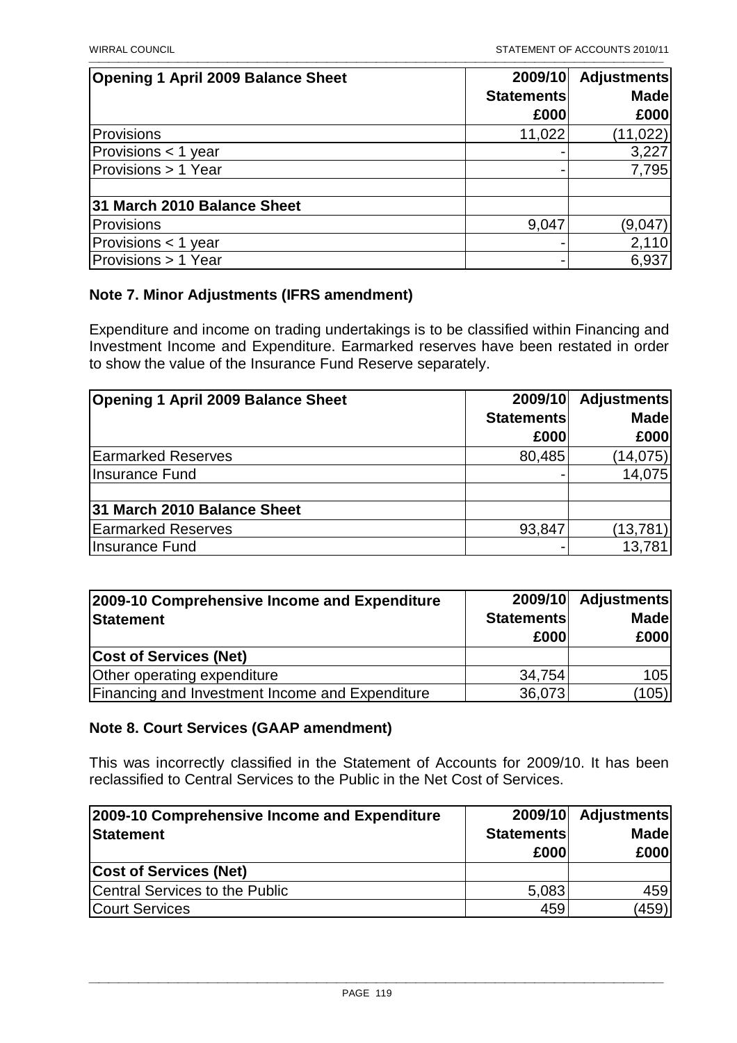| Opening 1 April 2009 Balance Sheet | 2009/10 Statements £000 | Adjustments Made £000 |
|---|---|---|
| Provisions | 11,022 | (11,022) |
| Provisions < 1 year | - | 3,227 |
| Provisions > 1 Year | - | 7,795 |
| | | |
| **31 March 2010 Balance Sheet** | | |
| Provisions | 9,047 | (9,047) |
| Provisions < 1 year | - | 2,110 |
| Provisions > 1 Year | - | 6,937 |

### Note 7. Minor Adjustments (IFRS amendment)

Expenditure and income on trading undertakings is to be classified within Financing and Investment Income and Expenditure. Earmarked reserves have been restated in order to show the value of the Insurance Fund Reserve separately.

| Opening 1 April 2009 Balance Sheet | 2009/10 Statements £000 | Adjustments Made £000 |
|---|---|---|
| Earmarked Reserves | 80,485 | (14,075) |
| Insurance Fund | - | 14,075 |
| | | |
| **31 March 2010 Balance Sheet** | | |
| Earmarked Reserves | 93,847 | (13,781) |
| Insurance Fund | - | 13,781 |

| 2009-10 Comprehensive Income and Expenditure Statement | 2009/10 Statements £000 | Adjustments Made £000 |
|---|---|---|
| **Cost of Services (Net)** | | |
| Other operating expenditure | 34,754 | 105 |
| Financing and Investment Income and Expenditure | 36,073 | (105) |

### Note 8. Court Services (GAAP amendment)

This was incorrectly classified in the Statement of Accounts for 2009/10. It has been reclassified to Central Services to the Public in the Net Cost of Services.

| 2009-10 Comprehensive Income and Expenditure Statement | 2009/10 Statements £000 | Adjustments Made £000 |
|---|---|---|
| **Cost of Services (Net)** | | |
| Central Services to the Public | 5,083 | 459 |
| Court Services | 459 | (459) |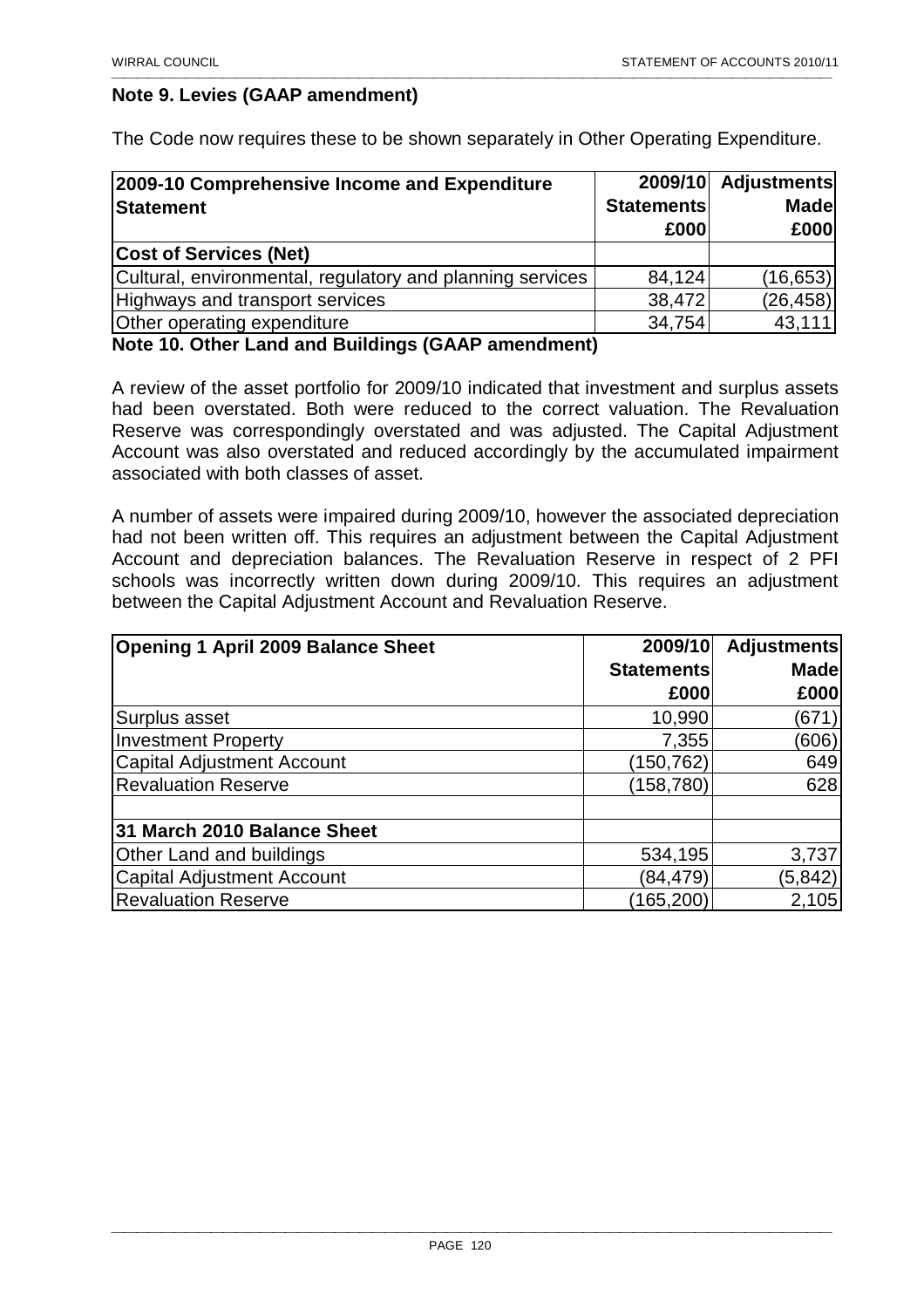## Note 9. Levies (GAAP amendment)

The Code now requires these to be shown separately in Other Operating Expenditure.

| 2009-10 Comprehensive Income and Expenditure Statement | 2009/10 Statements £000 | Adjustments Made £000 |
|---|---|---|
| **Cost of Services (Net)** | | |
| Cultural, environmental, regulatory and planning services | 84,124 | (16,653) |
| Highways and transport services | 38,472 | (26,458) |
| Other operating expenditure | 34,754 | 43,111 |

## Note 10. Other Land and Buildings (GAAP amendment)

A review of the asset portfolio for 2009/10 indicated that investment and surplus assets had been overstated. Both were reduced to the correct valuation. The Revaluation Reserve was correspondingly overstated and was adjusted. The Capital Adjustment Account was also overstated and reduced accordingly by the accumulated impairment associated with both classes of asset.

A number of assets were impaired during 2009/10, however the associated depreciation had not been written off. This requires an adjustment between the Capital Adjustment Account and depreciation balances. The Revaluation Reserve in respect of 2 PFI schools was incorrectly written down during 2009/10. This requires an adjustment between the Capital Adjustment Account and Revaluation Reserve.

| Opening 1 April 2009 Balance Sheet | 2009/10 Statements £000 | Adjustments Made £000 |
|---|---|---|
| Surplus asset | 10,990 | (671) |
| Investment Property | 7,355 | (606) |
| Capital Adjustment Account | (150,762) | 649 |
| Revaluation Reserve | (158,780) | 628 |
| | | |
| **31 March 2010 Balance Sheet** | | |
| Other Land and buildings | 534,195 | 3,737 |
| Capital Adjustment Account | (84,479) | (5,842) |
| Revaluation Reserve | (165,200) | 2,105 |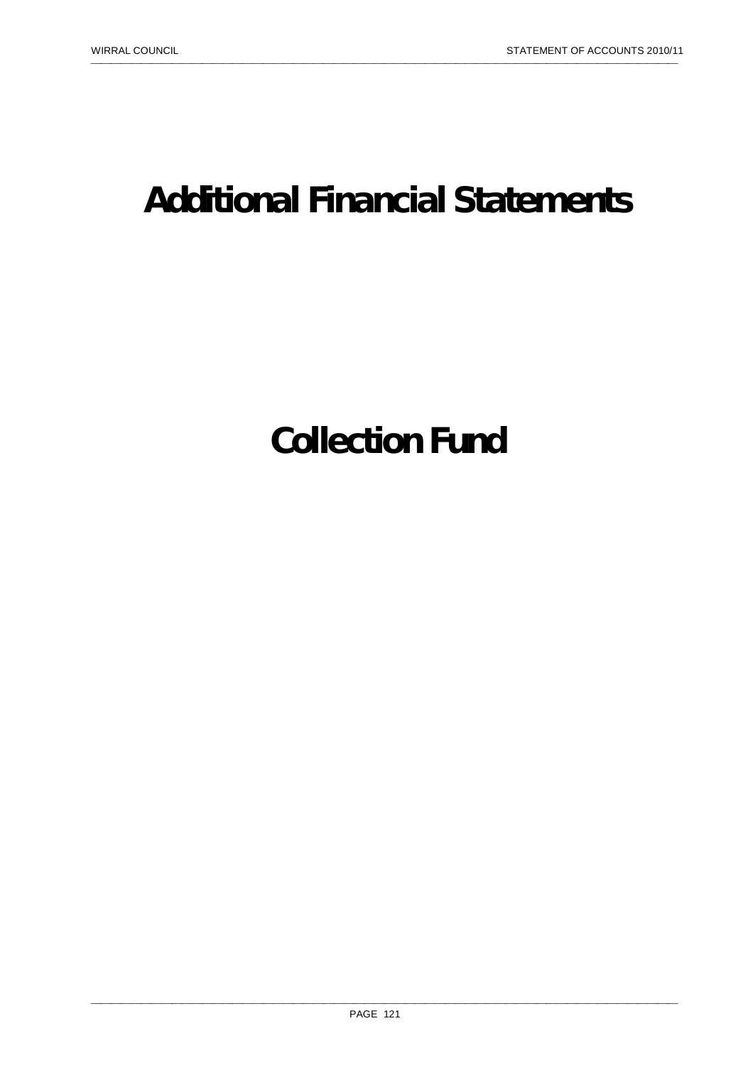# Additional Financial Statements

# Collection Fund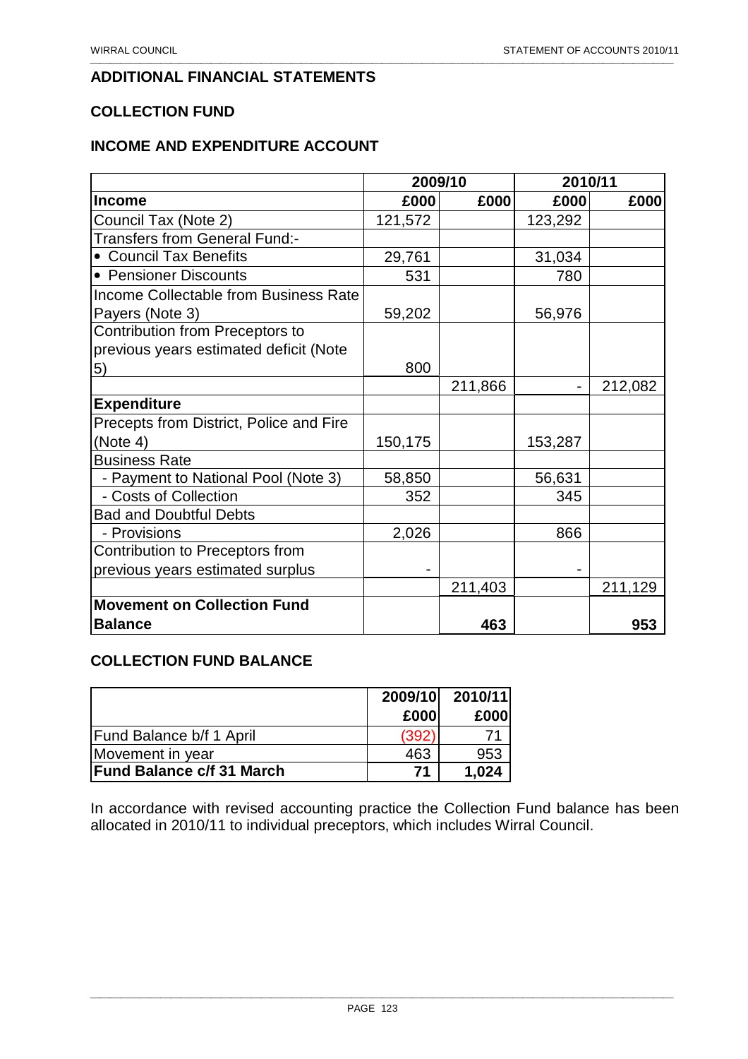## ADDITIONAL FINANCIAL STATEMENTS

### COLLECTION FUND

### INCOME AND EXPENDITURE ACCOUNT

| | 2009/10 | | 2010/11 | |
|---|---|---|---|---|
| **Income** | **£000** | **£000** | **£000** | **£000** |
| Council Tax (Note 2) | 121,572 | | 123,292 | |
| Transfers from General Fund:- | | | | |
| • Council Tax Benefits | 29,761 | | 31,034 | |
| • Pensioner Discounts | 531 | | 780 | |
| Income Collectable from Business Rate Payers (Note 3) | 59,202 | | 56,976 | |
| Contribution from Preceptors to previous years estimated deficit (Note 5) | 800 | | | |
| | | 211,866 | - | 212,082 |
| **Expenditure** | | | | |
| Precepts from District, Police and Fire (Note 4) | 150,175 | | 153,287 | |
| Business Rate | | | | |
| - Payment to National Pool (Note 3) | 58,850 | | 56,631 | |
| - Costs of Collection | 352 | | 345 | |
| Bad and Doubtful Debts | | | | |
| - Provisions | 2,026 | | 866 | |
| Contribution to Preceptors from previous years estimated surplus | - | | - | |
| | | 211,403 | | 211,129 |
| **Movement on Collection Fund Balance** | | **463** | | **953** |

### COLLECTION FUND BALANCE

| | 2009/10 | 2010/11 |
|---|---|---|
| | £000 | £000 |
| Fund Balance b/f 1 April | (392) | 71 |
| Movement in year | 463 | 953 |
| **Fund Balance c/f 31 March** | **71** | **1,024** |

In accordance with revised accounting practice the Collection Fund balance has been allocated in 2010/11 to individual preceptors, which includes Wirral Council.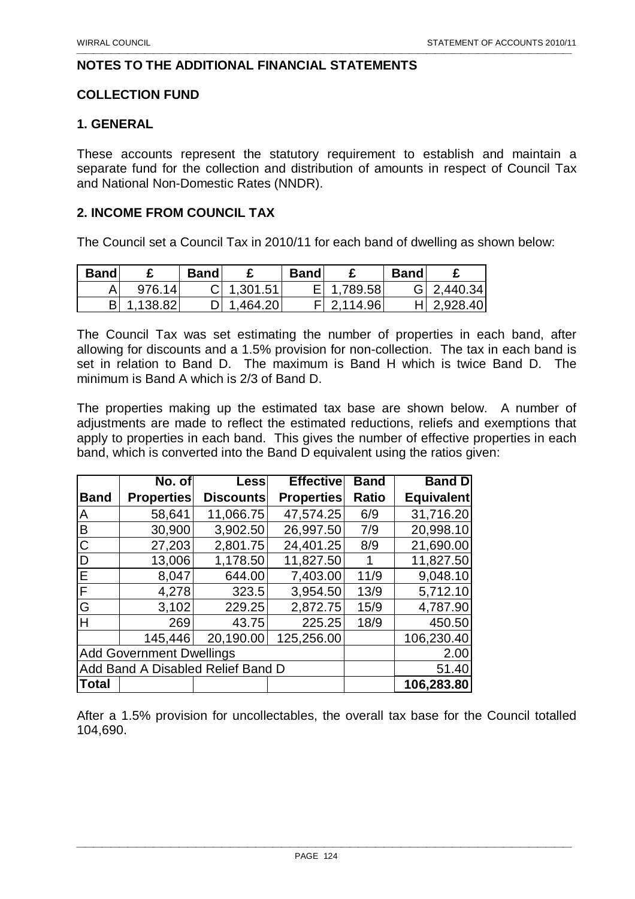## NOTES TO THE ADDITIONAL FINANCIAL STATEMENTS

## COLLECTION FUND

### 1. GENERAL

These accounts represent the statutory requirement to establish and maintain a separate fund for the collection and distribution of amounts in respect of Council Tax and National Non-Domestic Rates (NNDR).

### 2. INCOME FROM COUNCIL TAX

The Council set a Council Tax in 2010/11 for each band of dwelling as shown below:

| Band | £ | Band | £ | Band | £ | Band | £ |
|---|---|---|---|---|---|---|---|
| A | 976.14 | C | 1,301.51 | E | 1,789.58 | G | 2,440.34 |
| B | 1,138.82 | D | 1,464.20 | F | 2,114.96 | H | 2,928.40 |

The Council Tax was set estimating the number of properties in each band, after allowing for discounts and a 1.5% provision for non-collection. The tax in each band is set in relation to Band D. The maximum is Band H which is twice Band D. The minimum is Band A which is 2/3 of Band D.

The properties making up the estimated tax base are shown below. A number of adjustments are made to reflect the estimated reductions, reliefs and exemptions that apply to properties in each band. This gives the number of effective properties in each band, which is converted into the Band D equivalent using the ratios given:

| Band | No. of Properties | Less Discounts | Effective Properties | Band Ratio | Band D Equivalent |
|---|---|---|---|---|---|
| A | 58,641 | 11,066.75 | 47,574.25 | 6/9 | 31,716.20 |
| B | 30,900 | 3,902.50 | 26,997.50 | 7/9 | 20,998.10 |
| C | 27,203 | 2,801.75 | 24,401.25 | 8/9 | 21,690.00 |
| D | 13,006 | 1,178.50 | 11,827.50 | 1 | 11,827.50 |
| E | 8,047 | 644.00 | 7,403.00 | 11/9 | 9,048.10 |
| F | 4,278 | 323.5 | 3,954.50 | 13/9 | 5,712.10 |
| G | 3,102 | 229.25 | 2,872.75 | 15/9 | 4,787.90 |
| H | 269 | 43.75 | 225.25 | 18/9 | 450.50 |
| | 145,446 | 20,190.00 | 125,256.00 | | 106,230.40 |
| Add Government Dwellings | | | | | 2.00 |
| Add Band A Disabled Relief Band D | | | | | 51.40 |
| **Total** | | | | | **106,283.80** |

After a 1.5% provision for uncollectables, the overall tax base for the Council totalled 104,690.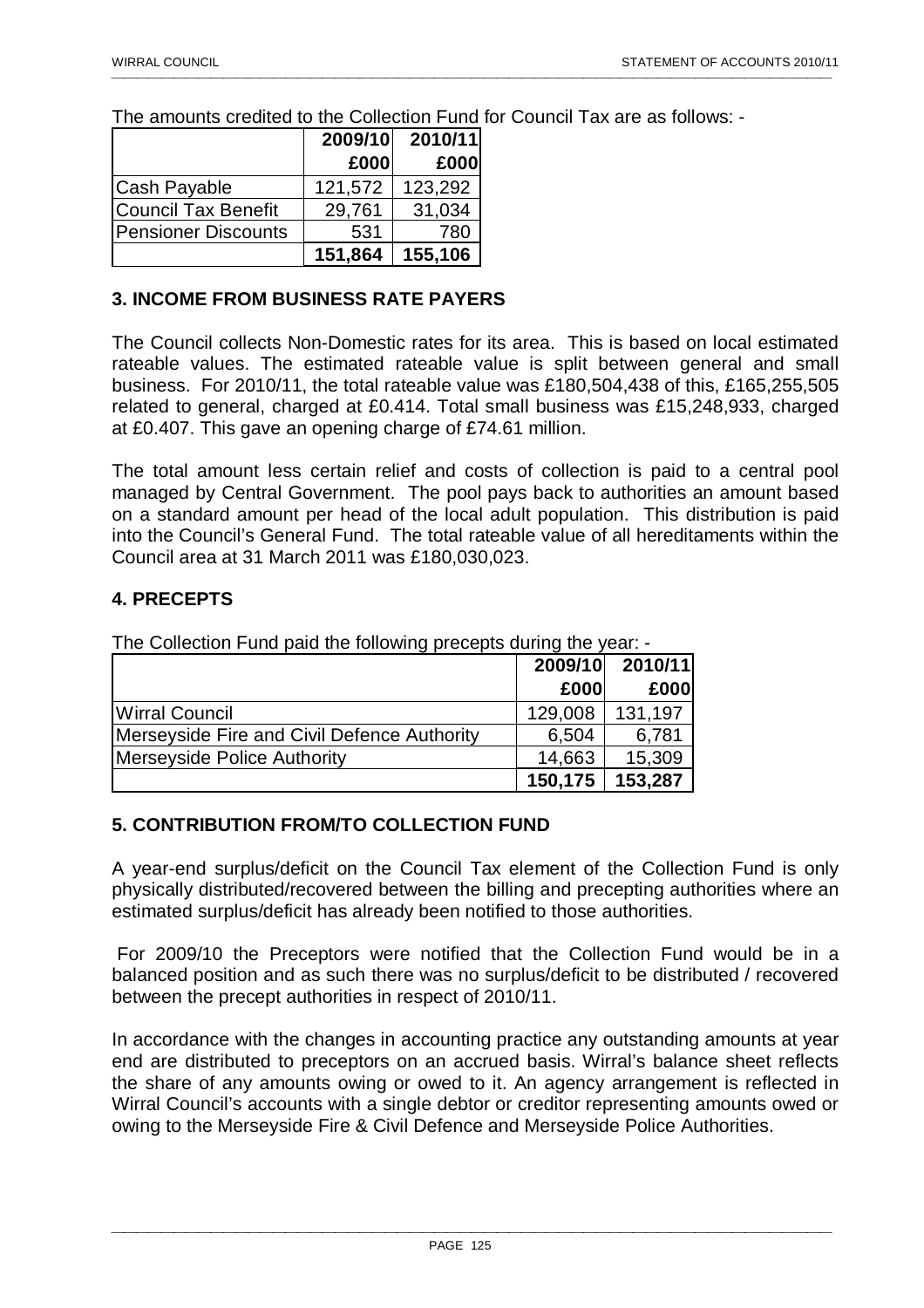The amounts credited to the Collection Fund for Council Tax are as follows: -

| | 2009/10 | 2010/11 |
|---|---|---|
| | £000 | £000 |
| Cash Payable | 121,572 | 123,292 |
| Council Tax Benefit | 29,761 | 31,034 |
| Pensioner Discounts | 531 | 780 |
| | **151,864** | **155,106** |

## 3. INCOME FROM BUSINESS RATE PAYERS

The Council collects Non-Domestic rates for its area. This is based on local estimated rateable values. The estimated rateable value is split between general and small business. For 2010/11, the total rateable value was £180,504,438 of this, £165,255,505 related to general, charged at £0.414. Total small business was £15,248,933, charged at £0.407. This gave an opening charge of £74.61 million.

The total amount less certain relief and costs of collection is paid to a central pool managed by Central Government. The pool pays back to authorities an amount based on a standard amount per head of the local adult population. This distribution is paid into the Council's General Fund. The total rateable value of all hereditaments within the Council area at 31 March 2011 was £180,030,023.

## 4. PRECEPTS

The Collection Fund paid the following precepts during the year: -

| | 2009/10 | 2010/11 |
|---|---|---|
| | £000 | £000 |
| Wirral Council | 129,008 | 131,197 |
| Merseyside Fire and Civil Defence Authority | 6,504 | 6,781 |
| Merseyside Police Authority | 14,663 | 15,309 |
| | **150,175** | **153,287** |

## 5. CONTRIBUTION FROM/TO COLLECTION FUND

A year-end surplus/deficit on the Council Tax element of the Collection Fund is only physically distributed/recovered between the billing and precepting authorities where an estimated surplus/deficit has already been notified to those authorities.

For 2009/10 the Preceptors were notified that the Collection Fund would be in a balanced position and as such there was no surplus/deficit to be distributed / recovered between the precept authorities in respect of 2010/11.

In accordance with the changes in accounting practice any outstanding amounts at year end are distributed to preceptors on an accrued basis. Wirral's balance sheet reflects the share of any amounts owing or owed to it. An agency arrangement is reflected in Wirral Council's accounts with a single debtor or creditor representing amounts owed or owing to the Merseyside Fire & Civil Defence and Merseyside Police Authorities.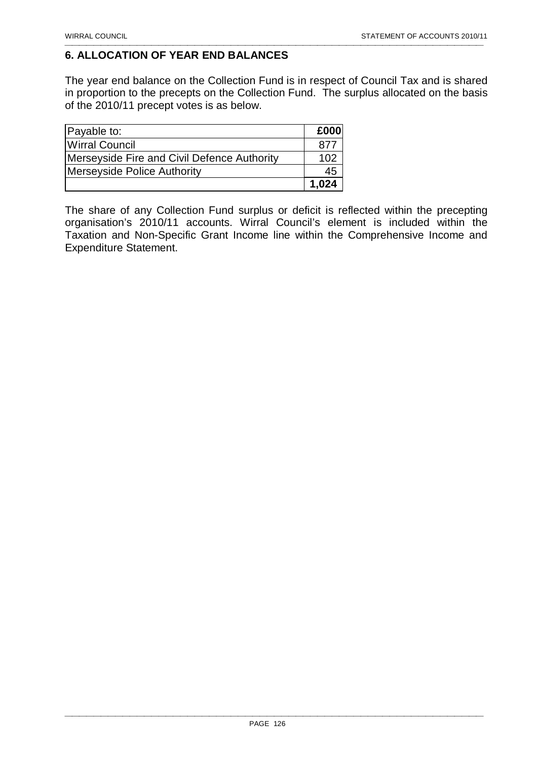## 6. ALLOCATION OF YEAR END BALANCES

The year end balance on the Collection Fund is in respect of Council Tax and is shared in proportion to the precepts on the Collection Fund. The surplus allocated on the basis of the 2010/11 precept votes is as below.

| Payable to: | £000 |
|---|---|
| Wirral Council | 877 |
| Merseyside Fire and Civil Defence Authority | 102 |
| Merseyside Police Authority | 45 |
| | **1,024** |

The share of any Collection Fund surplus or deficit is reflected within the precepting organisation's 2010/11 accounts. Wirral Council's element is included within the Taxation and Non-Specific Grant Income line within the Comprehensive Income and Expenditure Statement.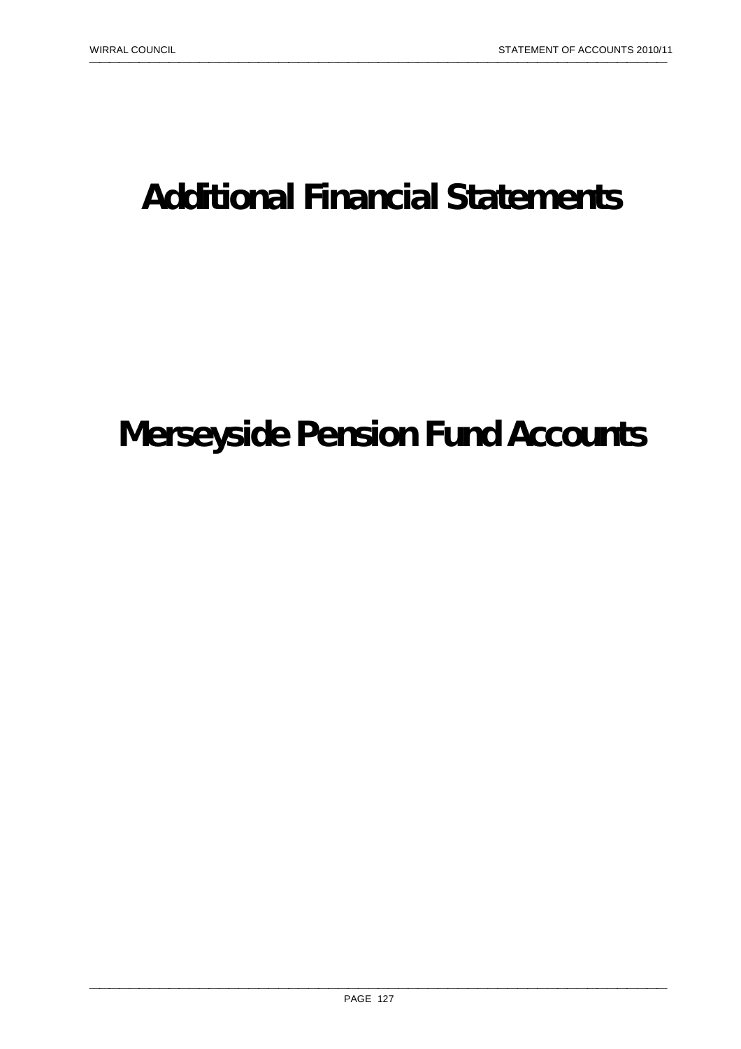# Additional Financial Statements

# Merseyside Pension Fund Accounts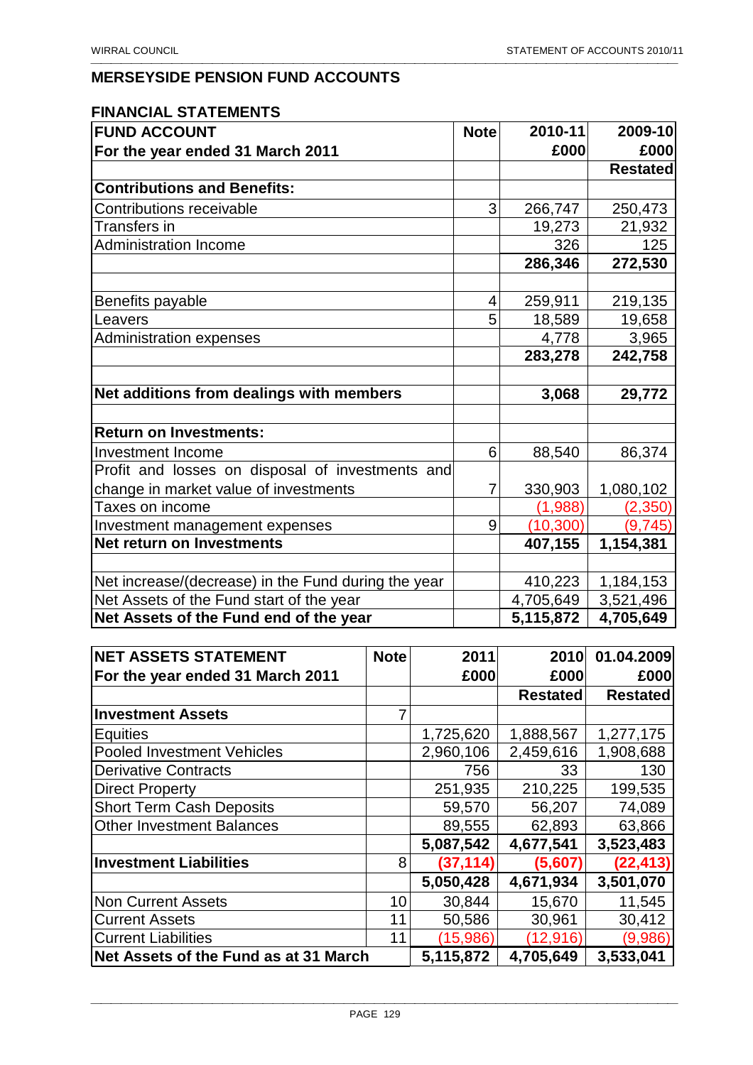# MERSEYSIDE PENSION FUND ACCOUNTS

## FINANCIAL STATEMENTS

| FUND ACCOUNT<br>For the year ended 31 March 2011 | Note | 2010-11<br>£000 | 2009-10<br>£000 |
|---|---|---|---|
| | | | Restated |
| **Contributions and Benefits:** | | | |
| Contributions receivable | 3 | 266,747 | 250,473 |
| Transfers in | | 19,273 | 21,932 |
| Administration Income | | 326 | 125 |
| | | **286,346** | **272,530** |
| | | | |
| Benefits payable | 4 | 259,911 | 219,135 |
| Leavers | 5 | 18,589 | 19,658 |
| Administration expenses | | 4,778 | 3,965 |
| | | **283,278** | **242,758** |
| | | | |
| **Net additions from dealings with members** | | **3,068** | **29,772** |
| | | | |
| **Return on Investments:** | | | |
| Investment Income | 6 | 88,540 | 86,374 |
| Profit and losses on disposal of investments and change in market value of investments | 7 | 330,903 | 1,080,102 |
| Taxes on income | | (1,988) | (2,350) |
| Investment management expenses | 9 | (10,300) | (9,745) |
| **Net return on Investments** | | **407,155** | **1,154,381** |
| | | | |
| Net increase/(decrease) in the Fund during the year | | 410,223 | 1,184,153 |
| Net Assets of the Fund start of the year | | 4,705,649 | 3,521,496 |
| **Net Assets of the Fund end of the year** | | **5,115,872** | **4,705,649** |

| NET ASSETS STATEMENT<br>For the year ended 31 March 2011 | Note | 2011<br>£000 | 2010<br>£000 | 01.04.2009<br>£000 |
|---|---|---|---|---|
| | | | Restated | Restated |
| **Investment Assets** | 7 | | | |
| Equities | | 1,725,620 | 1,888,567 | 1,277,175 |
| Pooled Investment Vehicles | | 2,960,106 | 2,459,616 | 1,908,688 |
| Derivative Contracts | | 756 | 33 | 130 |
| Direct Property | | 251,935 | 210,225 | 199,535 |
| Short Term Cash Deposits | | 59,570 | 56,207 | 74,089 |
| Other Investment Balances | | 89,555 | 62,893 | 63,866 |
| | | **5,087,542** | **4,677,541** | **3,523,483** |
| **Investment Liabilities** | 8 | **(37,114)** | **(5,607)** | **(22,413)** |
| | | **5,050,428** | **4,671,934** | **3,501,070** |
| Non Current Assets | 10 | 30,844 | 15,670 | 11,545 |
| Current Assets | 11 | 50,586 | 30,961 | 30,412 |
| Current Liabilities | 11 | (15,986) | (12,916) | (9,986) |
| **Net Assets of the Fund as at 31 March** | | **5,115,872** | **4,705,649** | **3,533,041** |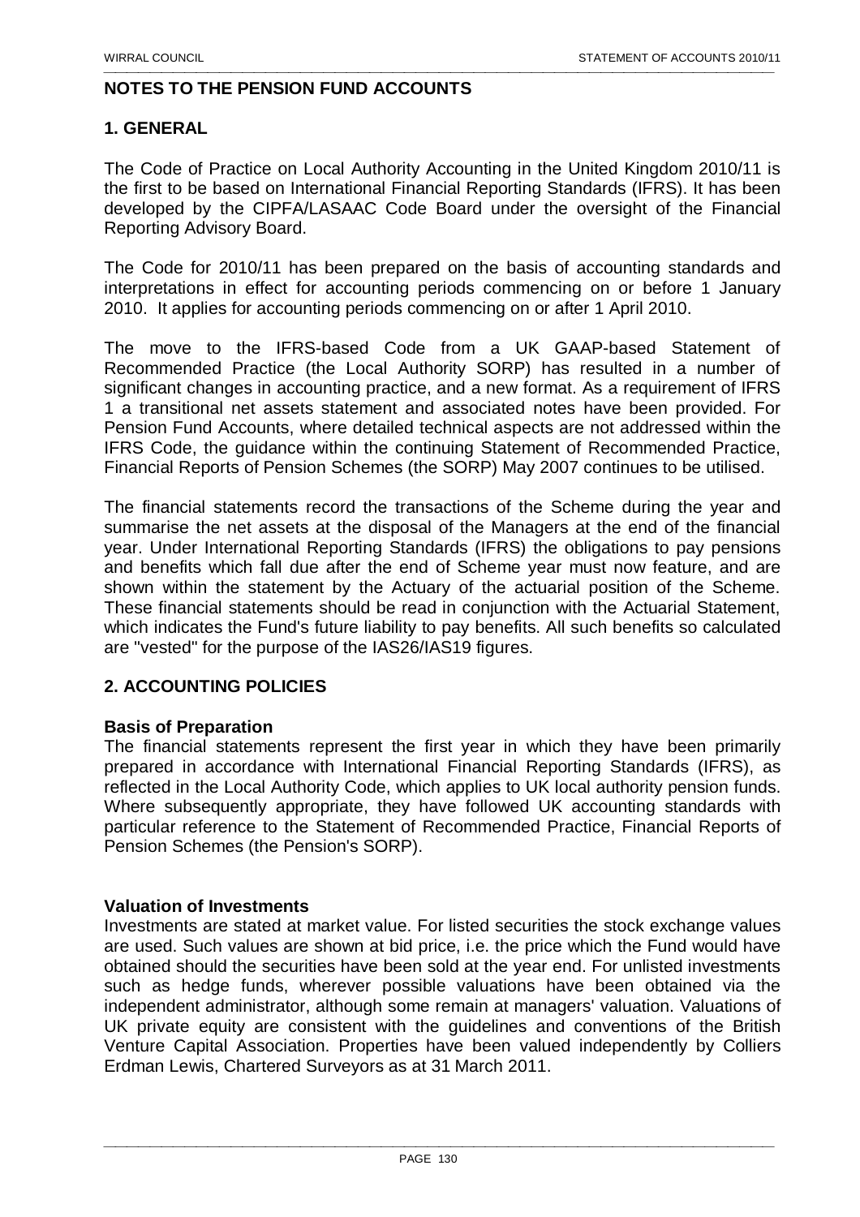## NOTES TO THE PENSION FUND ACCOUNTS

### 1. GENERAL

The Code of Practice on Local Authority Accounting in the United Kingdom 2010/11 is the first to be based on International Financial Reporting Standards (IFRS). It has been developed by the CIPFA/LASAAC Code Board under the oversight of the Financial Reporting Advisory Board.

The Code for 2010/11 has been prepared on the basis of accounting standards and interpretations in effect for accounting periods commencing on or before 1 January 2010. It applies for accounting periods commencing on or after 1 April 2010.

The move to the IFRS-based Code from a UK GAAP-based Statement of Recommended Practice (the Local Authority SORP) has resulted in a number of significant changes in accounting practice, and a new format. As a requirement of IFRS 1 a transitional net assets statement and associated notes have been provided. For Pension Fund Accounts, where detailed technical aspects are not addressed within the IFRS Code, the guidance within the continuing Statement of Recommended Practice, Financial Reports of Pension Schemes (the SORP) May 2007 continues to be utilised.

The financial statements record the transactions of the Scheme during the year and summarise the net assets at the disposal of the Managers at the end of the financial year. Under International Reporting Standards (IFRS) the obligations to pay pensions and benefits which fall due after the end of Scheme year must now feature, and are shown within the statement by the Actuary of the actuarial position of the Scheme. These financial statements should be read in conjunction with the Actuarial Statement, which indicates the Fund's future liability to pay benefits. All such benefits so calculated are "vested" for the purpose of the IAS26/IAS19 figures.

### 2. ACCOUNTING POLICIES

**Basis of Preparation**

The financial statements represent the first year in which they have been primarily prepared in accordance with International Financial Reporting Standards (IFRS), as reflected in the Local Authority Code, which applies to UK local authority pension funds. Where subsequently appropriate, they have followed UK accounting standards with particular reference to the Statement of Recommended Practice, Financial Reports of Pension Schemes (the Pension's SORP).

**Valuation of Investments**

Investments are stated at market value. For listed securities the stock exchange values are used. Such values are shown at bid price, i.e. the price which the Fund would have obtained should the securities have been sold at the year end. For unlisted investments such as hedge funds, wherever possible valuations have been obtained via the independent administrator, although some remain at managers' valuation. Valuations of UK private equity are consistent with the guidelines and conventions of the British Venture Capital Association. Properties have been valued independently by Colliers Erdman Lewis, Chartered Surveyors as at 31 March 2011.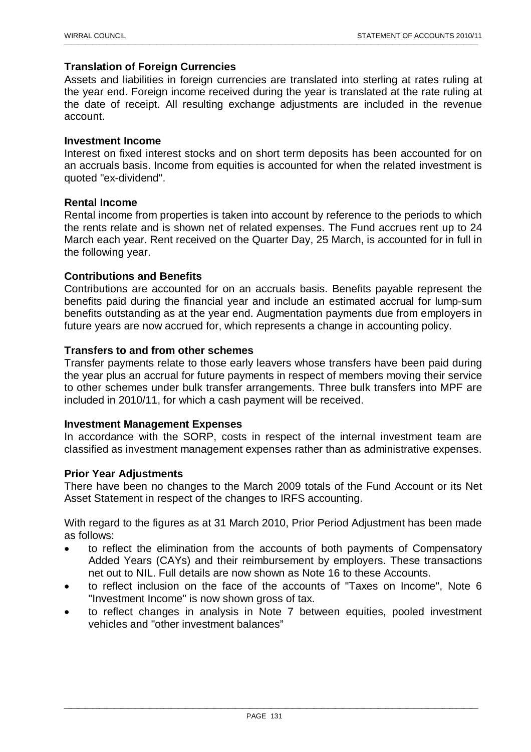### Translation of Foreign Currencies

Assets and liabilities in foreign currencies are translated into sterling at rates ruling at the year end. Foreign income received during the year is translated at the rate ruling at the date of receipt. All resulting exchange adjustments are included in the revenue account.

### Investment Income

Interest on fixed interest stocks and on short term deposits has been accounted for on an accruals basis. Income from equities is accounted for when the related investment is quoted "ex-dividend".

### Rental Income

Rental income from properties is taken into account by reference to the periods to which the rents relate and is shown net of related expenses. The Fund accrues rent up to 24 March each year. Rent received on the Quarter Day, 25 March, is accounted for in full in the following year.

### Contributions and Benefits

Contributions are accounted for on an accruals basis. Benefits payable represent the benefits paid during the financial year and include an estimated accrual for lump-sum benefits outstanding as at the year end. Augmentation payments due from employers in future years are now accrued for, which represents a change in accounting policy.

### Transfers to and from other schemes

Transfer payments relate to those early leavers whose transfers have been paid during the year plus an accrual for future payments in respect of members moving their service to other schemes under bulk transfer arrangements. Three bulk transfers into MPF are included in 2010/11, for which a cash payment will be received.

### Investment Management Expenses

In accordance with the SORP, costs in respect of the internal investment team are classified as investment management expenses rather than as administrative expenses.

### Prior Year Adjustments

There have been no changes to the March 2009 totals of the Fund Account or its Net Asset Statement in respect of the changes to IRFS accounting.

With regard to the figures as at 31 March 2010, Prior Period Adjustment has been made as follows:

- to reflect the elimination from the accounts of both payments of Compensatory Added Years (CAYs) and their reimbursement by employers. These transactions net out to NIL. Full details are now shown as Note 16 to these Accounts.
- to reflect inclusion on the face of the accounts of "Taxes on Income", Note 6 "Investment Income" is now shown gross of tax.
- to reflect changes in analysis in Note 7 between equities, pooled investment vehicles and "other investment balances"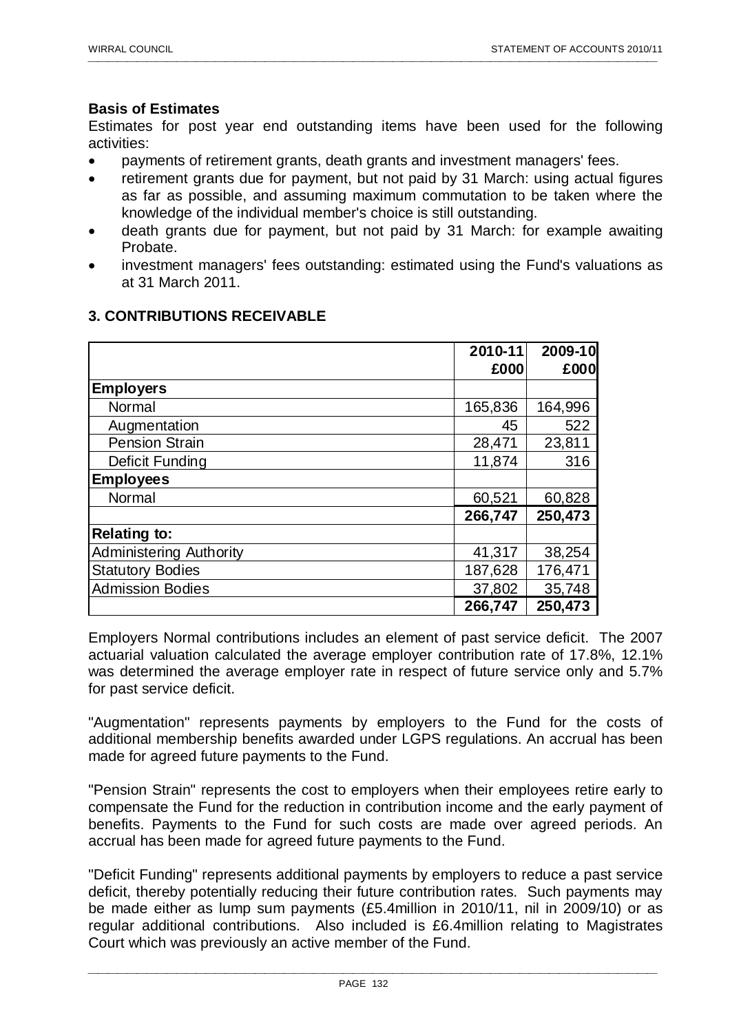**Basis of Estimates**

Estimates for post year end outstanding items have been used for the following activities:

- payments of retirement grants, death grants and investment managers' fees.
- retirement grants due for payment, but not paid by 31 March: using actual figures as far as possible, and assuming maximum commutation to be taken where the knowledge of the individual member's choice is still outstanding.
- death grants due for payment, but not paid by 31 March: for example awaiting Probate.
- investment managers' fees outstanding: estimated using the Fund's valuations as at 31 March 2011.

## 3. CONTRIBUTIONS RECEIVABLE

| | 2010-11 £000 | 2009-10 £000 |
|---|---|---|
| **Employers** | | |
| Normal | 165,836 | 164,996 |
| Augmentation | 45 | 522 |
| Pension Strain | 28,471 | 23,811 |
| Deficit Funding | 11,874 | 316 |
| **Employees** | | |
| Normal | 60,521 | 60,828 |
| | **266,747** | **250,473** |
| **Relating to:** | | |
| Administering Authority | 41,317 | 38,254 |
| Statutory Bodies | 187,628 | 176,471 |
| Admission Bodies | 37,802 | 35,748 |
| | **266,747** | **250,473** |

Employers Normal contributions includes an element of past service deficit. The 2007 actuarial valuation calculated the average employer contribution rate of 17.8%, 12.1% was determined the average employer rate in respect of future service only and 5.7% for past service deficit.

"Augmentation" represents payments by employers to the Fund for the costs of additional membership benefits awarded under LGPS regulations. An accrual has been made for agreed future payments to the Fund.

"Pension Strain" represents the cost to employers when their employees retire early to compensate the Fund for the reduction in contribution income and the early payment of benefits. Payments to the Fund for such costs are made over agreed periods. An accrual has been made for agreed future payments to the Fund.

"Deficit Funding" represents additional payments by employers to reduce a past service deficit, thereby potentially reducing their future contribution rates. Such payments may be made either as lump sum payments (£5.4million in 2010/11, nil in 2009/10) or as regular additional contributions. Also included is £6.4million relating to Magistrates Court which was previously an active member of the Fund.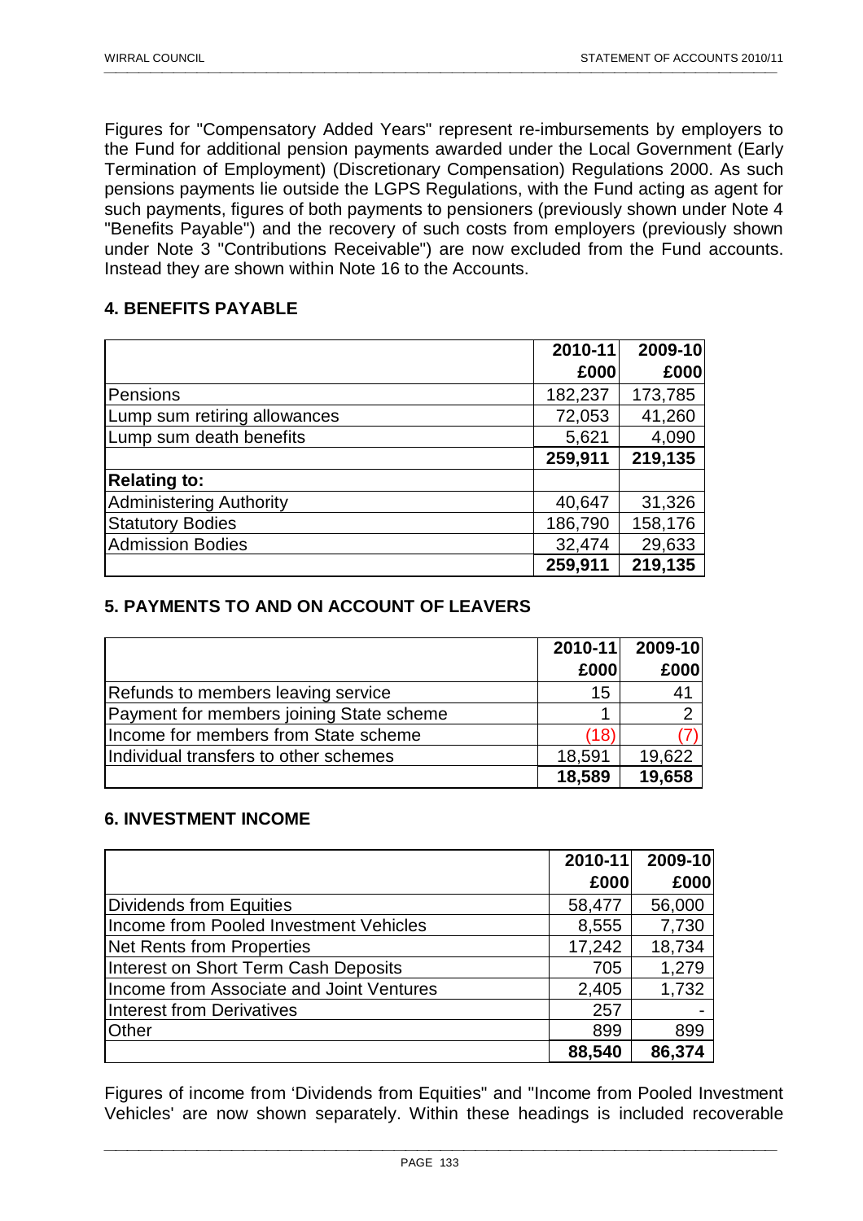Figures for "Compensatory Added Years" represent re-imbursements by employers to the Fund for additional pension payments awarded under the Local Government (Early Termination of Employment) (Discretionary Compensation) Regulations 2000. As such pensions payments lie outside the LGPS Regulations, with the Fund acting as agent for such payments, figures of both payments to pensioners (previously shown under Note 4 "Benefits Payable") and the recovery of such costs from employers (previously shown under Note 3 "Contributions Receivable") are now excluded from the Fund accounts. Instead they are shown within Note 16 to the Accounts.

## 4. BENEFITS PAYABLE

| | 2010-11<br>£000 | 2009-10<br>£000 |
|---|---|---|
| Pensions | 182,237 | 173,785 |
| Lump sum retiring allowances | 72,053 | 41,260 |
| Lump sum death benefits | 5,621 | 4,090 |
| | **259,911** | **219,135** |
| **Relating to:** | | |
| Administering Authority | 40,647 | 31,326 |
| Statutory Bodies | 186,790 | 158,176 |
| Admission Bodies | 32,474 | 29,633 |
| | **259,911** | **219,135** |

## 5. PAYMENTS TO AND ON ACCOUNT OF LEAVERS

| | 2010-11<br>£000 | 2009-10<br>£000 |
|---|---|---|
| Refunds to members leaving service | 15 | 41 |
| Payment for members joining State scheme | 1 | 2 |
| Income for members from State scheme | (18) | (7) |
| Individual transfers to other schemes | 18,591 | 19,622 |
| | **18,589** | **19,658** |

## 6. INVESTMENT INCOME

| | 2010-11<br>£000 | 2009-10<br>£000 |
|---|---|---|
| Dividends from Equities | 58,477 | 56,000 |
| Income from Pooled Investment Vehicles | 8,555 | 7,730 |
| Net Rents from Properties | 17,242 | 18,734 |
| Interest on Short Term Cash Deposits | 705 | 1,279 |
| Income from Associate and Joint Ventures | 2,405 | 1,732 |
| Interest from Derivatives | 257 | - |
| Other | 899 | 899 |
| | **88,540** | **86,374** |

Figures of income from 'Dividends from Equities" and "Income from Pooled Investment Vehicles' are now shown separately. Within these headings is included recoverable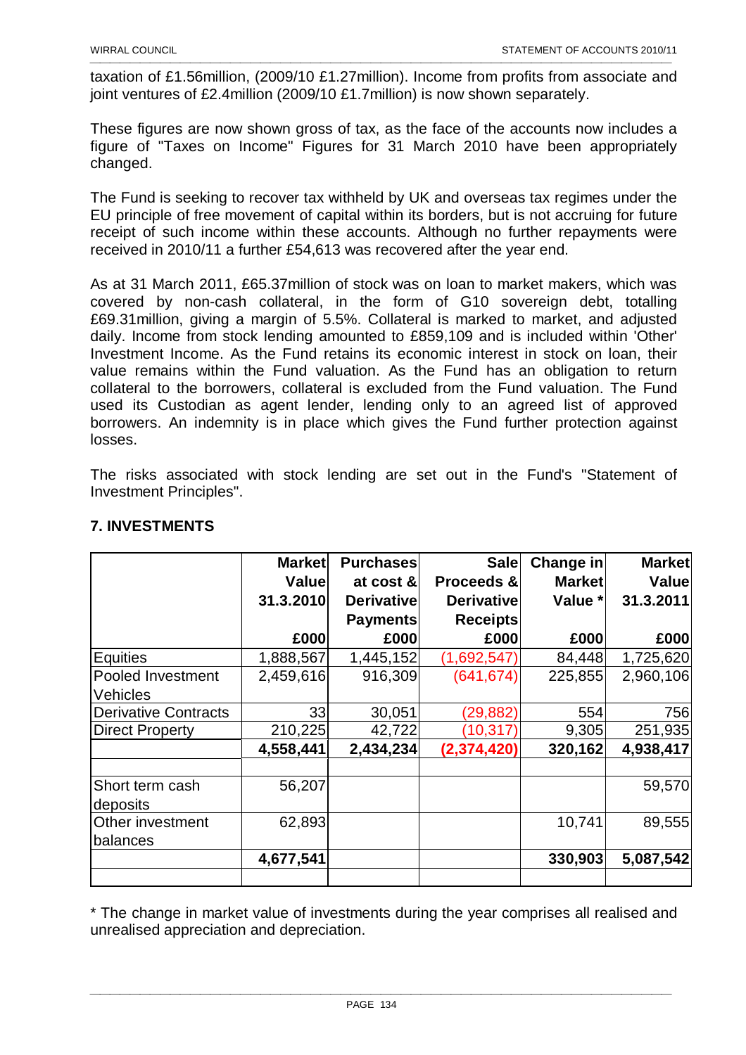taxation of £1.56million, (2009/10 £1.27million). Income from profits from associate and joint ventures of £2.4million (2009/10 £1.7million) is now shown separately.

These figures are now shown gross of tax, as the face of the accounts now includes a figure of "Taxes on Income" Figures for 31 March 2010 have been appropriately changed.

The Fund is seeking to recover tax withheld by UK and overseas tax regimes under the EU principle of free movement of capital within its borders, but is not accruing for future receipt of such income within these accounts. Although no further repayments were received in 2010/11 a further £54,613 was recovered after the year end.

As at 31 March 2011, £65.37million of stock was on loan to market makers, which was covered by non-cash collateral, in the form of G10 sovereign debt, totalling £69.31million, giving a margin of 5.5%. Collateral is marked to market, and adjusted daily. Income from stock lending amounted to £859,109 and is included within 'Other' Investment Income. As the Fund retains its economic interest in stock on loan, their value remains within the Fund valuation. As the Fund has an obligation to return collateral to the borrowers, collateral is excluded from the Fund valuation. The Fund used its Custodian as agent lender, lending only to an agreed list of approved borrowers. An indemnity is in place which gives the Fund further protection against losses.

The risks associated with stock lending are set out in the Fund's "Statement of Investment Principles".

## 7. INVESTMENTS

| | Market Value 31.3.2010 | Purchases at cost & Derivative Payments | Sale Proceeds & Derivative Receipts | Change in Market Value * | Market Value 31.3.2011 |
|---|---|---|---|---|---|
| | £000 | £000 | £000 | £000 | £000 |
| Equities | 1,888,567 | 1,445,152 | (1,692,547) | 84,448 | 1,725,620 |
| Pooled Investment Vehicles | 2,459,616 | 916,309 | (641,674) | 225,855 | 2,960,106 |
| Derivative Contracts | 33 | 30,051 | (29,882) | 554 | 756 |
| Direct Property | 210,225 | 42,722 | (10,317) | 9,305 | 251,935 |
| | **4,558,441** | **2,434,234** | **(2,374,420)** | **320,162** | **4,938,417** |
| | | | | | |
| Short term cash deposits | 56,207 | | | | 59,570 |
| Other investment balances | 62,893 | | | 10,741 | 89,555 |
| | **4,677,541** | | | **330,903** | **5,087,542** |

* The change in market value of investments during the year comprises all realised and unrealised appreciation and depreciation.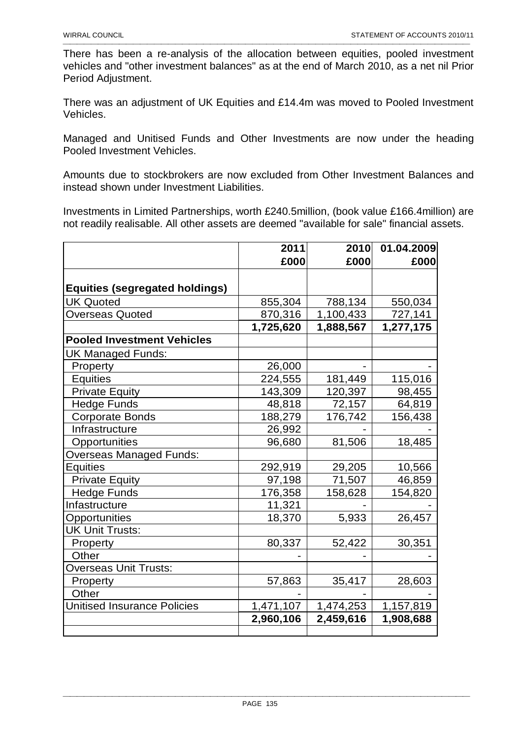There has been a re-analysis of the allocation between equities, pooled investment vehicles and "other investment balances" as at the end of March 2010, as a net nil Prior Period Adjustment.

There was an adjustment of UK Equities and £14.4m was moved to Pooled Investment Vehicles.

Managed and Unitised Funds and Other Investments are now under the heading Pooled Investment Vehicles.

Amounts due to stockbrokers are now excluded from Other Investment Balances and instead shown under Investment Liabilities.

Investments in Limited Partnerships, worth £240.5million, (book value £166.4million) are not readily realisable. All other assets are deemed "available for sale" financial assets.

| | 2011<br>£000 | 2010<br>£000 | 01.04.2009<br>£000 |
|---|---|---|---|
| **Equities (segregated holdings)** | | | |
| UK Quoted | 855,304 | 788,134 | 550,034 |
| Overseas Quoted | 870,316 | 1,100,433 | 727,141 |
| | **1,725,620** | **1,888,567** | **1,277,175** |
| **Pooled Investment Vehicles** | | | |
| UK Managed Funds: | | | |
| Property | 26,000 | - | - |
| Equities | 224,555 | 181,449 | 115,016 |
| Private Equity | 143,309 | 120,397 | 98,455 |
| Hedge Funds | 48,818 | 72,157 | 64,819 |
| Corporate Bonds | 188,279 | 176,742 | 156,438 |
| Infrastructure | 26,992 | - | - |
| Opportunities | 96,680 | 81,506 | 18,485 |
| Overseas Managed Funds: | | | |
| Equities | 292,919 | 29,205 | 10,566 |
| Private Equity | 97,198 | 71,507 | 46,859 |
| Hedge Funds | 176,358 | 158,628 | 154,820 |
| Infastructure | 11,321 | - | - |
| Opportunities | 18,370 | 5,933 | 26,457 |
| UK Unit Trusts: | | | |
| Property | 80,337 | 52,422 | 30,351 |
| Other | - | - | - |
| Overseas Unit Trusts: | | | |
| Property | 57,863 | 35,417 | 28,603 |
| Other | - | - | - |
| Unitised Insurance Policies | 1,471,107 | 1,474,253 | 1,157,819 |
| | **2,960,106** | **2,459,616** | **1,908,688** |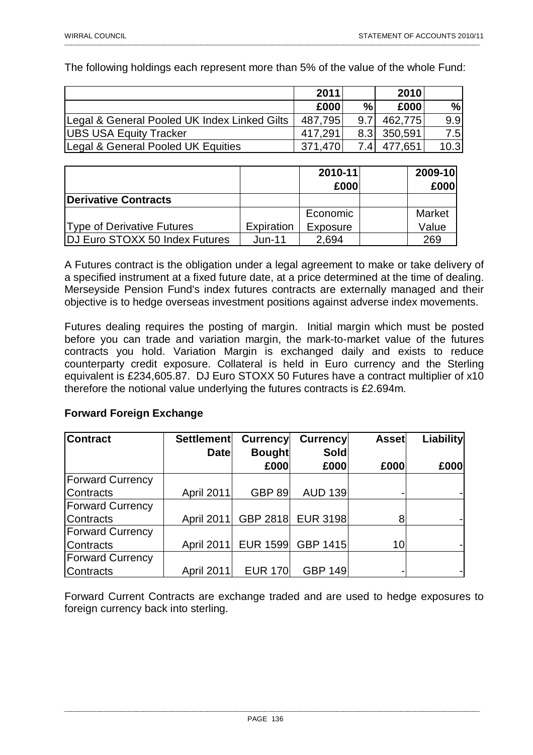The following holdings each represent more than 5% of the value of the whole Fund:

| | 2011 | | 2010 | |
|---|---|---|---|---|
| | £000 | % | £000 | % |
| Legal & General Pooled UK Index Linked Gilts | 487,795 | 9.7 | 462,775 | 9.9 |
| UBS USA Equity Tracker | 417,291 | 8.3 | 350,591 | 7.5 |
| Legal & General Pooled UK Equities | 371,470 | 7.4 | 477,651 | 10.3 |

| | | 2010-11 £000 | | 2009-10 £000 |
|---|---|---|---|---|
| **Derivative Contracts** | | | | |
| Type of Derivative Futures | Expiration | Economic Exposure | | Market Value |
| DJ Euro STOXX 50 Index Futures | Jun-11 | 2,694 | | 269 |

A Futures contract is the obligation under a legal agreement to make or take delivery of a specified instrument at a fixed future date, at a price determined at the time of dealing. Merseyside Pension Fund's index futures contracts are externally managed and their objective is to hedge overseas investment positions against adverse index movements.

Futures dealing requires the posting of margin. Initial margin which must be posted before you can trade and variation margin, the mark-to-market value of the futures contracts you hold. Variation Margin is exchanged daily and exists to reduce counterparty credit exposure. Collateral is held in Euro currency and the Sterling equivalent is £234,605.87. DJ Euro STOXX 50 Futures have a contract multiplier of x10 therefore the notional value underlying the futures contracts is £2.694m.

**Forward Foreign Exchange**

| Contract | Settlement Date | Currency Bought £000 | Currency Sold £000 | Asset £000 | Liability £000 |
|---|---|---|---|---|---|
| Forward Currency Contracts | April 2011 | GBP 89 | AUD 139 | - | - |
| Forward Currency Contracts | April 2011 | GBP 2818 | EUR 3198 | 8 | - |
| Forward Currency Contracts | April 2011 | EUR 1599 | GBP 1415 | 10 | - |
| Forward Currency Contracts | April 2011 | EUR 170 | GBP 149 | - | - |

Forward Current Contracts are exchange traded and are used to hedge exposures to foreign currency back into sterling.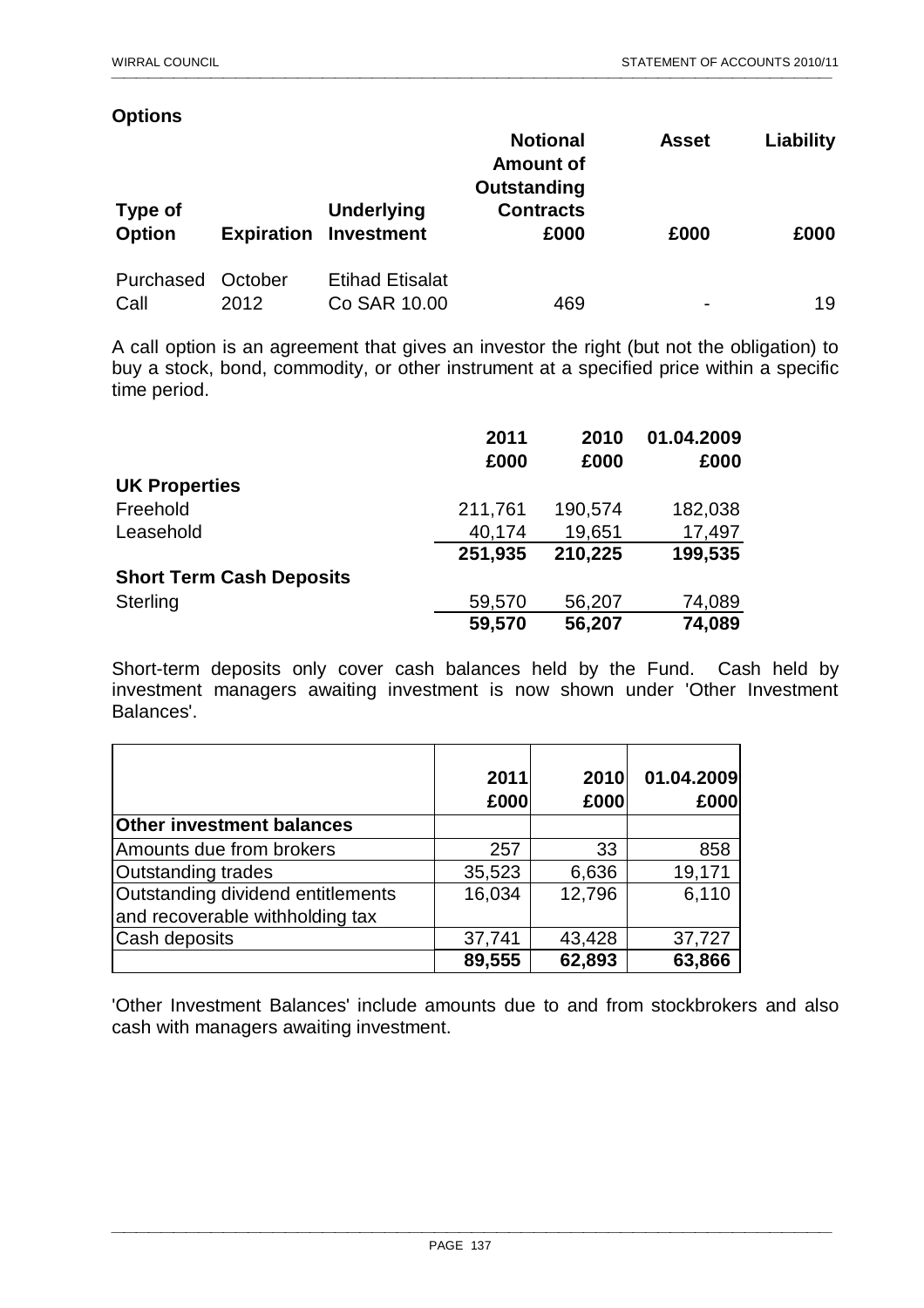**Options**

| Type of Option | Expiration | Underlying Investment | Notional Amount of Outstanding Contracts £000 | Asset £000 | Liability £000 |
|---|---|---|---|---|---|
| Purchased Call | October 2012 | Etihad Etisalat Co SAR 10.00 | 469 | - | 19 |

A call option is an agreement that gives an investor the right (but not the obligation) to buy a stock, bond, commodity, or other instrument at a specified price within a specific time period.

| | 2011 £000 | 2010 £000 | 01.04.2009 £000 |
|---|---|---|---|
| **UK Properties** | | | |
| Freehold | 211,761 | 190,574 | 182,038 |
| Leasehold | 40,174 | 19,651 | 17,497 |
| | **251,935** | **210,225** | **199,535** |
| **Short Term Cash Deposits** | | | |
| Sterling | 59,570 | 56,207 | 74,089 |
| | **59,570** | **56,207** | **74,089** |

Short-term deposits only cover cash balances held by the Fund. Cash held by investment managers awaiting investment is now shown under 'Other Investment Balances'.

| | 2011 £000 | 2010 £000 | 01.04.2009 £000 |
|---|---|---|---|
| **Other investment balances** | | | |
| Amounts due from brokers | 257 | 33 | 858 |
| Outstanding trades | 35,523 | 6,636 | 19,171 |
| Outstanding dividend entitlements and recoverable withholding tax | 16,034 | 12,796 | 6,110 |
| Cash deposits | 37,741 | 43,428 | 37,727 |
| | **89,555** | **62,893** | **63,866** |

'Other Investment Balances' include amounts due to and from stockbrokers and also cash with managers awaiting investment.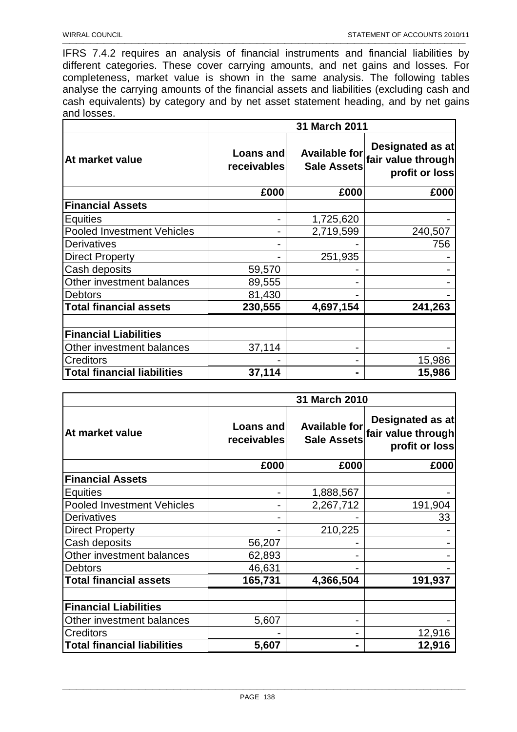IFRS 7.4.2 requires an analysis of financial instruments and financial liabilities by different categories. These cover carrying amounts, and net gains and losses. For completeness, market value is shown in the same analysis. The following tables analyse the carrying amounts of the financial assets and liabilities (excluding cash and cash equivalents) by category and by net asset statement heading, and by net gains and losses.

| | 31 March 2011 | | |
|---|---|---|---|
| **At market value** | **Loans and receivables** | **Available for Sale Assets** | **Designated as at fair value through profit or loss** |
| | **£000** | **£000** | **£000** |
| **Financial Assets** | | | |
| Equities | - | 1,725,620 | - |
| Pooled Investment Vehicles | - | 2,719,599 | 240,507 |
| Derivatives | - | - | 756 |
| Direct Property | - | 251,935 | - |
| Cash deposits | 59,570 | - | - |
| Other investment balances | 89,555 | - | - |
| Debtors | 81,430 | - | - |
| **Total financial assets** | **230,555** | **4,697,154** | **241,263** |
| | | | |
| **Financial Liabilities** | | | |
| Other investment balances | 37,114 | - | - |
| Creditors | - | - | 15,986 |
| **Total financial liabilities** | **37,114** | **-** | **15,986** |

| | 31 March 2010 | | |
|---|---|---|---|
| **At market value** | **Loans and receivables** | **Available for Sale Assets** | **Designated as at fair value through profit or loss** |
| | **£000** | **£000** | **£000** |
| **Financial Assets** | | | |
| Equities | - | 1,888,567 | - |
| Pooled Investment Vehicles | - | 2,267,712 | 191,904 |
| Derivatives | - | - | 33 |
| Direct Property | - | 210,225 | - |
| Cash deposits | 56,207 | - | - |
| Other investment balances | 62,893 | - | - |
| Debtors | 46,631 | - | - |
| **Total financial assets** | **165,731** | **4,366,504** | **191,937** |
| | | | |
| **Financial Liabilities** | | | |
| Other investment balances | 5,607 | - | - |
| Creditors | - | - | 12,916 |
| **Total financial liabilities** | **5,607** | **-** | **12,916** |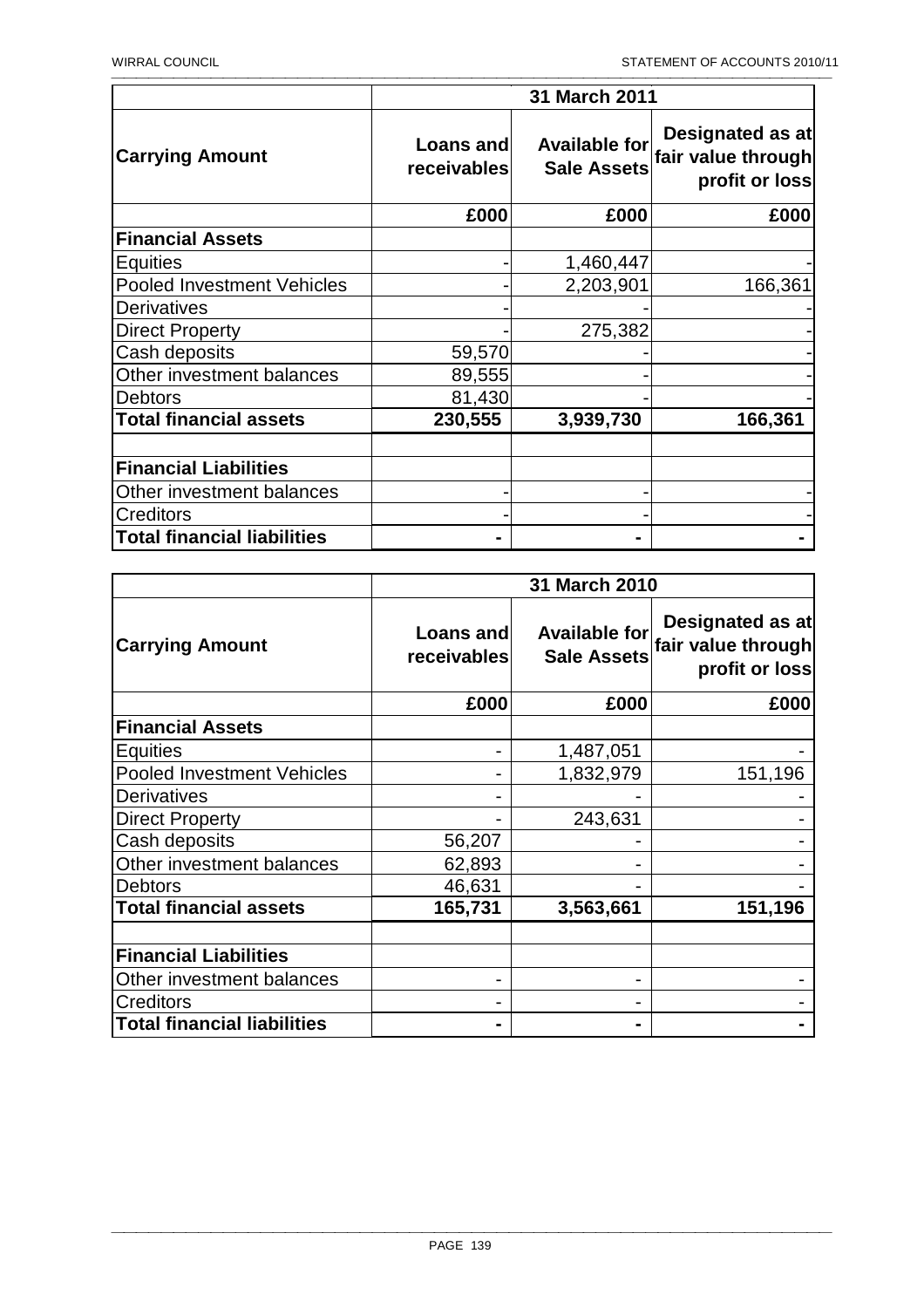| Carrying Amount | 31 March 2011 | | |
|---|---|---|---|
| | Loans and receivables | Available for Sale Assets | Designated as at fair value through profit or loss |
| | £000 | £000 | £000 |
| **Financial Assets** | | | |
| Equities | - | 1,460,447 | - |
| Pooled Investment Vehicles | - | 2,203,901 | 166,361 |
| Derivatives | - | - | - |
| Direct Property | - | 275,382 | - |
| Cash deposits | 59,570 | - | - |
| Other investment balances | 89,555 | - | - |
| Debtors | 81,430 | - | - |
| **Total financial assets** | **230,555** | **3,939,730** | **166,361** |
| | | | |
| **Financial Liabilities** | | | |
| Other investment balances | - | - | - |
| Creditors | - | - | - |
| **Total financial liabilities** | **-** | **-** | **-** |

| Carrying Amount | 31 March 2010 | | |
|---|---|---|---|
| | Loans and receivables | Available for Sale Assets | Designated as at fair value through profit or loss |
| | £000 | £000 | £000 |
| **Financial Assets** | | | |
| Equities | - | 1,487,051 | - |
| Pooled Investment Vehicles | - | 1,832,979 | 151,196 |
| Derivatives | - | - | - |
| Direct Property | - | 243,631 | - |
| Cash deposits | 56,207 | - | - |
| Other investment balances | 62,893 | - | - |
| Debtors | 46,631 | - | - |
| **Total financial assets** | **165,731** | **3,563,661** | **151,196** |
| | | | |
| **Financial Liabilities** | | | |
| Other investment balances | - | - | - |
| Creditors | - | - | - |
| **Total financial liabilities** | **-** | **-** | **-** |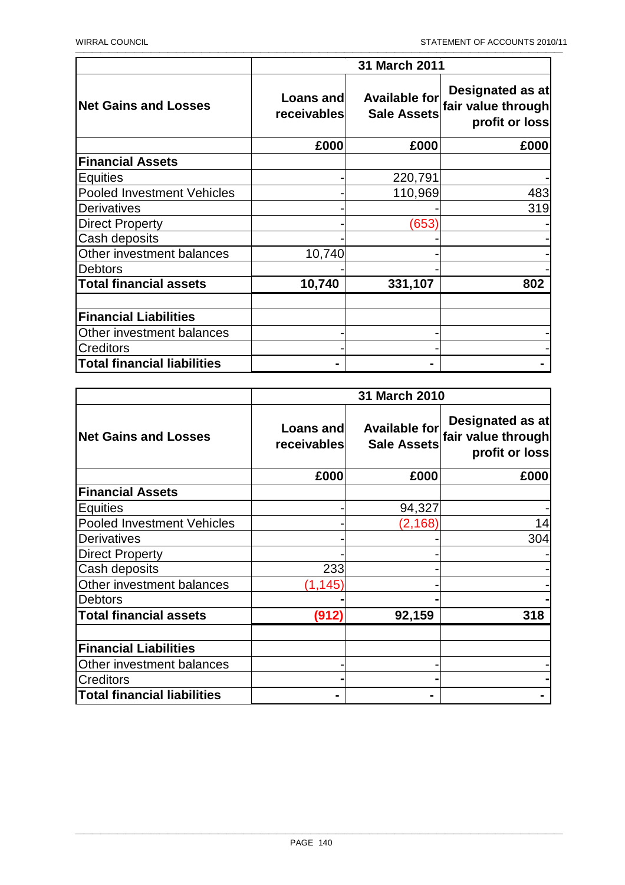| Net Gains and Losses | 31 March 2011 | | |
|---|---|---|---|
| | Loans and receivables | Available for Sale Assets | Designated as at fair value through profit or loss |
| | £000 | £000 | £000 |
| **Financial Assets** | | | |
| Equities | - | 220,791 | - |
| Pooled Investment Vehicles | - | 110,969 | 483 |
| Derivatives | - | - | 319 |
| Direct Property | - | (653) | - |
| Cash deposits | - | - | - |
| Other investment balances | 10,740 | - | - |
| Debtors | - | - | - |
| **Total financial assets** | **10,740** | **331,107** | **802** |
| | | | |
| **Financial Liabilities** | | | |
| Other investment balances | - | - | - |
| Creditors | - | - | - |
| **Total financial liabilities** | **-** | **-** | **-** |

| Net Gains and Losses | 31 March 2010 | | |
|---|---|---|---|
| | Loans and receivables | Available for Sale Assets | Designated as at fair value through profit or loss |
| | £000 | £000 | £000 |
| **Financial Assets** | | | |
| Equities | - | 94,327 | - |
| Pooled Investment Vehicles | - | (2,168) | 14 |
| Derivatives | - | - | 304 |
| Direct Property | - | - | - |
| Cash deposits | 233 | - | - |
| Other investment balances | (1,145) | - | - |
| Debtors | - | - | - |
| **Total financial assets** | **(912)** | **92,159** | **318** |
| | | | |
| **Financial Liabilities** | | | |
| Other investment balances | - | - | - |
| Creditors | - | - | - |
| **Total financial liabilities** | **-** | **-** | **-** |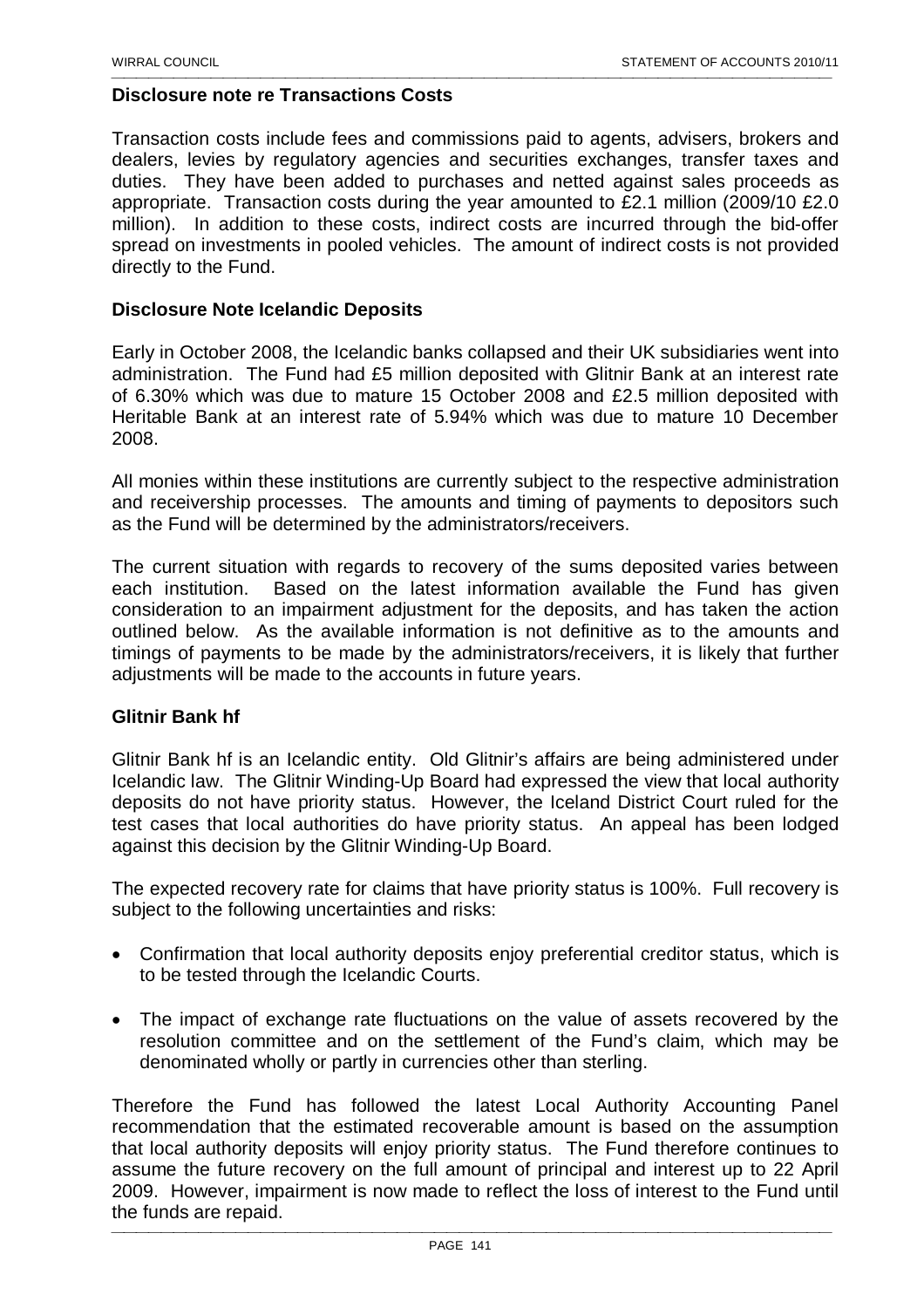**Disclosure note re Transactions Costs**

Transaction costs include fees and commissions paid to agents, advisers, brokers and dealers, levies by regulatory agencies and securities exchanges, transfer taxes and duties. They have been added to purchases and netted against sales proceeds as appropriate. Transaction costs during the year amounted to £2.1 million (2009/10 £2.0 million). In addition to these costs, indirect costs are incurred through the bid-offer spread on investments in pooled vehicles. The amount of indirect costs is not provided directly to the Fund.

**Disclosure Note Icelandic Deposits**

Early in October 2008, the Icelandic banks collapsed and their UK subsidiaries went into administration. The Fund had £5 million deposited with Glitnir Bank at an interest rate of 6.30% which was due to mature 15 October 2008 and £2.5 million deposited with Heritable Bank at an interest rate of 5.94% which was due to mature 10 December 2008.

All monies within these institutions are currently subject to the respective administration and receivership processes. The amounts and timing of payments to depositors such as the Fund will be determined by the administrators/receivers.

The current situation with regards to recovery of the sums deposited varies between each institution. Based on the latest information available the Fund has given consideration to an impairment adjustment for the deposits, and has taken the action outlined below. As the available information is not definitive as to the amounts and timings of payments to be made by the administrators/receivers, it is likely that further adjustments will be made to the accounts in future years.

**Glitnir Bank hf**

Glitnir Bank hf is an Icelandic entity. Old Glitnir's affairs are being administered under Icelandic law. The Glitnir Winding-Up Board had expressed the view that local authority deposits do not have priority status. However, the Iceland District Court ruled for the test cases that local authorities do have priority status. An appeal has been lodged against this decision by the Glitnir Winding-Up Board.

The expected recovery rate for claims that have priority status is 100%. Full recovery is subject to the following uncertainties and risks:

- Confirmation that local authority deposits enjoy preferential creditor status, which is to be tested through the Icelandic Courts.
- The impact of exchange rate fluctuations on the value of assets recovered by the resolution committee and on the settlement of the Fund's claim, which may be denominated wholly or partly in currencies other than sterling.

Therefore the Fund has followed the latest Local Authority Accounting Panel recommendation that the estimated recoverable amount is based on the assumption that local authority deposits will enjoy priority status. The Fund therefore continues to assume the future recovery on the full amount of principal and interest up to 22 April 2009. However, impairment is now made to reflect the loss of interest to the Fund until the funds are repaid.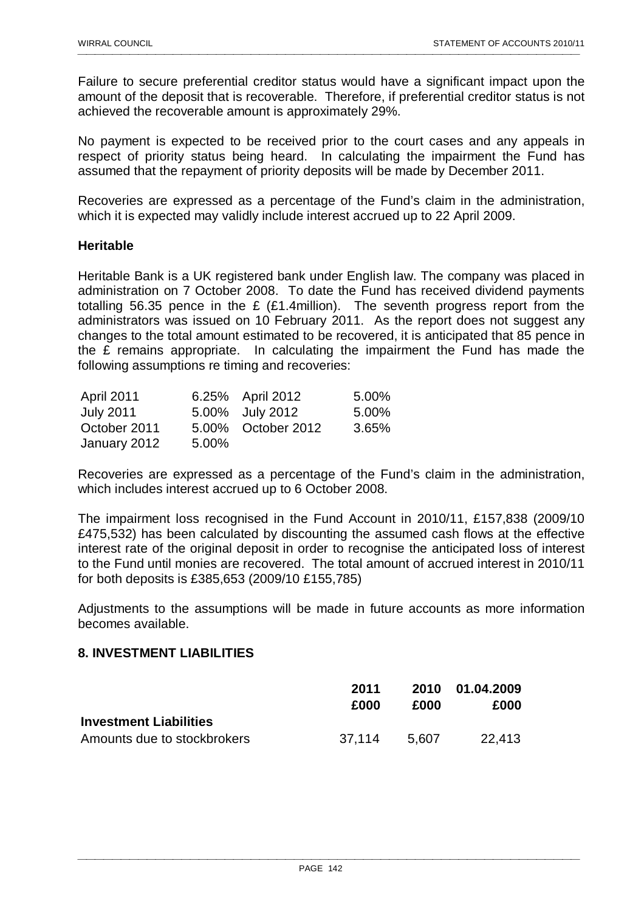Failure to secure preferential creditor status would have a significant impact upon the amount of the deposit that is recoverable. Therefore, if preferential creditor status is not achieved the recoverable amount is approximately 29%.

No payment is expected to be received prior to the court cases and any appeals in respect of priority status being heard. In calculating the impairment the Fund has assumed that the repayment of priority deposits will be made by December 2011.

Recoveries are expressed as a percentage of the Fund's claim in the administration, which it is expected may validly include interest accrued up to 22 April 2009.

### Heritable

Heritable Bank is a UK registered bank under English law. The company was placed in administration on 7 October 2008. To date the Fund has received dividend payments totalling 56.35 pence in the £ (£1.4million). The seventh progress report from the administrators was issued on 10 February 2011. As the report does not suggest any changes to the total amount estimated to be recovered, it is anticipated that 85 pence in the £ remains appropriate. In calculating the impairment the Fund has made the following assumptions re timing and recoveries:

| | | | |
|---|---|---|---|
| April 2011 | 6.25% | April 2012 | 5.00% |
| July 2011 | 5.00% | July 2012 | 5.00% |
| October 2011 | 5.00% | October 2012 | 3.65% |
| January 2012 | 5.00% | | |

Recoveries are expressed as a percentage of the Fund's claim in the administration, which includes interest accrued up to 6 October 2008.

The impairment loss recognised in the Fund Account in 2010/11, £157,838 (2009/10 £475,532) has been calculated by discounting the assumed cash flows at the effective interest rate of the original deposit in order to recognise the anticipated loss of interest to the Fund until monies are recovered. The total amount of accrued interest in 2010/11 for both deposits is £385,653 (2009/10 £155,785)

Adjustments to the assumptions will be made in future accounts as more information becomes available.

## 8. INVESTMENT LIABILITIES

| | 2011 £000 | 2010 £000 | 01.04.2009 £000 |
|---|---|---|---|
| **Investment Liabilities** | | | |
| Amounts due to stockbrokers | 37,114 | 5,607 | 22,413 |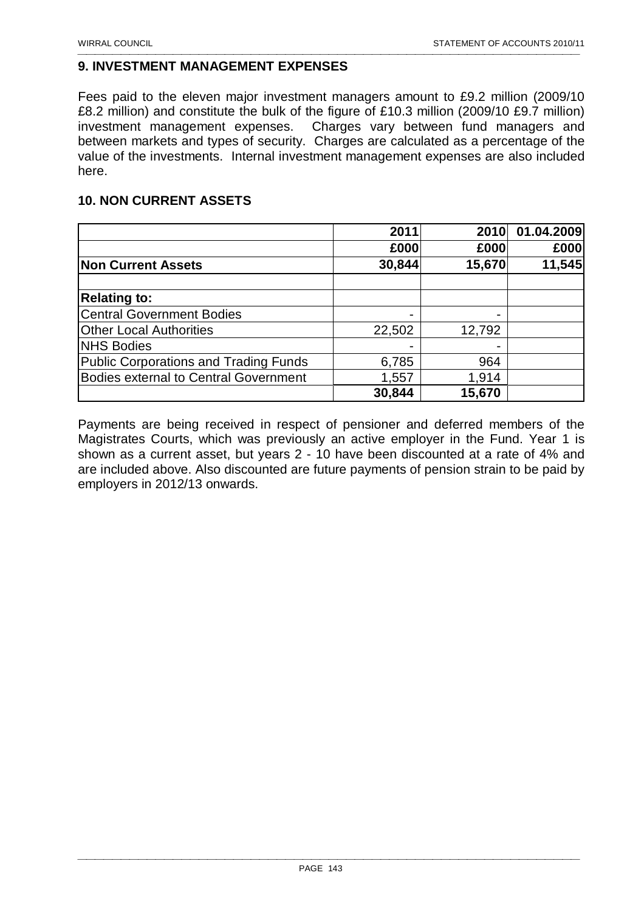## 9. INVESTMENT MANAGEMENT EXPENSES

Fees paid to the eleven major investment managers amount to £9.2 million (2009/10 £8.2 million) and constitute the bulk of the figure of £10.3 million (2009/10 £9.7 million) investment management expenses. Charges vary between fund managers and between markets and types of security. Charges are calculated as a percentage of the value of the investments. Internal investment management expenses are also included here.

## 10. NON CURRENT ASSETS

| | 2011 | 2010 | 01.04.2009 |
|---|---|---|---|
| | £000 | £000 | £000 |
| **Non Current Assets** | **30,844** | **15,670** | **11,545** |
| | | | |
| **Relating to:** | | | |
| Central Government Bodies | - | - | |
| Other Local Authorities | 22,502 | 12,792 | |
| NHS Bodies | - | - | |
| Public Corporations and Trading Funds | 6,785 | 964 | |
| Bodies external to Central Government | 1,557 | 1,914 | |
| | **30,844** | **15,670** | |

Payments are being received in respect of pensioner and deferred members of the Magistrates Courts, which was previously an active employer in the Fund. Year 1 is shown as a current asset, but years 2 - 10 have been discounted at a rate of 4% and are included above. Also discounted are future payments of pension strain to be paid by employers in 2012/13 onwards.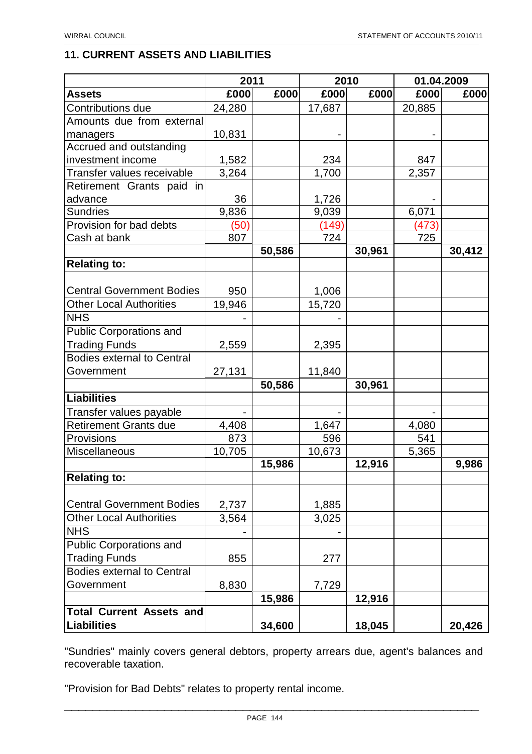## 11. CURRENT ASSETS AND LIABILITIES

| | 2011 | | 2010 | | 01.04.2009 | |
|---|---|---|---|---|---|---|
| **Assets** | **£000** | **£000** | **£000** | **£000** | **£000** | **£000** |
| Contributions due | 24,280 | | 17,687 | | 20,885 | |
| Amounts due from external managers | 10,831 | | - | | - | |
| Accrued and outstanding investment income | 1,582 | | 234 | | 847 | |
| Transfer values receivable | 3,264 | | 1,700 | | 2,357 | |
| Retirement Grants paid in advance | 36 | | 1,726 | | - | |
| Sundries | 9,836 | | 9,039 | | 6,071 | |
| Provision for bad debts | (50) | | (149) | | (473) | |
| Cash at bank | 807 | | 724 | | 725 | |
| | | **50,586** | | **30,961** | | **30,412** |
| **Relating to:** | | | | | | |
| Central Government Bodies | 950 | | 1,006 | | | |
| Other Local Authorities | 19,946 | | 15,720 | | | |
| NHS | - | | - | | | |
| Public Corporations and Trading Funds | 2,559 | | 2,395 | | | |
| Bodies external to Central Government | 27,131 | | 11,840 | | | |
| | | **50,586** | | **30,961** | | |
| **Liabilities** | | | | | | |
| Transfer values payable | - | | - | | - | |
| Retirement Grants due | 4,408 | | 1,647 | | 4,080 | |
| Provisions | 873 | | 596 | | 541 | |
| Miscellaneous | 10,705 | | 10,673 | | 5,365 | |
| | | **15,986** | | **12,916** | | **9,986** |
| **Relating to:** | | | | | | |
| Central Government Bodies | 2,737 | | 1,885 | | | |
| Other Local Authorities | 3,564 | | 3,025 | | | |
| NHS | - | | - | | | |
| Public Corporations and Trading Funds | 855 | | 277 | | | |
| Bodies external to Central Government | 8,830 | | 7,729 | | | |
| | | **15,986** | | **12,916** | | |
| **Total Current Assets and Liabilities** | | **34,600** | | **18,045** | | **20,426** |

"Sundries" mainly covers general debtors, property arrears due, agent's balances and recoverable taxation.

"Provision for Bad Debts" relates to property rental income.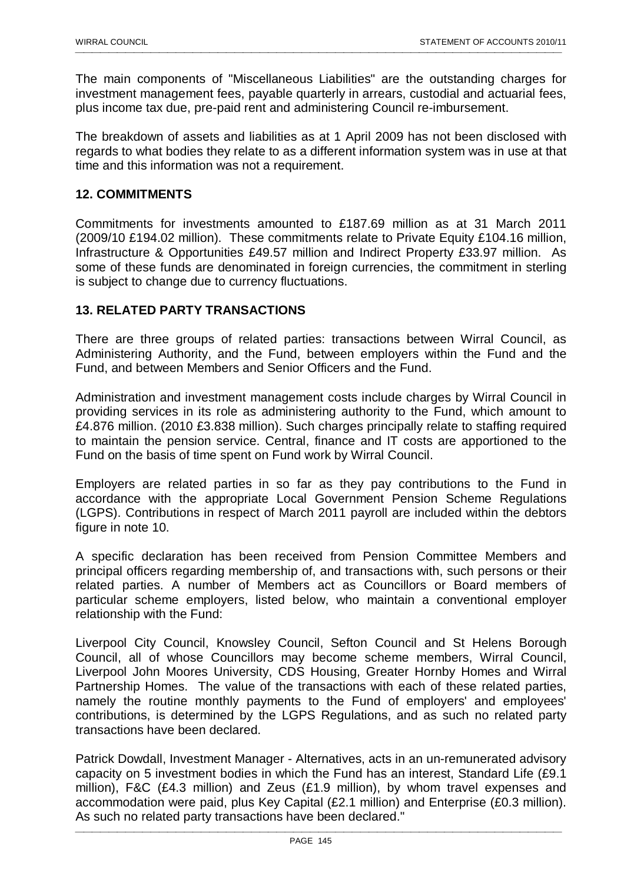The main components of "Miscellaneous Liabilities" are the outstanding charges for investment management fees, payable quarterly in arrears, custodial and actuarial fees, plus income tax due, pre-paid rent and administering Council re-imbursement.

The breakdown of assets and liabilities as at 1 April 2009 has not been disclosed with regards to what bodies they relate to as a different information system was in use at that time and this information was not a requirement.

## 12. COMMITMENTS

Commitments for investments amounted to £187.69 million as at 31 March 2011 (2009/10 £194.02 million). These commitments relate to Private Equity £104.16 million, Infrastructure & Opportunities £49.57 million and Indirect Property £33.97 million. As some of these funds are denominated in foreign currencies, the commitment in sterling is subject to change due to currency fluctuations.

## 13. RELATED PARTY TRANSACTIONS

There are three groups of related parties: transactions between Wirral Council, as Administering Authority, and the Fund, between employers within the Fund and the Fund, and between Members and Senior Officers and the Fund.

Administration and investment management costs include charges by Wirral Council in providing services in its role as administering authority to the Fund, which amount to £4.876 million. (2010 £3.838 million). Such charges principally relate to staffing required to maintain the pension service. Central, finance and IT costs are apportioned to the Fund on the basis of time spent on Fund work by Wirral Council.

Employers are related parties in so far as they pay contributions to the Fund in accordance with the appropriate Local Government Pension Scheme Regulations (LGPS). Contributions in respect of March 2011 payroll are included within the debtors figure in note 10.

A specific declaration has been received from Pension Committee Members and principal officers regarding membership of, and transactions with, such persons or their related parties. A number of Members act as Councillors or Board members of particular scheme employers, listed below, who maintain a conventional employer relationship with the Fund:

Liverpool City Council, Knowsley Council, Sefton Council and St Helens Borough Council, all of whose Councillors may become scheme members, Wirral Council, Liverpool John Moores University, CDS Housing, Greater Hornby Homes and Wirral Partnership Homes. The value of the transactions with each of these related parties, namely the routine monthly payments to the Fund of employers' and employees' contributions, is determined by the LGPS Regulations, and as such no related party transactions have been declared.

Patrick Dowdall, Investment Manager - Alternatives, acts in an un-remunerated advisory capacity on 5 investment bodies in which the Fund has an interest, Standard Life (£9.1 million), F&C (£4.3 million) and Zeus (£1.9 million), by whom travel expenses and accommodation were paid, plus Key Capital (£2.1 million) and Enterprise (£0.3 million). As such no related party transactions have been declared."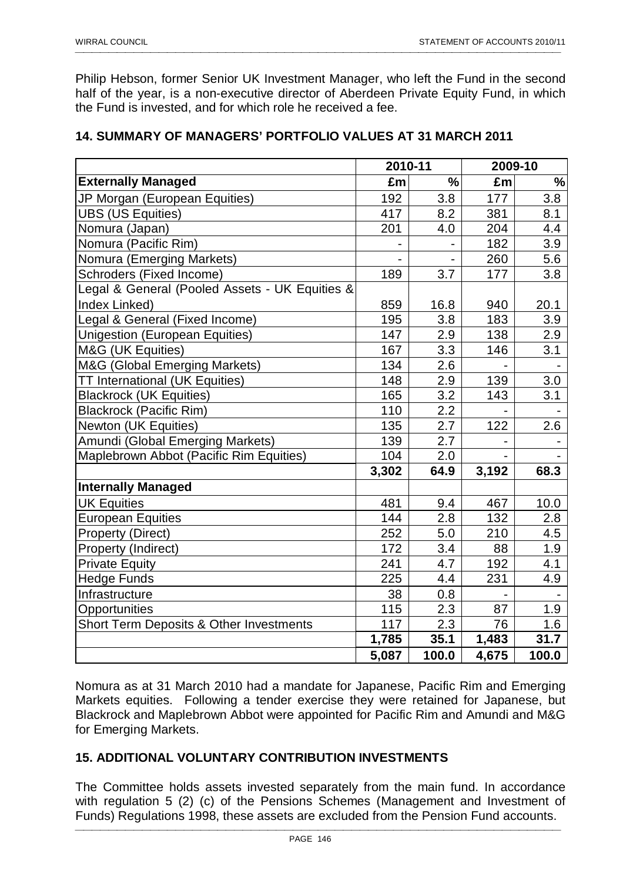Philip Hebson, former Senior UK Investment Manager, who left the Fund in the second half of the year, is a non-executive director of Aberdeen Private Equity Fund, in which the Fund is invested, and for which role he received a fee.

## 14. SUMMARY OF MANAGERS' PORTFOLIO VALUES AT 31 MARCH 2011

| | 2010-11 | | 2009-10 | |
|---|---|---|---|---|
| **Externally Managed** | **£m** | **%** | **£m** | **%** |
| JP Morgan (European Equities) | 192 | 3.8 | 177 | 3.8 |
| UBS (US Equities) | 417 | 8.2 | 381 | 8.1 |
| Nomura (Japan) | 201 | 4.0 | 204 | 4.4 |
| Nomura (Pacific Rim) | - | - | 182 | 3.9 |
| Nomura (Emerging Markets) | - | - | 260 | 5.6 |
| Schroders (Fixed Income) | 189 | 3.7 | 177 | 3.8 |
| Legal & General (Pooled Assets - UK Equities & Index Linked) | 859 | 16.8 | 940 | 20.1 |
| Legal & General (Fixed Income) | 195 | 3.8 | 183 | 3.9 |
| Unigestion (European Equities) | 147 | 2.9 | 138 | 2.9 |
| M&G (UK Equities) | 167 | 3.3 | 146 | 3.1 |
| M&G (Global Emerging Markets) | 134 | 2.6 | - | - |
| TT International (UK Equities) | 148 | 2.9 | 139 | 3.0 |
| Blackrock (UK Equities) | 165 | 3.2 | 143 | 3.1 |
| Blackrock (Pacific Rim) | 110 | 2.2 | - | - |
| Newton (UK Equities) | 135 | 2.7 | 122 | 2.6 |
| Amundi (Global Emerging Markets) | 139 | 2.7 | - | - |
| Maplebrown Abbot (Pacific Rim Equities) | 104 | 2.0 | - | - |
| | **3,302** | **64.9** | **3,192** | **68.3** |
| **Internally Managed** | | | | |
| UK Equities | 481 | 9.4 | 467 | 10.0 |
| European Equities | 144 | 2.8 | 132 | 2.8 |
| Property (Direct) | 252 | 5.0 | 210 | 4.5 |
| Property (Indirect) | 172 | 3.4 | 88 | 1.9 |
| Private Equity | 241 | 4.7 | 192 | 4.1 |
| Hedge Funds | 225 | 4.4 | 231 | 4.9 |
| Infrastructure | 38 | 0.8 | - | - |
| Opportunities | 115 | 2.3 | 87 | 1.9 |
| Short Term Deposits & Other Investments | 117 | 2.3 | 76 | 1.6 |
| | **1,785** | **35.1** | **1,483** | **31.7** |
| | **5,087** | **100.0** | **4,675** | **100.0** |

Nomura as at 31 March 2010 had a mandate for Japanese, Pacific Rim and Emerging Markets equities. Following a tender exercise they were retained for Japanese, but Blackrock and Maplebrown Abbot were appointed for Pacific Rim and Amundi and M&G for Emerging Markets.

## 15. ADDITIONAL VOLUNTARY CONTRIBUTION INVESTMENTS

The Committee holds assets invested separately from the main fund. In accordance with regulation 5 (2) (c) of the Pensions Schemes (Management and Investment of Funds) Regulations 1998, these assets are excluded from the Pension Fund accounts.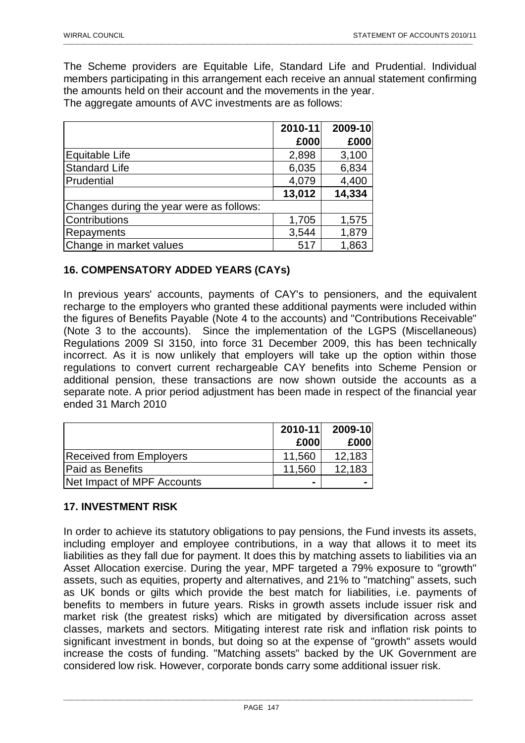The Scheme providers are Equitable Life, Standard Life and Prudential. Individual members participating in this arrangement each receive an annual statement confirming the amounts held on their account and the movements in the year.
The aggregate amounts of AVC investments are as follows:

| | 2010-11 | 2009-10 |
|---|---|---|
| | £000 | £000 |
| Equitable Life | 2,898 | 3,100 |
| Standard Life | 6,035 | 6,834 |
| Prudential | 4,079 | 4,400 |
| | **13,012** | **14,334** |
| Changes during the year were as follows: | | |
| Contributions | 1,705 | 1,575 |
| Repayments | 3,544 | 1,879 |
| Change in market values | 517 | 1,863 |

## 16. COMPENSATORY ADDED YEARS (CAYs)

In previous years' accounts, payments of CAY's to pensioners, and the equivalent recharge to the employers who granted these additional payments were included within the figures of Benefits Payable (Note 4 to the accounts) and "Contributions Receivable" (Note 3 to the accounts). Since the implementation of the LGPS (Miscellaneous) Regulations 2009 SI 3150, into force 31 December 2009, this has been technically incorrect. As it is now unlikely that employers will take up the option within those regulations to convert current rechargeable CAY benefits into Scheme Pension or additional pension, these transactions are now shown outside the accounts as a separate note. A prior period adjustment has been made in respect of the financial year ended 31 March 2010

| | 2010-11 | 2009-10 |
|---|---|---|
| | £000 | £000 |
| Received from Employers | 11,560 | 12,183 |
| Paid as Benefits | 11,560 | 12,183 |
| Net Impact of MPF Accounts | - | - |

## 17. INVESTMENT RISK

In order to achieve its statutory obligations to pay pensions, the Fund invests its assets, including employer and employee contributions, in a way that allows it to meet its liabilities as they fall due for payment. It does this by matching assets to liabilities via an Asset Allocation exercise. During the year, MPF targeted a 79% exposure to "growth" assets, such as equities, property and alternatives, and 21% to "matching" assets, such as UK bonds or gilts which provide the best match for liabilities, i.e. payments of benefits to members in future years. Risks in growth assets include issuer risk and market risk (the greatest risks) which are mitigated by diversification across asset classes, markets and sectors. Mitigating interest rate risk and inflation risk points to significant investment in bonds, but doing so at the expense of "growth" assets would increase the costs of funding. "Matching assets" backed by the UK Government are considered low risk. However, corporate bonds carry some additional issuer risk.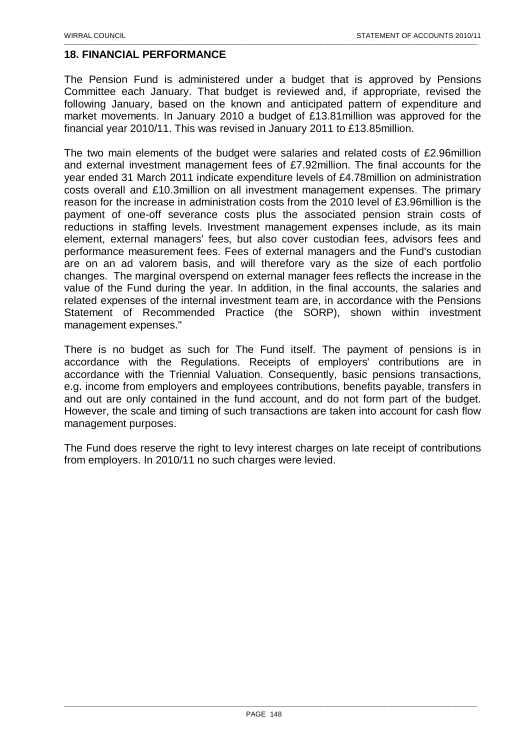## 18. FINANCIAL PERFORMANCE

The Pension Fund is administered under a budget that is approved by Pensions Committee each January. That budget is reviewed and, if appropriate, revised the following January, based on the known and anticipated pattern of expenditure and market movements. In January 2010 a budget of £13.81million was approved for the financial year 2010/11. This was revised in January 2011 to £13.85million.

The two main elements of the budget were salaries and related costs of £2.96million and external investment management fees of £7.92million. The final accounts for the year ended 31 March 2011 indicate expenditure levels of £4.78million on administration costs overall and £10.3million on all investment management expenses. The primary reason for the increase in administration costs from the 2010 level of £3.96million is the payment of one-off severance costs plus the associated pension strain costs of reductions in staffing levels. Investment management expenses include, as its main element, external managers' fees, but also cover custodian fees, advisors fees and performance measurement fees. Fees of external managers and the Fund's custodian are on an ad valorem basis, and will therefore vary as the size of each portfolio changes. The marginal overspend on external manager fees reflects the increase in the value of the Fund during the year. In addition, in the final accounts, the salaries and related expenses of the internal investment team are, in accordance with the Pensions Statement of Recommended Practice (the SORP), shown within investment management expenses."

There is no budget as such for The Fund itself. The payment of pensions is in accordance with the Regulations. Receipts of employers' contributions are in accordance with the Triennial Valuation. Consequently, basic pensions transactions, e.g. income from employers and employees contributions, benefits payable, transfers in and out are only contained in the fund account, and do not form part of the budget. However, the scale and timing of such transactions are taken into account for cash flow management purposes.

The Fund does reserve the right to levy interest charges on late receipt of contributions from employers. In 2010/11 no such charges were levied.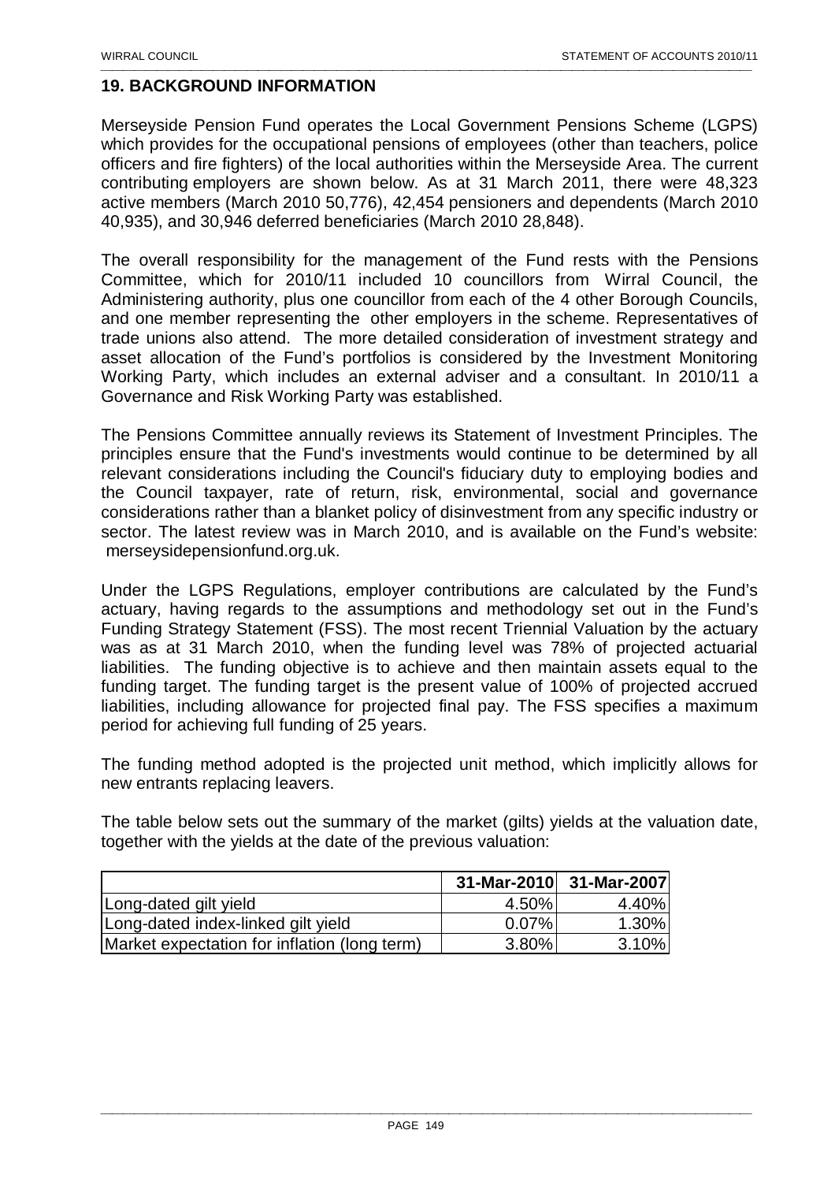## 19. BACKGROUND INFORMATION

Merseyside Pension Fund operates the Local Government Pensions Scheme (LGPS) which provides for the occupational pensions of employees (other than teachers, police officers and fire fighters) of the local authorities within the Merseyside Area. The current contributing employers are shown below. As at 31 March 2011, there were 48,323 active members (March 2010 50,776), 42,454 pensioners and dependents (March 2010 40,935), and 30,946 deferred beneficiaries (March 2010 28,848).

The overall responsibility for the management of the Fund rests with the Pensions Committee, which for 2010/11 included 10 councillors from Wirral Council, the Administering authority, plus one councillor from each of the 4 other Borough Councils, and one member representing the other employers in the scheme. Representatives of trade unions also attend. The more detailed consideration of investment strategy and asset allocation of the Fund's portfolios is considered by the Investment Monitoring Working Party, which includes an external adviser and a consultant. In 2010/11 a Governance and Risk Working Party was established.

The Pensions Committee annually reviews its Statement of Investment Principles. The principles ensure that the Fund's investments would continue to be determined by all relevant considerations including the Council's fiduciary duty to employing bodies and the Council taxpayer, rate of return, risk, environmental, social and governance considerations rather than a blanket policy of disinvestment from any specific industry or sector. The latest review was in March 2010, and is available on the Fund's website: merseysidepensionfund.org.uk.

Under the LGPS Regulations, employer contributions are calculated by the Fund's actuary, having regards to the assumptions and methodology set out in the Fund's Funding Strategy Statement (FSS). The most recent Triennial Valuation by the actuary was as at 31 March 2010, when the funding level was 78% of projected actuarial liabilities. The funding objective is to achieve and then maintain assets equal to the funding target. The funding target is the present value of 100% of projected accrued liabilities, including allowance for projected final pay. The FSS specifies a maximum period for achieving full funding of 25 years.

The funding method adopted is the projected unit method, which implicitly allows for new entrants replacing leavers.

The table below sets out the summary of the market (gilts) yields at the valuation date, together with the yields at the date of the previous valuation:

| | 31-Mar-2010 | 31-Mar-2007 |
|---|---|---|
| Long-dated gilt yield | 4.50% | 4.40% |
| Long-dated index-linked gilt yield | 0.07% | 1.30% |
| Market expectation for inflation (long term) | 3.80% | 3.10% |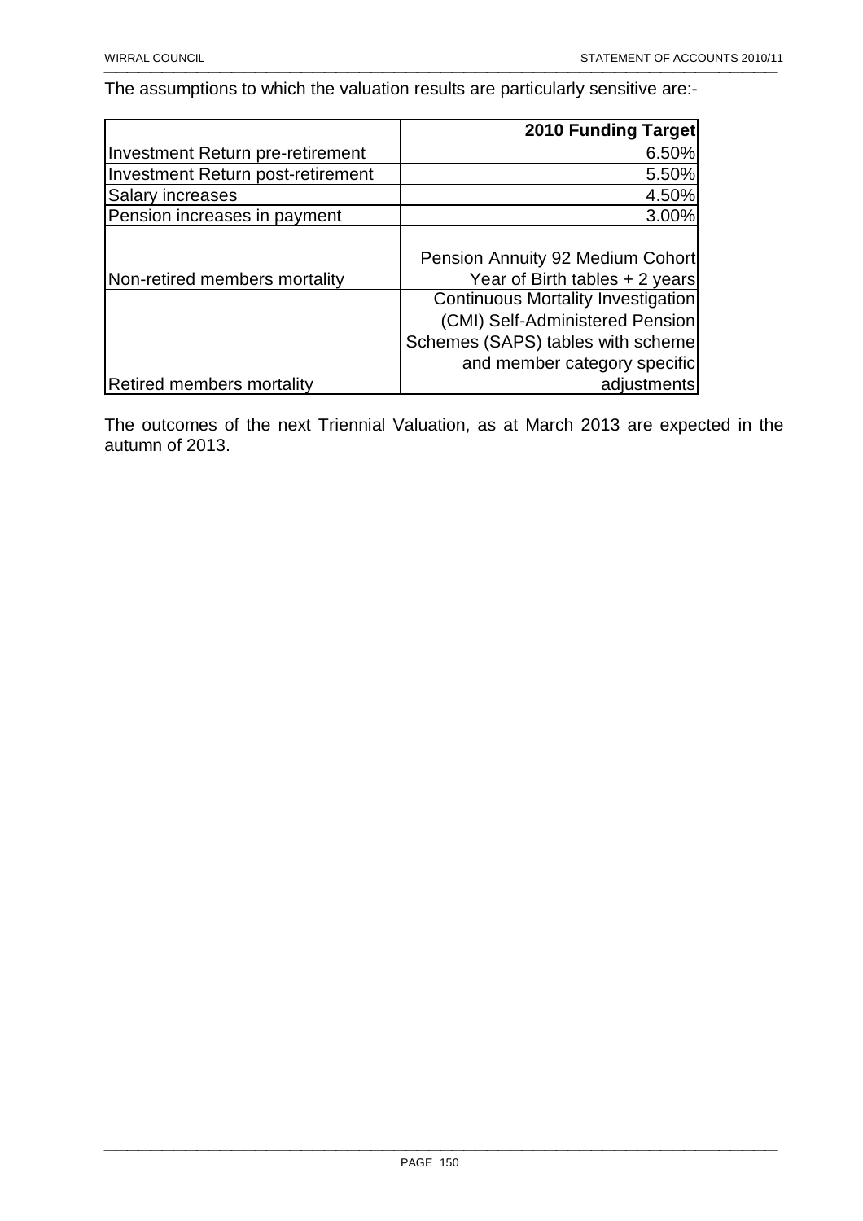The assumptions to which the valuation results are particularly sensitive are:-

| | 2010 Funding Target |
|---|---|
| Investment Return pre-retirement | 6.50% |
| Investment Return post-retirement | 5.50% |
| Salary increases | 4.50% |
| Pension increases in payment | 3.00% |
| Non-retired members mortality | Pension Annuity 92 Medium Cohort Year of Birth tables + 2 years |
| Retired members mortality | Continuous Mortality Investigation (CMI) Self-Administered Pension Schemes (SAPS) tables with scheme and member category specific adjustments |

The outcomes of the next Triennial Valuation, as at March 2013 are expected in the autumn of 2013.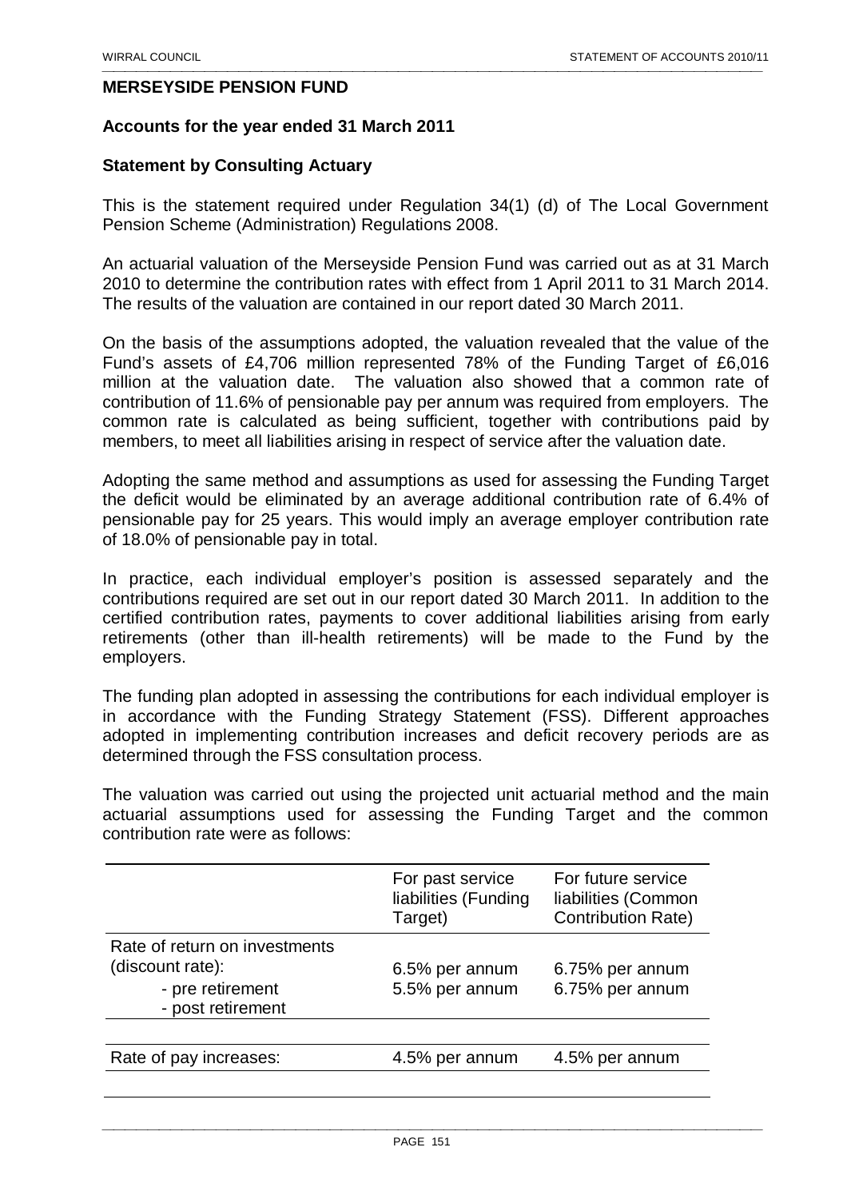## MERSEYSIDE PENSION FUND

### Accounts for the year ended 31 March 2011

### Statement by Consulting Actuary

This is the statement required under Regulation 34(1) (d) of The Local Government Pension Scheme (Administration) Regulations 2008.

An actuarial valuation of the Merseyside Pension Fund was carried out as at 31 March 2010 to determine the contribution rates with effect from 1 April 2011 to 31 March 2014. The results of the valuation are contained in our report dated 30 March 2011.

On the basis of the assumptions adopted, the valuation revealed that the value of the Fund's assets of £4,706 million represented 78% of the Funding Target of £6,016 million at the valuation date. The valuation also showed that a common rate of contribution of 11.6% of pensionable pay per annum was required from employers. The common rate is calculated as being sufficient, together with contributions paid by members, to meet all liabilities arising in respect of service after the valuation date.

Adopting the same method and assumptions as used for assessing the Funding Target the deficit would be eliminated by an average additional contribution rate of 6.4% of pensionable pay for 25 years. This would imply an average employer contribution rate of 18.0% of pensionable pay in total.

In practice, each individual employer's position is assessed separately and the contributions required are set out in our report dated 30 March 2011. In addition to the certified contribution rates, payments to cover additional liabilities arising from early retirements (other than ill-health retirements) will be made to the Fund by the employers.

The funding plan adopted in assessing the contributions for each individual employer is in accordance with the Funding Strategy Statement (FSS). Different approaches adopted in implementing contribution increases and deficit recovery periods are as determined through the FSS consultation process.

The valuation was carried out using the projected unit actuarial method and the main actuarial assumptions used for assessing the Funding Target and the common contribution rate were as follows:

| | For past service liabilities (Funding Target) | For future service liabilities (Common Contribution Rate) |
|---|---|---|
| Rate of return on investments (discount rate): | | |
| - pre retirement | 6.5% per annum | 6.75% per annum |
| - post retirement | 5.5% per annum | 6.75% per annum |
| Rate of pay increases: | 4.5% per annum | 4.5% per annum |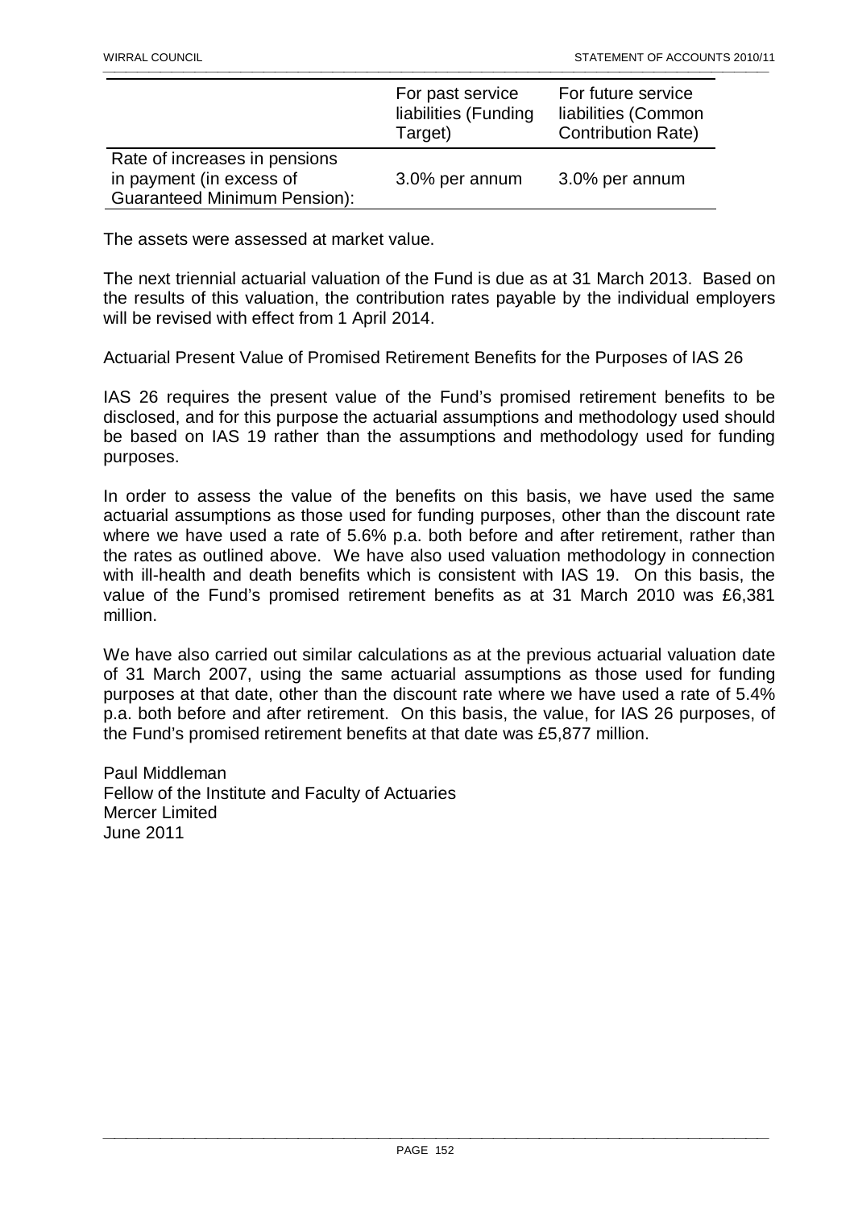| | For past service liabilities (Funding Target) | For future service liabilities (Common Contribution Rate) |
|---|---|---|
| Rate of increases in pensions in payment (in excess of Guaranteed Minimum Pension): | 3.0% per annum | 3.0% per annum |

The assets were assessed at market value.

The next triennial actuarial valuation of the Fund is due as at 31 March 2013. Based on the results of this valuation, the contribution rates payable by the individual employers will be revised with effect from 1 April 2014.

Actuarial Present Value of Promised Retirement Benefits for the Purposes of IAS 26

IAS 26 requires the present value of the Fund's promised retirement benefits to be disclosed, and for this purpose the actuarial assumptions and methodology used should be based on IAS 19 rather than the assumptions and methodology used for funding purposes.

In order to assess the value of the benefits on this basis, we have used the same actuarial assumptions as those used for funding purposes, other than the discount rate where we have used a rate of 5.6% p.a. both before and after retirement, rather than the rates as outlined above. We have also used valuation methodology in connection with ill-health and death benefits which is consistent with IAS 19. On this basis, the value of the Fund's promised retirement benefits as at 31 March 2010 was £6,381 million.

We have also carried out similar calculations as at the previous actuarial valuation date of 31 March 2007, using the same actuarial assumptions as those used for funding purposes at that date, other than the discount rate where we have used a rate of 5.4% p.a. both before and after retirement. On this basis, the value, for IAS 26 purposes, of the Fund's promised retirement benefits at that date was £5,877 million.

Paul Middleman
Fellow of the Institute and Faculty of Actuaries
Mercer Limited
June 2011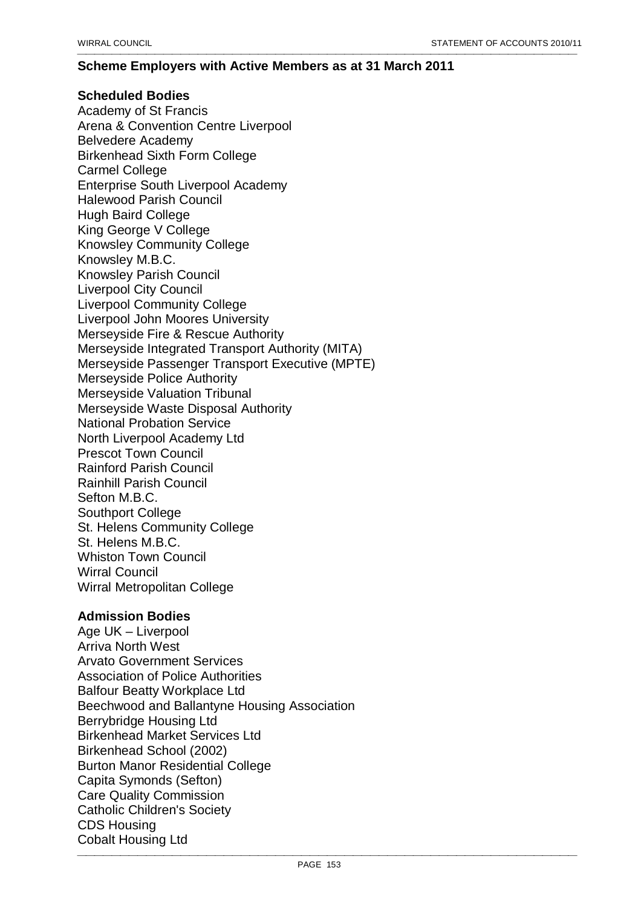## Scheme Employers with Active Members as at 31 March 2011

### Scheduled Bodies

Academy of St Francis
Arena & Convention Centre Liverpool
Belvedere Academy
Birkenhead Sixth Form College
Carmel College
Enterprise South Liverpool Academy
Halewood Parish Council
Hugh Baird College
King George V College
Knowsley Community College
Knowsley M.B.C.
Knowsley Parish Council
Liverpool City Council
Liverpool Community College
Liverpool John Moores University
Merseyside Fire & Rescue Authority
Merseyside Integrated Transport Authority (MITA)
Merseyside Passenger Transport Executive (MPTE)
Merseyside Police Authority
Merseyside Valuation Tribunal
Merseyside Waste Disposal Authority
National Probation Service
North Liverpool Academy Ltd
Prescot Town Council
Rainford Parish Council
Rainhill Parish Council
Sefton M.B.C.
Southport College
St. Helens Community College
St. Helens M.B.C.
Whiston Town Council
Wirral Council
Wirral Metropolitan College

### Admission Bodies

Age UK – Liverpool
Arriva North West
Arvato Government Services
Association of Police Authorities
Balfour Beatty Workplace Ltd
Beechwood and Ballantyne Housing Association
Berrybridge Housing Ltd
Birkenhead Market Services Ltd
Birkenhead School (2002)
Burton Manor Residential College
Capita Symonds (Sefton)
Care Quality Commission
Catholic Children's Society
CDS Housing
Cobalt Housing Ltd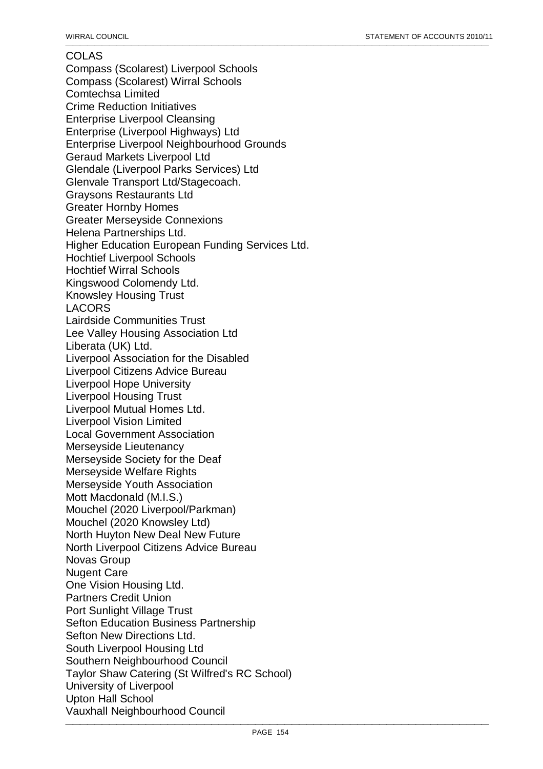COLAS
Compass (Scolarest) Liverpool Schools
Compass (Scolarest) Wirral Schools
Comtechsa Limited
Crime Reduction Initiatives
Enterprise Liverpool Cleansing
Enterprise (Liverpool Highways) Ltd
Enterprise Liverpool Neighbourhood Grounds
Geraud Markets Liverpool Ltd
Glendale (Liverpool Parks Services) Ltd
Glenvale Transport Ltd/Stagecoach.
Graysons Restaurants Ltd
Greater Hornby Homes
Greater Merseyside Connexions
Helena Partnerships Ltd.
Higher Education European Funding Services Ltd.
Hochtief Liverpool Schools
Hochtief Wirral Schools
Kingswood Colomendy Ltd.
Knowsley Housing Trust
LACORS
Lairdside Communities Trust
Lee Valley Housing Association Ltd
Liberata (UK) Ltd.
Liverpool Association for the Disabled
Liverpool Citizens Advice Bureau
Liverpool Hope University
Liverpool Housing Trust
Liverpool Mutual Homes Ltd.
Liverpool Vision Limited
Local Government Association
Merseyside Lieutenancy
Merseyside Society for the Deaf
Merseyside Welfare Rights
Merseyside Youth Association
Mott Macdonald (M.I.S.)
Mouchel (2020 Liverpool/Parkman)
Mouchel (2020 Knowsley Ltd)
North Huyton New Deal New Future
North Liverpool Citizens Advice Bureau
Novas Group
Nugent Care
One Vision Housing Ltd.
Partners Credit Union
Port Sunlight Village Trust
Sefton Education Business Partnership
Sefton New Directions Ltd.
South Liverpool Housing Ltd
Southern Neighbourhood Council
Taylor Shaw Catering (St Wilfred's RC School)
University of Liverpool
Upton Hall School
Vauxhall Neighbourhood Council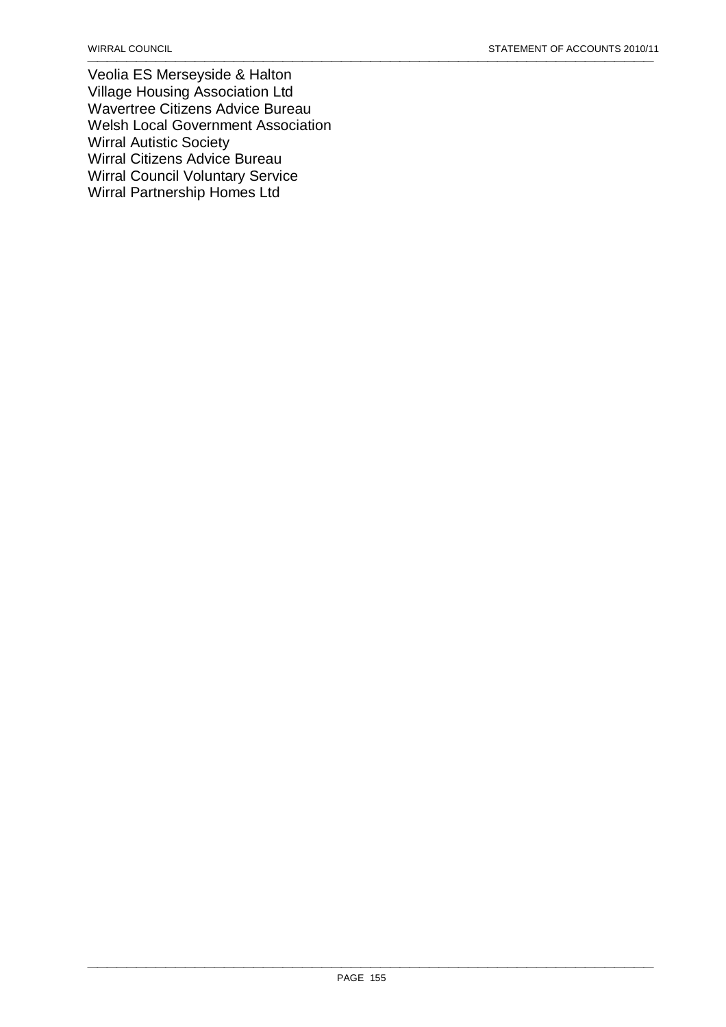Veolia ES Merseyside & Halton
Village Housing Association Ltd
Wavertree Citizens Advice Bureau
Welsh Local Government Association
Wirral Autistic Society
Wirral Citizens Advice Bureau
Wirral Council Voluntary Service
Wirral Partnership Homes Ltd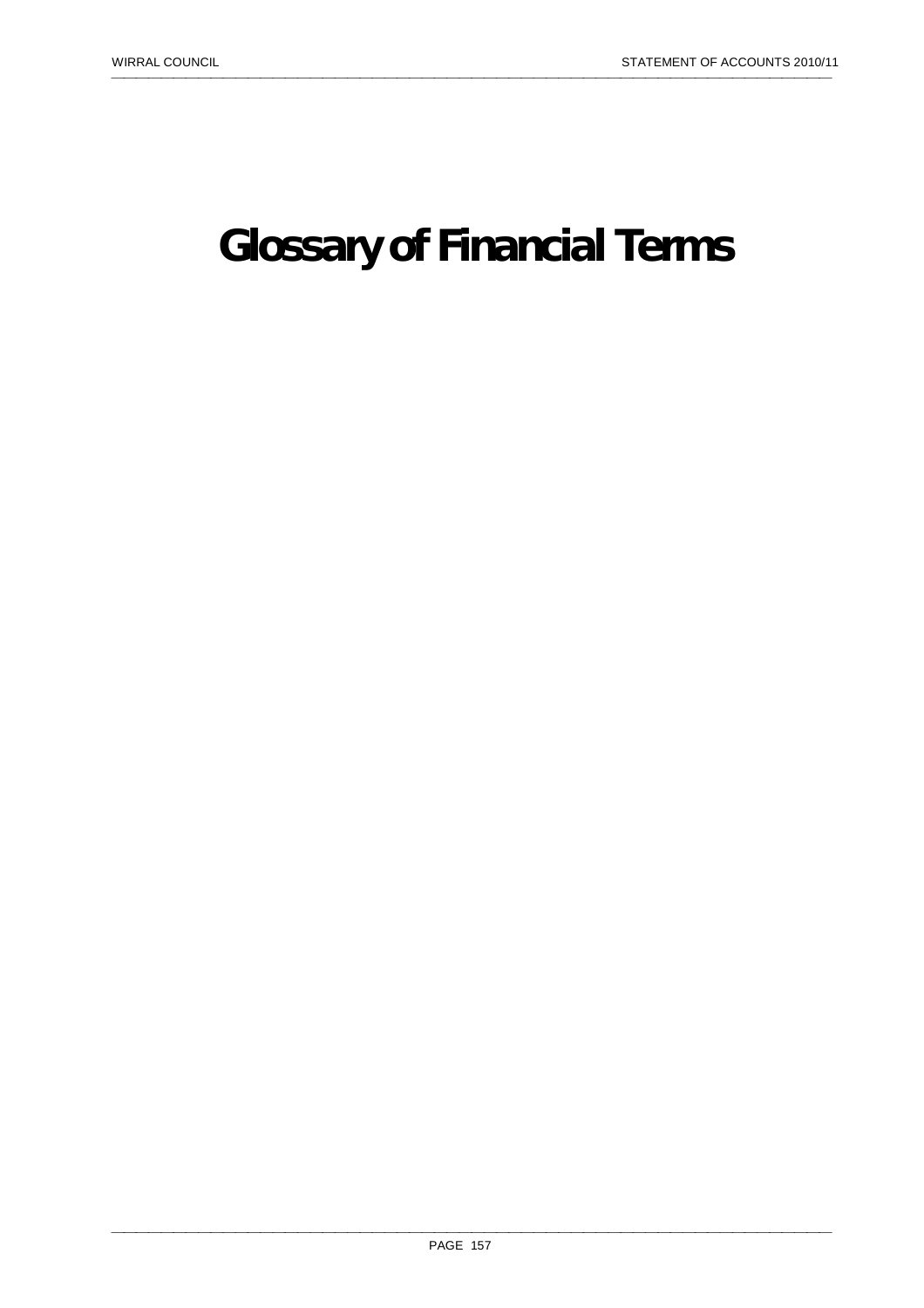# Glossary of Financial Terms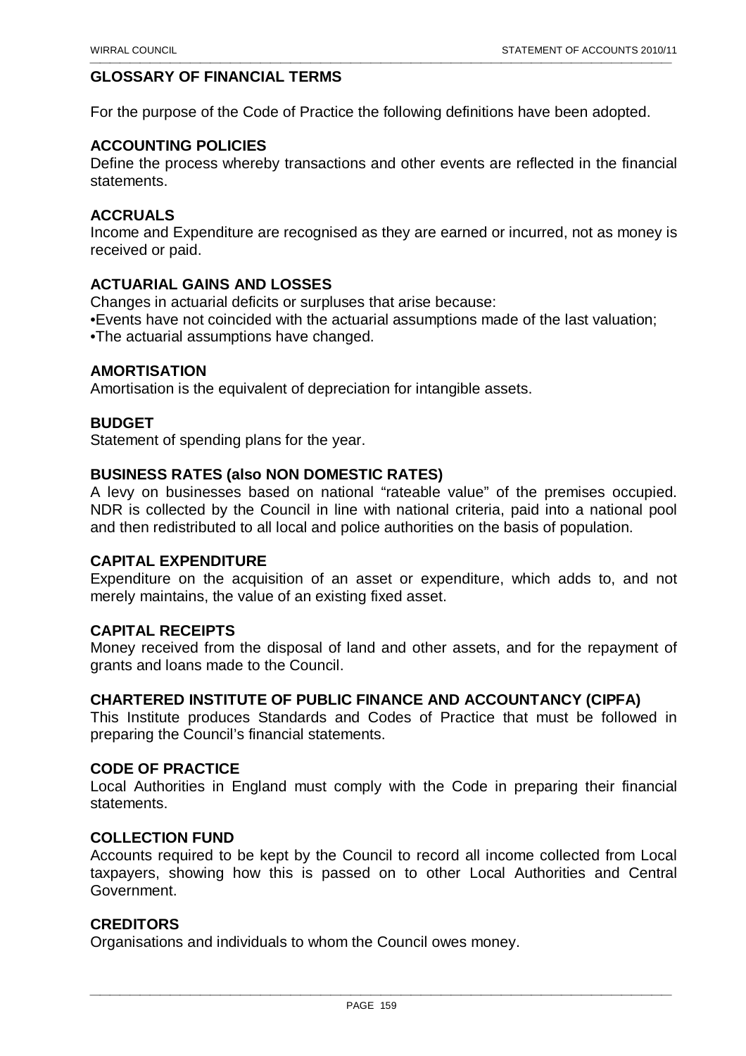## GLOSSARY OF FINANCIAL TERMS

For the purpose of the Code of Practice the following definitions have been adopted.

### ACCOUNTING POLICIES
Define the process whereby transactions and other events are reflected in the financial statements.

### ACCRUALS
Income and Expenditure are recognised as they are earned or incurred, not as money is received or paid.

### ACTUARIAL GAINS AND LOSSES
Changes in actuarial deficits or surpluses that arise because:
- Events have not coincided with the actuarial assumptions made of the last valuation;
- The actuarial assumptions have changed.

### AMORTISATION
Amortisation is the equivalent of depreciation for intangible assets.

### BUDGET
Statement of spending plans for the year.

### BUSINESS RATES (also NON DOMESTIC RATES)
A levy on businesses based on national "rateable value" of the premises occupied. NDR is collected by the Council in line with national criteria, paid into a national pool and then redistributed to all local and police authorities on the basis of population.

### CAPITAL EXPENDITURE
Expenditure on the acquisition of an asset or expenditure, which adds to, and not merely maintains, the value of an existing fixed asset.

### CAPITAL RECEIPTS
Money received from the disposal of land and other assets, and for the repayment of grants and loans made to the Council.

### CHARTERED INSTITUTE OF PUBLIC FINANCE AND ACCOUNTANCY (CIPFA)
This Institute produces Standards and Codes of Practice that must be followed in preparing the Council's financial statements.

### CODE OF PRACTICE
Local Authorities in England must comply with the Code in preparing their financial statements.

### COLLECTION FUND
Accounts required to be kept by the Council to record all income collected from Local taxpayers, showing how this is passed on to other Local Authorities and Central Government.

### CREDITORS
Organisations and individuals to whom the Council owes money.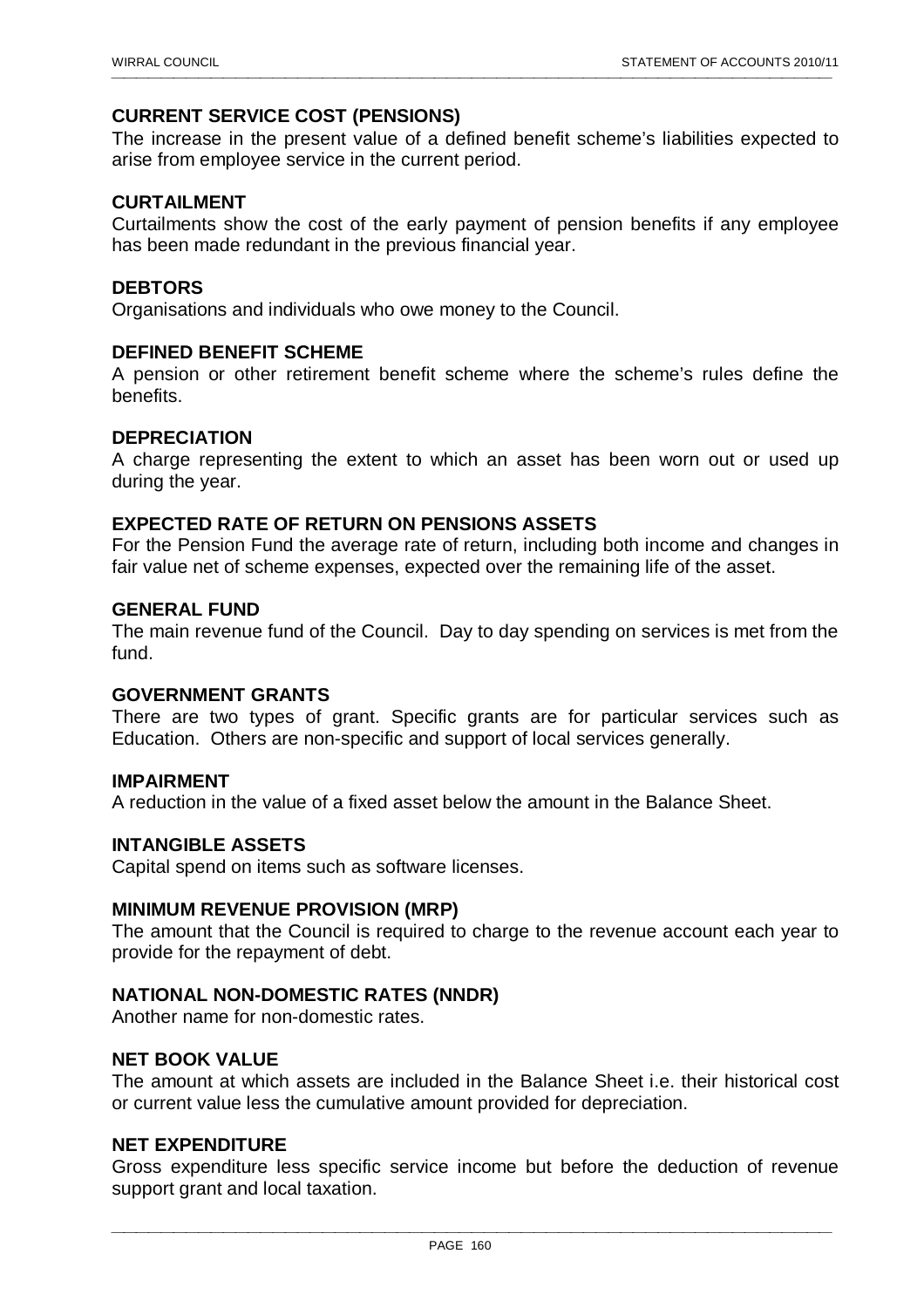### CURRENT SERVICE COST (PENSIONS)

The increase in the present value of a defined benefit scheme's liabilities expected to arise from employee service in the current period.

### CURTAILMENT

Curtailments show the cost of the early payment of pension benefits if any employee has been made redundant in the previous financial year.

### DEBTORS

Organisations and individuals who owe money to the Council.

### DEFINED BENEFIT SCHEME

A pension or other retirement benefit scheme where the scheme's rules define the benefits.

### DEPRECIATION

A charge representing the extent to which an asset has been worn out or used up during the year.

### EXPECTED RATE OF RETURN ON PENSIONS ASSETS

For the Pension Fund the average rate of return, including both income and changes in fair value net of scheme expenses, expected over the remaining life of the asset.

### GENERAL FUND

The main revenue fund of the Council. Day to day spending on services is met from the fund.

### GOVERNMENT GRANTS

There are two types of grant. Specific grants are for particular services such as Education. Others are non-specific and support of local services generally.

### IMPAIRMENT

A reduction in the value of a fixed asset below the amount in the Balance Sheet.

### INTANGIBLE ASSETS

Capital spend on items such as software licenses.

### MINIMUM REVENUE PROVISION (MRP)

The amount that the Council is required to charge to the revenue account each year to provide for the repayment of debt.

### NATIONAL NON-DOMESTIC RATES (NNDR)

Another name for non-domestic rates.

### NET BOOK VALUE

The amount at which assets are included in the Balance Sheet i.e. their historical cost or current value less the cumulative amount provided for depreciation.

### NET EXPENDITURE

Gross expenditure less specific service income but before the deduction of revenue support grant and local taxation.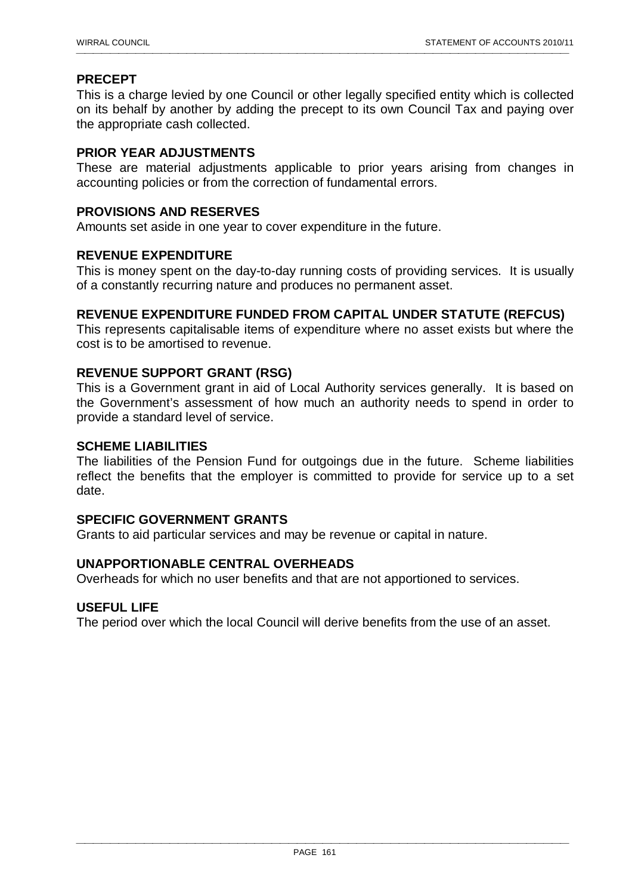**PRECEPT**

This is a charge levied by one Council or other legally specified entity which is collected on its behalf by another by adding the precept to its own Council Tax and paying over the appropriate cash collected.

**PRIOR YEAR ADJUSTMENTS**

These are material adjustments applicable to prior years arising from changes in accounting policies or from the correction of fundamental errors.

**PROVISIONS AND RESERVES**

Amounts set aside in one year to cover expenditure in the future.

**REVENUE EXPENDITURE**

This is money spent on the day-to-day running costs of providing services. It is usually of a constantly recurring nature and produces no permanent asset.

**REVENUE EXPENDITURE FUNDED FROM CAPITAL UNDER STATUTE (REFCUS)**

This represents capitalisable items of expenditure where no asset exists but where the cost is to be amortised to revenue.

**REVENUE SUPPORT GRANT (RSG)**

This is a Government grant in aid of Local Authority services generally. It is based on the Government's assessment of how much an authority needs to spend in order to provide a standard level of service.

**SCHEME LIABILITIES**

The liabilities of the Pension Fund for outgoings due in the future. Scheme liabilities reflect the benefits that the employer is committed to provide for service up to a set date.

**SPECIFIC GOVERNMENT GRANTS**

Grants to aid particular services and may be revenue or capital in nature.

**UNAPPORTIONABLE CENTRAL OVERHEADS**

Overheads for which no user benefits and that are not apportioned to services.

**USEFUL LIFE**

The period over which the local Council will derive benefits from the use of an asset.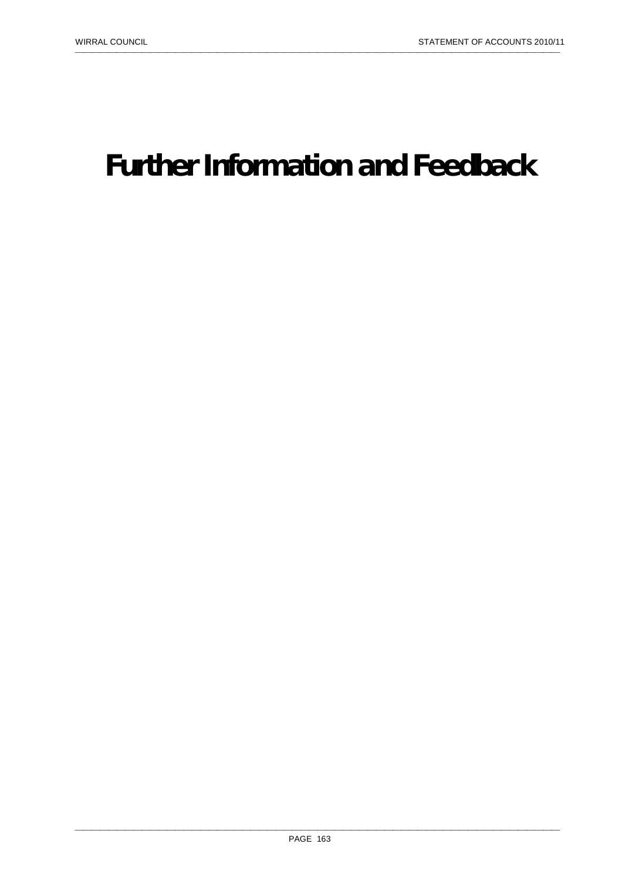# Further Information and Feedback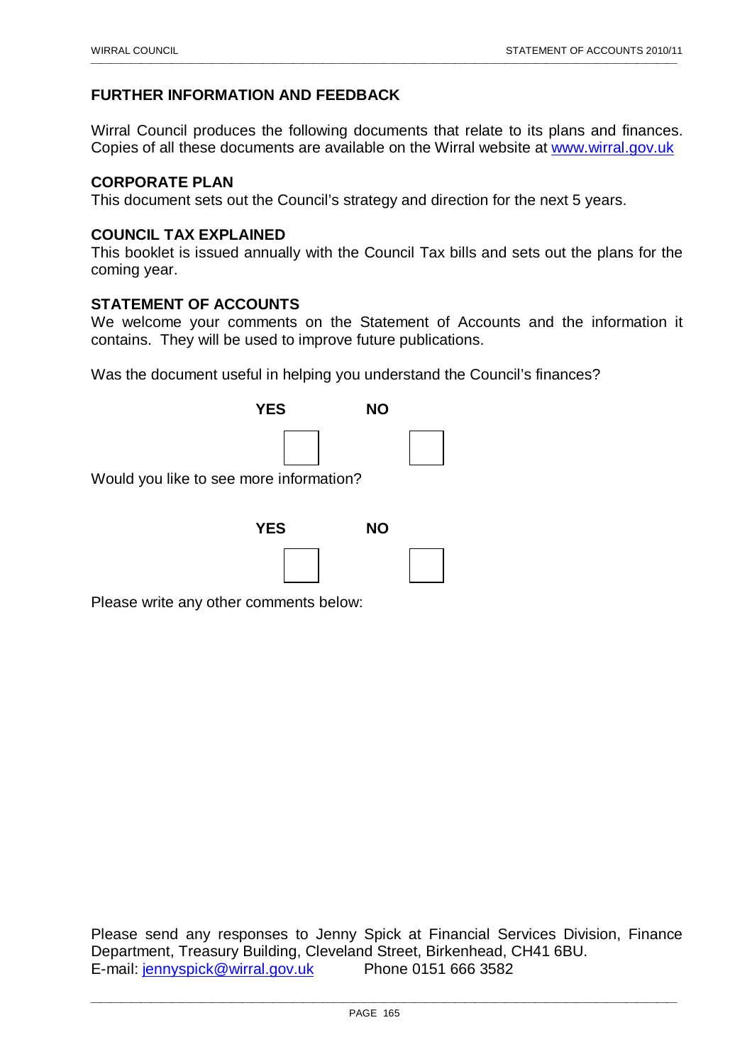## FURTHER INFORMATION AND FEEDBACK

Wirral Council produces the following documents that relate to its plans and finances. Copies of all these documents are available on the Wirral website at www.wirral.gov.uk

### CORPORATE PLAN

This document sets out the Council's strategy and direction for the next 5 years.

### COUNCIL TAX EXPLAINED

This booklet is issued annually with the Council Tax bills and sets out the plans for the coming year.

### STATEMENT OF ACCOUNTS

We welcome your comments on the Statement of Accounts and the information it contains. They will be used to improve future publications.

Was the document useful in helping you understand the Council's finances?

**YES** ☐ **NO** ☐

Would you like to see more information?

**YES** ☐ **NO** ☐

Please write any other comments below:

Please send any responses to Jenny Spick at Financial Services Division, Finance Department, Treasury Building, Cleveland Street, Birkenhead, CH41 6BU.
E-mail: jennyspick@wirral.gov.uk Phone 0151 666 3582